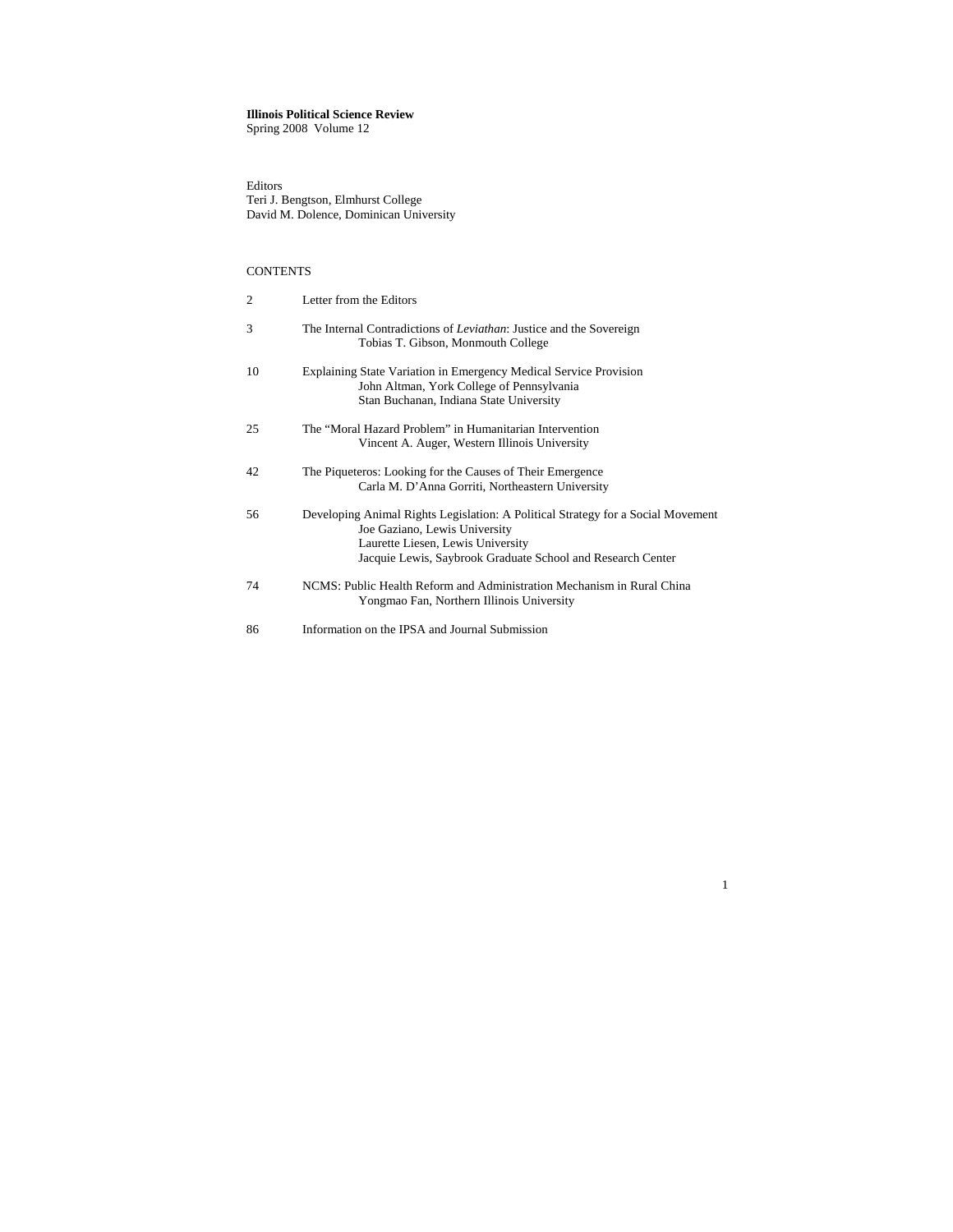**Illinois Political Science Review**
Spring 2008 Volume 12

Editors
Teri J. Bengtson, Elmhurst College
David M. Dolence, Dominican University

CONTENTS

| | |
|---|---|
| 2 | Letter from the Editors |
| 3 | The Internal Contradictions of *Leviathan*: Justice and the Sovereign<br>Tobias T. Gibson, Monmouth College |
| 10 | Explaining State Variation in Emergency Medical Service Provision<br>John Altman, York College of Pennsylvania<br>Stan Buchanan, Indiana State University |
| 25 | The "Moral Hazard Problem" in Humanitarian Intervention<br>Vincent A. Auger, Western Illinois University |
| 42 | The Piqueteros: Looking for the Causes of Their Emergence<br>Carla M. D'Anna Gorriti, Northeastern University |
| 56 | Developing Animal Rights Legislation: A Political Strategy for a Social Movement<br>Joe Gaziano, Lewis University<br>Laurette Liesen, Lewis University<br>Jacquie Lewis, Saybrook Graduate School and Research Center |
| 74 | NCMS: Public Health Reform and Administration Mechanism in Rural China<br>Yongmao Fan, Northern Illinois University |
| 86 | Information on the IPSA and Journal Submission |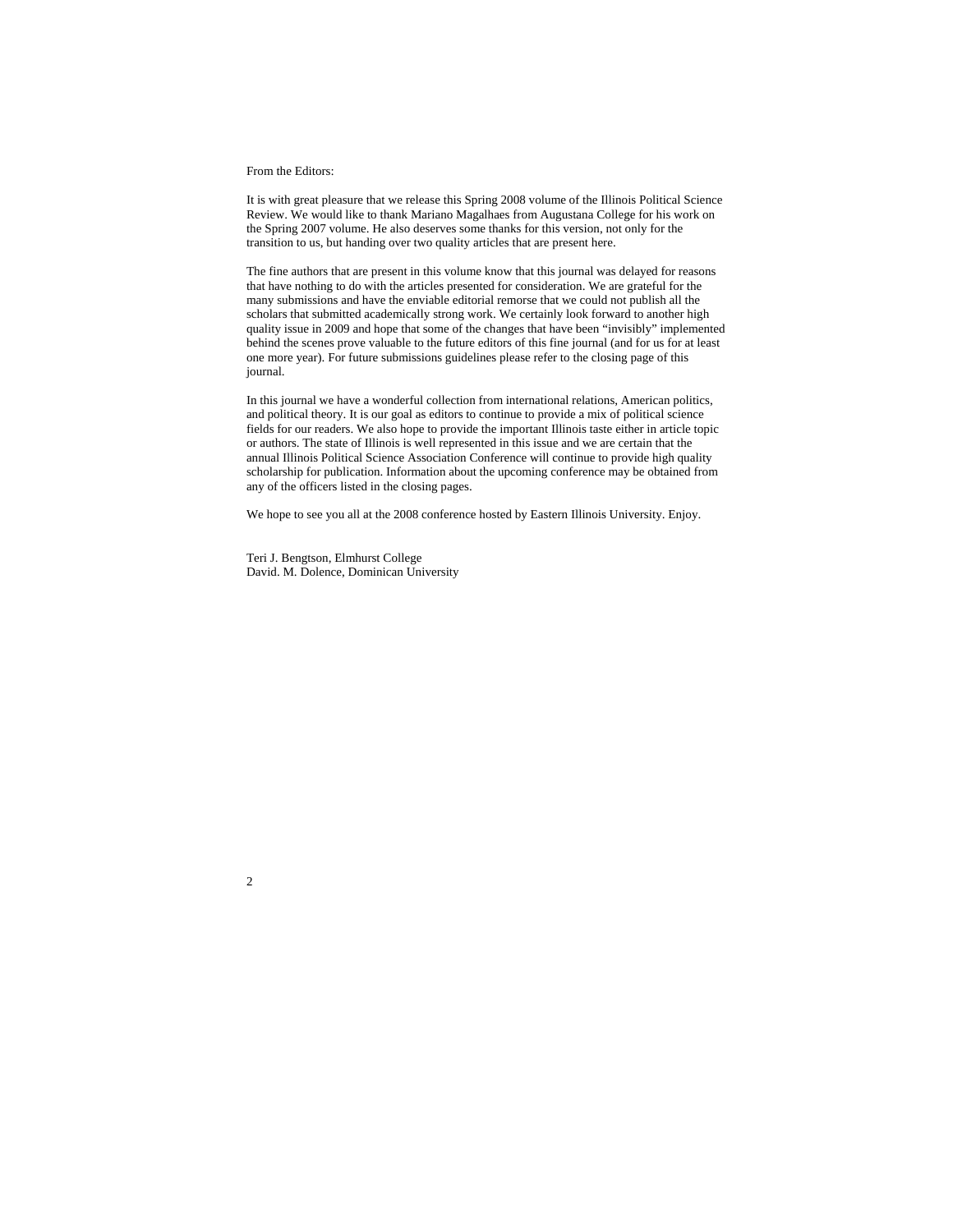From the Editors:

It is with great pleasure that we release this Spring 2008 volume of the Illinois Political Science Review. We would like to thank Mariano Magalhaes from Augustana College for his work on the Spring 2007 volume. He also deserves some thanks for this version, not only for the transition to us, but handing over two quality articles that are present here.

The fine authors that are present in this volume know that this journal was delayed for reasons that have nothing to do with the articles presented for consideration. We are grateful for the many submissions and have the enviable editorial remorse that we could not publish all the scholars that submitted academically strong work. We certainly look forward to another high quality issue in 2009 and hope that some of the changes that have been "invisibly" implemented behind the scenes prove valuable to the future editors of this fine journal (and for us for at least one more year). For future submissions guidelines please refer to the closing page of this journal.

In this journal we have a wonderful collection from international relations, American politics, and political theory. It is our goal as editors to continue to provide a mix of political science fields for our readers. We also hope to provide the important Illinois taste either in article topic or authors. The state of Illinois is well represented in this issue and we are certain that the annual Illinois Political Science Association Conference will continue to provide high quality scholarship for publication. Information about the upcoming conference may be obtained from any of the officers listed in the closing pages.

We hope to see you all at the 2008 conference hosted by Eastern Illinois University. Enjoy.

Teri J. Bengtson, Elmhurst College  
David. M. Dolence, Dominican University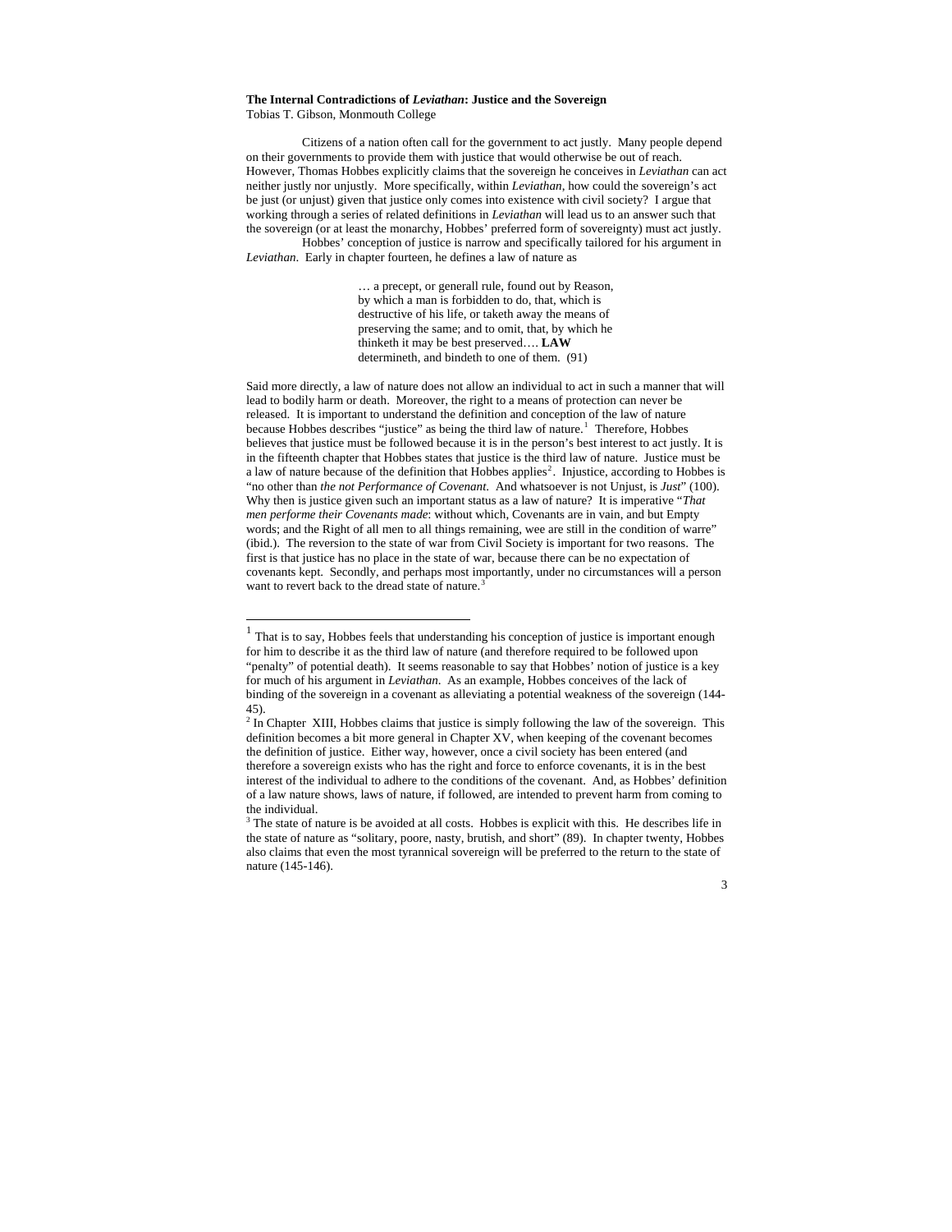**The Internal Contradictions of *Leviathan*: Justice and the Sovereign**
Tobias T. Gibson, Monmouth College

Citizens of a nation often call for the government to act justly. Many people depend on their governments to provide them with justice that would otherwise be out of reach. However, Thomas Hobbes explicitly claims that the sovereign he conceives in *Leviathan* can act neither justly nor unjustly. More specifically, within *Leviathan*, how could the sovereign's act be just (or unjust) given that justice only comes into existence with civil society? I argue that working through a series of related definitions in *Leviathan* will lead us to an answer such that the sovereign (or at least the monarchy, Hobbes' preferred form of sovereignty) must act justly.

Hobbes' conception of justice is narrow and specifically tailored for his argument in *Leviathan*. Early in chapter fourteen, he defines a law of nature as

> … a precept, or generall rule, found out by Reason, by which a man is forbidden to do, that, which is destructive of his life, or taketh away the means of preserving the same; and to omit, that, by which he thinketh it may be best preserved…. **LAW** determineth, and bindeth to one of them. (91)

Said more directly, a law of nature does not allow an individual to act in such a manner that will lead to bodily harm or death. Moreover, the right to a means of protection can never be released. It is important to understand the definition and conception of the law of nature because Hobbes describes "justice" as being the third law of nature.[1] Therefore, Hobbes believes that justice must be followed because it is in the person's best interest to act justly. It is in the fifteenth chapter that Hobbes states that justice is the third law of nature. Justice must be a law of nature because of the definition that Hobbes applies[2]. Injustice, according to Hobbes is "no other than *the not Performance of Covenant.* And whatsoever is not Unjust, is *Just*" (100). Why then is justice given such an important status as a law of nature? It is imperative "*That men performe their Covenants made*: without which, Covenants are in vain, and but Empty words; and the Right of all men to all things remaining, wee are still in the condition of warre" (ibid.). The reversion to the state of war from Civil Society is important for two reasons. The first is that justice has no place in the state of war, because there can be no expectation of covenants kept. Secondly, and perhaps most importantly, under no circumstances will a person want to revert back to the dread state of nature.[3]

---

[1] That is to say, Hobbes feels that understanding his conception of justice is important enough for him to describe it as the third law of nature (and therefore required to be followed upon "penalty" of potential death). It seems reasonable to say that Hobbes' notion of justice is a key for much of his argument in *Leviathan*. As an example, Hobbes conceives of the lack of binding of the sovereign in a covenant as alleviating a potential weakness of the sovereign (144-45).

[2] In Chapter XIII, Hobbes claims that justice is simply following the law of the sovereign. This definition becomes a bit more general in Chapter XV, when keeping of the covenant becomes the definition of justice. Either way, however, once a civil society has been entered (and therefore a sovereign exists who has the right and force to enforce covenants, it is in the best interest of the individual to adhere to the conditions of the covenant. And, as Hobbes' definition of a law nature shows, laws of nature, if followed, are intended to prevent harm from coming to the individual.

[3] The state of nature is be avoided at all costs. Hobbes is explicit with this. He describes life in the state of nature as "solitary, poore, nasty, brutish, and short" (89). In chapter twenty, Hobbes also claims that even the most tyrannical sovereign will be preferred to the return to the state of nature (145-146).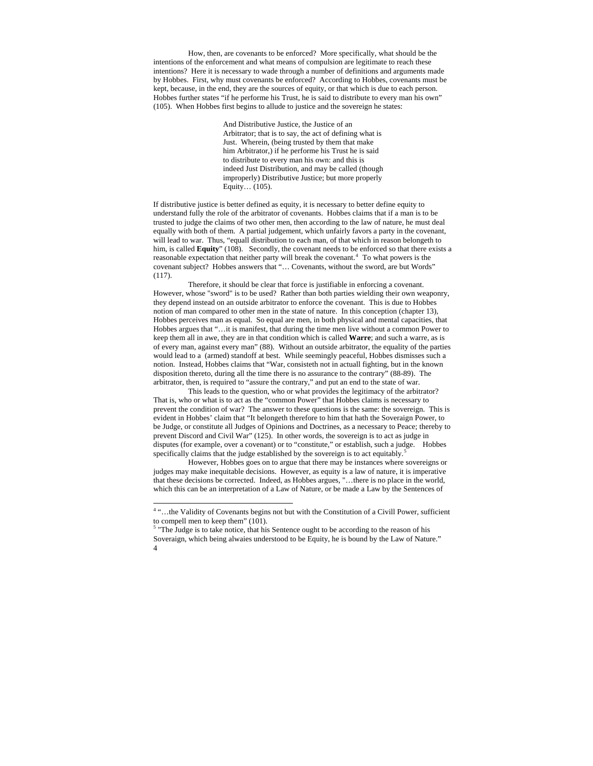How, then, are covenants to be enforced? More specifically, what should be the intentions of the enforcement and what means of compulsion are legitimate to reach these intentions? Here it is necessary to wade through a number of definitions and arguments made by Hobbes. First, why must covenants be enforced? According to Hobbes, covenants must be kept, because, in the end, they are the sources of equity, or that which is due to each person. Hobbes further states "if he performe his Trust, he is said to distribute to every man his own" (105). When Hobbes first begins to allude to justice and the sovereign he states:

> And Distributive Justice, the Justice of an Arbitrator; that is to say, the act of defining what is Just. Wherein, (being trusted by them that make him Arbitrator,) if he performe his Trust he is said to distribute to every man his own: and this is indeed Just Distribution, and may be called (though improperly) Distributive Justice; but more properly Equity… (105).

If distributive justice is better defined as equity, it is necessary to better define equity to understand fully the role of the arbitrator of covenants. Hobbes claims that if a man is to be trusted to judge the claims of two other men, then according to the law of nature, he must deal equally with both of them. A partial judgement, which unfairly favors a party in the covenant, will lead to war. Thus, "equall distribution to each man, of that which in reason belongeth to him, is called **Equity**" (108). Secondly, the covenant needs to be enforced so that there exists a reasonable expectation that neither party will break the covenant.[4] To what powers is the covenant subject? Hobbes answers that "… Covenants, without the sword, are but Words" (117).

Therefore, it should be clear that force is justifiable in enforcing a covenant. However, whose "sword" is to be used? Rather than both parties wielding their own weaponry, they depend instead on an outside arbitrator to enforce the covenant. This is due to Hobbes notion of man compared to other men in the state of nature. In this conception (chapter 13), Hobbes perceives man as equal. So equal are men, in both physical and mental capacities, that Hobbes argues that "…it is manifest, that during the time men live without a common Power to keep them all in awe, they are in that condition which is called **Warre**; and such a warre, as is of every man, against every man" (88). Without an outside arbitrator, the equality of the parties would lead to a (armed) standoff at best. While seemingly peaceful, Hobbes dismisses such a notion. Instead, Hobbes claims that "War, consisteth not in actuall fighting, but in the known disposition thereto, during all the time there is no assurance to the contrary" (88-89). The arbitrator, then, is required to "assure the contrary," and put an end to the state of war.

This leads to the question, who or what provides the legitimacy of the arbitrator? That is, who or what is to act as the "common Power" that Hobbes claims is necessary to prevent the condition of war? The answer to these questions is the same: the sovereign. This is evident in Hobbes' claim that "It belongeth therefore to him that hath the Soveraign Power, to be Judge, or constitute all Judges of Opinions and Doctrines, as a necessary to Peace; thereby to prevent Discord and Civil War" (125). In other words, the sovereign is to act as judge in disputes (for example, over a covenant) or to "constitute," or establish, such a judge. Hobbes specifically claims that the judge established by the sovereign is to act equitably.[5]

However, Hobbes goes on to argue that there may be instances where sovereigns or judges may make inequitable decisions. However, as equity is a law of nature, it is imperative that these decisions be corrected. Indeed, as Hobbes argues, "…there is no place in the world, which this can be an interpretation of a Law of Nature, or be made a Law by the Sentences of

---

[4] "…the Validity of Covenants begins not but with the Constitution of a Civill Power, sufficient to compell men to keep them" (101).

[5] "The Judge is to take notice, that his Sentence ought to be according to the reason of his Soveraign, which being alwaies understood to be Equity, he is bound by the Law of Nature."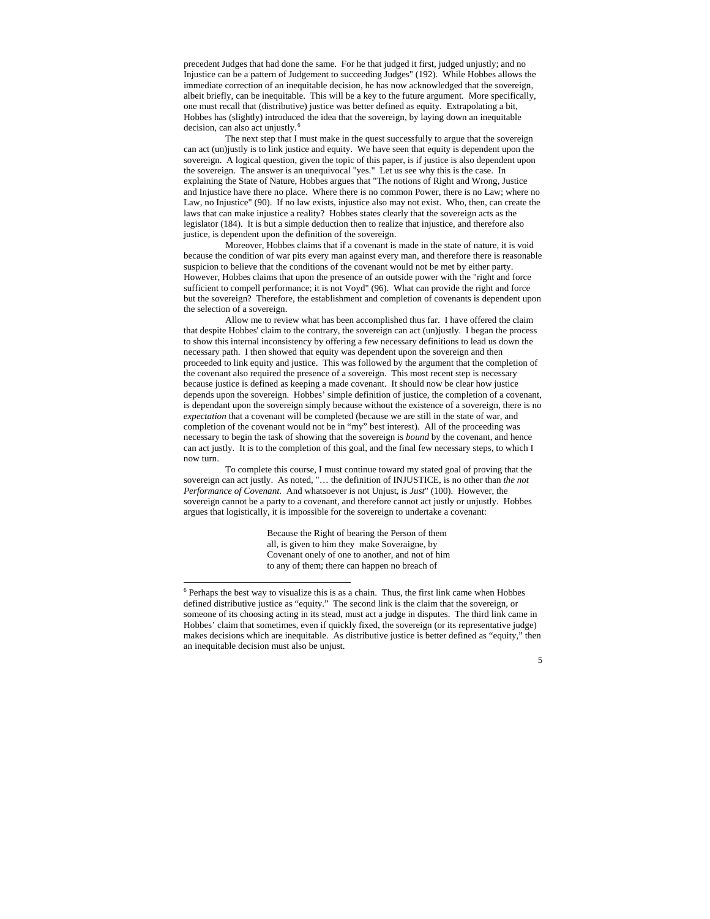precedent Judges that had done the same. For he that judged it first, judged unjustly; and no Injustice can be a pattern of Judgement to succeeding Judges" (192). While Hobbes allows the immediate correction of an inequitable decision, he has now acknowledged that the sovereign, albeit briefly, can be inequitable. This will be a key to the future argument. More specifically, one must recall that (distributive) justice was better defined as equity. Extrapolating a bit, Hobbes has (slightly) introduced the idea that the sovereign, by laying down an inequitable decision, can also act unjustly.[6]

The next step that I must make in the quest successfully to argue that the sovereign can act (un)justly is to link justice and equity. We have seen that equity is dependent upon the sovereign. A logical question, given the topic of this paper, is if justice is also dependent upon the sovereign. The answer is an unequivocal "yes." Let us see why this is the case. In explaining the State of Nature, Hobbes argues that "The notions of Right and Wrong, Justice and Injustice have there no place. Where there is no common Power, there is no Law; where no Law, no Injustice" (90). If no law exists, injustice also may not exist. Who, then, can create the laws that can make injustice a reality? Hobbes states clearly that the sovereign acts as the legislator (184). It is but a simple deduction then to realize that injustice, and therefore also justice, is dependent upon the definition of the sovereign.

Moreover, Hobbes claims that if a covenant is made in the state of nature, it is void because the condition of war pits every man against every man, and therefore there is reasonable suspicion to believe that the conditions of the covenant would not be met by either party. However, Hobbes claims that upon the presence of an outside power with the "right and force sufficient to compell performance; it is not Voyd" (96). What can provide the right and force but the sovereign? Therefore, the establishment and completion of covenants is dependent upon the selection of a sovereign.

Allow me to review what has been accomplished thus far. I have offered the claim that despite Hobbes' claim to the contrary, the sovereign can act (un)justly. I began the process to show this internal inconsistency by offering a few necessary definitions to lead us down the necessary path. I then showed that equity was dependent upon the sovereign and then proceeded to link equity and justice. This was followed by the argument that the completion of the covenant also required the presence of a sovereign. This most recent step is necessary because justice is defined as keeping a made covenant. It should now be clear how justice depends upon the sovereign. Hobbes' simple definition of justice, the completion of a covenant, is dependant upon the sovereign simply because without the existence of a sovereign, there is no *expectation* that a covenant will be completed (because we are still in the state of war, and completion of the covenant would not be in "my" best interest). All of the proceeding was necessary to begin the task of showing that the sovereign is *bound* by the covenant, and hence can act justly. It is to the completion of this goal, and the final few necessary steps, to which I now turn.

To complete this course, I must continue toward my stated goal of proving that the sovereign can act justly. As noted, "… the definition of INJUSTICE, is no other than *the not Performance of Covenant.* And whatsoever is not Unjust, is *Just*" (100). However, the sovereign cannot be a party to a covenant, and therefore cannot act justly or unjustly. Hobbes argues that logistically, it is impossible for the sovereign to undertake a covenant:

> Because the Right of bearing the Person of them all, is given to him they make Soveraigne, by Covenant onely of one to another, and not of him to any of them; there can happen no breach of

[6] Perhaps the best way to visualize this is as a chain. Thus, the first link came when Hobbes defined distributive justice as "equity." The second link is the claim that the sovereign, or someone of its choosing acting in its stead, must act a judge in disputes. The third link came in Hobbes' claim that sometimes, even if quickly fixed, the sovereign (or its representative judge) makes decisions which are inequitable. As distributive justice is better defined as "equity," then an inequitable decision must also be unjust.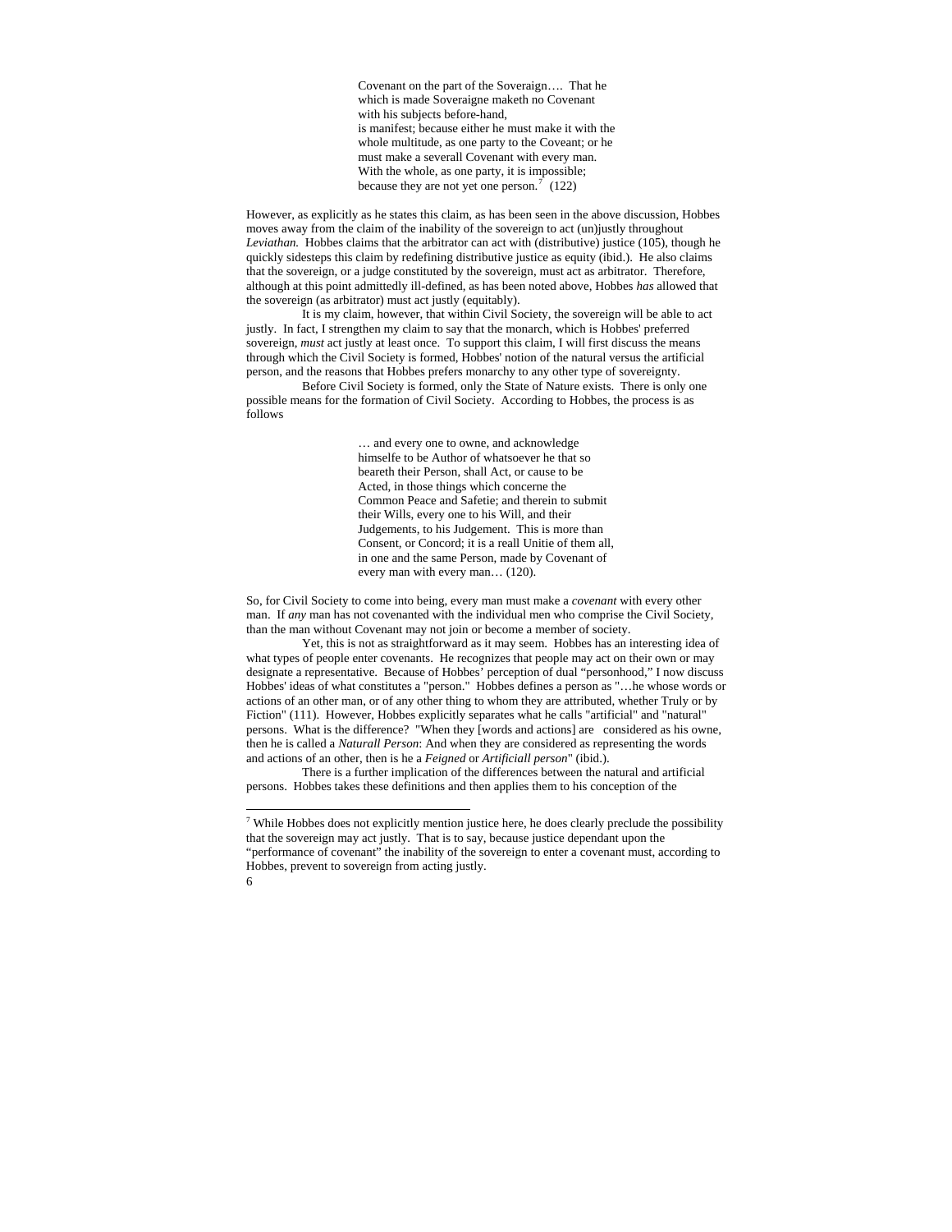> Covenant on the part of the Soveraign…. That he which is made Soveraigne maketh no Covenant with his subjects before-hand,
> is manifest; because either he must make it with the whole multitude, as one party to the Coveant; or he must make a severall Covenant with every man. With the whole, as one party, it is impossible; because they are not yet one person.[7] (122)

However, as explicitly as he states this claim, as has been seen in the above discussion, Hobbes moves away from the claim of the inability of the sovereign to act (un)justly throughout *Leviathan.* Hobbes claims that the arbitrator can act with (distributive) justice (105), though he quickly sidesteps this claim by redefining distributive justice as equity (ibid.). He also claims that the sovereign, or a judge constituted by the sovereign, must act as arbitrator. Therefore, although at this point admittedly ill-defined, as has been noted above, Hobbes *has* allowed that the sovereign (as arbitrator) must act justly (equitably).

It is my claim, however, that within Civil Society, the sovereign will be able to act justly. In fact, I strengthen my claim to say that the monarch, which is Hobbes' preferred sovereign, *must* act justly at least once. To support this claim, I will first discuss the means through which the Civil Society is formed, Hobbes' notion of the natural versus the artificial person, and the reasons that Hobbes prefers monarchy to any other type of sovereignty.

Before Civil Society is formed, only the State of Nature exists. There is only one possible means for the formation of Civil Society. According to Hobbes, the process is as follows

> … and every one to owne, and acknowledge himselfe to be Author of whatsoever he that so beareth their Person, shall Act, or cause to be Acted, in those things which concerne the Common Peace and Safetie; and therein to submit their Wills, every one to his Will, and their Judgements, to his Judgement. This is more than Consent, or Concord; it is a reall Unitie of them all, in one and the same Person, made by Covenant of every man with every man… (120).

So, for Civil Society to come into being, every man must make a *covenant* with every other man. If *any* man has not covenanted with the individual men who comprise the Civil Society, than the man without Covenant may not join or become a member of society.

Yet, this is not as straightforward as it may seem. Hobbes has an interesting idea of what types of people enter covenants. He recognizes that people may act on their own or may designate a representative. Because of Hobbes' perception of dual "personhood," I now discuss Hobbes' ideas of what constitutes a "person." Hobbes defines a person as "…he whose words or actions of an other man, or of any other thing to whom they are attributed, whether Truly or by Fiction" (111). However, Hobbes explicitly separates what he calls "artificial" and "natural" persons. What is the difference? "When they [words and actions] are considered as his owne, then he is called a *Naturall Person*: And when they are considered as representing the words and actions of an other, then is he a *Feigned* or *Artificiall person*" (ibid.).

There is a further implication of the differences between the natural and artificial persons. Hobbes takes these definitions and then applies them to his conception of the

---

[7] While Hobbes does not explicitly mention justice here, he does clearly preclude the possibility that the sovereign may act justly. That is to say, because justice dependant upon the "performance of covenant" the inability of the sovereign to enter a covenant must, according to Hobbes, prevent to sovereign from acting justly.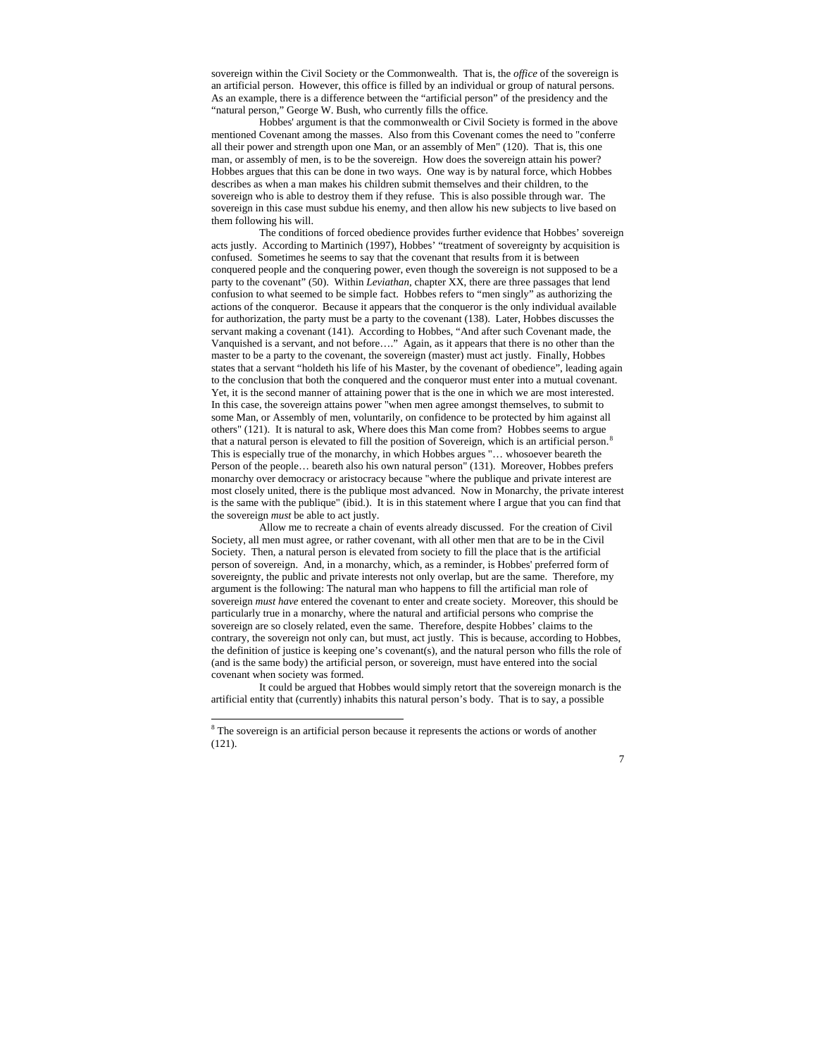sovereign within the Civil Society or the Commonwealth. That is, the *office* of the sovereign is an artificial person. However, this office is filled by an individual or group of natural persons. As an example, there is a difference between the "artificial person" of the presidency and the "natural person," George W. Bush, who currently fills the office.

Hobbes' argument is that the commonwealth or Civil Society is formed in the above mentioned Covenant among the masses. Also from this Covenant comes the need to "conferre all their power and strength upon one Man, or an assembly of Men" (120). That is, this one man, or assembly of men, is to be the sovereign. How does the sovereign attain his power? Hobbes argues that this can be done in two ways. One way is by natural force, which Hobbes describes as when a man makes his children submit themselves and their children, to the sovereign who is able to destroy them if they refuse. This is also possible through war. The sovereign in this case must subdue his enemy, and then allow his new subjects to live based on them following his will.

The conditions of forced obedience provides further evidence that Hobbes' sovereign acts justly. According to Martinich (1997), Hobbes' "treatment of sovereignty by acquisition is confused. Sometimes he seems to say that the covenant that results from it is between conquered people and the conquering power, even though the sovereign is not supposed to be a party to the covenant" (50). Within *Leviathan*, chapter XX, there are three passages that lend confusion to what seemed to be simple fact. Hobbes refers to "men singly" as authorizing the actions of the conqueror. Because it appears that the conqueror is the only individual available for authorization, the party must be a party to the covenant (138). Later, Hobbes discusses the servant making a covenant (141). According to Hobbes, "And after such Covenant made, the Vanquished is a servant, and not before…." Again, as it appears that there is no other than the master to be a party to the covenant, the sovereign (master) must act justly. Finally, Hobbes states that a servant "holdeth his life of his Master, by the covenant of obedience", leading again to the conclusion that both the conquered and the conqueror must enter into a mutual covenant. Yet, it is the second manner of attaining power that is the one in which we are most interested. In this case, the sovereign attains power "when men agree amongst themselves, to submit to some Man, or Assembly of men, voluntarily, on confidence to be protected by him against all others" (121). It is natural to ask, Where does this Man come from? Hobbes seems to argue that a natural person is elevated to fill the position of Sovereign, which is an artificial person.[8] This is especially true of the monarchy, in which Hobbes argues "… whosoever beareth the Person of the people… beareth also his own natural person" (131). Moreover, Hobbes prefers monarchy over democracy or aristocracy because "where the publique and private interest are most closely united, there is the publique most advanced. Now in Monarchy, the private interest is the same with the publique" (ibid.). It is in this statement where I argue that you can find that the sovereign *must* be able to act justly.

Allow me to recreate a chain of events already discussed. For the creation of Civil Society, all men must agree, or rather covenant, with all other men that are to be in the Civil Society. Then, a natural person is elevated from society to fill the place that is the artificial person of sovereign. And, in a monarchy, which, as a reminder, is Hobbes' preferred form of sovereignty, the public and private interests not only overlap, but are the same. Therefore, my argument is the following: The natural man who happens to fill the artificial man role of sovereign *must have* entered the covenant to enter and create society. Moreover, this should be particularly true in a monarchy, where the natural and artificial persons who comprise the sovereign are so closely related, even the same. Therefore, despite Hobbes' claims to the contrary, the sovereign not only can, but must, act justly. This is because, according to Hobbes, the definition of justice is keeping one's covenant(s), and the natural person who fills the role of (and is the same body) the artificial person, or sovereign, must have entered into the social covenant when society was formed.

It could be argued that Hobbes would simply retort that the sovereign monarch is the artificial entity that (currently) inhabits this natural person's body. That is to say, a possible

[8] The sovereign is an artificial person because it represents the actions or words of another (121).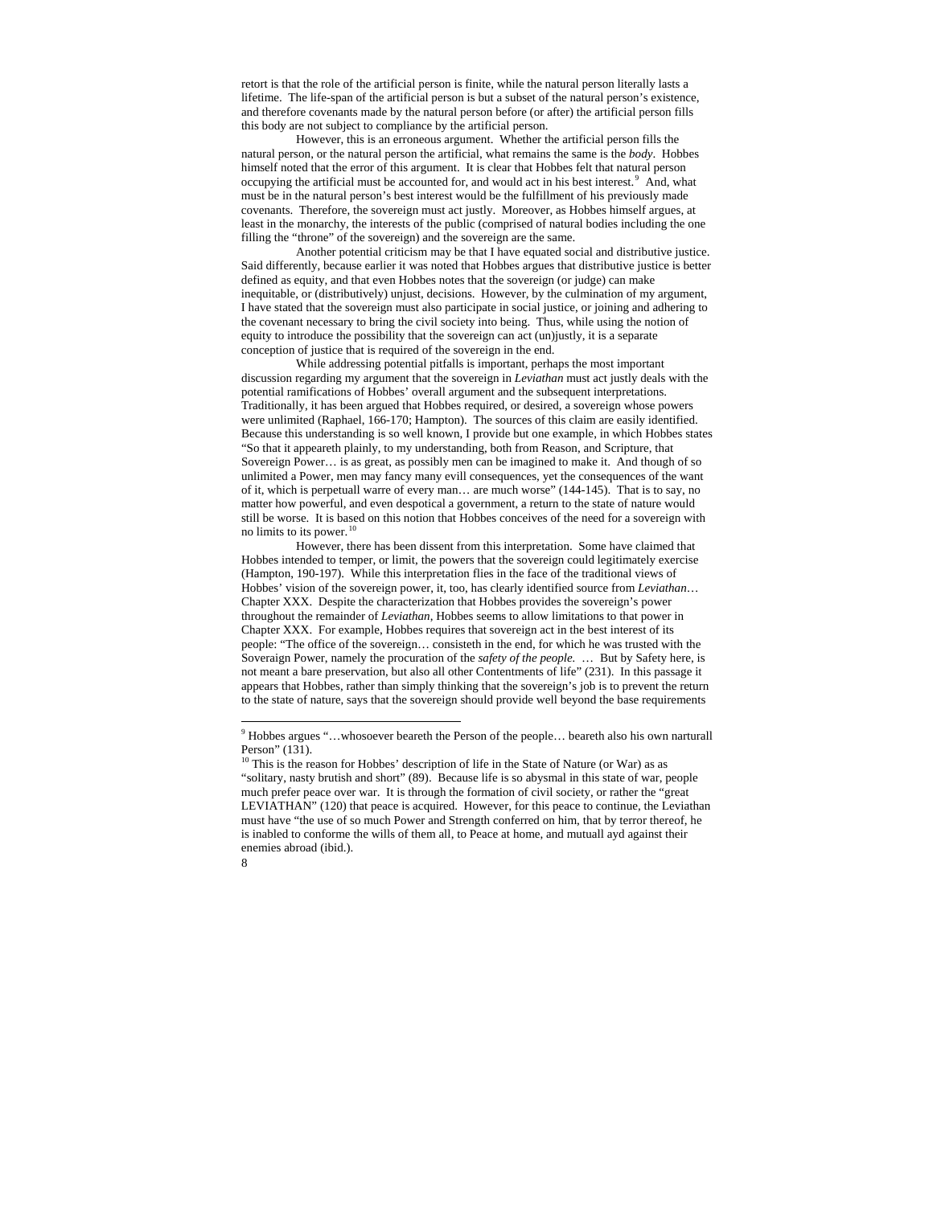retort is that the role of the artificial person is finite, while the natural person literally lasts a lifetime. The life-span of the artificial person is but a subset of the natural person's existence, and therefore covenants made by the natural person before (or after) the artificial person fills this body are not subject to compliance by the artificial person.

However, this is an erroneous argument. Whether the artificial person fills the natural person, or the natural person the artificial, what remains the same is the *body*. Hobbes himself noted that the error of this argument. It is clear that Hobbes felt that natural person occupying the artificial must be accounted for, and would act in his best interest.[9] And, what must be in the natural person's best interest would be the fulfillment of his previously made covenants. Therefore, the sovereign must act justly. Moreover, as Hobbes himself argues, at least in the monarchy, the interests of the public (comprised of natural bodies including the one filling the "throne" of the sovereign) and the sovereign are the same.

Another potential criticism may be that I have equated social and distributive justice. Said differently, because earlier it was noted that Hobbes argues that distributive justice is better defined as equity, and that even Hobbes notes that the sovereign (or judge) can make inequitable, or (distributively) unjust, decisions. However, by the culmination of my argument, I have stated that the sovereign must also participate in social justice, or joining and adhering to the covenant necessary to bring the civil society into being. Thus, while using the notion of equity to introduce the possibility that the sovereign can act (un)justly, it is a separate conception of justice that is required of the sovereign in the end.

While addressing potential pitfalls is important, perhaps the most important discussion regarding my argument that the sovereign in *Leviathan* must act justly deals with the potential ramifications of Hobbes' overall argument and the subsequent interpretations. Traditionally, it has been argued that Hobbes required, or desired, a sovereign whose powers were unlimited (Raphael, 166-170; Hampton). The sources of this claim are easily identified. Because this understanding is so well known, I provide but one example, in which Hobbes states "So that it appeareth plainly, to my understanding, both from Reason, and Scripture, that Sovereign Power… is as great, as possibly men can be imagined to make it. And though of so unlimited a Power, men may fancy many evill consequences, yet the consequences of the want of it, which is perpetuall warre of every man… are much worse" (144-145). That is to say, no matter how powerful, and even despotical a government, a return to the state of nature would still be worse. It is based on this notion that Hobbes conceives of the need for a sovereign with no limits to its power.[10]

However, there has been dissent from this interpretation. Some have claimed that Hobbes intended to temper, or limit, the powers that the sovereign could legitimately exercise (Hampton, 190-197). While this interpretation flies in the face of the traditional views of Hobbes' vision of the sovereign power, it, too, has clearly identified source from *Leviathan*… Chapter XXX. Despite the characterization that Hobbes provides the sovereign's power throughout the remainder of *Leviathan*, Hobbes seems to allow limitations to that power in Chapter XXX. For example, Hobbes requires that sovereign act in the best interest of its people: "The office of the sovereign… consisteth in the end, for which he was trusted with the Soveraign Power, namely the procuration of the *safety of the people.* … But by Safety here, is not meant a bare preservation, but also all other Contentments of life" (231). In this passage it appears that Hobbes, rather than simply thinking that the sovereign's job is to prevent the return to the state of nature, says that the sovereign should provide well beyond the base requirements

---

[9] Hobbes argues "…whosoever beareth the Person of the people… beareth also his own narturall Person" (131).

[10] This is the reason for Hobbes' description of life in the State of Nature (or War) as as "solitary, nasty brutish and short" (89). Because life is so abysmal in this state of war, people much prefer peace over war. It is through the formation of civil society, or rather the "great LEVIATHAN" (120) that peace is acquired. However, for this peace to continue, the Leviathan must have "the use of so much Power and Strength conferred on him, that by terror thereof, he is inabled to conforme the wills of them all, to Peace at home, and mutuall ayd against their enemies abroad (ibid.).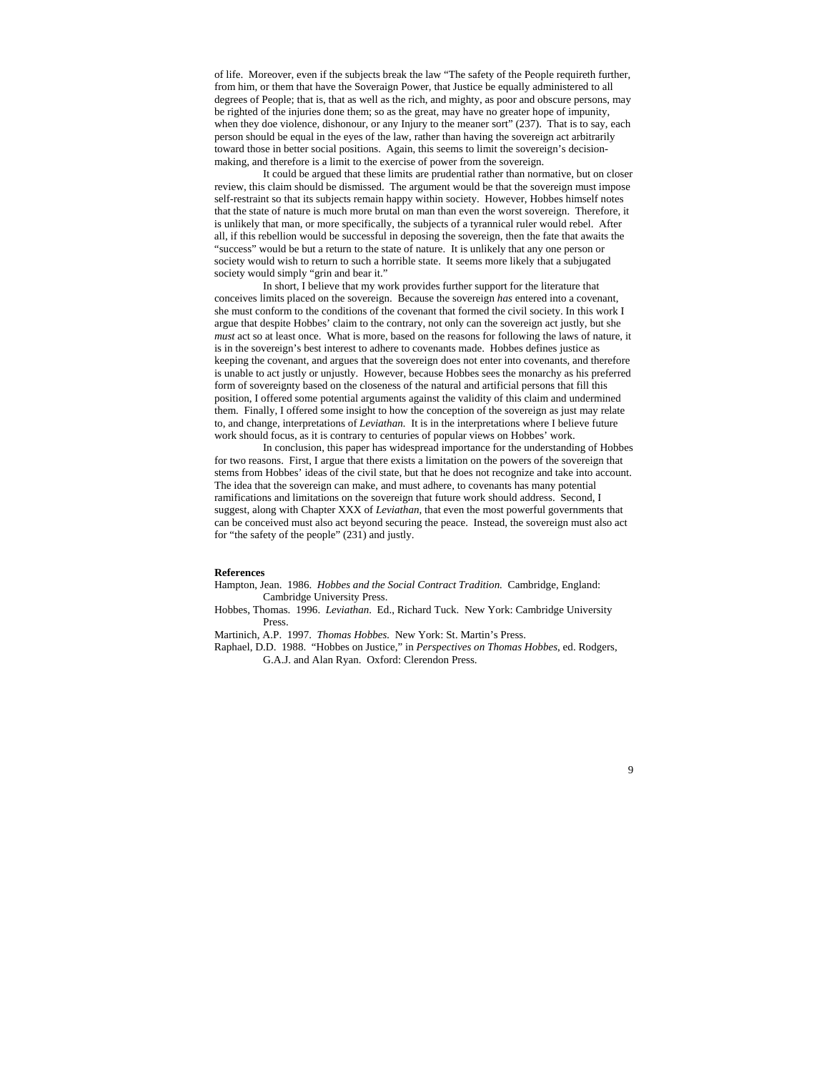of life. Moreover, even if the subjects break the law "The safety of the People requireth further, from him, or them that have the Soveraign Power, that Justice be equally administered to all degrees of People; that is, that as well as the rich, and mighty, as poor and obscure persons, may be righted of the injuries done them; so as the great, may have no greater hope of impunity, when they doe violence, dishonour, or any Injury to the meaner sort" (237). That is to say, each person should be equal in the eyes of the law, rather than having the sovereign act arbitrarily toward those in better social positions. Again, this seems to limit the sovereign's decision-making, and therefore is a limit to the exercise of power from the sovereign.

It could be argued that these limits are prudential rather than normative, but on closer review, this claim should be dismissed. The argument would be that the sovereign must impose self-restraint so that its subjects remain happy within society. However, Hobbes himself notes that the state of nature is much more brutal on man than even the worst sovereign. Therefore, it is unlikely that man, or more specifically, the subjects of a tyrannical ruler would rebel. After all, if this rebellion would be successful in deposing the sovereign, then the fate that awaits the "success" would be but a return to the state of nature. It is unlikely that any one person or society would wish to return to such a horrible state. It seems more likely that a subjugated society would simply "grin and bear it."

In short, I believe that my work provides further support for the literature that conceives limits placed on the sovereign. Because the sovereign *has* entered into a covenant, she must conform to the conditions of the covenant that formed the civil society. In this work I argue that despite Hobbes' claim to the contrary, not only can the sovereign act justly, but she *must* act so at least once. What is more, based on the reasons for following the laws of nature, it is in the sovereign's best interest to adhere to covenants made. Hobbes defines justice as keeping the covenant, and argues that the sovereign does not enter into covenants, and therefore is unable to act justly or unjustly. However, because Hobbes sees the monarchy as his preferred form of sovereignty based on the closeness of the natural and artificial persons that fill this position, I offered some potential arguments against the validity of this claim and undermined them. Finally, I offered some insight to how the conception of the sovereign as just may relate to, and change, interpretations of *Leviathan.* It is in the interpretations where I believe future work should focus, as it is contrary to centuries of popular views on Hobbes' work.

In conclusion, this paper has widespread importance for the understanding of Hobbes for two reasons. First, I argue that there exists a limitation on the powers of the sovereign that stems from Hobbes' ideas of the civil state, but that he does not recognize and take into account. The idea that the sovereign can make, and must adhere, to covenants has many potential ramifications and limitations on the sovereign that future work should address. Second, I suggest, along with Chapter XXX of *Leviathan*, that even the most powerful governments that can be conceived must also act beyond securing the peace. Instead, the sovereign must also act for "the safety of the people" (231) and justly.

**References**

Hampton, Jean. 1986. *Hobbes and the Social Contract Tradition.* Cambridge, England: Cambridge University Press.

Hobbes, Thomas. 1996. *Leviathan*. Ed., Richard Tuck. New York: Cambridge University Press.

Martinich, A.P. 1997. *Thomas Hobbes.* New York: St. Martin's Press.

Raphael, D.D. 1988. "Hobbes on Justice," in *Perspectives on Thomas Hobbes*, ed. Rodgers, G.A.J. and Alan Ryan. Oxford: Clerendon Press.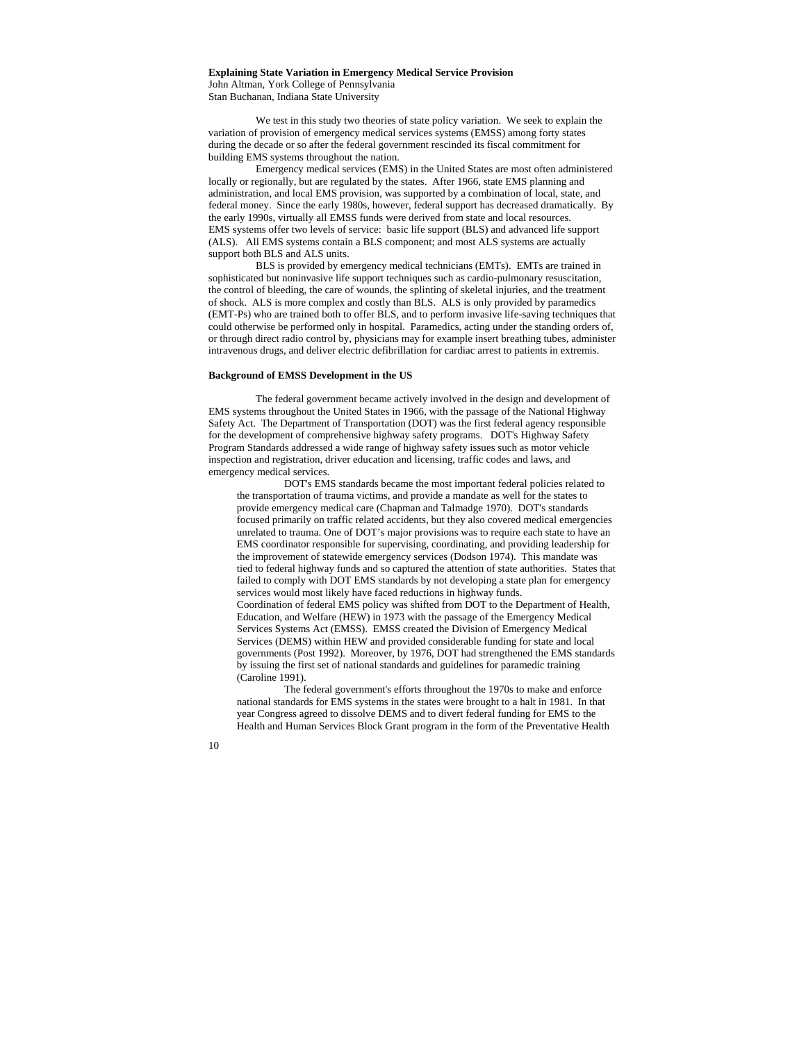**Explaining State Variation in Emergency Medical Service Provision**

John Altman, York College of Pennsylvania
Stan Buchanan, Indiana State University

We test in this study two theories of state policy variation. We seek to explain the variation of provision of emergency medical services systems (EMSS) among forty states during the decade or so after the federal government rescinded its fiscal commitment for building EMS systems throughout the nation.

Emergency medical services (EMS) in the United States are most often administered locally or regionally, but are regulated by the states. After 1966, state EMS planning and administration, and local EMS provision, was supported by a combination of local, state, and federal money. Since the early 1980s, however, federal support has decreased dramatically. By the early 1990s, virtually all EMSS funds were derived from state and local resources. EMS systems offer two levels of service: basic life support (BLS) and advanced life support (ALS). All EMS systems contain a BLS component; and most ALS systems are actually support both BLS and ALS units.

BLS is provided by emergency medical technicians (EMTs). EMTs are trained in sophisticated but noninvasive life support techniques such as cardio-pulmonary resuscitation, the control of bleeding, the care of wounds, the splinting of skeletal injuries, and the treatment of shock. ALS is more complex and costly than BLS. ALS is only provided by paramedics (EMT-Ps) who are trained both to offer BLS, and to perform invasive life-saving techniques that could otherwise be performed only in hospital. Paramedics, acting under the standing orders of, or through direct radio control by, physicians may for example insert breathing tubes, administer intravenous drugs, and deliver electric defibrillation for cardiac arrest to patients in extremis.

## Background of EMSS Development in the US

The federal government became actively involved in the design and development of EMS systems throughout the United States in 1966, with the passage of the National Highway Safety Act. The Department of Transportation (DOT) was the first federal agency responsible for the development of comprehensive highway safety programs. DOT's Highway Safety Program Standards addressed a wide range of highway safety issues such as motor vehicle inspection and registration, driver education and licensing, traffic codes and laws, and emergency medical services.

DOT's EMS standards became the most important federal policies related to the transportation of trauma victims, and provide a mandate as well for the states to provide emergency medical care (Chapman and Talmadge 1970). DOT's standards focused primarily on traffic related accidents, but they also covered medical emergencies unrelated to trauma. One of DOT's major provisions was to require each state to have an EMS coordinator responsible for supervising, coordinating, and providing leadership for the improvement of statewide emergency services (Dodson 1974). This mandate was tied to federal highway funds and so captured the attention of state authorities. States that failed to comply with DOT EMS standards by not developing a state plan for emergency services would most likely have faced reductions in highway funds.

Coordination of federal EMS policy was shifted from DOT to the Department of Health, Education, and Welfare (HEW) in 1973 with the passage of the Emergency Medical Services Systems Act (EMSS). EMSS created the Division of Emergency Medical Services (DEMS) within HEW and provided considerable funding for state and local governments (Post 1992). Moreover, by 1976, DOT had strengthened the EMS standards by issuing the first set of national standards and guidelines for paramedic training (Caroline 1991).

The federal government's efforts throughout the 1970s to make and enforce national standards for EMS systems in the states were brought to a halt in 1981. In that year Congress agreed to dissolve DEMS and to divert federal funding for EMS to the Health and Human Services Block Grant program in the form of the Preventative Health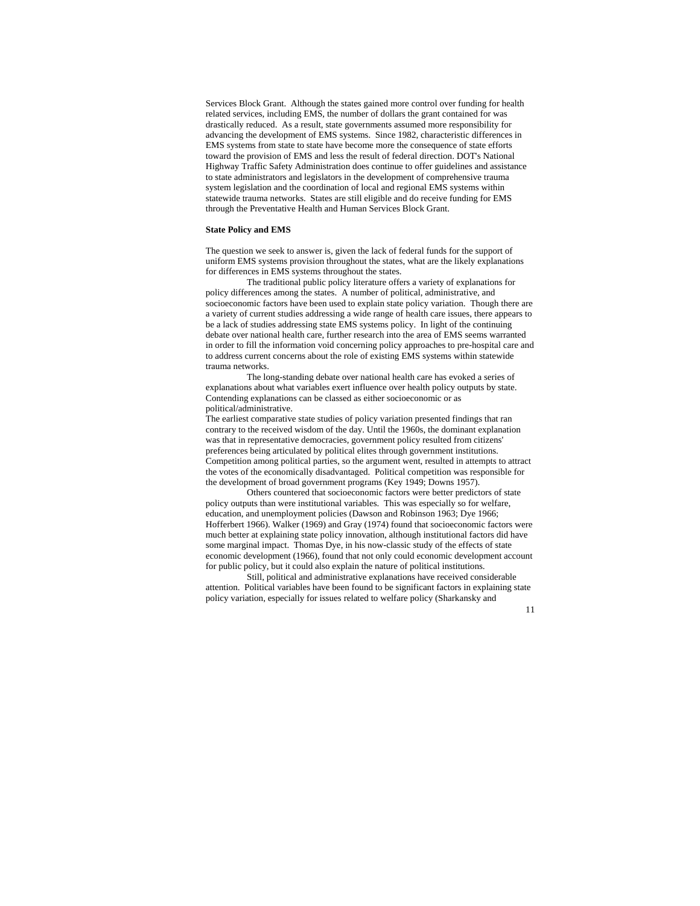Services Block Grant. Although the states gained more control over funding for health related services, including EMS, the number of dollars the grant contained for was drastically reduced. As a result, state governments assumed more responsibility for advancing the development of EMS systems. Since 1982, characteristic differences in EMS systems from state to state have become more the consequence of state efforts toward the provision of EMS and less the result of federal direction. DOT's National Highway Traffic Safety Administration does continue to offer guidelines and assistance to state administrators and legislators in the development of comprehensive trauma system legislation and the coordination of local and regional EMS systems within statewide trauma networks. States are still eligible and do receive funding for EMS through the Preventative Health and Human Services Block Grant.

**State Policy and EMS**

The question we seek to answer is, given the lack of federal funds for the support of uniform EMS systems provision throughout the states, what are the likely explanations for differences in EMS systems throughout the states.

The traditional public policy literature offers a variety of explanations for policy differences among the states. A number of political, administrative, and socioeconomic factors have been used to explain state policy variation. Though there are a variety of current studies addressing a wide range of health care issues, there appears to be a lack of studies addressing state EMS systems policy. In light of the continuing debate over national health care, further research into the area of EMS seems warranted in order to fill the information void concerning policy approaches to pre-hospital care and to address current concerns about the role of existing EMS systems within statewide trauma networks.

The long-standing debate over national health care has evoked a series of explanations about what variables exert influence over health policy outputs by state. Contending explanations can be classed as either socioeconomic or as political/administrative.

The earliest comparative state studies of policy variation presented findings that ran contrary to the received wisdom of the day. Until the 1960s, the dominant explanation was that in representative democracies, government policy resulted from citizens' preferences being articulated by political elites through government institutions. Competition among political parties, so the argument went, resulted in attempts to attract the votes of the economically disadvantaged. Political competition was responsible for the development of broad government programs (Key 1949; Downs 1957).

Others countered that socioeconomic factors were better predictors of state policy outputs than were institutional variables. This was especially so for welfare, education, and unemployment policies (Dawson and Robinson 1963; Dye 1966; Hofferbert 1966). Walker (1969) and Gray (1974) found that socioeconomic factors were much better at explaining state policy innovation, although institutional factors did have some marginal impact. Thomas Dye, in his now-classic study of the effects of state economic development (1966), found that not only could economic development account for public policy, but it could also explain the nature of political institutions.

Still, political and administrative explanations have received considerable attention. Political variables have been found to be significant factors in explaining state policy variation, especially for issues related to welfare policy (Sharkansky and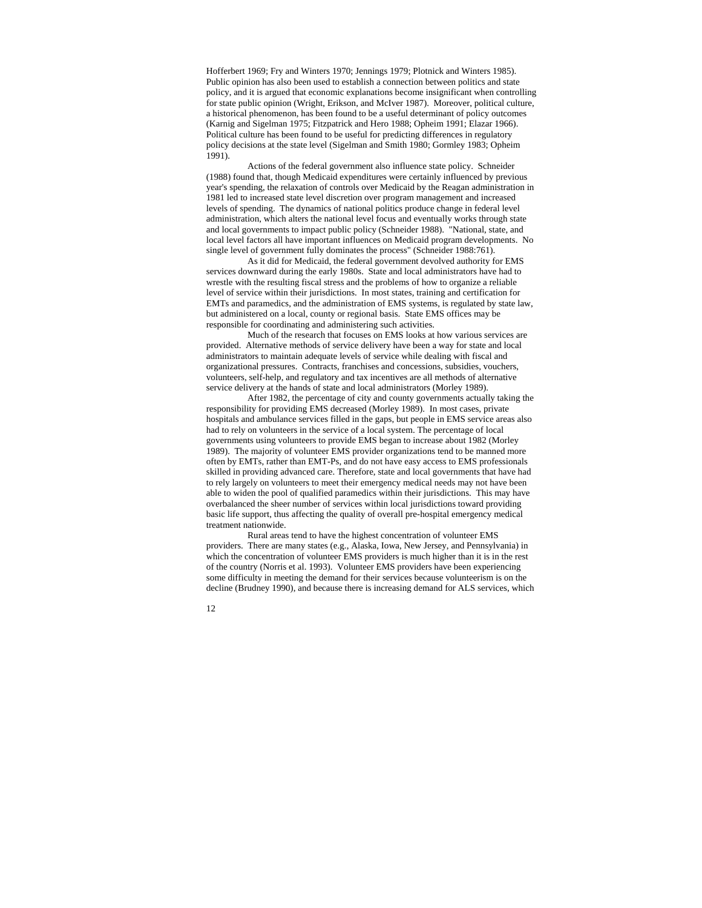Hofferbert 1969; Fry and Winters 1970; Jennings 1979; Plotnick and Winters 1985). Public opinion has also been used to establish a connection between politics and state policy, and it is argued that economic explanations become insignificant when controlling for state public opinion (Wright, Erikson, and McIver 1987). Moreover, political culture, a historical phenomenon, has been found to be a useful determinant of policy outcomes (Karnig and Sigelman 1975; Fitzpatrick and Hero 1988; Opheim 1991; Elazar 1966). Political culture has been found to be useful for predicting differences in regulatory policy decisions at the state level (Sigelman and Smith 1980; Gormley 1983; Opheim 1991).

Actions of the federal government also influence state policy. Schneider (1988) found that, though Medicaid expenditures were certainly influenced by previous year's spending, the relaxation of controls over Medicaid by the Reagan administration in 1981 led to increased state level discretion over program management and increased levels of spending. The dynamics of national politics produce change in federal level administration, which alters the national level focus and eventually works through state and local governments to impact public policy (Schneider 1988). "National, state, and local level factors all have important influences on Medicaid program developments. No single level of government fully dominates the process" (Schneider 1988:761).

As it did for Medicaid, the federal government devolved authority for EMS services downward during the early 1980s. State and local administrators have had to wrestle with the resulting fiscal stress and the problems of how to organize a reliable level of service within their jurisdictions. In most states, training and certification for EMTs and paramedics, and the administration of EMS systems, is regulated by state law, but administered on a local, county or regional basis. State EMS offices may be responsible for coordinating and administering such activities.

Much of the research that focuses on EMS looks at how various services are provided. Alternative methods of service delivery have been a way for state and local administrators to maintain adequate levels of service while dealing with fiscal and organizational pressures. Contracts, franchises and concessions, subsidies, vouchers, volunteers, self-help, and regulatory and tax incentives are all methods of alternative service delivery at the hands of state and local administrators (Morley 1989).

After 1982, the percentage of city and county governments actually taking the responsibility for providing EMS decreased (Morley 1989). In most cases, private hospitals and ambulance services filled in the gaps, but people in EMS service areas also had to rely on volunteers in the service of a local system. The percentage of local governments using volunteers to provide EMS began to increase about 1982 (Morley 1989). The majority of volunteer EMS provider organizations tend to be manned more often by EMTs, rather than EMT-Ps, and do not have easy access to EMS professionals skilled in providing advanced care. Therefore, state and local governments that have had to rely largely on volunteers to meet their emergency medical needs may not have been able to widen the pool of qualified paramedics within their jurisdictions. This may have overbalanced the sheer number of services within local jurisdictions toward providing basic life support, thus affecting the quality of overall pre-hospital emergency medical treatment nationwide.

Rural areas tend to have the highest concentration of volunteer EMS providers. There are many states (e.g., Alaska, Iowa, New Jersey, and Pennsylvania) in which the concentration of volunteer EMS providers is much higher than it is in the rest of the country (Norris et al. 1993). Volunteer EMS providers have been experiencing some difficulty in meeting the demand for their services because volunteerism is on the decline (Brudney 1990), and because there is increasing demand for ALS services, which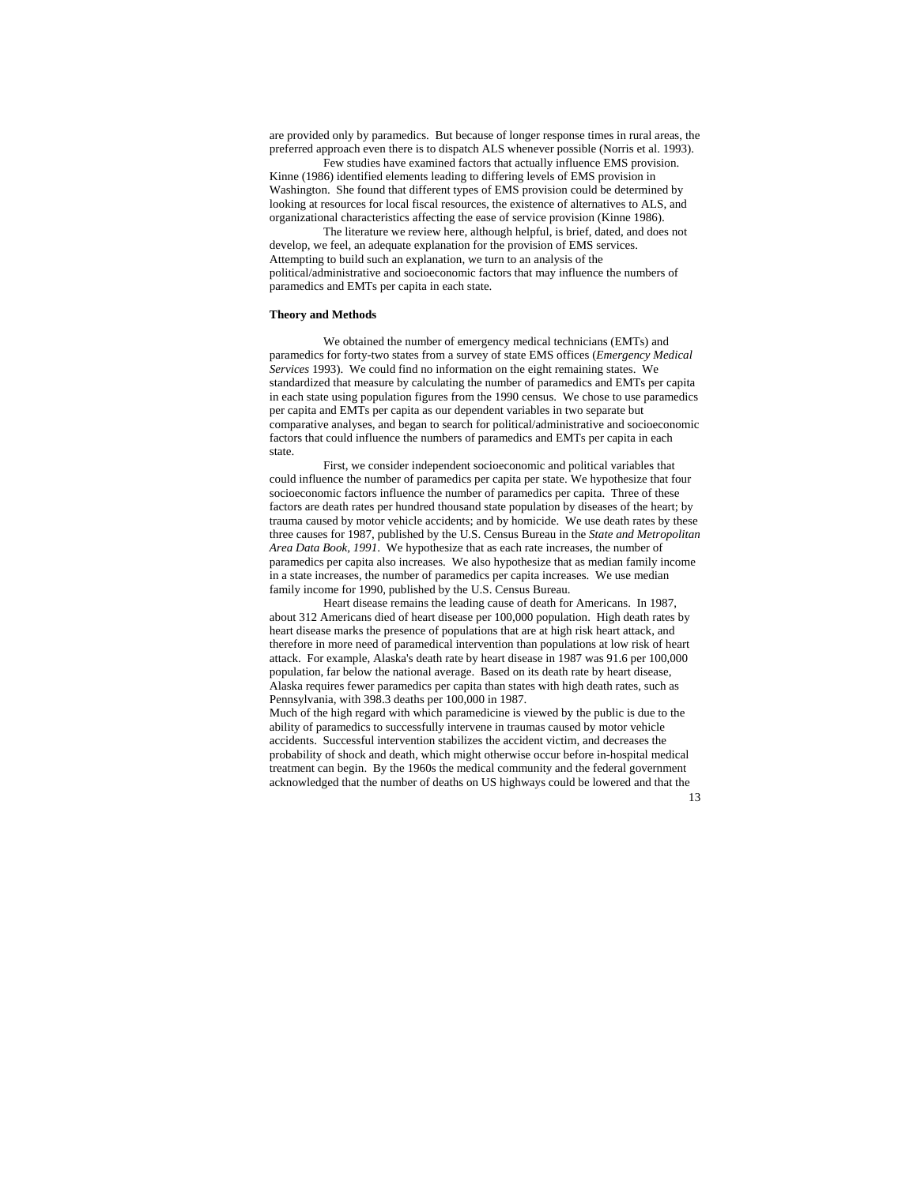are provided only by paramedics. But because of longer response times in rural areas, the preferred approach even there is to dispatch ALS whenever possible (Norris et al. 1993).

Few studies have examined factors that actually influence EMS provision. Kinne (1986) identified elements leading to differing levels of EMS provision in Washington. She found that different types of EMS provision could be determined by looking at resources for local fiscal resources, the existence of alternatives to ALS, and organizational characteristics affecting the ease of service provision (Kinne 1986).

The literature we review here, although helpful, is brief, dated, and does not develop, we feel, an adequate explanation for the provision of EMS services. Attempting to build such an explanation, we turn to an analysis of the political/administrative and socioeconomic factors that may influence the numbers of paramedics and EMTs per capita in each state.

**Theory and Methods**

We obtained the number of emergency medical technicians (EMTs) and paramedics for forty-two states from a survey of state EMS offices (*Emergency Medical Services* 1993). We could find no information on the eight remaining states. We standardized that measure by calculating the number of paramedics and EMTs per capita in each state using population figures from the 1990 census. We chose to use paramedics per capita and EMTs per capita as our dependent variables in two separate but comparative analyses, and began to search for political/administrative and socioeconomic factors that could influence the numbers of paramedics and EMTs per capita in each state.

First, we consider independent socioeconomic and political variables that could influence the number of paramedics per capita per state. We hypothesize that four socioeconomic factors influence the number of paramedics per capita. Three of these factors are death rates per hundred thousand state population by diseases of the heart; by trauma caused by motor vehicle accidents; and by homicide. We use death rates by these three causes for 1987, published by the U.S. Census Bureau in the *State and Metropolitan Area Data Book, 1991.* We hypothesize that as each rate increases, the number of paramedics per capita also increases. We also hypothesize that as median family income in a state increases, the number of paramedics per capita increases. We use median family income for 1990, published by the U.S. Census Bureau.

Heart disease remains the leading cause of death for Americans. In 1987, about 312 Americans died of heart disease per 100,000 population. High death rates by heart disease marks the presence of populations that are at high risk heart attack, and therefore in more need of paramedical intervention than populations at low risk of heart attack. For example, Alaska's death rate by heart disease in 1987 was 91.6 per 100,000 population, far below the national average. Based on its death rate by heart disease, Alaska requires fewer paramedics per capita than states with high death rates, such as Pennsylvania, with 398.3 deaths per 100,000 in 1987.

Much of the high regard with which paramedicine is viewed by the public is due to the ability of paramedics to successfully intervene in traumas caused by motor vehicle accidents. Successful intervention stabilizes the accident victim, and decreases the probability of shock and death, which might otherwise occur before in-hospital medical treatment can begin. By the 1960s the medical community and the federal government acknowledged that the number of deaths on US highways could be lowered and that the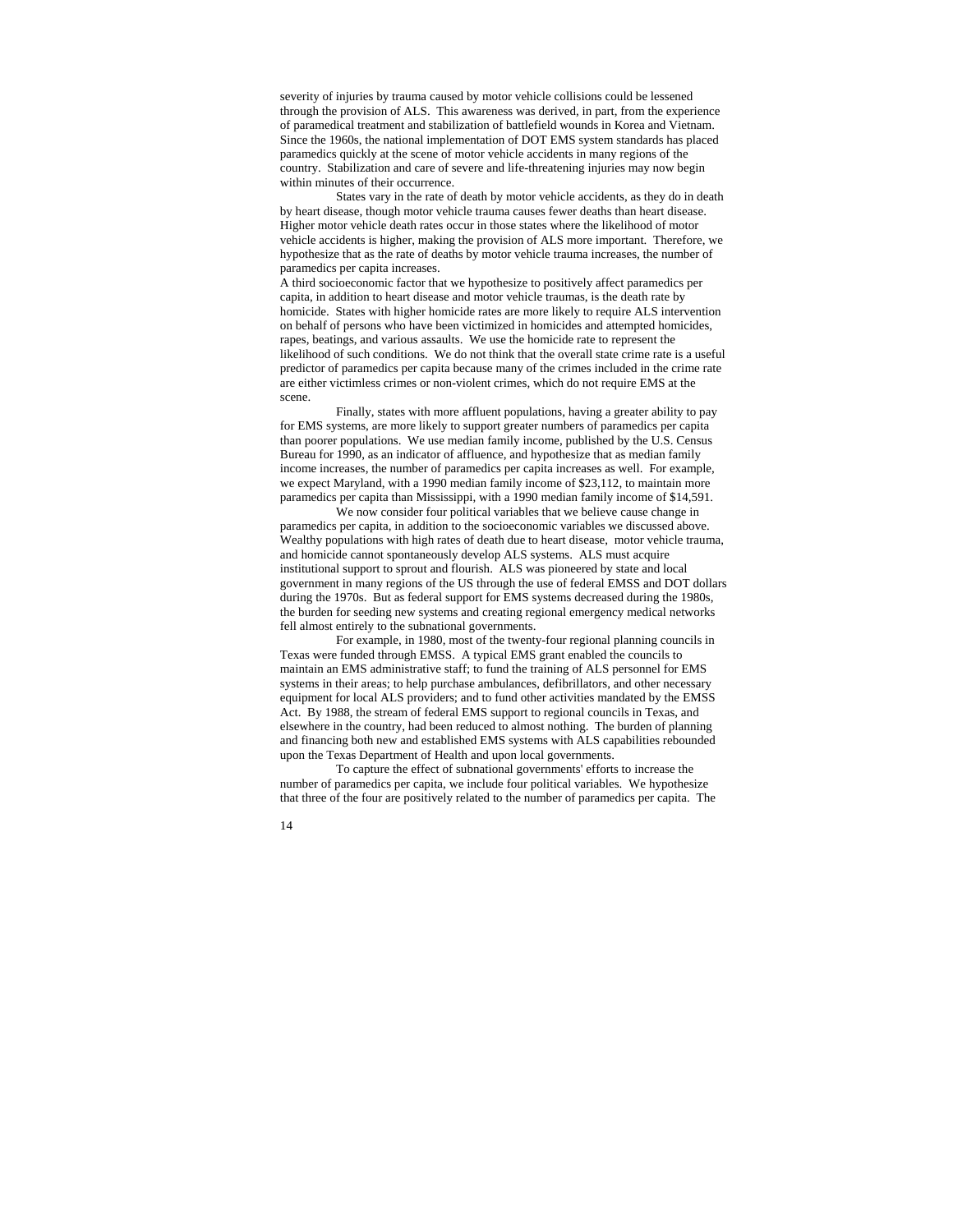severity of injuries by trauma caused by motor vehicle collisions could be lessened through the provision of ALS. This awareness was derived, in part, from the experience of paramedical treatment and stabilization of battlefield wounds in Korea and Vietnam. Since the 1960s, the national implementation of DOT EMS system standards has placed paramedics quickly at the scene of motor vehicle accidents in many regions of the country. Stabilization and care of severe and life-threatening injuries may now begin within minutes of their occurrence.

States vary in the rate of death by motor vehicle accidents, as they do in death by heart disease, though motor vehicle trauma causes fewer deaths than heart disease. Higher motor vehicle death rates occur in those states where the likelihood of motor vehicle accidents is higher, making the provision of ALS more important. Therefore, we hypothesize that as the rate of deaths by motor vehicle trauma increases, the number of paramedics per capita increases.

A third socioeconomic factor that we hypothesize to positively affect paramedics per capita, in addition to heart disease and motor vehicle traumas, is the death rate by homicide. States with higher homicide rates are more likely to require ALS intervention on behalf of persons who have been victimized in homicides and attempted homicides, rapes, beatings, and various assaults. We use the homicide rate to represent the likelihood of such conditions. We do not think that the overall state crime rate is a useful predictor of paramedics per capita because many of the crimes included in the crime rate are either victimless crimes or non-violent crimes, which do not require EMS at the scene.

Finally, states with more affluent populations, having a greater ability to pay for EMS systems, are more likely to support greater numbers of paramedics per capita than poorer populations. We use median family income, published by the U.S. Census Bureau for 1990, as an indicator of affluence, and hypothesize that as median family income increases, the number of paramedics per capita increases as well. For example, we expect Maryland, with a 1990 median family income of $23,112, to maintain more paramedics per capita than Mississippi, with a 1990 median family income of $14,591.

We now consider four political variables that we believe cause change in paramedics per capita, in addition to the socioeconomic variables we discussed above. Wealthy populations with high rates of death due to heart disease, motor vehicle trauma, and homicide cannot spontaneously develop ALS systems. ALS must acquire institutional support to sprout and flourish. ALS was pioneered by state and local government in many regions of the US through the use of federal EMSS and DOT dollars during the 1970s. But as federal support for EMS systems decreased during the 1980s, the burden for seeding new systems and creating regional emergency medical networks fell almost entirely to the subnational governments.

For example, in 1980, most of the twenty-four regional planning councils in Texas were funded through EMSS. A typical EMS grant enabled the councils to maintain an EMS administrative staff; to fund the training of ALS personnel for EMS systems in their areas; to help purchase ambulances, defibrillators, and other necessary equipment for local ALS providers; and to fund other activities mandated by the EMSS Act. By 1988, the stream of federal EMS support to regional councils in Texas, and elsewhere in the country, had been reduced to almost nothing. The burden of planning and financing both new and established EMS systems with ALS capabilities rebounded upon the Texas Department of Health and upon local governments.

To capture the effect of subnational governments' efforts to increase the number of paramedics per capita, we include four political variables. We hypothesize that three of the four are positively related to the number of paramedics per capita. The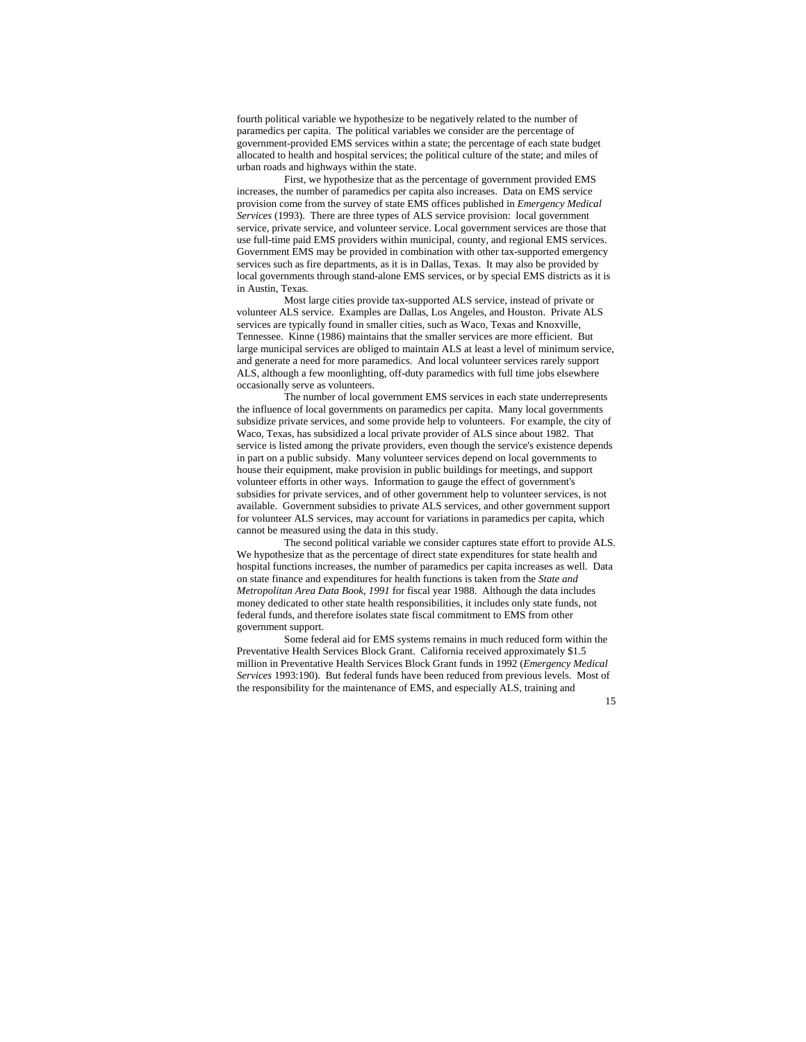fourth political variable we hypothesize to be negatively related to the number of paramedics per capita. The political variables we consider are the percentage of government-provided EMS services within a state; the percentage of each state budget allocated to health and hospital services; the political culture of the state; and miles of urban roads and highways within the state.

First, we hypothesize that as the percentage of government provided EMS increases, the number of paramedics per capita also increases. Data on EMS service provision come from the survey of state EMS offices published in *Emergency Medical Services* (1993). There are three types of ALS service provision: local government service, private service, and volunteer service. Local government services are those that use full-time paid EMS providers within municipal, county, and regional EMS services. Government EMS may be provided in combination with other tax-supported emergency services such as fire departments, as it is in Dallas, Texas. It may also be provided by local governments through stand-alone EMS services, or by special EMS districts as it is in Austin, Texas.

Most large cities provide tax-supported ALS service, instead of private or volunteer ALS service. Examples are Dallas, Los Angeles, and Houston. Private ALS services are typically found in smaller cities, such as Waco, Texas and Knoxville, Tennessee. Kinne (1986) maintains that the smaller services are more efficient. But large municipal services are obliged to maintain ALS at least a level of minimum service, and generate a need for more paramedics. And local volunteer services rarely support ALS, although a few moonlighting, off-duty paramedics with full time jobs elsewhere occasionally serve as volunteers.

The number of local government EMS services in each state underrepresents the influence of local governments on paramedics per capita. Many local governments subsidize private services, and some provide help to volunteers. For example, the city of Waco, Texas, has subsidized a local private provider of ALS since about 1982. That service is listed among the private providers, even though the service's existence depends in part on a public subsidy. Many volunteer services depend on local governments to house their equipment, make provision in public buildings for meetings, and support volunteer efforts in other ways. Information to gauge the effect of government's subsidies for private services, and of other government help to volunteer services, is not available. Government subsidies to private ALS services, and other government support for volunteer ALS services, may account for variations in paramedics per capita, which cannot be measured using the data in this study.

The second political variable we consider captures state effort to provide ALS. We hypothesize that as the percentage of direct state expenditures for state health and hospital functions increases, the number of paramedics per capita increases as well. Data on state finance and expenditures for health functions is taken from the *State and Metropolitan Area Data Book, 1991* for fiscal year 1988. Although the data includes money dedicated to other state health responsibilities, it includes only state funds, not federal funds, and therefore isolates state fiscal commitment to EMS from other government support.

Some federal aid for EMS systems remains in much reduced form within the Preventative Health Services Block Grant. California received approximately $1.5 million in Preventative Health Services Block Grant funds in 1992 (*Emergency Medical Services* 1993:190). But federal funds have been reduced from previous levels. Most of the responsibility for the maintenance of EMS, and especially ALS, training and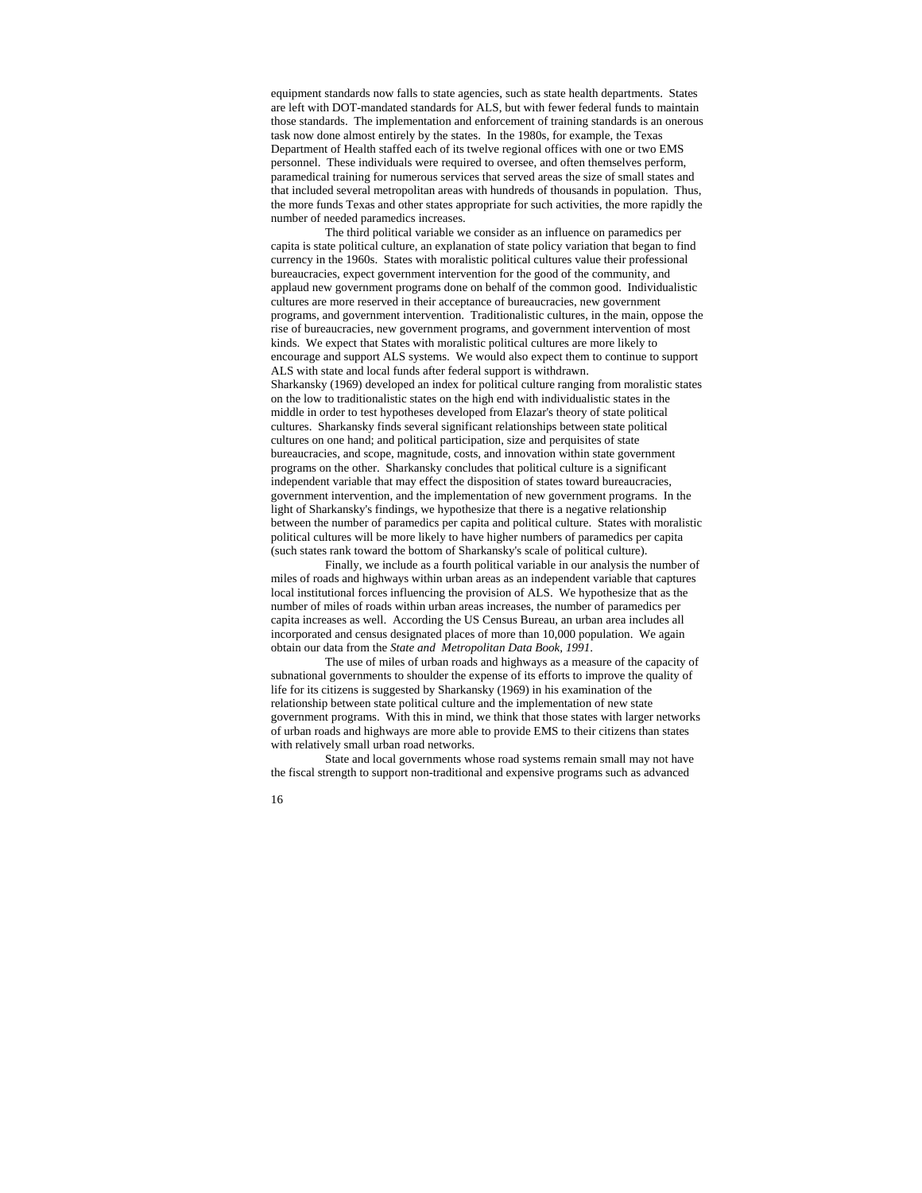equipment standards now falls to state agencies, such as state health departments. States are left with DOT-mandated standards for ALS, but with fewer federal funds to maintain those standards. The implementation and enforcement of training standards is an onerous task now done almost entirely by the states. In the 1980s, for example, the Texas Department of Health staffed each of its twelve regional offices with one or two EMS personnel. These individuals were required to oversee, and often themselves perform, paramedical training for numerous services that served areas the size of small states and that included several metropolitan areas with hundreds of thousands in population. Thus, the more funds Texas and other states appropriate for such activities, the more rapidly the number of needed paramedics increases.

The third political variable we consider as an influence on paramedics per capita is state political culture, an explanation of state policy variation that began to find currency in the 1960s. States with moralistic political cultures value their professional bureaucracies, expect government intervention for the good of the community, and applaud new government programs done on behalf of the common good. Individualistic cultures are more reserved in their acceptance of bureaucracies, new government programs, and government intervention. Traditionalistic cultures, in the main, oppose the rise of bureaucracies, new government programs, and government intervention of most kinds. We expect that States with moralistic political cultures are more likely to encourage and support ALS systems. We would also expect them to continue to support ALS with state and local funds after federal support is withdrawn.

Sharkansky (1969) developed an index for political culture ranging from moralistic states on the low to traditionalistic states on the high end with individualistic states in the middle in order to test hypotheses developed from Elazar's theory of state political cultures. Sharkansky finds several significant relationships between state political cultures on one hand; and political participation, size and perquisites of state bureaucracies, and scope, magnitude, costs, and innovation within state government programs on the other. Sharkansky concludes that political culture is a significant independent variable that may effect the disposition of states toward bureaucracies, government intervention, and the implementation of new government programs. In the light of Sharkansky's findings, we hypothesize that there is a negative relationship between the number of paramedics per capita and political culture. States with moralistic political cultures will be more likely to have higher numbers of paramedics per capita (such states rank toward the bottom of Sharkansky's scale of political culture).

Finally, we include as a fourth political variable in our analysis the number of miles of roads and highways within urban areas as an independent variable that captures local institutional forces influencing the provision of ALS. We hypothesize that as the number of miles of roads within urban areas increases, the number of paramedics per capita increases as well. According the US Census Bureau, an urban area includes all incorporated and census designated places of more than 10,000 population. We again obtain our data from the *State and Metropolitan Data Book, 1991*.

The use of miles of urban roads and highways as a measure of the capacity of subnational governments to shoulder the expense of its efforts to improve the quality of life for its citizens is suggested by Sharkansky (1969) in his examination of the relationship between state political culture and the implementation of new state government programs. With this in mind, we think that those states with larger networks of urban roads and highways are more able to provide EMS to their citizens than states with relatively small urban road networks.

State and local governments whose road systems remain small may not have the fiscal strength to support non-traditional and expensive programs such as advanced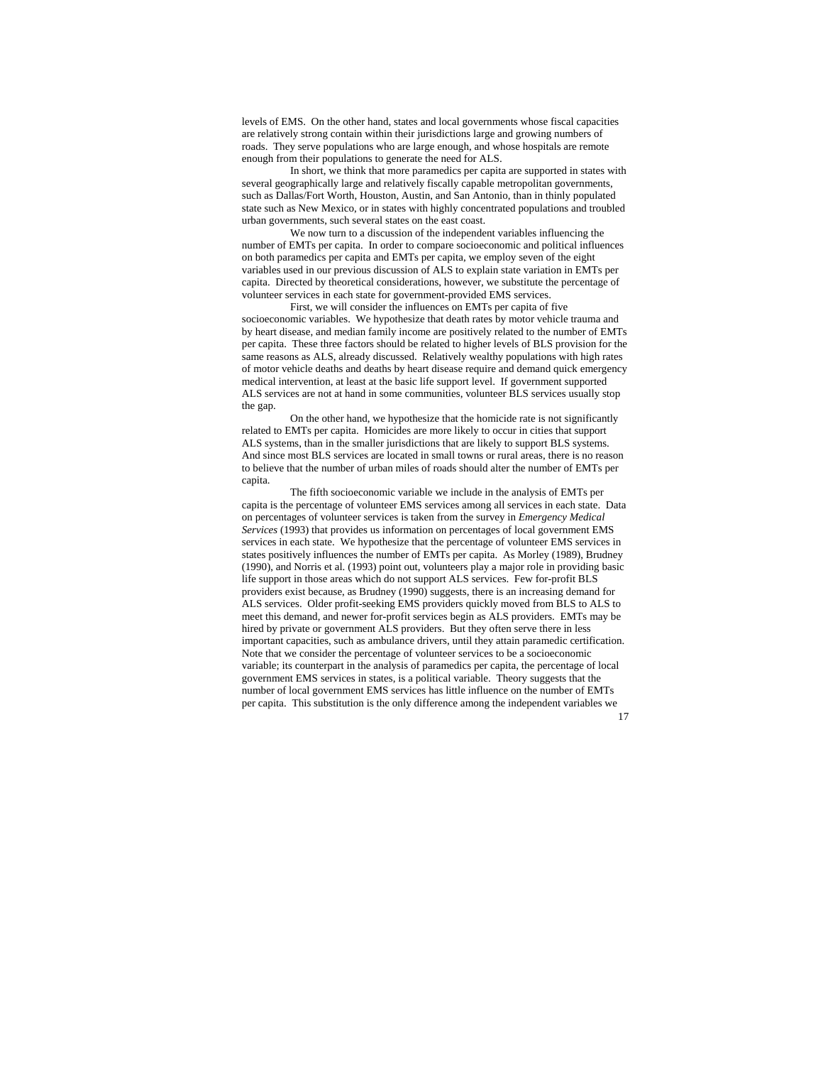levels of EMS. On the other hand, states and local governments whose fiscal capacities are relatively strong contain within their jurisdictions large and growing numbers of roads. They serve populations who are large enough, and whose hospitals are remote enough from their populations to generate the need for ALS.

In short, we think that more paramedics per capita are supported in states with several geographically large and relatively fiscally capable metropolitan governments, such as Dallas/Fort Worth, Houston, Austin, and San Antonio, than in thinly populated state such as New Mexico, or in states with highly concentrated populations and troubled urban governments, such several states on the east coast.

We now turn to a discussion of the independent variables influencing the number of EMTs per capita. In order to compare socioeconomic and political influences on both paramedics per capita and EMTs per capita, we employ seven of the eight variables used in our previous discussion of ALS to explain state variation in EMTs per capita. Directed by theoretical considerations, however, we substitute the percentage of volunteer services in each state for government-provided EMS services.

First, we will consider the influences on EMTs per capita of five socioeconomic variables. We hypothesize that death rates by motor vehicle trauma and by heart disease, and median family income are positively related to the number of EMTs per capita. These three factors should be related to higher levels of BLS provision for the same reasons as ALS, already discussed. Relatively wealthy populations with high rates of motor vehicle deaths and deaths by heart disease require and demand quick emergency medical intervention, at least at the basic life support level. If government supported ALS services are not at hand in some communities, volunteer BLS services usually stop the gap.

On the other hand, we hypothesize that the homicide rate is not significantly related to EMTs per capita. Homicides are more likely to occur in cities that support ALS systems, than in the smaller jurisdictions that are likely to support BLS systems. And since most BLS services are located in small towns or rural areas, there is no reason to believe that the number of urban miles of roads should alter the number of EMTs per capita.

The fifth socioeconomic variable we include in the analysis of EMTs per capita is the percentage of volunteer EMS services among all services in each state. Data on percentages of volunteer services is taken from the survey in *Emergency Medical Services* (1993) that provides us information on percentages of local government EMS services in each state. We hypothesize that the percentage of volunteer EMS services in states positively influences the number of EMTs per capita. As Morley (1989), Brudney (1990), and Norris et al. (1993) point out, volunteers play a major role in providing basic life support in those areas which do not support ALS services. Few for-profit BLS providers exist because, as Brudney (1990) suggests, there is an increasing demand for ALS services. Older profit-seeking EMS providers quickly moved from BLS to ALS to meet this demand, and newer for-profit services begin as ALS providers. EMTs may be hired by private or government ALS providers. But they often serve there in less important capacities, such as ambulance drivers, until they attain paramedic certification. Note that we consider the percentage of volunteer services to be a socioeconomic variable; its counterpart in the analysis of paramedics per capita, the percentage of local government EMS services in states, is a political variable. Theory suggests that the number of local government EMS services has little influence on the number of EMTs per capita. This substitution is the only difference among the independent variables we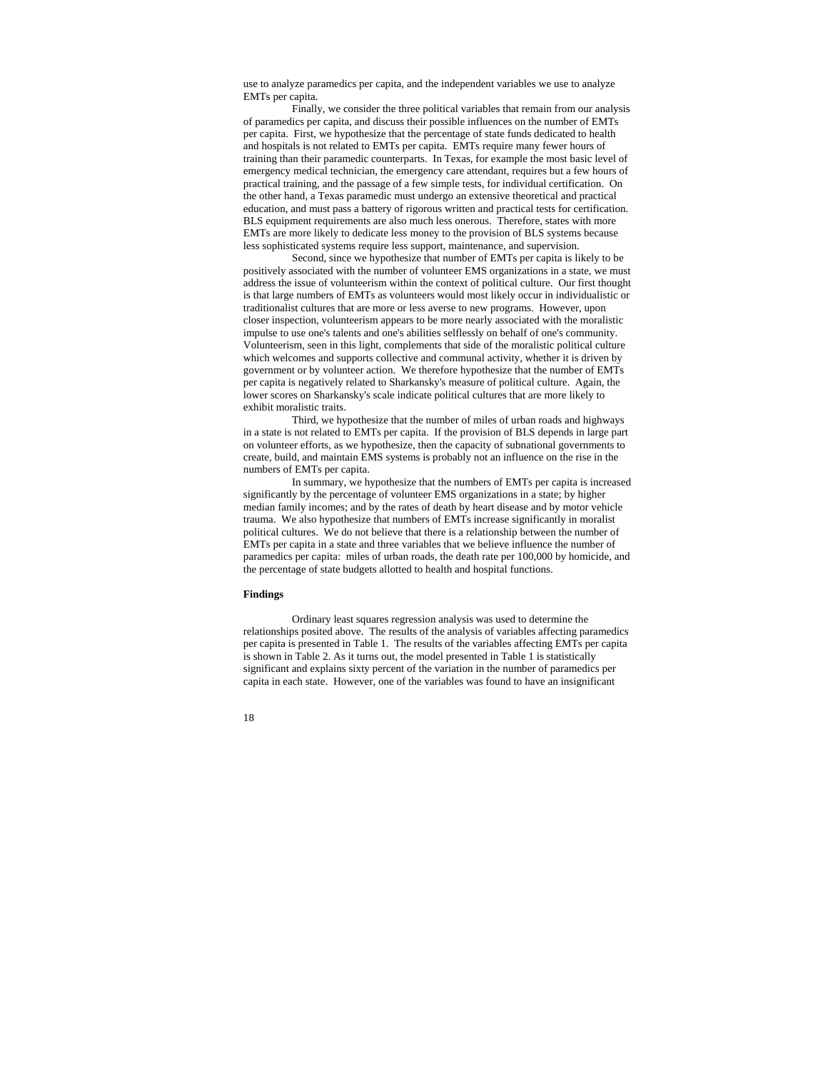use to analyze paramedics per capita, and the independent variables we use to analyze EMTs per capita.

Finally, we consider the three political variables that remain from our analysis of paramedics per capita, and discuss their possible influences on the number of EMTs per capita. First, we hypothesize that the percentage of state funds dedicated to health and hospitals is not related to EMTs per capita. EMTs require many fewer hours of training than their paramedic counterparts. In Texas, for example the most basic level of emergency medical technician, the emergency care attendant, requires but a few hours of practical training, and the passage of a few simple tests, for individual certification. On the other hand, a Texas paramedic must undergo an extensive theoretical and practical education, and must pass a battery of rigorous written and practical tests for certification. BLS equipment requirements are also much less onerous. Therefore, states with more EMTs are more likely to dedicate less money to the provision of BLS systems because less sophisticated systems require less support, maintenance, and supervision.

Second, since we hypothesize that number of EMTs per capita is likely to be positively associated with the number of volunteer EMS organizations in a state, we must address the issue of volunteerism within the context of political culture. Our first thought is that large numbers of EMTs as volunteers would most likely occur in individualistic or traditionalist cultures that are more or less averse to new programs. However, upon closer inspection, volunteerism appears to be more nearly associated with the moralistic impulse to use one's talents and one's abilities selflessly on behalf of one's community. Volunteerism, seen in this light, complements that side of the moralistic political culture which welcomes and supports collective and communal activity, whether it is driven by government or by volunteer action. We therefore hypothesize that the number of EMTs per capita is negatively related to Sharkansky's measure of political culture. Again, the lower scores on Sharkansky's scale indicate political cultures that are more likely to exhibit moralistic traits.

Third, we hypothesize that the number of miles of urban roads and highways in a state is not related to EMTs per capita. If the provision of BLS depends in large part on volunteer efforts, as we hypothesize, then the capacity of subnational governments to create, build, and maintain EMS systems is probably not an influence on the rise in the numbers of EMTs per capita.

In summary, we hypothesize that the numbers of EMTs per capita is increased significantly by the percentage of volunteer EMS organizations in a state; by higher median family incomes; and by the rates of death by heart disease and by motor vehicle trauma. We also hypothesize that numbers of EMTs increase significantly in moralist political cultures. We do not believe that there is a relationship between the number of EMTs per capita in a state and three variables that we believe influence the number of paramedics per capita: miles of urban roads, the death rate per 100,000 by homicide, and the percentage of state budgets allotted to health and hospital functions.

**Findings**

Ordinary least squares regression analysis was used to determine the relationships posited above. The results of the analysis of variables affecting paramedics per capita is presented in Table 1. The results of the variables affecting EMTs per capita is shown in Table 2. As it turns out, the model presented in Table 1 is statistically significant and explains sixty percent of the variation in the number of paramedics per capita in each state. However, one of the variables was found to have an insignificant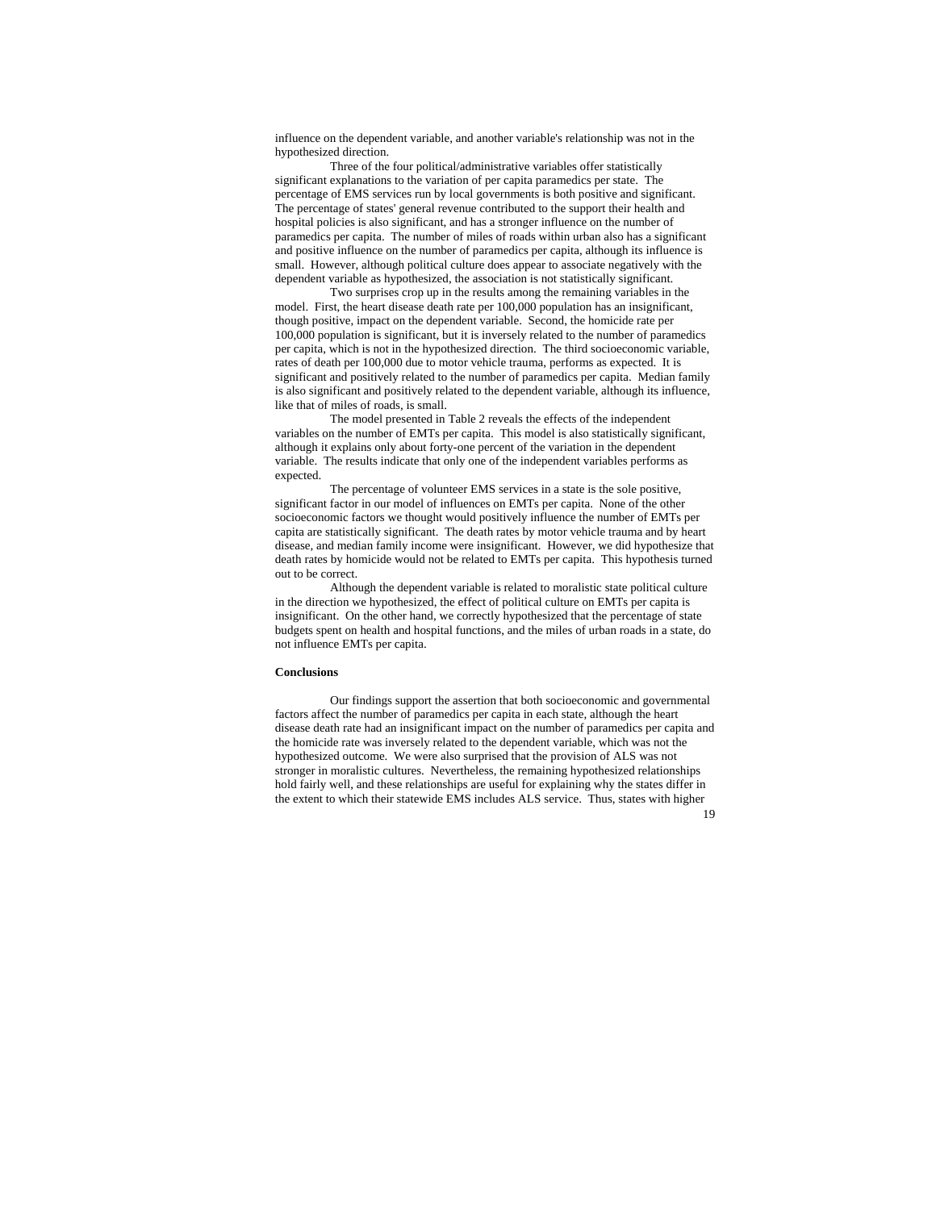influence on the dependent variable, and another variable's relationship was not in the hypothesized direction.

Three of the four political/administrative variables offer statistically significant explanations to the variation of per capita paramedics per state. The percentage of EMS services run by local governments is both positive and significant. The percentage of states' general revenue contributed to the support their health and hospital policies is also significant, and has a stronger influence on the number of paramedics per capita. The number of miles of roads within urban also has a significant and positive influence on the number of paramedics per capita, although its influence is small. However, although political culture does appear to associate negatively with the dependent variable as hypothesized, the association is not statistically significant.

Two surprises crop up in the results among the remaining variables in the model. First, the heart disease death rate per 100,000 population has an insignificant, though positive, impact on the dependent variable. Second, the homicide rate per 100,000 population is significant, but it is inversely related to the number of paramedics per capita, which is not in the hypothesized direction. The third socioeconomic variable, rates of death per 100,000 due to motor vehicle trauma, performs as expected. It is significant and positively related to the number of paramedics per capita. Median family is also significant and positively related to the dependent variable, although its influence, like that of miles of roads, is small.

The model presented in Table 2 reveals the effects of the independent variables on the number of EMTs per capita. This model is also statistically significant, although it explains only about forty-one percent of the variation in the dependent variable. The results indicate that only one of the independent variables performs as expected.

The percentage of volunteer EMS services in a state is the sole positive, significant factor in our model of influences on EMTs per capita. None of the other socioeconomic factors we thought would positively influence the number of EMTs per capita are statistically significant. The death rates by motor vehicle trauma and by heart disease, and median family income were insignificant. However, we did hypothesize that death rates by homicide would not be related to EMTs per capita. This hypothesis turned out to be correct.

Although the dependent variable is related to moralistic state political culture in the direction we hypothesized, the effect of political culture on EMTs per capita is insignificant. On the other hand, we correctly hypothesized that the percentage of state budgets spent on health and hospital functions, and the miles of urban roads in a state, do not influence EMTs per capita.

**Conclusions**

Our findings support the assertion that both socioeconomic and governmental factors affect the number of paramedics per capita in each state, although the heart disease death rate had an insignificant impact on the number of paramedics per capita and the homicide rate was inversely related to the dependent variable, which was not the hypothesized outcome. We were also surprised that the provision of ALS was not stronger in moralistic cultures. Nevertheless, the remaining hypothesized relationships hold fairly well, and these relationships are useful for explaining why the states differ in the extent to which their statewide EMS includes ALS service. Thus, states with higher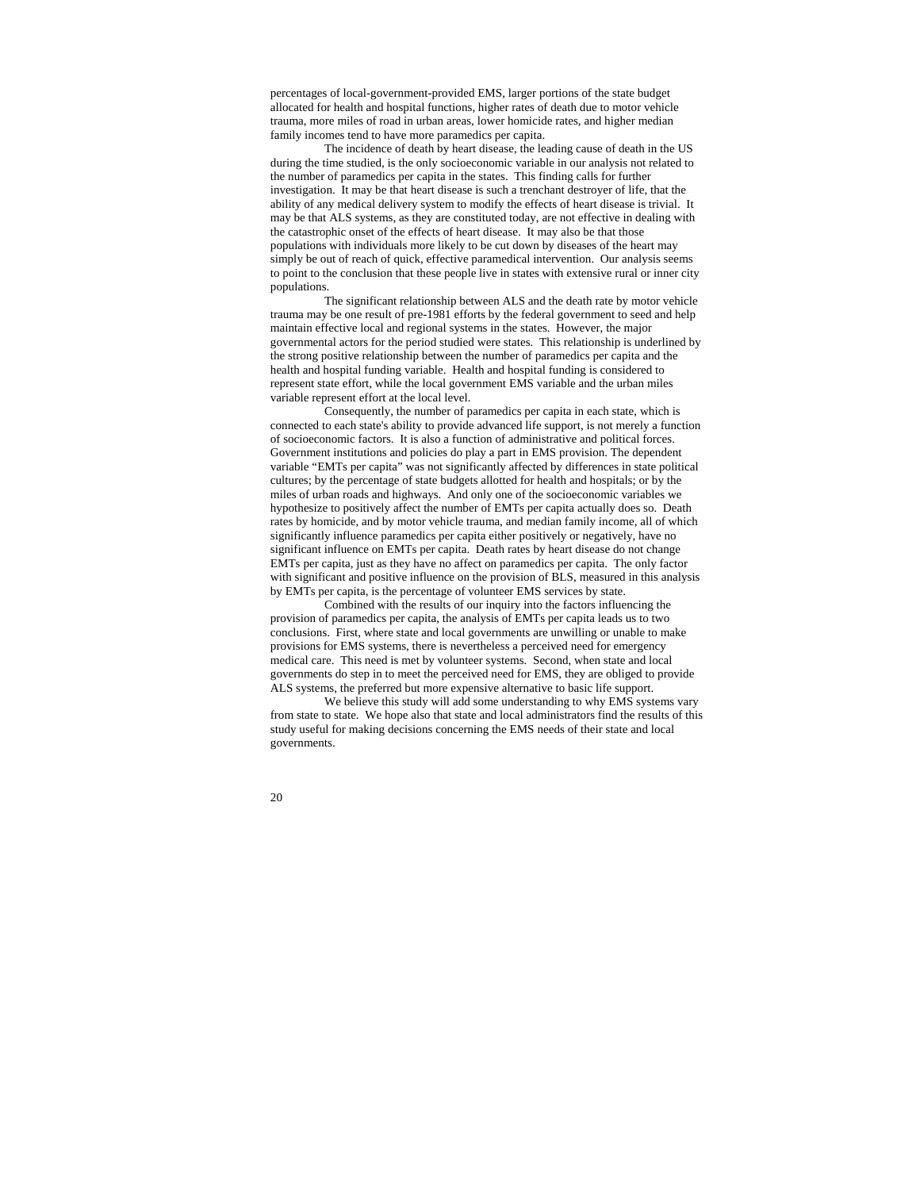percentages of local-government-provided EMS, larger portions of the state budget allocated for health and hospital functions, higher rates of death due to motor vehicle trauma, more miles of road in urban areas, lower homicide rates, and higher median family incomes tend to have more paramedics per capita.

The incidence of death by heart disease, the leading cause of death in the US during the time studied, is the only socioeconomic variable in our analysis not related to the number of paramedics per capita in the states. This finding calls for further investigation. It may be that heart disease is such a trenchant destroyer of life, that the ability of any medical delivery system to modify the effects of heart disease is trivial. It may be that ALS systems, as they are constituted today, are not effective in dealing with the catastrophic onset of the effects of heart disease. It may also be that those populations with individuals more likely to be cut down by diseases of the heart may simply be out of reach of quick, effective paramedical intervention. Our analysis seems to point to the conclusion that these people live in states with extensive rural or inner city populations.

The significant relationship between ALS and the death rate by motor vehicle trauma may be one result of pre-1981 efforts by the federal government to seed and help maintain effective local and regional systems in the states. However, the major governmental actors for the period studied were states. This relationship is underlined by the strong positive relationship between the number of paramedics per capita and the health and hospital funding variable. Health and hospital funding is considered to represent state effort, while the local government EMS variable and the urban miles variable represent effort at the local level.

Consequently, the number of paramedics per capita in each state, which is connected to each state's ability to provide advanced life support, is not merely a function of socioeconomic factors. It is also a function of administrative and political forces. Government institutions and policies do play a part in EMS provision. The dependent variable "EMTs per capita" was not significantly affected by differences in state political cultures; by the percentage of state budgets allotted for health and hospitals; or by the miles of urban roads and highways. And only one of the socioeconomic variables we hypothesize to positively affect the number of EMTs per capita actually does so. Death rates by homicide, and by motor vehicle trauma, and median family income, all of which significantly influence paramedics per capita either positively or negatively, have no significant influence on EMTs per capita. Death rates by heart disease do not change EMTs per capita, just as they have no affect on paramedics per capita. The only factor with significant and positive influence on the provision of BLS, measured in this analysis by EMTs per capita, is the percentage of volunteer EMS services by state.

Combined with the results of our inquiry into the factors influencing the provision of paramedics per capita, the analysis of EMTs per capita leads us to two conclusions. First, where state and local governments are unwilling or unable to make provisions for EMS systems, there is nevertheless a perceived need for emergency medical care. This need is met by volunteer systems. Second, when state and local governments do step in to meet the perceived need for EMS, they are obliged to provide ALS systems, the preferred but more expensive alternative to basic life support.

We believe this study will add some understanding to why EMS systems vary from state to state. We hope also that state and local administrators find the results of this study useful for making decisions concerning the EMS needs of their state and local governments.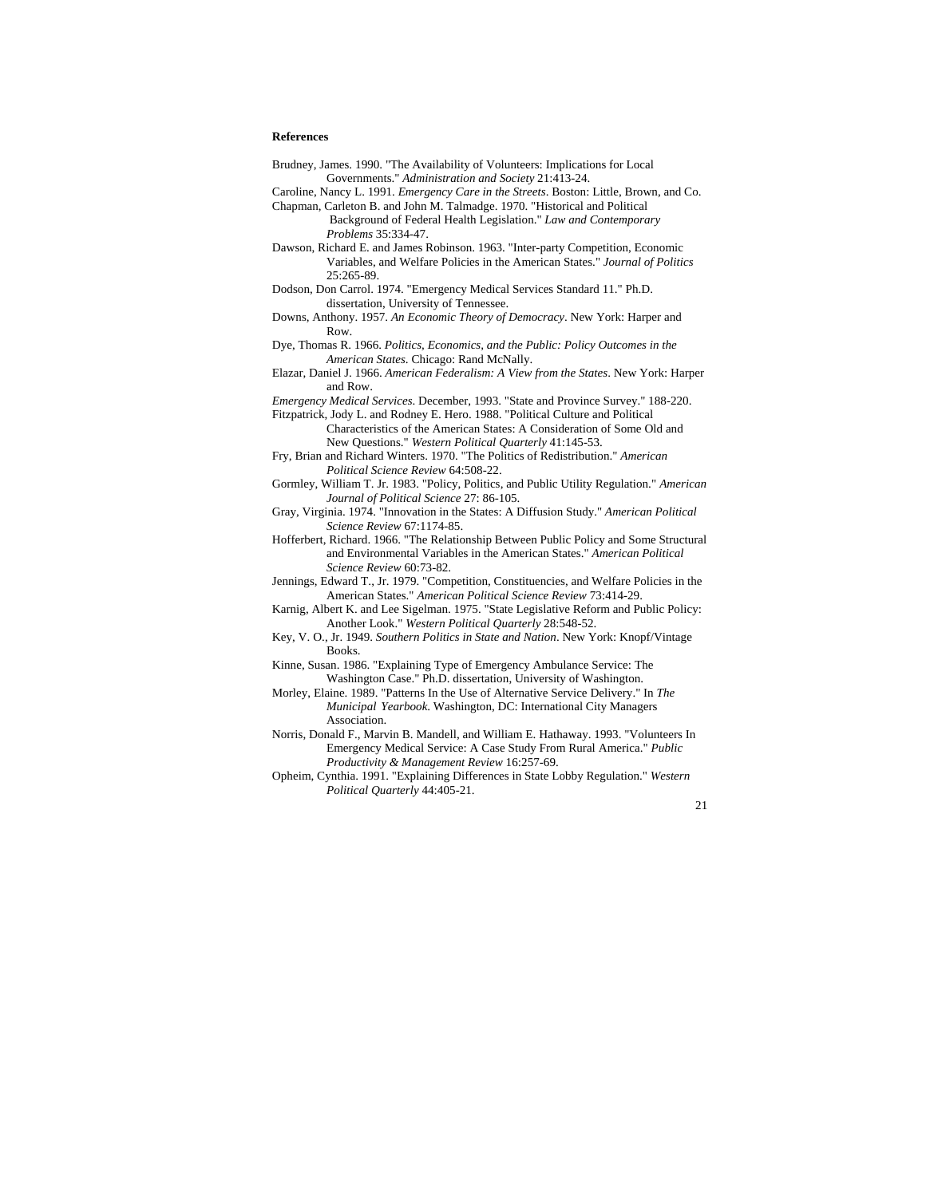**References**

Brudney, James. 1990. "The Availability of Volunteers: Implications for Local Governments." *Administration and Society* 21:413-24.

Caroline, Nancy L. 1991. *Emergency Care in the Streets*. Boston: Little, Brown, and Co.

Chapman, Carleton B. and John M. Talmadge. 1970. "Historical and Political Background of Federal Health Legislation." *Law and Contemporary Problems* 35:334-47.

Dawson, Richard E. and James Robinson. 1963. "Inter-party Competition, Economic Variables, and Welfare Policies in the American States." *Journal of Politics* 25:265-89.

Dodson, Don Carrol. 1974. "Emergency Medical Services Standard 11." Ph.D. dissertation, University of Tennessee.

Downs, Anthony. 1957. *An Economic Theory of Democracy*. New York: Harper and Row.

Dye, Thomas R. 1966. *Politics, Economics, and the Public: Policy Outcomes in the American States*. Chicago: Rand McNally.

Elazar, Daniel J. 1966. *American Federalism: A View from the States*. New York: Harper and Row.

*Emergency Medical Services*. December, 1993. "State and Province Survey." 188-220.

Fitzpatrick, Jody L. and Rodney E. Hero. 1988. "Political Culture and Political Characteristics of the American States: A Consideration of Some Old and New Questions." *Western Political Quarterly* 41:145-53.

Fry, Brian and Richard Winters. 1970. "The Politics of Redistribution." *American Political Science Review* 64:508-22.

Gormley, William T. Jr. 1983. "Policy, Politics, and Public Utility Regulation." *American Journal of Political Science* 27: 86-105.

Gray, Virginia. 1974. "Innovation in the States: A Diffusion Study." *American Political Science Review* 67:1174-85.

Hofferbert, Richard. 1966. "The Relationship Between Public Policy and Some Structural and Environmental Variables in the American States." *American Political Science Review* 60:73-82.

Jennings, Edward T., Jr. 1979. "Competition, Constituencies, and Welfare Policies in the American States." *American Political Science Review* 73:414-29.

Karnig, Albert K. and Lee Sigelman. 1975. "State Legislative Reform and Public Policy: Another Look." *Western Political Quarterly* 28:548-52.

Key, V. O., Jr. 1949. *Southern Politics in State and Nation*. New York: Knopf/Vintage Books.

Kinne, Susan. 1986. "Explaining Type of Emergency Ambulance Service: The Washington Case." Ph.D. dissertation, University of Washington.

Morley, Elaine. 1989. "Patterns In the Use of Alternative Service Delivery." In *The Municipal Yearbook*. Washington, DC: International City Managers Association.

Norris, Donald F., Marvin B. Mandell, and William E. Hathaway. 1993. "Volunteers In Emergency Medical Service: A Case Study From Rural America." *Public Productivity & Management Review* 16:257-69.

Opheim, Cynthia. 1991. "Explaining Differences in State Lobby Regulation." *Western Political Quarterly* 44:405-21.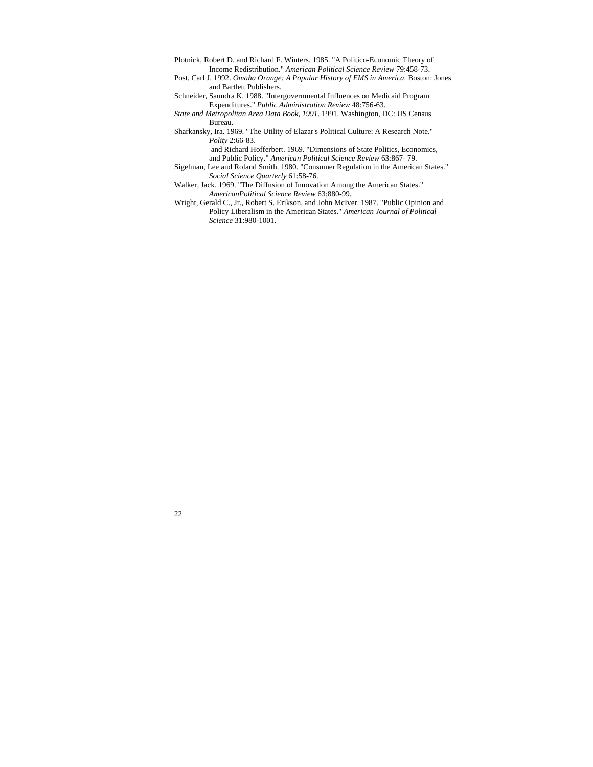Plotnick, Robert D. and Richard F. Winters. 1985. "A Politico-Economic Theory of Income Redistribution." *American Political Science Review* 79:458-73.

Post, Carl J. 1992. *Omaha Orange: A Popular History of EMS in America*. Boston: Jones and Bartlett Publishers.

Schneider, Saundra K. 1988. "Intergovernmental Influences on Medicaid Program Expenditures." *Public Administration Review* 48:756-63.

*State and Metropolitan Area Data Book, 1991*. 1991. Washington, DC: US Census Bureau.

Sharkansky, Ira. 1969. "The Utility of Elazar's Political Culture: A Research Note." *Polity* 2:66-83.

_________ and Richard Hofferbert. 1969. "Dimensions of State Politics, Economics, and Public Policy." *American Political Science Review* 63:867- 79.

Sigelman, Lee and Roland Smith. 1980. "Consumer Regulation in the American States." *Social Science Quarterly* 61:58-76.

Walker, Jack. 1969. "The Diffusion of Innovation Among the American States." *AmericanPolitical Science Review* 63:880-99.

Wright, Gerald C., Jr., Robert S. Erikson, and John McIver. 1987. "Public Opinion and Policy Liberalism in the American States." *American Journal of Political Science* 31:980-1001.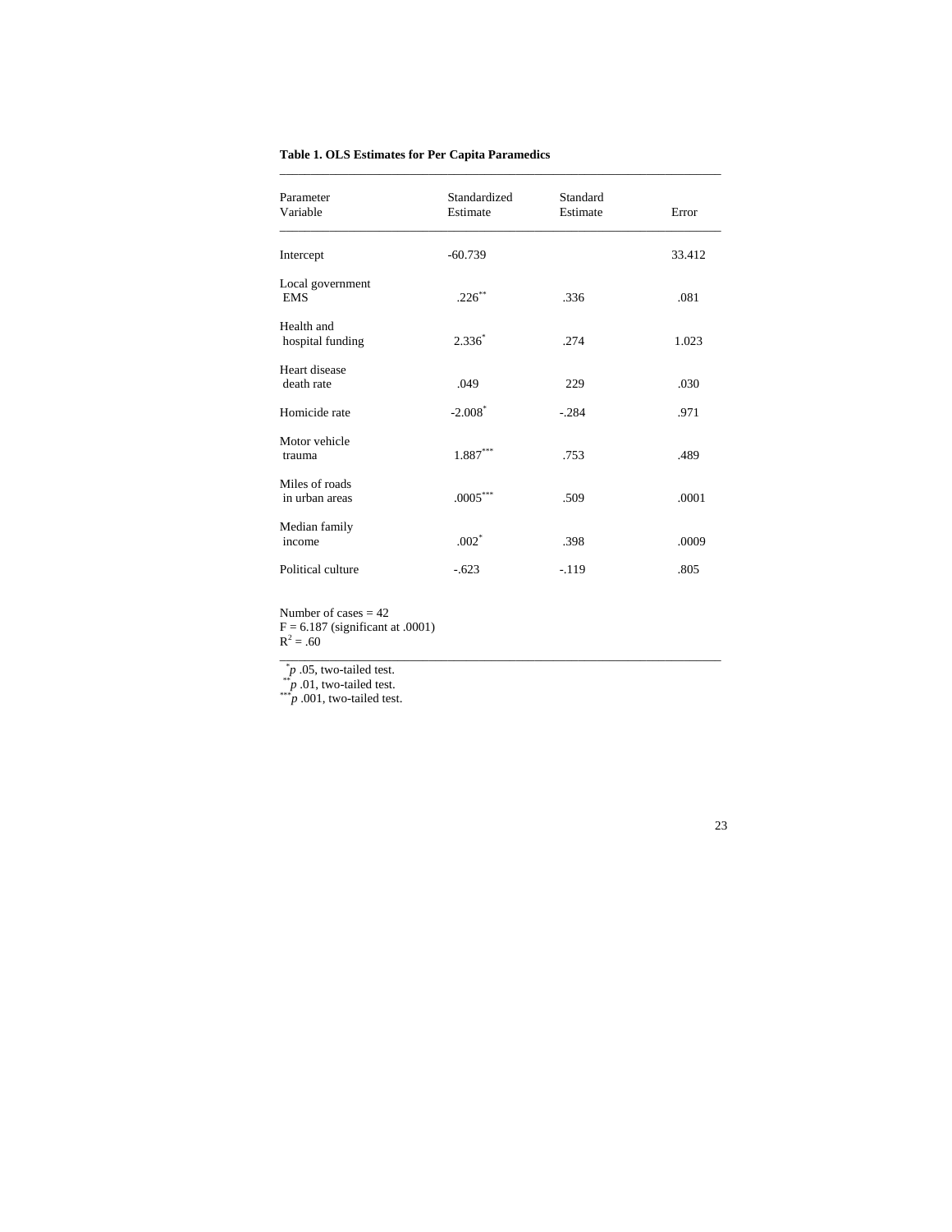**Table 1. OLS Estimates for Per Capita Paramedics**

| Parameter Variable | Standardized Estimate | Standard Estimate | Error |
|---|---|---|---|
| Intercept | -60.739 | | 33.412 |
| Local government EMS | .226** | .336 | .081 |
| Health and hospital funding | 2.336* | .274 | 1.023 |
| Heart disease death rate | .049 | 229 | .030 |
| Homicide rate | -2.008* | -.284 | .971 |
| Motor vehicle trauma | 1.887*** | .753 | .489 |
| Miles of roads in urban areas | .0005*** | .509 | .0001 |
| Median family income | .002* | .398 | .0009 |
| Political culture | -.623 | -.119 | .805 |

Number of cases = 42
F = 6.187 (significant at .0001)
$R^2 = .60$

\* *p* .05, two-tailed test.
\*\* *p* .01, two-tailed test.
\*\*\* *p* .001, two-tailed test.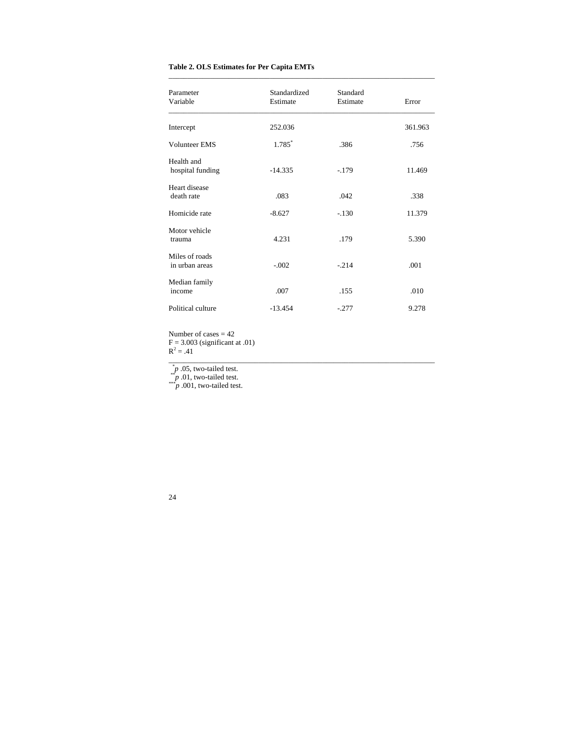**Table 2. OLS Estimates for Per Capita EMTs**

| Parameter Variable | Standardized Estimate | Standard Estimate | Error |
|---|---|---|---|
| Intercept | 252.036 | | 361.963 |
| Volunteer EMS | 1.785* | .386 | .756 |
| Health and hospital funding | -14.335 | -.179 | 11.469 |
| Heart disease death rate | .083 | .042 | .338 |
| Homicide rate | -8.627 | -.130 | 11.379 |
| Motor vehicle trauma | 4.231 | .179 | 5.390 |
| Miles of roads in urban areas | -.002 | -.214 | .001 |
| Median family income | .007 | .155 | .010 |
| Political culture | -13.454 | -.277 | 9.278 |

Number of cases = 42
F = 3.003 (significant at .01)
$R^2$ = .41

*$p$ .05, two-tailed test.
**$p$ .01, two-tailed test.
***$p$ .001, two-tailed test.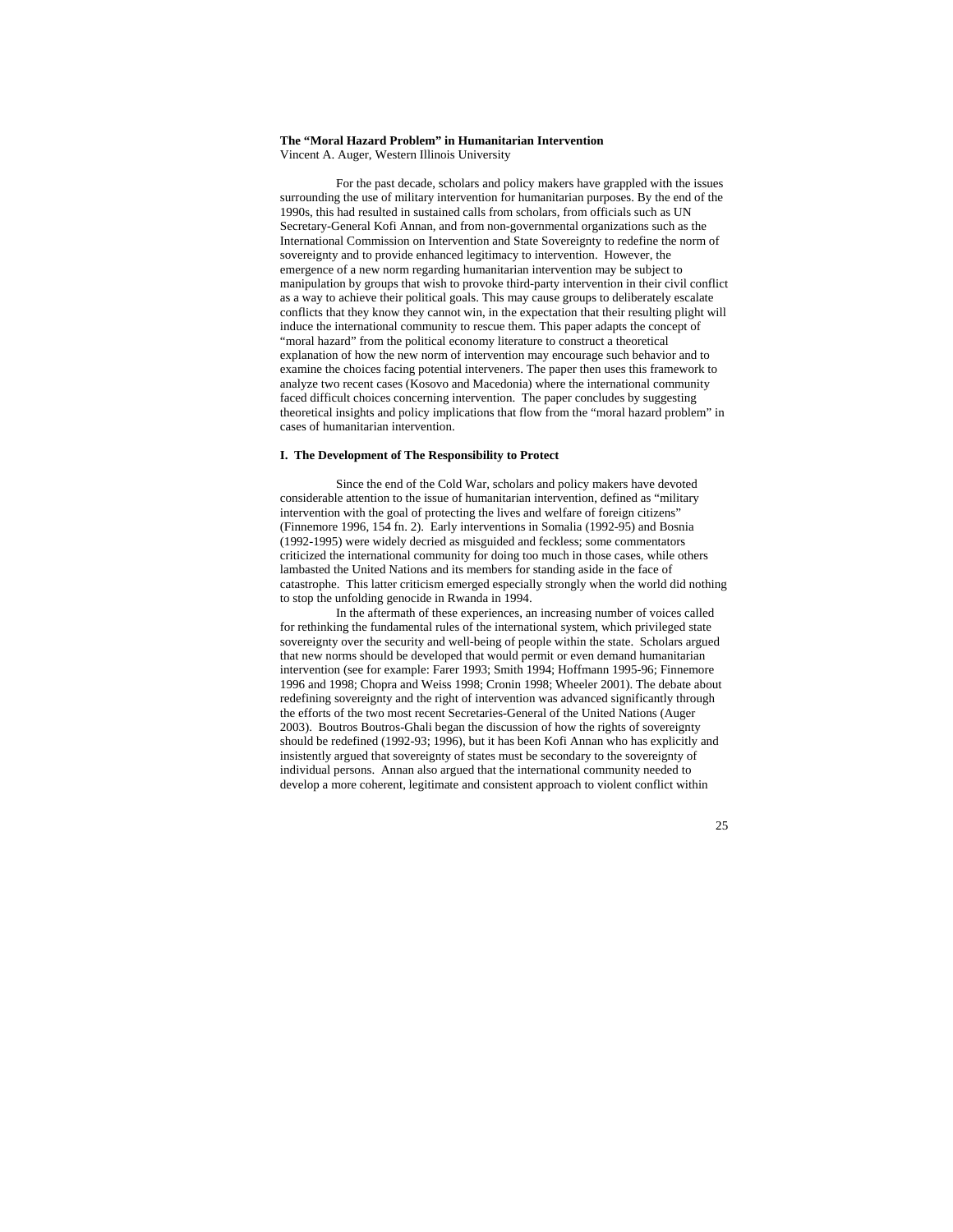**The "Moral Hazard Problem" in Humanitarian Intervention**
Vincent A. Auger, Western Illinois University

For the past decade, scholars and policy makers have grappled with the issues surrounding the use of military intervention for humanitarian purposes. By the end of the 1990s, this had resulted in sustained calls from scholars, from officials such as UN Secretary-General Kofi Annan, and from non-governmental organizations such as the International Commission on Intervention and State Sovereignty to redefine the norm of sovereignty and to provide enhanced legitimacy to intervention. However, the emergence of a new norm regarding humanitarian intervention may be subject to manipulation by groups that wish to provoke third-party intervention in their civil conflict as a way to achieve their political goals. This may cause groups to deliberately escalate conflicts that they know they cannot win, in the expectation that their resulting plight will induce the international community to rescue them. This paper adapts the concept of "moral hazard" from the political economy literature to construct a theoretical explanation of how the new norm of intervention may encourage such behavior and to examine the choices facing potential interveners. The paper then uses this framework to analyze two recent cases (Kosovo and Macedonia) where the international community faced difficult choices concerning intervention. The paper concludes by suggesting theoretical insights and policy implications that flow from the "moral hazard problem" in cases of humanitarian intervention.

**I. The Development of The Responsibility to Protect**

Since the end of the Cold War, scholars and policy makers have devoted considerable attention to the issue of humanitarian intervention, defined as "military intervention with the goal of protecting the lives and welfare of foreign citizens" (Finnemore 1996, 154 fn. 2). Early interventions in Somalia (1992-95) and Bosnia (1992-1995) were widely decried as misguided and feckless; some commentators criticized the international community for doing too much in those cases, while others lambasted the United Nations and its members for standing aside in the face of catastrophe. This latter criticism emerged especially strongly when the world did nothing to stop the unfolding genocide in Rwanda in 1994.

In the aftermath of these experiences, an increasing number of voices called for rethinking the fundamental rules of the international system, which privileged state sovereignty over the security and well-being of people within the state. Scholars argued that new norms should be developed that would permit or even demand humanitarian intervention (see for example: Farer 1993; Smith 1994; Hoffmann 1995-96; Finnemore 1996 and 1998; Chopra and Weiss 1998; Cronin 1998; Wheeler 2001). The debate about redefining sovereignty and the right of intervention was advanced significantly through the efforts of the two most recent Secretaries-General of the United Nations (Auger 2003). Boutros Boutros-Ghali began the discussion of how the rights of sovereignty should be redefined (1992-93; 1996), but it has been Kofi Annan who has explicitly and insistently argued that sovereignty of states must be secondary to the sovereignty of individual persons. Annan also argued that the international community needed to develop a more coherent, legitimate and consistent approach to violent conflict within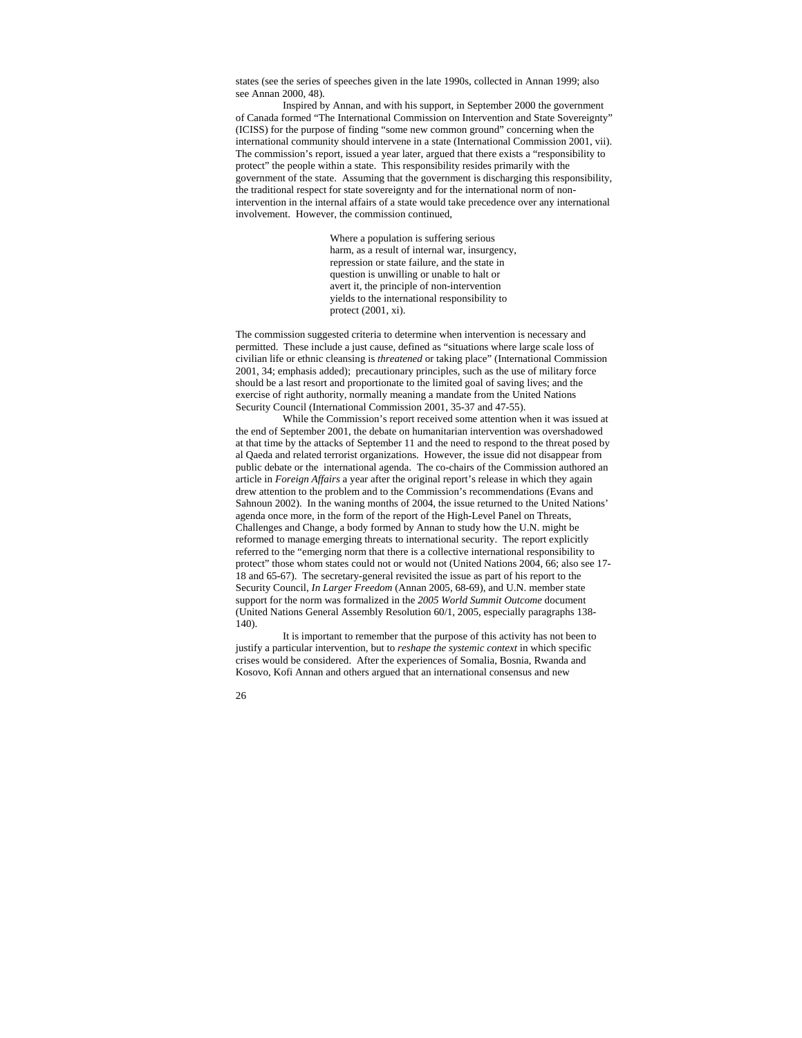states (see the series of speeches given in the late 1990s, collected in Annan 1999; also see Annan 2000, 48).

Inspired by Annan, and with his support, in September 2000 the government of Canada formed "The International Commission on Intervention and State Sovereignty" (ICISS) for the purpose of finding "some new common ground" concerning when the international community should intervene in a state (International Commission 2001, vii). The commission's report, issued a year later, argued that there exists a "responsibility to protect" the people within a state. This responsibility resides primarily with the government of the state. Assuming that the government is discharging this responsibility, the traditional respect for state sovereignty and for the international norm of non-intervention in the internal affairs of a state would take precedence over any international involvement. However, the commission continued,

> Where a population is suffering serious harm, as a result of internal war, insurgency, repression or state failure, and the state in question is unwilling or unable to halt or avert it, the principle of non-intervention yields to the international responsibility to protect (2001, xi).

The commission suggested criteria to determine when intervention is necessary and permitted. These include a just cause, defined as "situations where large scale loss of civilian life or ethnic cleansing is *threatened* or taking place" (International Commission 2001, 34; emphasis added); precautionary principles, such as the use of military force should be a last resort and proportionate to the limited goal of saving lives; and the exercise of right authority, normally meaning a mandate from the United Nations Security Council (International Commission 2001, 35-37 and 47-55).

While the Commission's report received some attention when it was issued at the end of September 2001, the debate on humanitarian intervention was overshadowed at that time by the attacks of September 11 and the need to respond to the threat posed by al Qaeda and related terrorist organizations. However, the issue did not disappear from public debate or the international agenda. The co-chairs of the Commission authored an article in *Foreign Affairs* a year after the original report's release in which they again drew attention to the problem and to the Commission's recommendations (Evans and Sahnoun 2002). In the waning months of 2004, the issue returned to the United Nations' agenda once more, in the form of the report of the High-Level Panel on Threats, Challenges and Change, a body formed by Annan to study how the U.N. might be reformed to manage emerging threats to international security. The report explicitly referred to the "emerging norm that there is a collective international responsibility to protect" those whom states could not or would not (United Nations 2004, 66; also see 17-18 and 65-67). The secretary-general revisited the issue as part of his report to the Security Council, *In Larger Freedom* (Annan 2005, 68-69), and U.N. member state support for the norm was formalized in the *2005 World Summit Outcome* document (United Nations General Assembly Resolution 60/1, 2005, especially paragraphs 138-140).

It is important to remember that the purpose of this activity has not been to justify a particular intervention, but to *reshape the systemic context* in which specific crises would be considered. After the experiences of Somalia, Bosnia, Rwanda and Kosovo, Kofi Annan and others argued that an international consensus and new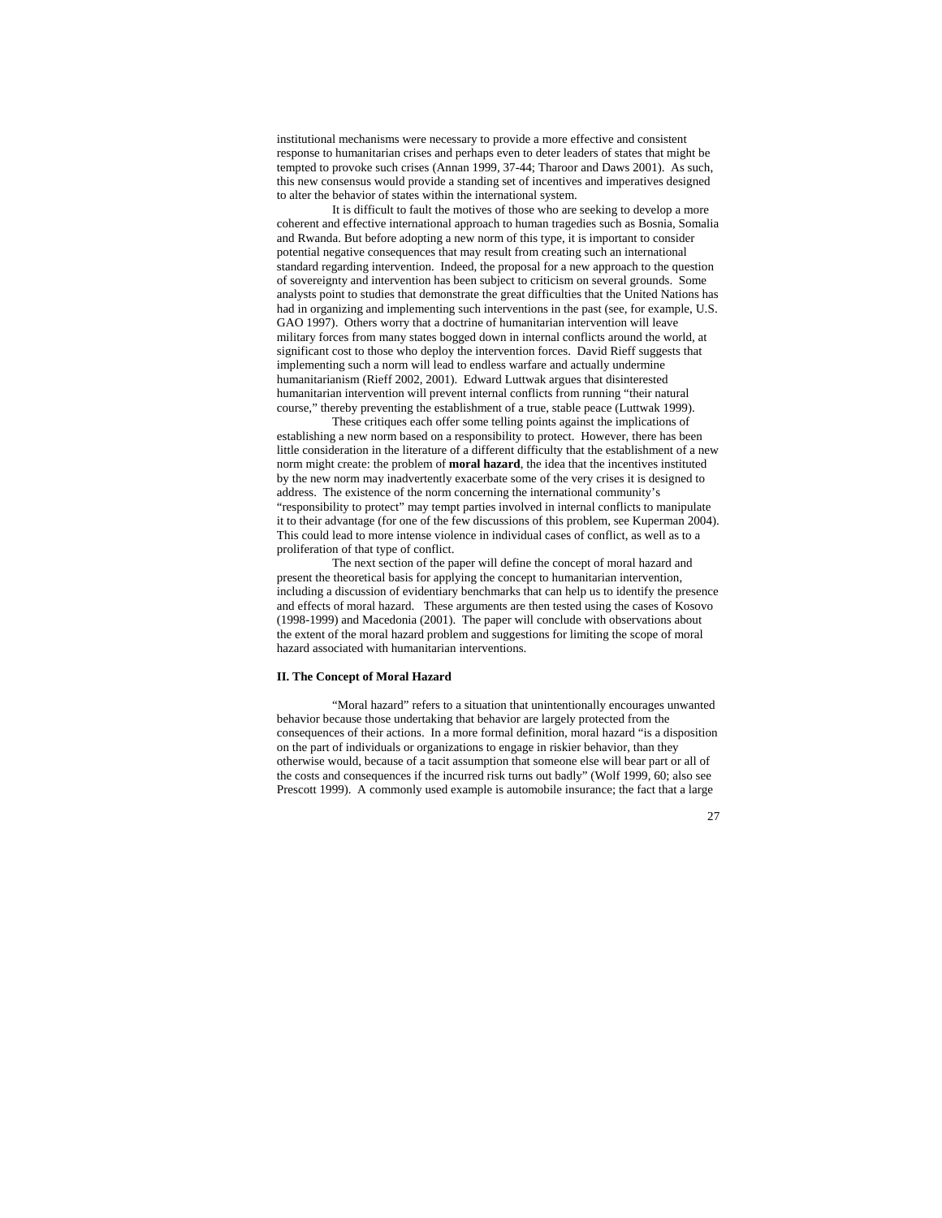institutional mechanisms were necessary to provide a more effective and consistent response to humanitarian crises and perhaps even to deter leaders of states that might be tempted to provoke such crises (Annan 1999, 37-44; Tharoor and Daws 2001). As such, this new consensus would provide a standing set of incentives and imperatives designed to alter the behavior of states within the international system.

It is difficult to fault the motives of those who are seeking to develop a more coherent and effective international approach to human tragedies such as Bosnia, Somalia and Rwanda. But before adopting a new norm of this type, it is important to consider potential negative consequences that may result from creating such an international standard regarding intervention. Indeed, the proposal for a new approach to the question of sovereignty and intervention has been subject to criticism on several grounds. Some analysts point to studies that demonstrate the great difficulties that the United Nations has had in organizing and implementing such interventions in the past (see, for example, U.S. GAO 1997). Others worry that a doctrine of humanitarian intervention will leave military forces from many states bogged down in internal conflicts around the world, at significant cost to those who deploy the intervention forces. David Rieff suggests that implementing such a norm will lead to endless warfare and actually undermine humanitarianism (Rieff 2002, 2001). Edward Luttwak argues that disinterested humanitarian intervention will prevent internal conflicts from running "their natural course," thereby preventing the establishment of a true, stable peace (Luttwak 1999).

These critiques each offer some telling points against the implications of establishing a new norm based on a responsibility to protect. However, there has been little consideration in the literature of a different difficulty that the establishment of a new norm might create: the problem of **moral hazard**, the idea that the incentives instituted by the new norm may inadvertently exacerbate some of the very crises it is designed to address. The existence of the norm concerning the international community's "responsibility to protect" may tempt parties involved in internal conflicts to manipulate it to their advantage (for one of the few discussions of this problem, see Kuperman 2004). This could lead to more intense violence in individual cases of conflict, as well as to a proliferation of that type of conflict.

The next section of the paper will define the concept of moral hazard and present the theoretical basis for applying the concept to humanitarian intervention, including a discussion of evidentiary benchmarks that can help us to identify the presence and effects of moral hazard. These arguments are then tested using the cases of Kosovo (1998-1999) and Macedonia (2001). The paper will conclude with observations about the extent of the moral hazard problem and suggestions for limiting the scope of moral hazard associated with humanitarian interventions.

## II. The Concept of Moral Hazard

"Moral hazard" refers to a situation that unintentionally encourages unwanted behavior because those undertaking that behavior are largely protected from the consequences of their actions. In a more formal definition, moral hazard "is a disposition on the part of individuals or organizations to engage in riskier behavior, than they otherwise would, because of a tacit assumption that someone else will bear part or all of the costs and consequences if the incurred risk turns out badly" (Wolf 1999, 60; also see Prescott 1999). A commonly used example is automobile insurance; the fact that a large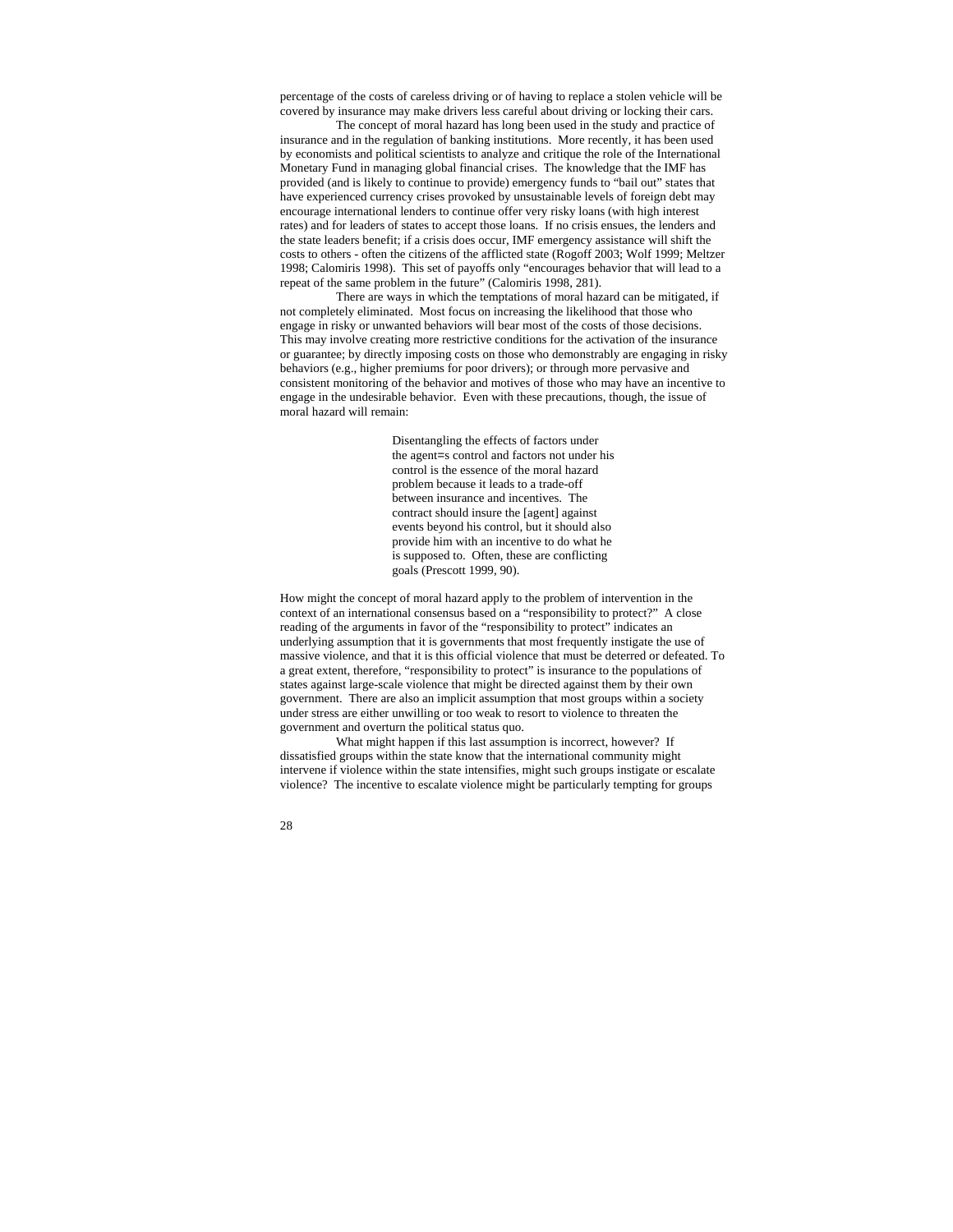percentage of the costs of careless driving or of having to replace a stolen vehicle will be covered by insurance may make drivers less careful about driving or locking their cars.

The concept of moral hazard has long been used in the study and practice of insurance and in the regulation of banking institutions. More recently, it has been used by economists and political scientists to analyze and critique the role of the International Monetary Fund in managing global financial crises. The knowledge that the IMF has provided (and is likely to continue to provide) emergency funds to "bail out" states that have experienced currency crises provoked by unsustainable levels of foreign debt may encourage international lenders to continue offer very risky loans (with high interest rates) and for leaders of states to accept those loans. If no crisis ensues, the lenders and the state leaders benefit; if a crisis does occur, IMF emergency assistance will shift the costs to others - often the citizens of the afflicted state (Rogoff 2003; Wolf 1999; Meltzer 1998; Calomiris 1998). This set of payoffs only "encourages behavior that will lead to a repeat of the same problem in the future" (Calomiris 1998, 281).

There are ways in which the temptations of moral hazard can be mitigated, if not completely eliminated. Most focus on increasing the likelihood that those who engage in risky or unwanted behaviors will bear most of the costs of those decisions. This may involve creating more restrictive conditions for the activation of the insurance or guarantee; by directly imposing costs on those who demonstrably are engaging in risky behaviors (e.g., higher premiums for poor drivers); or through more pervasive and consistent monitoring of the behavior and motives of those who may have an incentive to engage in the undesirable behavior. Even with these precautions, though, the issue of moral hazard will remain:

> Disentangling the effects of factors under the agent=s control and factors not under his control is the essence of the moral hazard problem because it leads to a trade-off between insurance and incentives. The contract should insure the [agent] against events beyond his control, but it should also provide him with an incentive to do what he is supposed to. Often, these are conflicting goals (Prescott 1999, 90).

How might the concept of moral hazard apply to the problem of intervention in the context of an international consensus based on a "responsibility to protect?" A close reading of the arguments in favor of the "responsibility to protect" indicates an underlying assumption that it is governments that most frequently instigate the use of massive violence, and that it is this official violence that must be deterred or defeated. To a great extent, therefore, "responsibility to protect" is insurance to the populations of states against large-scale violence that might be directed against them by their own government. There are also an implicit assumption that most groups within a society under stress are either unwilling or too weak to resort to violence to threaten the government and overturn the political status quo.

What might happen if this last assumption is incorrect, however? If dissatisfied groups within the state know that the international community might intervene if violence within the state intensifies, might such groups instigate or escalate violence? The incentive to escalate violence might be particularly tempting for groups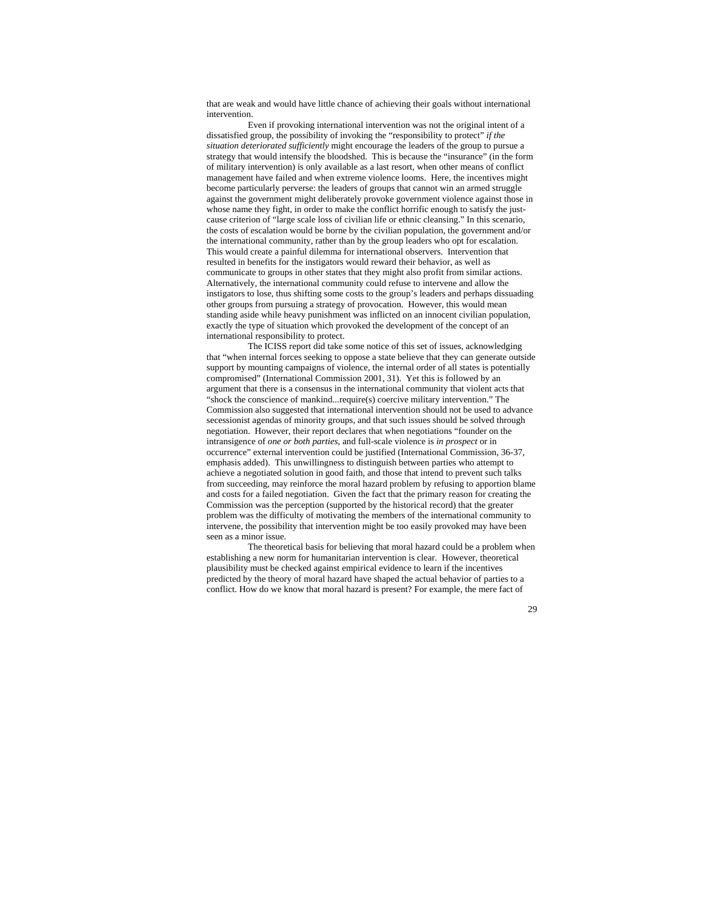that are weak and would have little chance of achieving their goals without international intervention.

Even if provoking international intervention was not the original intent of a dissatisfied group, the possibility of invoking the "responsibility to protect" *if the situation deteriorated sufficiently* might encourage the leaders of the group to pursue a strategy that would intensify the bloodshed. This is because the "insurance" (in the form of military intervention) is only available as a last resort, when other means of conflict management have failed and when extreme violence looms. Here, the incentives might become particularly perverse: the leaders of groups that cannot win an armed struggle against the government might deliberately provoke government violence against those in whose name they fight, in order to make the conflict horrific enough to satisfy the just-cause criterion of "large scale loss of civilian life or ethnic cleansing." In this scenario, the costs of escalation would be borne by the civilian population, the government and/or the international community, rather than by the group leaders who opt for escalation. This would create a painful dilemma for international observers. Intervention that resulted in benefits for the instigators would reward their behavior, as well as communicate to groups in other states that they might also profit from similar actions. Alternatively, the international community could refuse to intervene and allow the instigators to lose, thus shifting some costs to the group's leaders and perhaps dissuading other groups from pursuing a strategy of provocation. However, this would mean standing aside while heavy punishment was inflicted on an innocent civilian population, exactly the type of situation which provoked the development of the concept of an international responsibility to protect.

The ICISS report did take some notice of this set of issues, acknowledging that "when internal forces seeking to oppose a state believe that they can generate outside support by mounting campaigns of violence, the internal order of all states is potentially compromised" (International Commission 2001, 31). Yet this is followed by an argument that there is a consensus in the international community that violent acts that "shock the conscience of mankind...require(s) coercive military intervention." The Commission also suggested that international intervention should not be used to advance secessionist agendas of minority groups, and that such issues should be solved through negotiation. However, their report declares that when negotiations "founder on the intransigence of *one or both parties*, and full-scale violence is *in prospect* or in occurrence" external intervention could be justified (International Commission, 36-37, emphasis added). This unwillingness to distinguish between parties who attempt to achieve a negotiated solution in good faith, and those that intend to prevent such talks from succeeding, may reinforce the moral hazard problem by refusing to apportion blame and costs for a failed negotiation. Given the fact that the primary reason for creating the Commission was the perception (supported by the historical record) that the greater problem was the difficulty of motivating the members of the international community to intervene, the possibility that intervention might be too easily provoked may have been seen as a minor issue.

The theoretical basis for believing that moral hazard could be a problem when establishing a new norm for humanitarian intervention is clear. However, theoretical plausibility must be checked against empirical evidence to learn if the incentives predicted by the theory of moral hazard have shaped the actual behavior of parties to a conflict. How do we know that moral hazard is present? For example, the mere fact of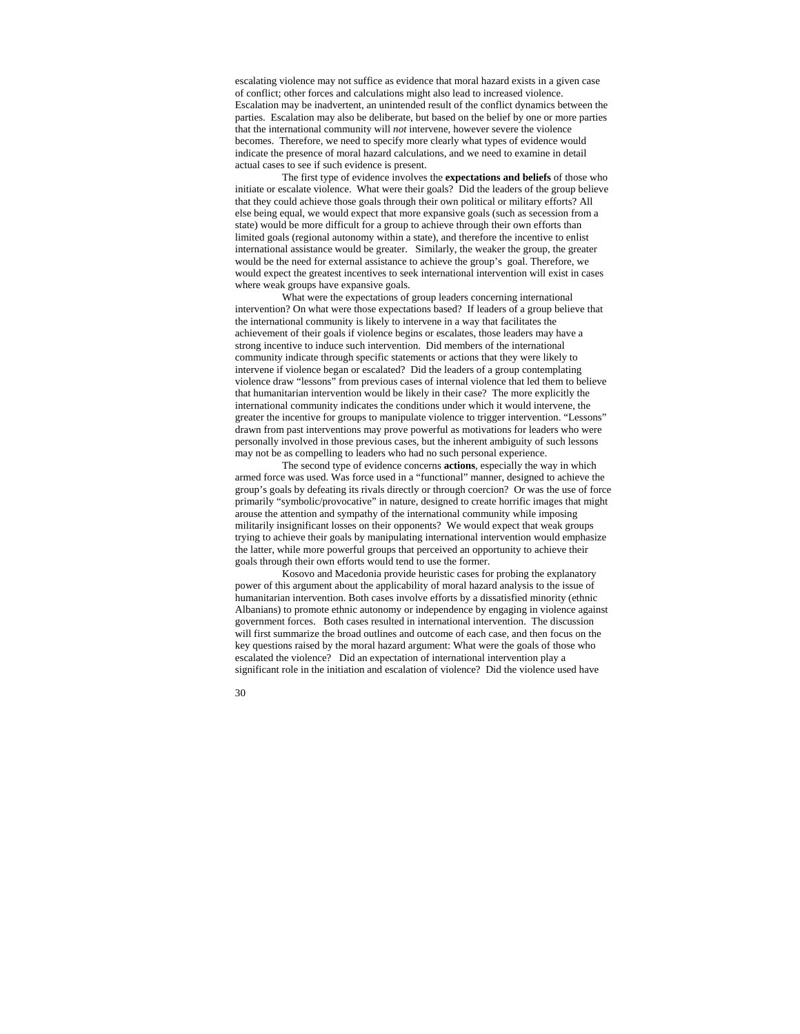escalating violence may not suffice as evidence that moral hazard exists in a given case of conflict; other forces and calculations might also lead to increased violence. Escalation may be inadvertent, an unintended result of the conflict dynamics between the parties. Escalation may also be deliberate, but based on the belief by one or more parties that the international community will *not* intervene, however severe the violence becomes. Therefore, we need to specify more clearly what types of evidence would indicate the presence of moral hazard calculations, and we need to examine in detail actual cases to see if such evidence is present.

The first type of evidence involves the **expectations and beliefs** of those who initiate or escalate violence. What were their goals? Did the leaders of the group believe that they could achieve those goals through their own political or military efforts? All else being equal, we would expect that more expansive goals (such as secession from a state) would be more difficult for a group to achieve through their own efforts than limited goals (regional autonomy within a state), and therefore the incentive to enlist international assistance would be greater. Similarly, the weaker the group, the greater would be the need for external assistance to achieve the group's goal. Therefore, we would expect the greatest incentives to seek international intervention will exist in cases where weak groups have expansive goals.

What were the expectations of group leaders concerning international intervention? On what were those expectations based? If leaders of a group believe that the international community is likely to intervene in a way that facilitates the achievement of their goals if violence begins or escalates, those leaders may have a strong incentive to induce such intervention. Did members of the international community indicate through specific statements or actions that they were likely to intervene if violence began or escalated? Did the leaders of a group contemplating violence draw "lessons" from previous cases of internal violence that led them to believe that humanitarian intervention would be likely in their case? The more explicitly the international community indicates the conditions under which it would intervene, the greater the incentive for groups to manipulate violence to trigger intervention. "Lessons" drawn from past interventions may prove powerful as motivations for leaders who were personally involved in those previous cases, but the inherent ambiguity of such lessons may not be as compelling to leaders who had no such personal experience.

The second type of evidence concerns **actions**, especially the way in which armed force was used. Was force used in a "functional" manner, designed to achieve the group's goals by defeating its rivals directly or through coercion? Or was the use of force primarily "symbolic/provocative" in nature, designed to create horrific images that might arouse the attention and sympathy of the international community while imposing militarily insignificant losses on their opponents? We would expect that weak groups trying to achieve their goals by manipulating international intervention would emphasize the latter, while more powerful groups that perceived an opportunity to achieve their goals through their own efforts would tend to use the former.

Kosovo and Macedonia provide heuristic cases for probing the explanatory power of this argument about the applicability of moral hazard analysis to the issue of humanitarian intervention. Both cases involve efforts by a dissatisfied minority (ethnic Albanians) to promote ethnic autonomy or independence by engaging in violence against government forces. Both cases resulted in international intervention. The discussion will first summarize the broad outlines and outcome of each case, and then focus on the key questions raised by the moral hazard argument: What were the goals of those who escalated the violence? Did an expectation of international intervention play a significant role in the initiation and escalation of violence? Did the violence used have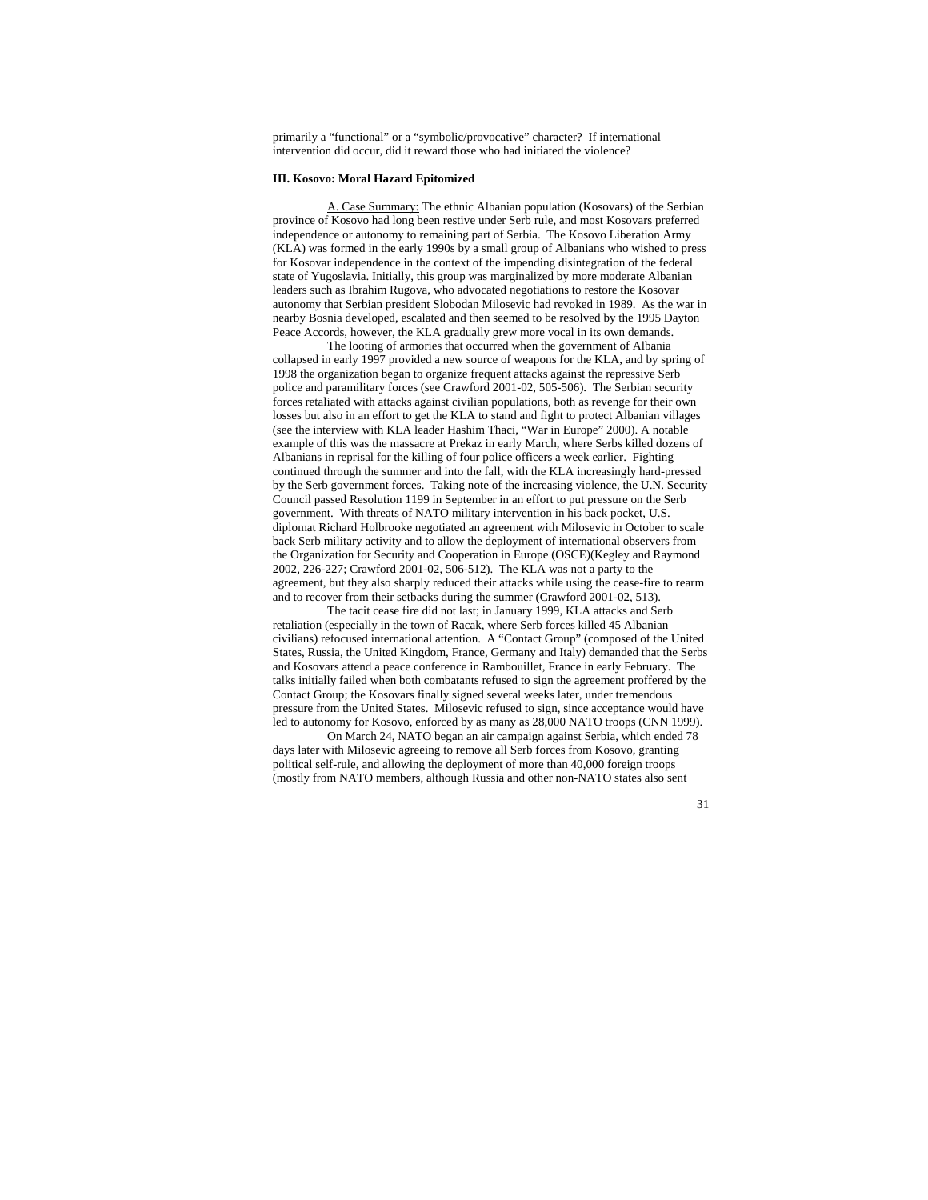primarily a "functional" or a "symbolic/provocative" character? If international intervention did occur, did it reward those who had initiated the violence?

### III. Kosovo: Moral Hazard Epitomized

A. Case Summary: The ethnic Albanian population (Kosovars) of the Serbian province of Kosovo had long been restive under Serb rule, and most Kosovars preferred independence or autonomy to remaining part of Serbia. The Kosovo Liberation Army (KLA) was formed in the early 1990s by a small group of Albanians who wished to press for Kosovar independence in the context of the impending disintegration of the federal state of Yugoslavia. Initially, this group was marginalized by more moderate Albanian leaders such as Ibrahim Rugova, who advocated negotiations to restore the Kosovar autonomy that Serbian president Slobodan Milosevic had revoked in 1989. As the war in nearby Bosnia developed, escalated and then seemed to be resolved by the 1995 Dayton Peace Accords, however, the KLA gradually grew more vocal in its own demands.

The looting of armories that occurred when the government of Albania collapsed in early 1997 provided a new source of weapons for the KLA, and by spring of 1998 the organization began to organize frequent attacks against the repressive Serb police and paramilitary forces (see Crawford 2001-02, 505-506). The Serbian security forces retaliated with attacks against civilian populations, both as revenge for their own losses but also in an effort to get the KLA to stand and fight to protect Albanian villages (see the interview with KLA leader Hashim Thaci, "War in Europe" 2000). A notable example of this was the massacre at Prekaz in early March, where Serbs killed dozens of Albanians in reprisal for the killing of four police officers a week earlier. Fighting continued through the summer and into the fall, with the KLA increasingly hard-pressed by the Serb government forces. Taking note of the increasing violence, the U.N. Security Council passed Resolution 1199 in September in an effort to put pressure on the Serb government. With threats of NATO military intervention in his back pocket, U.S. diplomat Richard Holbrooke negotiated an agreement with Milosevic in October to scale back Serb military activity and to allow the deployment of international observers from the Organization for Security and Cooperation in Europe (OSCE)(Kegley and Raymond 2002, 226-227; Crawford 2001-02, 506-512). The KLA was not a party to the agreement, but they also sharply reduced their attacks while using the cease-fire to rearm and to recover from their setbacks during the summer (Crawford 2001-02, 513).

The tacit cease fire did not last; in January 1999, KLA attacks and Serb retaliation (especially in the town of Racak, where Serb forces killed 45 Albanian civilians) refocused international attention. A "Contact Group" (composed of the United States, Russia, the United Kingdom, France, Germany and Italy) demanded that the Serbs and Kosovars attend a peace conference in Rambouillet, France in early February. The talks initially failed when both combatants refused to sign the agreement proffered by the Contact Group; the Kosovars finally signed several weeks later, under tremendous pressure from the United States. Milosevic refused to sign, since acceptance would have led to autonomy for Kosovo, enforced by as many as 28,000 NATO troops (CNN 1999).

On March 24, NATO began an air campaign against Serbia, which ended 78 days later with Milosevic agreeing to remove all Serb forces from Kosovo, granting political self-rule, and allowing the deployment of more than 40,000 foreign troops (mostly from NATO members, although Russia and other non-NATO states also sent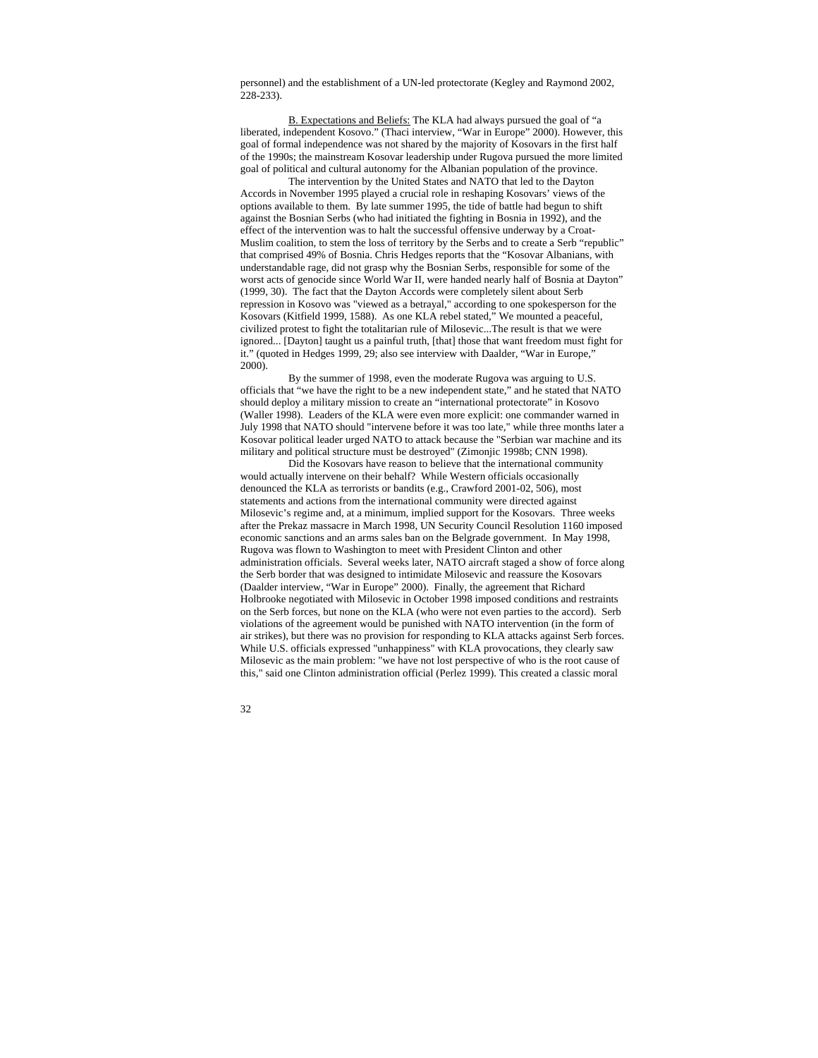personnel) and the establishment of a UN-led protectorate (Kegley and Raymond 2002, 228-233).

<u>B. Expectations and Beliefs:</u> The KLA had always pursued the goal of "a liberated, independent Kosovo." (Thaci interview, "War in Europe" 2000). However, this goal of formal independence was not shared by the majority of Kosovars in the first half of the 1990s; the mainstream Kosovar leadership under Rugova pursued the more limited goal of political and cultural autonomy for the Albanian population of the province.

The intervention by the United States and NATO that led to the Dayton Accords in November 1995 played a crucial role in reshaping Kosovars' views of the options available to them. By late summer 1995, the tide of battle had begun to shift against the Bosnian Serbs (who had initiated the fighting in Bosnia in 1992), and the effect of the intervention was to halt the successful offensive underway by a Croat-Muslim coalition, to stem the loss of territory by the Serbs and to create a Serb "republic" that comprised 49% of Bosnia. Chris Hedges reports that the "Kosovar Albanians, with understandable rage, did not grasp why the Bosnian Serbs, responsible for some of the worst acts of genocide since World War II, were handed nearly half of Bosnia at Dayton" (1999, 30). The fact that the Dayton Accords were completely silent about Serb repression in Kosovo was "viewed as a betrayal," according to one spokesperson for the Kosovars (Kitfield 1999, 1588). As one KLA rebel stated," We mounted a peaceful, civilized protest to fight the totalitarian rule of Milosevic...The result is that we were ignored... [Dayton] taught us a painful truth, [that] those that want freedom must fight for it." (quoted in Hedges 1999, 29; also see interview with Daalder, "War in Europe," 2000).

By the summer of 1998, even the moderate Rugova was arguing to U.S. officials that "we have the right to be a new independent state," and he stated that NATO should deploy a military mission to create an "international protectorate" in Kosovo (Waller 1998). Leaders of the KLA were even more explicit: one commander warned in July 1998 that NATO should "intervene before it was too late," while three months later a Kosovar political leader urged NATO to attack because the "Serbian war machine and its military and political structure must be destroyed" (Zimonjic 1998b; CNN 1998).

Did the Kosovars have reason to believe that the international community would actually intervene on their behalf? While Western officials occasionally denounced the KLA as terrorists or bandits (e.g., Crawford 2001-02, 506), most statements and actions from the international community were directed against Milosevic's regime and, at a minimum, implied support for the Kosovars. Three weeks after the Prekaz massacre in March 1998, UN Security Council Resolution 1160 imposed economic sanctions and an arms sales ban on the Belgrade government. In May 1998, Rugova was flown to Washington to meet with President Clinton and other administration officials. Several weeks later, NATO aircraft staged a show of force along the Serb border that was designed to intimidate Milosevic and reassure the Kosovars (Daalder interview, "War in Europe" 2000). Finally, the agreement that Richard Holbrooke negotiated with Milosevic in October 1998 imposed conditions and restraints on the Serb forces, but none on the KLA (who were not even parties to the accord). Serb violations of the agreement would be punished with NATO intervention (in the form of air strikes), but there was no provision for responding to KLA attacks against Serb forces. While U.S. officials expressed "unhappiness" with KLA provocations, they clearly saw Milosevic as the main problem: "we have not lost perspective of who is the root cause of this," said one Clinton administration official (Perlez 1999). This created a classic moral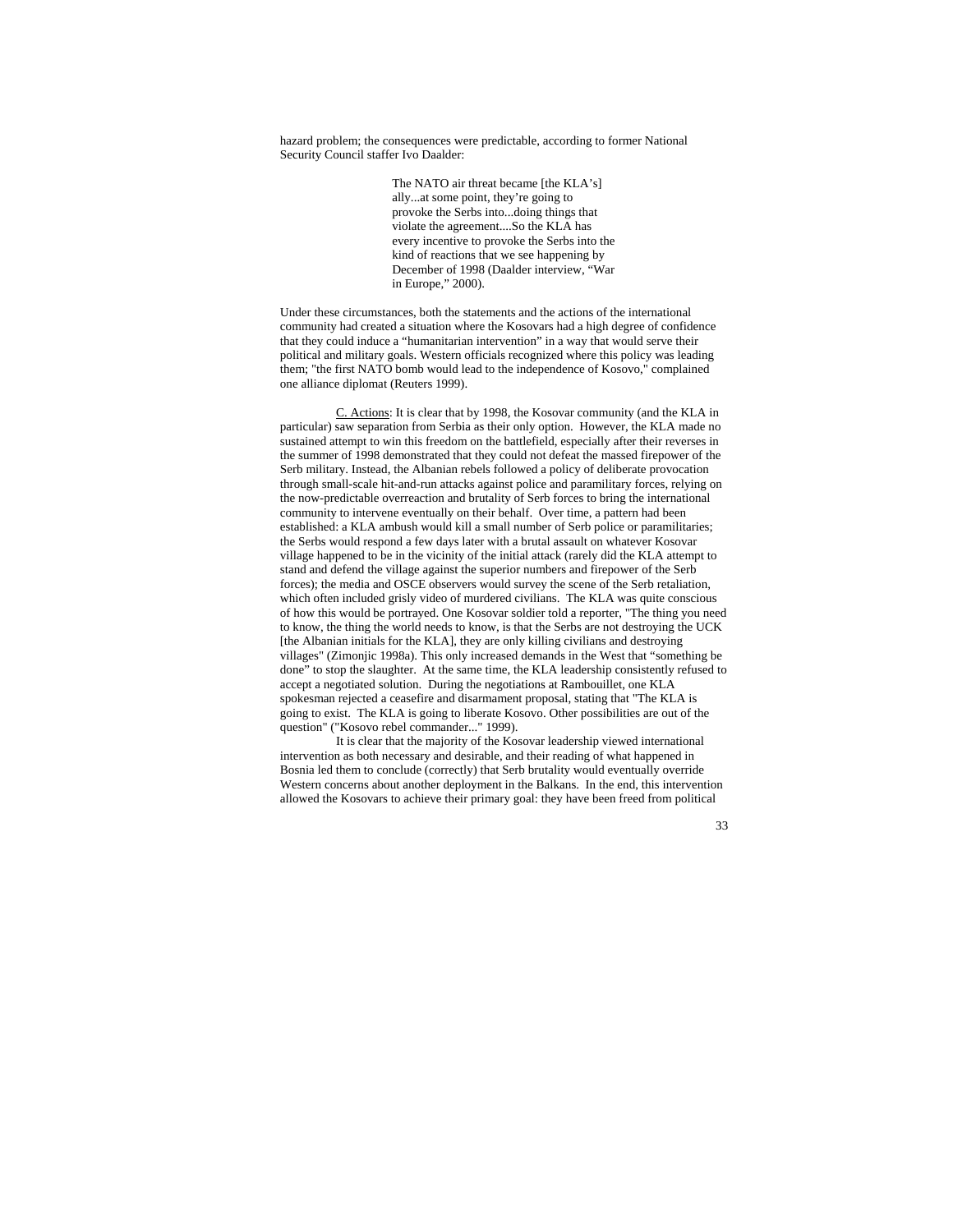hazard problem; the consequences were predictable, according to former National Security Council staffer Ivo Daalder:

> The NATO air threat became [the KLA's] ally...at some point, they're going to provoke the Serbs into...doing things that violate the agreement....So the KLA has every incentive to provoke the Serbs into the kind of reactions that we see happening by December of 1998 (Daalder interview, "War in Europe," 2000).

Under these circumstances, both the statements and the actions of the international community had created a situation where the Kosovars had a high degree of confidence that they could induce a "humanitarian intervention" in a way that would serve their political and military goals. Western officials recognized where this policy was leading them; "the first NATO bomb would lead to the independence of Kosovo," complained one alliance diplomat (Reuters 1999).

C. Actions: It is clear that by 1998, the Kosovar community (and the KLA in particular) saw separation from Serbia as their only option. However, the KLA made no sustained attempt to win this freedom on the battlefield, especially after their reverses in the summer of 1998 demonstrated that they could not defeat the massed firepower of the Serb military. Instead, the Albanian rebels followed a policy of deliberate provocation through small-scale hit-and-run attacks against police and paramilitary forces, relying on the now-predictable overreaction and brutality of Serb forces to bring the international community to intervene eventually on their behalf. Over time, a pattern had been established: a KLA ambush would kill a small number of Serb police or paramilitaries; the Serbs would respond a few days later with a brutal assault on whatever Kosovar village happened to be in the vicinity of the initial attack (rarely did the KLA attempt to stand and defend the village against the superior numbers and firepower of the Serb forces); the media and OSCE observers would survey the scene of the Serb retaliation, which often included grisly video of murdered civilians. The KLA was quite conscious of how this would be portrayed. One Kosovar soldier told a reporter, "The thing you need to know, the thing the world needs to know, is that the Serbs are not destroying the UCK [the Albanian initials for the KLA], they are only killing civilians and destroying villages" (Zimonjic 1998a). This only increased demands in the West that "something be done" to stop the slaughter. At the same time, the KLA leadership consistently refused to accept a negotiated solution. During the negotiations at Rambouillet, one KLA spokesman rejected a ceasefire and disarmament proposal, stating that "The KLA is going to exist. The KLA is going to liberate Kosovo. Other possibilities are out of the question" ("Kosovo rebel commander..." 1999).

It is clear that the majority of the Kosovar leadership viewed international intervention as both necessary and desirable, and their reading of what happened in Bosnia led them to conclude (correctly) that Serb brutality would eventually override Western concerns about another deployment in the Balkans. In the end, this intervention allowed the Kosovars to achieve their primary goal: they have been freed from political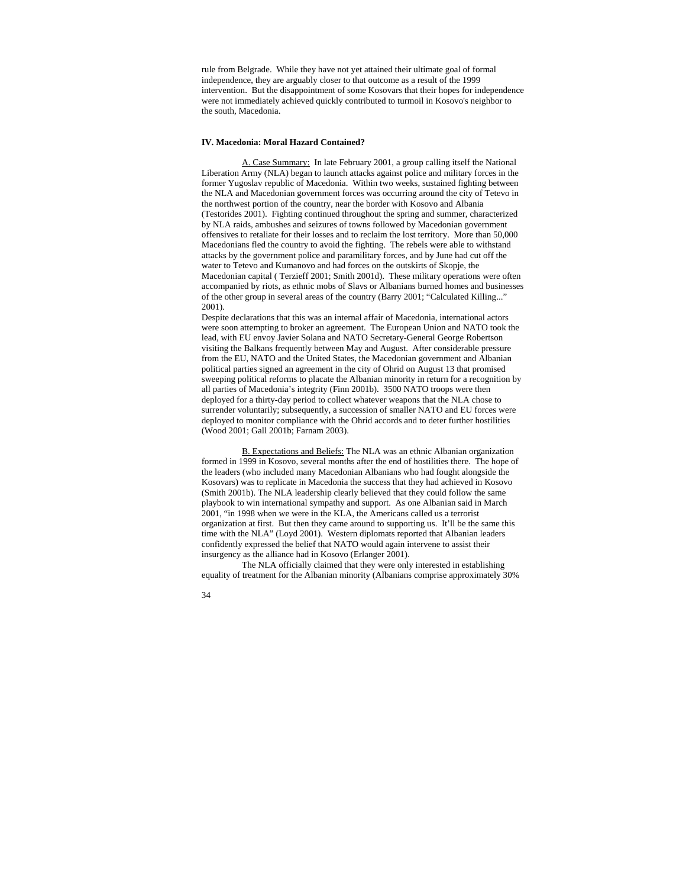rule from Belgrade. While they have not yet attained their ultimate goal of formal independence, they are arguably closer to that outcome as a result of the 1999 intervention. But the disappointment of some Kosovars that their hopes for independence were not immediately achieved quickly contributed to turmoil in Kosovo's neighbor to the south, Macedonia.

## IV. Macedonia: Moral Hazard Contained?

A. Case Summary: In late February 2001, a group calling itself the National Liberation Army (NLA) began to launch attacks against police and military forces in the former Yugoslav republic of Macedonia. Within two weeks, sustained fighting between the NLA and Macedonian government forces was occurring around the city of Tetevo in the northwest portion of the country, near the border with Kosovo and Albania (Testorides 2001). Fighting continued throughout the spring and summer, characterized by NLA raids, ambushes and seizures of towns followed by Macedonian government offensives to retaliate for their losses and to reclaim the lost territory. More than 50,000 Macedonians fled the country to avoid the fighting. The rebels were able to withstand attacks by the government police and paramilitary forces, and by June had cut off the water to Tetevo and Kumanovo and had forces on the outskirts of Skopje, the Macedonian capital ( Terzieff 2001; Smith 2001d). These military operations were often accompanied by riots, as ethnic mobs of Slavs or Albanians burned homes and businesses of the other group in several areas of the country (Barry 2001; "Calculated Killing..." 2001).

Despite declarations that this was an internal affair of Macedonia, international actors were soon attempting to broker an agreement. The European Union and NATO took the lead, with EU envoy Javier Solana and NATO Secretary-General George Robertson visiting the Balkans frequently between May and August. After considerable pressure from the EU, NATO and the United States, the Macedonian government and Albanian political parties signed an agreement in the city of Ohrid on August 13 that promised sweeping political reforms to placate the Albanian minority in return for a recognition by all parties of Macedonia's integrity (Finn 2001b). 3500 NATO troops were then deployed for a thirty-day period to collect whatever weapons that the NLA chose to surrender voluntarily; subsequently, a succession of smaller NATO and EU forces were deployed to monitor compliance with the Ohrid accords and to deter further hostilities (Wood 2001; Gall 2001b; Farnam 2003).

B. Expectations and Beliefs: The NLA was an ethnic Albanian organization formed in 1999 in Kosovo, several months after the end of hostilities there. The hope of the leaders (who included many Macedonian Albanians who had fought alongside the Kosovars) was to replicate in Macedonia the success that they had achieved in Kosovo (Smith 2001b). The NLA leadership clearly believed that they could follow the same playbook to win international sympathy and support. As one Albanian said in March 2001, "in 1998 when we were in the KLA, the Americans called us a terrorist organization at first. But then they came around to supporting us. It'll be the same this time with the NLA" (Loyd 2001). Western diplomats reported that Albanian leaders confidently expressed the belief that NATO would again intervene to assist their insurgency as the alliance had in Kosovo (Erlanger 2001).

The NLA officially claimed that they were only interested in establishing equality of treatment for the Albanian minority (Albanians comprise approximately 30%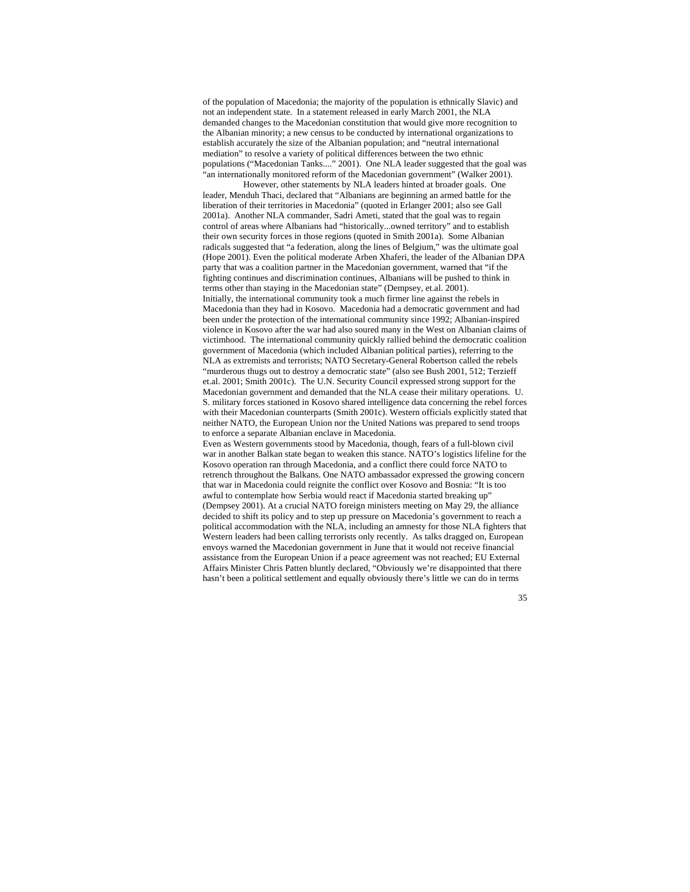of the population of Macedonia; the majority of the population is ethnically Slavic) and not an independent state. In a statement released in early March 2001, the NLA demanded changes to the Macedonian constitution that would give more recognition to the Albanian minority; a new census to be conducted by international organizations to establish accurately the size of the Albanian population; and "neutral international mediation" to resolve a variety of political differences between the two ethnic populations ("Macedonian Tanks...." 2001). One NLA leader suggested that the goal was "an internationally monitored reform of the Macedonian government" (Walker 2001).

However, other statements by NLA leaders hinted at broader goals. One leader, Menduh Thaci, declared that "Albanians are beginning an armed battle for the liberation of their territories in Macedonia" (quoted in Erlanger 2001; also see Gall 2001a). Another NLA commander, Sadri Ameti, stated that the goal was to regain control of areas where Albanians had "historically...owned territory" and to establish their own security forces in those regions (quoted in Smith 2001a). Some Albanian radicals suggested that "a federation, along the lines of Belgium," was the ultimate goal (Hope 2001). Even the political moderate Arben Xhaferi, the leader of the Albanian DPA party that was a coalition partner in the Macedonian government, warned that "if the fighting continues and discrimination continues, Albanians will be pushed to think in terms other than staying in the Macedonian state" (Dempsey, et.al. 2001).

Initially, the international community took a much firmer line against the rebels in Macedonia than they had in Kosovo. Macedonia had a democratic government and had been under the protection of the international community since 1992; Albanian-inspired violence in Kosovo after the war had also soured many in the West on Albanian claims of victimhood. The international community quickly rallied behind the democratic coalition government of Macedonia (which included Albanian political parties), referring to the NLA as extremists and terrorists; NATO Secretary-General Robertson called the rebels "murderous thugs out to destroy a democratic state" (also see Bush 2001, 512; Terzieff et.al. 2001; Smith 2001c). The U.N. Security Council expressed strong support for the Macedonian government and demanded that the NLA cease their military operations. U. S. military forces stationed in Kosovo shared intelligence data concerning the rebel forces with their Macedonian counterparts (Smith 2001c). Western officials explicitly stated that neither NATO, the European Union nor the United Nations was prepared to send troops to enforce a separate Albanian enclave in Macedonia.

Even as Western governments stood by Macedonia, though, fears of a full-blown civil war in another Balkan state began to weaken this stance. NATO's logistics lifeline for the Kosovo operation ran through Macedonia, and a conflict there could force NATO to retrench throughout the Balkans. One NATO ambassador expressed the growing concern that war in Macedonia could reignite the conflict over Kosovo and Bosnia: "It is too awful to contemplate how Serbia would react if Macedonia started breaking up" (Dempsey 2001). At a crucial NATO foreign ministers meeting on May 29, the alliance decided to shift its policy and to step up pressure on Macedonia's government to reach a political accommodation with the NLA, including an amnesty for those NLA fighters that Western leaders had been calling terrorists only recently. As talks dragged on, European envoys warned the Macedonian government in June that it would not receive financial assistance from the European Union if a peace agreement was not reached; EU External Affairs Minister Chris Patten bluntly declared, "Obviously we're disappointed that there hasn't been a political settlement and equally obviously there's little we can do in terms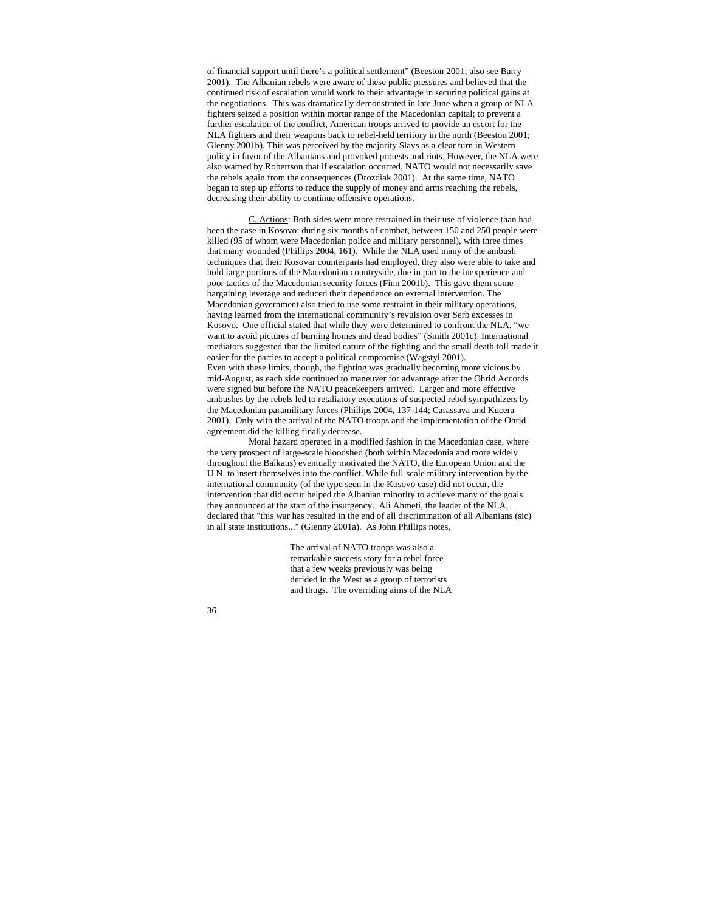of financial support until there's a political settlement" (Beeston 2001; also see Barry 2001). The Albanian rebels were aware of these public pressures and believed that the continued risk of escalation would work to their advantage in securing political gains at the negotiations. This was dramatically demonstrated in late June when a group of NLA fighters seized a position within mortar range of the Macedonian capital; to prevent a further escalation of the conflict, American troops arrived to provide an escort for the NLA fighters and their weapons back to rebel-held territory in the north (Beeston 2001; Glenny 2001b). This was perceived by the majority Slavs as a clear turn in Western policy in favor of the Albanians and provoked protests and riots. However, the NLA were also warned by Robertson that if escalation occurred, NATO would not necessarily save the rebels again from the consequences (Drozdiak 2001). At the same time, NATO began to step up efforts to reduce the supply of money and arms reaching the rebels, decreasing their ability to continue offensive operations.

C. Actions: Both sides were more restrained in their use of violence than had been the case in Kosovo; during six months of combat, between 150 and 250 people were killed (95 of whom were Macedonian police and military personnel), with three times that many wounded (Phillips 2004, 161). While the NLA used many of the ambush techniques that their Kosovar counterparts had employed, they also were able to take and hold large portions of the Macedonian countryside, due in part to the inexperience and poor tactics of the Macedonian security forces (Finn 2001b). This gave them some bargaining leverage and reduced their dependence on external intervention. The Macedonian government also tried to use some restraint in their military operations, having learned from the international community's revulsion over Serb excesses in Kosovo. One official stated that while they were determined to confront the NLA, "we want to avoid pictures of burning homes and dead bodies" (Smith 2001c). International mediators suggested that the limited nature of the fighting and the small death toll made it easier for the parties to accept a political compromise (Wagstyl 2001).

Even with these limits, though, the fighting was gradually becoming more vicious by mid-August, as each side continued to maneuver for advantage after the Ohrid Accords were signed but before the NATO peacekeepers arrived. Larger and more effective ambushes by the rebels led to retaliatory executions of suspected rebel sympathizers by the Macedonian paramilitary forces (Phillips 2004, 137-144; Carassava and Kucera 2001). Only with the arrival of the NATO troops and the implementation of the Ohrid agreement did the killing finally decrease.

Moral hazard operated in a modified fashion in the Macedonian case, where the very prospect of large-scale bloodshed (both within Macedonia and more widely throughout the Balkans) eventually motivated the NATO, the European Union and the U.N. to insert themselves into the conflict. While full-scale military intervention by the international community (of the type seen in the Kosovo case) did not occur, the intervention that did occur helped the Albanian minority to achieve many of the goals they announced at the start of the insurgency. Ali Ahmeti, the leader of the NLA, declared that "this war has resulted in the end of all discrimination of all Albanians (sic) in all state institutions..." (Glenny 2001a). As John Phillips notes,

> The arrival of NATO troops was also a remarkable success story for a rebel force that a few weeks previously was being derided in the West as a group of terrorists and thugs. The overriding aims of the NLA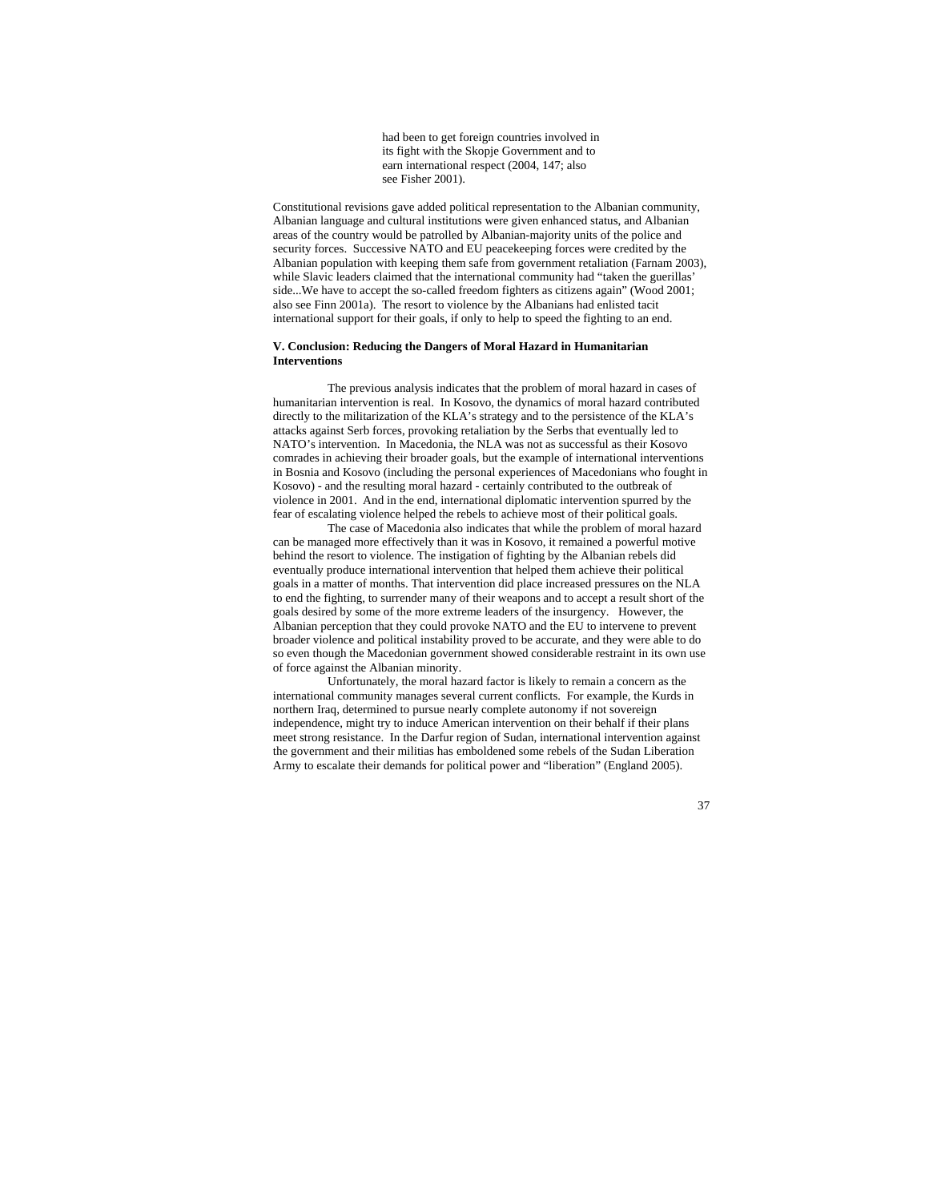> had been to get foreign countries involved in its fight with the Skopje Government and to earn international respect (2004, 147; also see Fisher 2001).

Constitutional revisions gave added political representation to the Albanian community, Albanian language and cultural institutions were given enhanced status, and Albanian areas of the country would be patrolled by Albanian-majority units of the police and security forces. Successive NATO and EU peacekeeping forces were credited by the Albanian population with keeping them safe from government retaliation (Farnam 2003), while Slavic leaders claimed that the international community had "taken the guerillas' side...We have to accept the so-called freedom fighters as citizens again" (Wood 2001; also see Finn 2001a). The resort to violence by the Albanians had enlisted tacit international support for their goals, if only to help to speed the fighting to an end.

## V. Conclusion: Reducing the Dangers of Moral Hazard in Humanitarian Interventions

The previous analysis indicates that the problem of moral hazard in cases of humanitarian intervention is real. In Kosovo, the dynamics of moral hazard contributed directly to the militarization of the KLA's strategy and to the persistence of the KLA's attacks against Serb forces, provoking retaliation by the Serbs that eventually led to NATO's intervention. In Macedonia, the NLA was not as successful as their Kosovo comrades in achieving their broader goals, but the example of international interventions in Bosnia and Kosovo (including the personal experiences of Macedonians who fought in Kosovo) - and the resulting moral hazard - certainly contributed to the outbreak of violence in 2001. And in the end, international diplomatic intervention spurred by the fear of escalating violence helped the rebels to achieve most of their political goals.

The case of Macedonia also indicates that while the problem of moral hazard can be managed more effectively than it was in Kosovo, it remained a powerful motive behind the resort to violence. The instigation of fighting by the Albanian rebels did eventually produce international intervention that helped them achieve their political goals in a matter of months. That intervention did place increased pressures on the NLA to end the fighting, to surrender many of their weapons and to accept a result short of the goals desired by some of the more extreme leaders of the insurgency. However, the Albanian perception that they could provoke NATO and the EU to intervene to prevent broader violence and political instability proved to be accurate, and they were able to do so even though the Macedonian government showed considerable restraint in its own use of force against the Albanian minority.

Unfortunately, the moral hazard factor is likely to remain a concern as the international community manages several current conflicts. For example, the Kurds in northern Iraq, determined to pursue nearly complete autonomy if not sovereign independence, might try to induce American intervention on their behalf if their plans meet strong resistance. In the Darfur region of Sudan, international intervention against the government and their militias has emboldened some rebels of the Sudan Liberation Army to escalate their demands for political power and "liberation" (England 2005).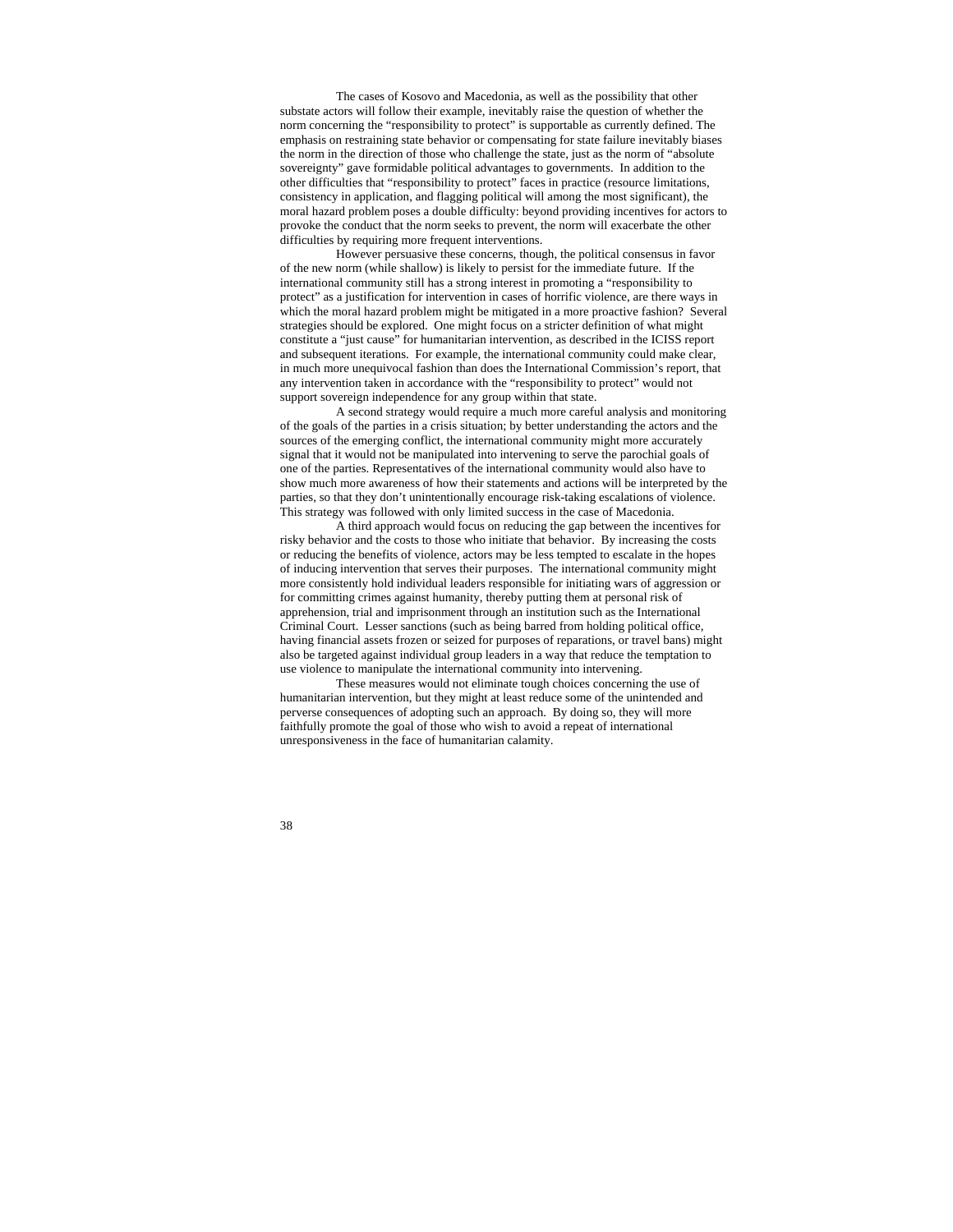The cases of Kosovo and Macedonia, as well as the possibility that other substate actors will follow their example, inevitably raise the question of whether the norm concerning the "responsibility to protect" is supportable as currently defined. The emphasis on restraining state behavior or compensating for state failure inevitably biases the norm in the direction of those who challenge the state, just as the norm of "absolute sovereignty" gave formidable political advantages to governments. In addition to the other difficulties that "responsibility to protect" faces in practice (resource limitations, consistency in application, and flagging political will among the most significant), the moral hazard problem poses a double difficulty: beyond providing incentives for actors to provoke the conduct that the norm seeks to prevent, the norm will exacerbate the other difficulties by requiring more frequent interventions.

However persuasive these concerns, though, the political consensus in favor of the new norm (while shallow) is likely to persist for the immediate future. If the international community still has a strong interest in promoting a "responsibility to protect" as a justification for intervention in cases of horrific violence, are there ways in which the moral hazard problem might be mitigated in a more proactive fashion? Several strategies should be explored. One might focus on a stricter definition of what might constitute a "just cause" for humanitarian intervention, as described in the ICISS report and subsequent iterations. For example, the international community could make clear, in much more unequivocal fashion than does the International Commission's report, that any intervention taken in accordance with the "responsibility to protect" would not support sovereign independence for any group within that state.

A second strategy would require a much more careful analysis and monitoring of the goals of the parties in a crisis situation; by better understanding the actors and the sources of the emerging conflict, the international community might more accurately signal that it would not be manipulated into intervening to serve the parochial goals of one of the parties. Representatives of the international community would also have to show much more awareness of how their statements and actions will be interpreted by the parties, so that they don't unintentionally encourage risk-taking escalations of violence. This strategy was followed with only limited success in the case of Macedonia.

A third approach would focus on reducing the gap between the incentives for risky behavior and the costs to those who initiate that behavior. By increasing the costs or reducing the benefits of violence, actors may be less tempted to escalate in the hopes of inducing intervention that serves their purposes. The international community might more consistently hold individual leaders responsible for initiating wars of aggression or for committing crimes against humanity, thereby putting them at personal risk of apprehension, trial and imprisonment through an institution such as the International Criminal Court. Lesser sanctions (such as being barred from holding political office, having financial assets frozen or seized for purposes of reparations, or travel bans) might also be targeted against individual group leaders in a way that reduce the temptation to use violence to manipulate the international community into intervening.

These measures would not eliminate tough choices concerning the use of humanitarian intervention, but they might at least reduce some of the unintended and perverse consequences of adopting such an approach. By doing so, they will more faithfully promote the goal of those who wish to avoid a repeat of international unresponsiveness in the face of humanitarian calamity.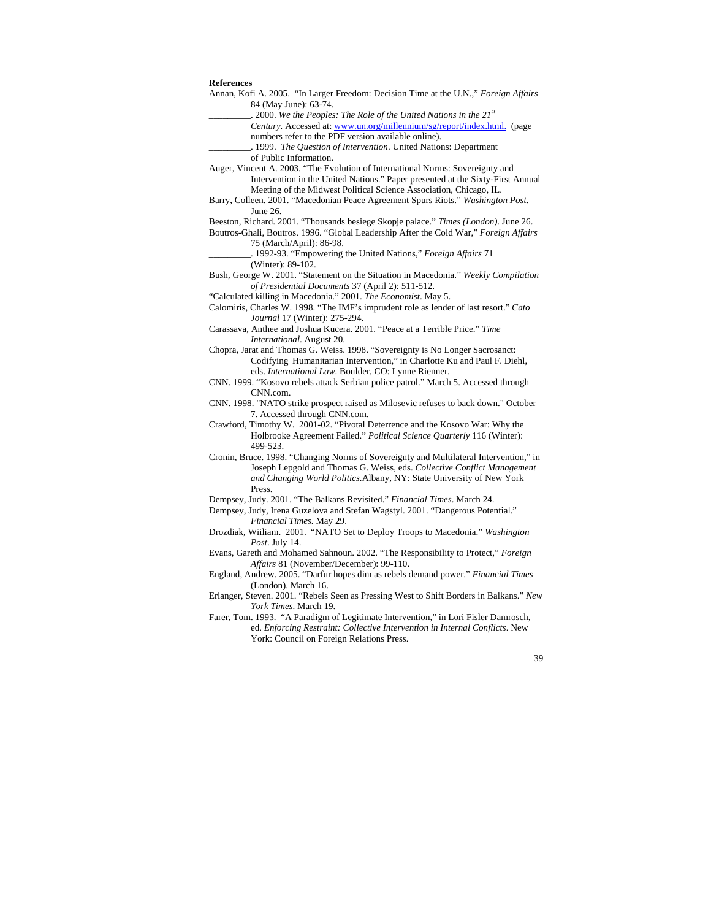**References**

Annan, Kofi A. 2005. "In Larger Freedom: Decision Time at the U.N.," *Foreign Affairs* 84 (May June): 63-74.

_________. 2000. *We the Peoples: The Role of the United Nations in the 21st Century.* Accessed at: www.un.org/millennium/sg/report/index.html. (page numbers refer to the PDF version available online).

_________. 1999. *The Question of Intervention*. United Nations: Department of Public Information.

Auger, Vincent A. 2003. "The Evolution of International Norms: Sovereignty and Intervention in the United Nations." Paper presented at the Sixty-First Annual Meeting of the Midwest Political Science Association, Chicago, IL.

Barry, Colleen. 2001. "Macedonian Peace Agreement Spurs Riots." *Washington Post*. June 26.

Beeston, Richard. 2001. "Thousands besiege Skopje palace." *Times (London)*. June 26.

Boutros-Ghali, Boutros. 1996. "Global Leadership After the Cold War," *Foreign Affairs* 75 (March/April): 86-98.

_________. 1992-93. "Empowering the United Nations," *Foreign Affairs* 71 (Winter): 89-102.

Bush, George W. 2001. "Statement on the Situation in Macedonia." *Weekly Compilation of Presidential Documents* 37 (April 2): 511-512.

"Calculated killing in Macedonia." 2001. *The Economist*. May 5.

Calomiris, Charles W. 1998. "The IMF's imprudent role as lender of last resort." *Cato Journal* 17 (Winter): 275-294.

Carassava, Anthee and Joshua Kucera. 2001. "Peace at a Terrible Price." *Time International*. August 20.

Chopra, Jarat and Thomas G. Weiss. 1998. "Sovereignty is No Longer Sacrosanct: Codifying Humanitarian Intervention," in Charlotte Ku and Paul F. Diehl, eds. *International Law*. Boulder, CO: Lynne Rienner.

CNN. 1999. "Kosovo rebels attack Serbian police patrol." March 5. Accessed through CNN.com.

CNN. 1998. "NATO strike prospect raised as Milosevic refuses to back down." October 7. Accessed through CNN.com.

Crawford, Timothy W. 2001-02. "Pivotal Deterrence and the Kosovo War: Why the Holbrooke Agreement Failed." *Political Science Quarterly* 116 (Winter): 499-523.

Cronin, Bruce. 1998. "Changing Norms of Sovereignty and Multilateral Intervention," in Joseph Lepgold and Thomas G. Weiss, eds. *Collective Conflict Management and Changing World Politics.*Albany, NY: State University of New York Press.

Dempsey, Judy. 2001. "The Balkans Revisited." *Financial Times*. March 24.

Dempsey, Judy, Irena Guzelova and Stefan Wagstyl. 2001. "Dangerous Potential." *Financial Times*. May 29.

Drozdiak, Wiiliam. 2001. "NATO Set to Deploy Troops to Macedonia." *Washington Post*. July 14.

Evans, Gareth and Mohamed Sahnoun. 2002. "The Responsibility to Protect," *Foreign Affairs* 81 (November/December): 99-110.

England, Andrew. 2005. "Darfur hopes dim as rebels demand power." *Financial Times* (London). March 16.

Erlanger, Steven. 2001. "Rebels Seen as Pressing West to Shift Borders in Balkans." *New York Times*. March 19.

Farer, Tom. 1993. "A Paradigm of Legitimate Intervention," in Lori Fisler Damrosch, ed. *Enforcing Restraint: Collective Intervention in Internal Conflicts*. New York: Council on Foreign Relations Press.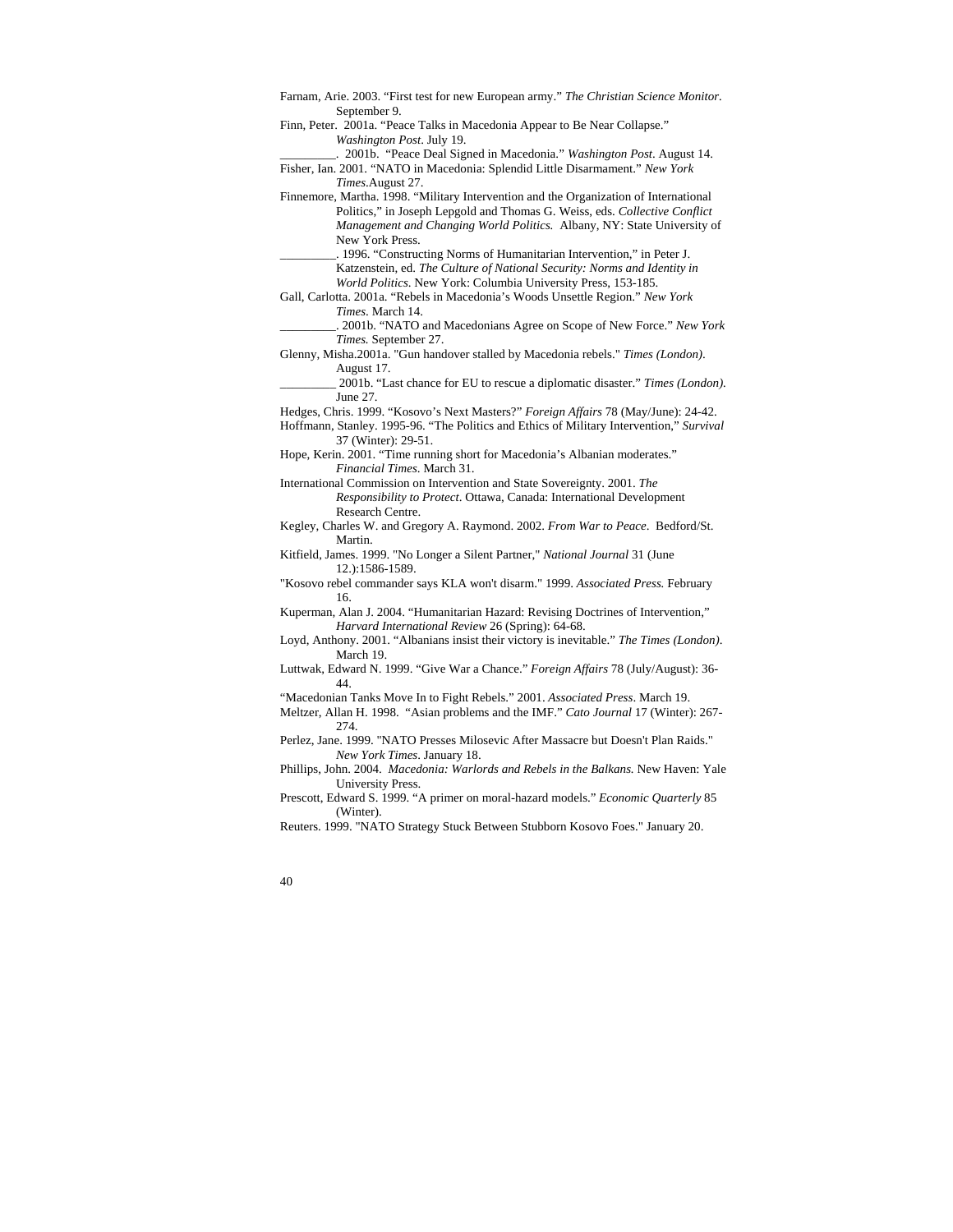Farnam, Arie. 2003. "First test for new European army." *The Christian Science Monitor*. September 9.

Finn, Peter. 2001a. "Peace Talks in Macedonia Appear to Be Near Collapse." *Washington Post*. July 19.

_________. 2001b. "Peace Deal Signed in Macedonia." *Washington Post*. August 14.

Fisher, Ian. 2001. "NATO in Macedonia: Splendid Little Disarmament." *New York Times*.August 27.

Finnemore, Martha. 1998. "Military Intervention and the Organization of International Politics," in Joseph Lepgold and Thomas G. Weiss, eds. *Collective Conflict Management and Changing World Politics.* Albany, NY: State University of New York Press.

_________. 1996. "Constructing Norms of Humanitarian Intervention," in Peter J. Katzenstein, ed. *The Culture of National Security: Norms and Identity in World Politics*. New York: Columbia University Press, 153-185.

Gall, Carlotta. 2001a. "Rebels in Macedonia's Woods Unsettle Region." *New York Times*. March 14.

_________. 2001b. "NATO and Macedonians Agree on Scope of New Force." *New York Times.* September 27.

Glenny, Misha.2001a. "Gun handover stalled by Macedonia rebels." *Times (London)*. August 17.

_________ 2001b. "Last chance for EU to rescue a diplomatic disaster." *Times (London).* June 27.

Hedges, Chris. 1999. "Kosovo's Next Masters?" *Foreign Affairs* 78 (May/June): 24-42.

Hoffmann, Stanley. 1995-96. "The Politics and Ethics of Military Intervention," *Survival* 37 (Winter): 29-51.

Hope, Kerin. 2001. "Time running short for Macedonia's Albanian moderates." *Financial Times*. March 31.

International Commission on Intervention and State Sovereignty. 2001. *The Responsibility to Protect*. Ottawa, Canada: International Development Research Centre.

Kegley, Charles W. and Gregory A. Raymond. 2002. *From War to Peace*. Bedford/St. Martin.

Kitfield, James. 1999. "No Longer a Silent Partner," *National Journal* 31 (June 12.):1586-1589.

"Kosovo rebel commander says KLA won't disarm." 1999. *Associated Press.* February 16.

Kuperman, Alan J. 2004. "Humanitarian Hazard: Revising Doctrines of Intervention," *Harvard International Review* 26 (Spring): 64-68.

Loyd, Anthony. 2001. "Albanians insist their victory is inevitable." *The Times (London)*. March 19.

Luttwak, Edward N. 1999. "Give War a Chance." *Foreign Affairs* 78 (July/August): 36-44.

"Macedonian Tanks Move In to Fight Rebels." 2001. *Associated Press*. March 19.

Meltzer, Allan H. 1998. "Asian problems and the IMF." *Cato Journal* 17 (Winter): 267-274.

Perlez, Jane. 1999. "NATO Presses Milosevic After Massacre but Doesn't Plan Raids." *New York Times*. January 18.

Phillips, John. 2004. *Macedonia: Warlords and Rebels in the Balkans.* New Haven: Yale University Press.

Prescott, Edward S. 1999. "A primer on moral-hazard models." *Economic Quarterly* 85 (Winter).

Reuters. 1999. "NATO Strategy Stuck Between Stubborn Kosovo Foes." January 20.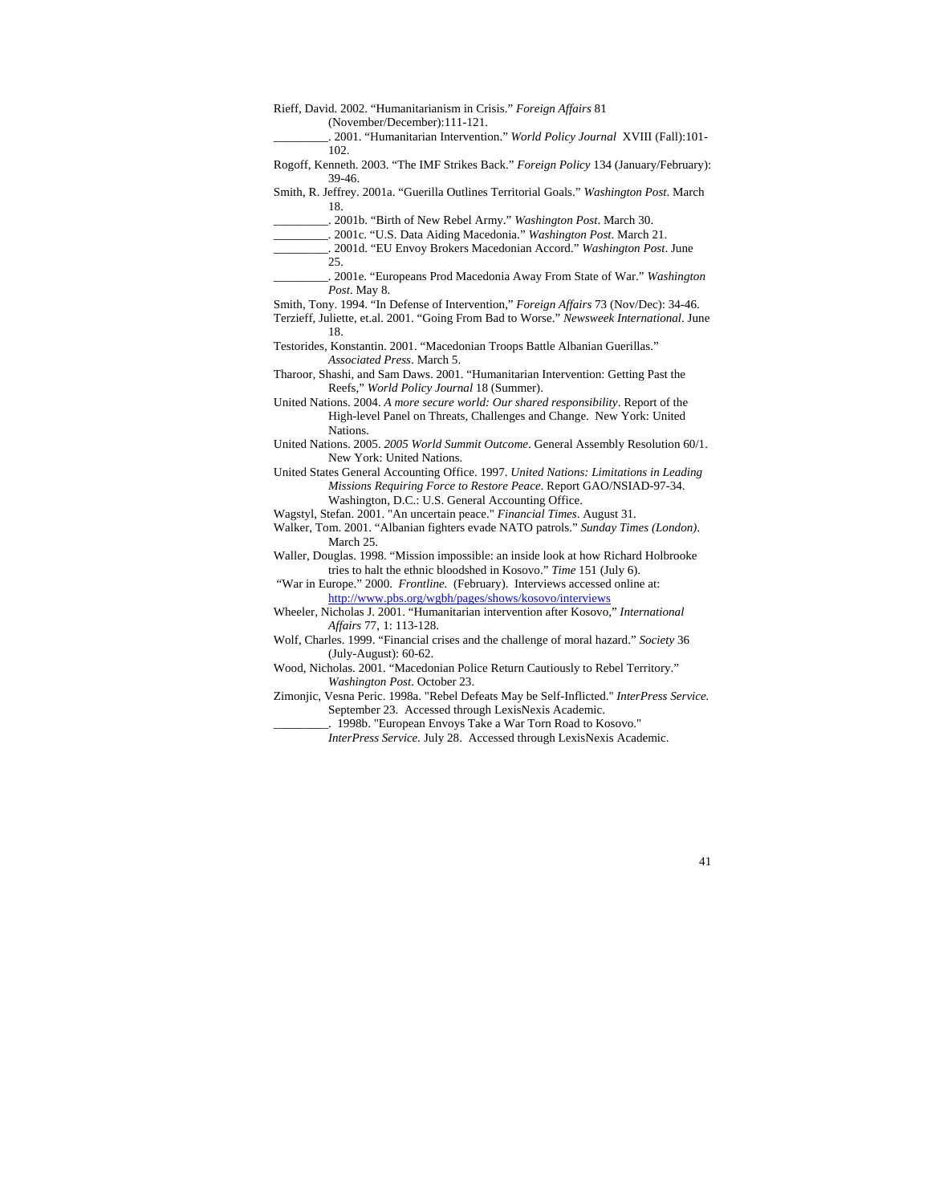Rieff, David. 2002. "Humanitarianism in Crisis." *Foreign Affairs* 81 (November/December):111-121.

_________. 2001. "Humanitarian Intervention." *World Policy Journal* XVIII (Fall):101-102.

Rogoff, Kenneth. 2003. "The IMF Strikes Back." *Foreign Policy* 134 (January/February): 39-46.

Smith, R. Jeffrey. 2001a. "Guerilla Outlines Territorial Goals." *Washington Post*. March 18.

_________. 2001b. "Birth of New Rebel Army." *Washington Post*. March 30.

_________. 2001c. "U.S. Data Aiding Macedonia." *Washington Post*. March 21.

_________. 2001d. "EU Envoy Brokers Macedonian Accord." *Washington Post*. June 25.

_________. 2001e. "Europeans Prod Macedonia Away From State of War." *Washington Post*. May 8.

Smith, Tony. 1994. "In Defense of Intervention," *Foreign Affairs* 73 (Nov/Dec): 34-46.

Terzieff, Juliette, et.al. 2001. "Going From Bad to Worse." *Newsweek International*. June 18.

Testorides, Konstantin. 2001. "Macedonian Troops Battle Albanian Guerillas." *Associated Press*. March 5.

Tharoor, Shashi, and Sam Daws. 2001. "Humanitarian Intervention: Getting Past the Reefs," *World Policy Journal* 18 (Summer).

United Nations. 2004. *A more secure world: Our shared responsibility*. Report of the High-level Panel on Threats, Challenges and Change. New York: United Nations.

United Nations. 2005. *2005 World Summit Outcome*. General Assembly Resolution 60/1. New York: United Nations.

United States General Accounting Office. 1997. *United Nations: Limitations in Leading Missions Requiring Force to Restore Peace*. Report GAO/NSIAD-97-34. Washington, D.C.: U.S. General Accounting Office.

Wagstyl, Stefan. 2001. "An uncertain peace." *Financial Times*. August 31.

Walker, Tom. 2001. "Albanian fighters evade NATO patrols." *Sunday Times (London)*. March 25.

Waller, Douglas. 1998. "Mission impossible: an inside look at how Richard Holbrooke tries to halt the ethnic bloodshed in Kosovo." *Time* 151 (July 6).

"War in Europe." 2000. *Frontline.* (February). Interviews accessed online at: http://www.pbs.org/wgbh/pages/shows/kosovo/interviews

Wheeler, Nicholas J. 2001. "Humanitarian intervention after Kosovo," *International Affairs* 77, 1: 113-128.

Wolf, Charles. 1999. "Financial crises and the challenge of moral hazard." *Society* 36 (July-August): 60-62.

Wood, Nicholas. 2001. "Macedonian Police Return Cautiously to Rebel Territory." *Washington Post*. October 23.

Zimonjic, Vesna Peric. 1998a. "Rebel Defeats May be Self-Inflicted." *InterPress Service.* September 23. Accessed through LexisNexis Academic.

_________. 1998b. "European Envoys Take a War Torn Road to Kosovo." *InterPress Service.* July 28. Accessed through LexisNexis Academic.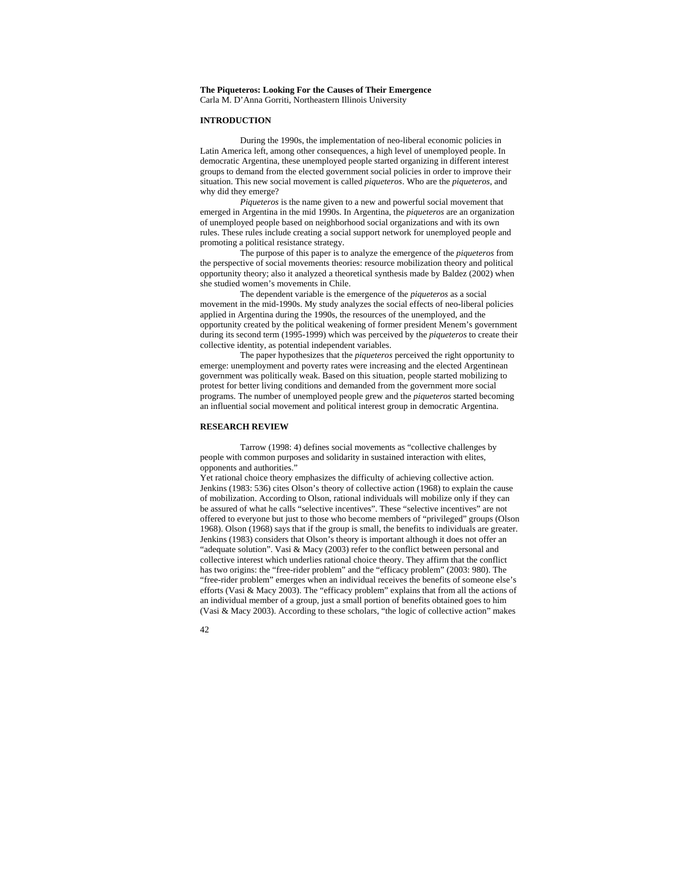**The Piqueteros: Looking For the Causes of Their Emergence**
Carla M. D'Anna Gorriti, Northeastern Illinois University

## INTRODUCTION

During the 1990s, the implementation of neo-liberal economic policies in Latin America left, among other consequences, a high level of unemployed people. In democratic Argentina, these unemployed people started organizing in different interest groups to demand from the elected government social policies in order to improve their situation. This new social movement is called *piqueteros*. Who are the *piqueteros*, and why did they emerge?

*Piqueteros* is the name given to a new and powerful social movement that emerged in Argentina in the mid 1990s. In Argentina, the *piqueteros* are an organization of unemployed people based on neighborhood social organizations and with its own rules. These rules include creating a social support network for unemployed people and promoting a political resistance strategy.

The purpose of this paper is to analyze the emergence of the *piqueteros* from the perspective of social movements theories: resource mobilization theory and political opportunity theory; also it analyzed a theoretical synthesis made by Baldez (2002) when she studied women's movements in Chile.

The dependent variable is the emergence of the *piqueteros* as a social movement in the mid-1990s. My study analyzes the social effects of neo-liberal policies applied in Argentina during the 1990s, the resources of the unemployed, and the opportunity created by the political weakening of former president Menem's government during its second term (1995-1999) which was perceived by the *piqueteros* to create their collective identity, as potential independent variables.

The paper hypothesizes that the *piqueteros* perceived the right opportunity to emerge: unemployment and poverty rates were increasing and the elected Argentinean government was politically weak. Based on this situation, people started mobilizing to protest for better living conditions and demanded from the government more social programs. The number of unemployed people grew and the *piqueteros* started becoming an influential social movement and political interest group in democratic Argentina.

## RESEARCH REVIEW

Tarrow (1998: 4) defines social movements as "collective challenges by people with common purposes and solidarity in sustained interaction with elites, opponents and authorities."

Yet rational choice theory emphasizes the difficulty of achieving collective action. Jenkins (1983: 536) cites Olson's theory of collective action (1968) to explain the cause of mobilization. According to Olson, rational individuals will mobilize only if they can be assured of what he calls "selective incentives". These "selective incentives" are not offered to everyone but just to those who become members of "privileged" groups (Olson 1968). Olson (1968) says that if the group is small, the benefits to individuals are greater. Jenkins (1983) considers that Olson's theory is important although it does not offer an "adequate solution". Vasi & Macy (2003) refer to the conflict between personal and collective interest which underlies rational choice theory. They affirm that the conflict has two origins: the "free-rider problem" and the "efficacy problem" (2003: 980). The "free-rider problem" emerges when an individual receives the benefits of someone else's efforts (Vasi & Macy 2003). The "efficacy problem" explains that from all the actions of an individual member of a group, just a small portion of benefits obtained goes to him (Vasi & Macy 2003). According to these scholars, "the logic of collective action" makes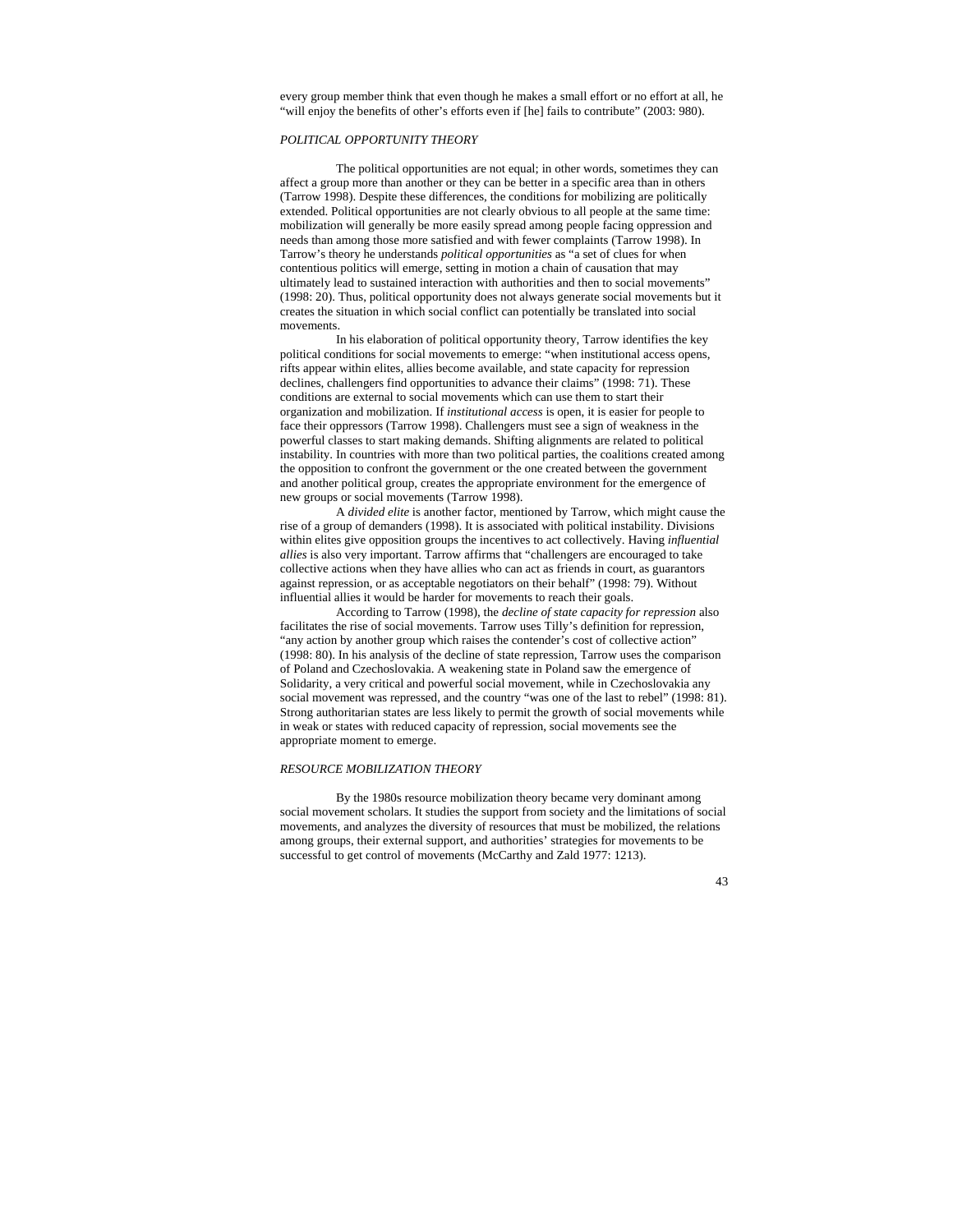every group member think that even though he makes a small effort or no effort at all, he "will enjoy the benefits of other's efforts even if [he] fails to contribute" (2003: 980).

### *POLITICAL OPPORTUNITY THEORY*

The political opportunities are not equal; in other words, sometimes they can affect a group more than another or they can be better in a specific area than in others (Tarrow 1998). Despite these differences, the conditions for mobilizing are politically extended. Political opportunities are not clearly obvious to all people at the same time: mobilization will generally be more easily spread among people facing oppression and needs than among those more satisfied and with fewer complaints (Tarrow 1998). In Tarrow's theory he understands *political opportunities* as "a set of clues for when contentious politics will emerge, setting in motion a chain of causation that may ultimately lead to sustained interaction with authorities and then to social movements" (1998: 20). Thus, political opportunity does not always generate social movements but it creates the situation in which social conflict can potentially be translated into social movements.

In his elaboration of political opportunity theory, Tarrow identifies the key political conditions for social movements to emerge: "when institutional access opens, rifts appear within elites, allies become available, and state capacity for repression declines, challengers find opportunities to advance their claims" (1998: 71). These conditions are external to social movements which can use them to start their organization and mobilization. If *institutional access* is open, it is easier for people to face their oppressors (Tarrow 1998). Challengers must see a sign of weakness in the powerful classes to start making demands. Shifting alignments are related to political instability. In countries with more than two political parties, the coalitions created among the opposition to confront the government or the one created between the government and another political group, creates the appropriate environment for the emergence of new groups or social movements (Tarrow 1998).

A *divided elite* is another factor, mentioned by Tarrow, which might cause the rise of a group of demanders (1998). It is associated with political instability. Divisions within elites give opposition groups the incentives to act collectively. Having *influential allies* is also very important. Tarrow affirms that "challengers are encouraged to take collective actions when they have allies who can act as friends in court, as guarantors against repression, or as acceptable negotiators on their behalf" (1998: 79). Without influential allies it would be harder for movements to reach their goals.

According to Tarrow (1998), the *decline of state capacity for repression* also facilitates the rise of social movements. Tarrow uses Tilly's definition for repression, "any action by another group which raises the contender's cost of collective action" (1998: 80). In his analysis of the decline of state repression, Tarrow uses the comparison of Poland and Czechoslovakia. A weakening state in Poland saw the emergence of Solidarity, a very critical and powerful social movement, while in Czechoslovakia any social movement was repressed, and the country "was one of the last to rebel" (1998: 81). Strong authoritarian states are less likely to permit the growth of social movements while in weak or states with reduced capacity of repression, social movements see the appropriate moment to emerge.

### *RESOURCE MOBILIZATION THEORY*

By the 1980s resource mobilization theory became very dominant among social movement scholars. It studies the support from society and the limitations of social movements, and analyzes the diversity of resources that must be mobilized, the relations among groups, their external support, and authorities' strategies for movements to be successful to get control of movements (McCarthy and Zald 1977: 1213).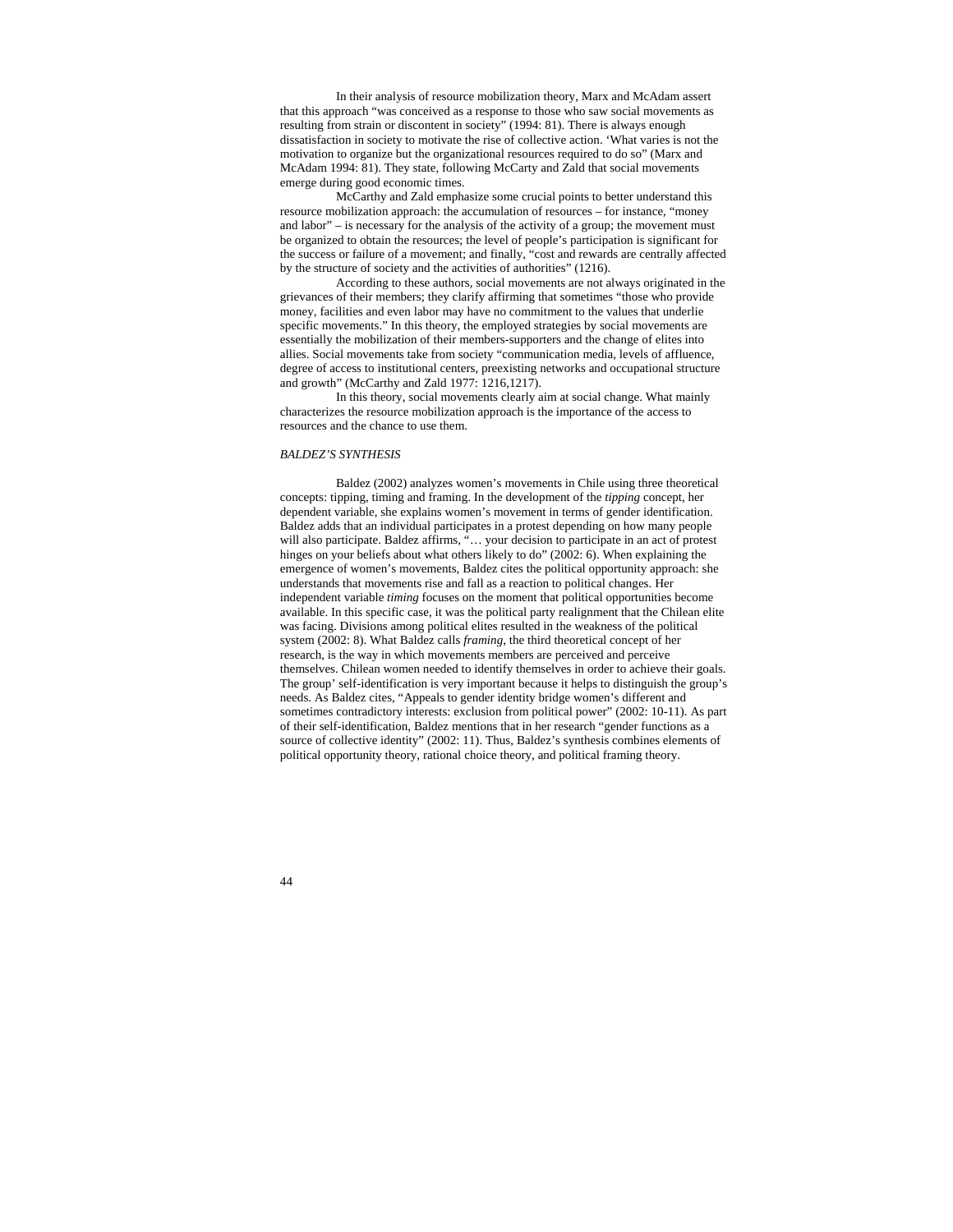In their analysis of resource mobilization theory, Marx and McAdam assert that this approach "was conceived as a response to those who saw social movements as resulting from strain or discontent in society" (1994: 81). There is always enough dissatisfaction in society to motivate the rise of collective action. 'What varies is not the motivation to organize but the organizational resources required to do so" (Marx and McAdam 1994: 81). They state, following McCarty and Zald that social movements emerge during good economic times.

McCarthy and Zald emphasize some crucial points to better understand this resource mobilization approach: the accumulation of resources – for instance, "money and labor" – is necessary for the analysis of the activity of a group; the movement must be organized to obtain the resources; the level of people's participation is significant for the success or failure of a movement; and finally, "cost and rewards are centrally affected by the structure of society and the activities of authorities" (1216).

According to these authors, social movements are not always originated in the grievances of their members; they clarify affirming that sometimes "those who provide money, facilities and even labor may have no commitment to the values that underlie specific movements." In this theory, the employed strategies by social movements are essentially the mobilization of their members-supporters and the change of elites into allies. Social movements take from society "communication media, levels of affluence, degree of access to institutional centers, preexisting networks and occupational structure and growth" (McCarthy and Zald 1977: 1216,1217).

In this theory, social movements clearly aim at social change. What mainly characterizes the resource mobilization approach is the importance of the access to resources and the chance to use them.

*BALDEZ'S SYNTHESIS*

Baldez (2002) analyzes women's movements in Chile using three theoretical concepts: tipping, timing and framing. In the development of the *tipping* concept, her dependent variable, she explains women's movement in terms of gender identification. Baldez adds that an individual participates in a protest depending on how many people will also participate. Baldez affirms, "… your decision to participate in an act of protest hinges on your beliefs about what others likely to do" (2002: 6). When explaining the emergence of women's movements, Baldez cites the political opportunity approach: she understands that movements rise and fall as a reaction to political changes. Her independent variable *timing* focuses on the moment that political opportunities become available. In this specific case, it was the political party realignment that the Chilean elite was facing. Divisions among political elites resulted in the weakness of the political system (2002: 8). What Baldez calls *framing*, the third theoretical concept of her research, is the way in which movements members are perceived and perceive themselves. Chilean women needed to identify themselves in order to achieve their goals. The group' self-identification is very important because it helps to distinguish the group's needs. As Baldez cites, "Appeals to gender identity bridge women's different and sometimes contradictory interests: exclusion from political power" (2002: 10-11). As part of their self-identification, Baldez mentions that in her research "gender functions as a source of collective identity" (2002: 11). Thus, Baldez's synthesis combines elements of political opportunity theory, rational choice theory, and political framing theory.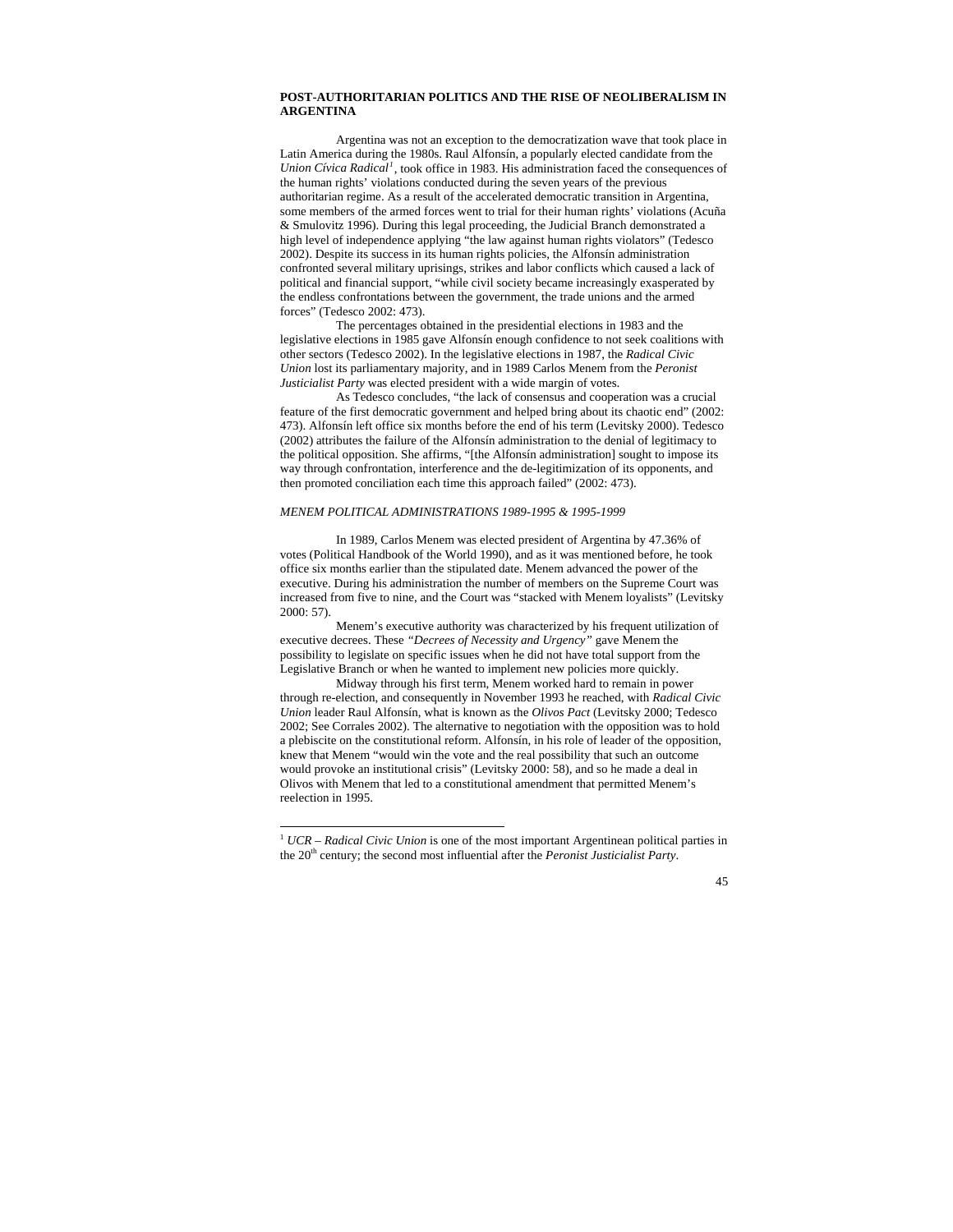## POST-AUTHORITARIAN POLITICS AND THE RISE OF NEOLIBERALISM IN ARGENTINA

Argentina was not an exception to the democratization wave that took place in Latin America during the 1980s. Raul Alfonsín, a popularly elected candidate from the *Union Cívica Radical*[1], took office in 1983. His administration faced the consequences of the human rights' violations conducted during the seven years of the previous authoritarian regime. As a result of the accelerated democratic transition in Argentina, some members of the armed forces went to trial for their human rights' violations (Acuña & Smulovitz 1996). During this legal proceeding, the Judicial Branch demonstrated a high level of independence applying "the law against human rights violators" (Tedesco 2002). Despite its success in its human rights policies, the Alfonsín administration confronted several military uprisings, strikes and labor conflicts which caused a lack of political and financial support, "while civil society became increasingly exasperated by the endless confrontations between the government, the trade unions and the armed forces" (Tedesco 2002: 473).

The percentages obtained in the presidential elections in 1983 and the legislative elections in 1985 gave Alfonsín enough confidence to not seek coalitions with other sectors (Tedesco 2002). In the legislative elections in 1987, the *Radical Civic Union* lost its parliamentary majority, and in 1989 Carlos Menem from the *Peronist Justicialist Party* was elected president with a wide margin of votes.

As Tedesco concludes, "the lack of consensus and cooperation was a crucial feature of the first democratic government and helped bring about its chaotic end" (2002: 473). Alfonsín left office six months before the end of his term (Levitsky 2000). Tedesco (2002) attributes the failure of the Alfonsín administration to the denial of legitimacy to the political opposition. She affirms, "[the Alfonsín administration] sought to impose its way through confrontation, interference and the de-legitimization of its opponents, and then promoted conciliation each time this approach failed" (2002: 473).

### *MENEM POLITICAL ADMINISTRATIONS 1989-1995 & 1995-1999*

In 1989, Carlos Menem was elected president of Argentina by 47.36% of votes (Political Handbook of the World 1990), and as it was mentioned before, he took office six months earlier than the stipulated date. Menem advanced the power of the executive. During his administration the number of members on the Supreme Court was increased from five to nine, and the Court was "stacked with Menem loyalists" (Levitsky 2000: 57).

Menem's executive authority was characterized by his frequent utilization of executive decrees. These *"Decrees of Necessity and Urgency"* gave Menem the possibility to legislate on specific issues when he did not have total support from the Legislative Branch or when he wanted to implement new policies more quickly.

Midway through his first term, Menem worked hard to remain in power through re-election, and consequently in November 1993 he reached, with *Radical Civic Union* leader Raul Alfonsín, what is known as the *Olivos Pact* (Levitsky 2000; Tedesco 2002; See Corrales 2002). The alternative to negotiation with the opposition was to hold a plebiscite on the constitutional reform. Alfonsín, in his role of leader of the opposition, knew that Menem "would win the vote and the real possibility that such an outcome would provoke an institutional crisis" (Levitsky 2000: 58), and so he made a deal in Olivos with Menem that led to a constitutional amendment that permitted Menem's reelection in 1995.

---

[1] *UCR – Radical Civic Union* is one of the most important Argentinean political parties in the 20th century; the second most influential after the *Peronist Justicialist Party*.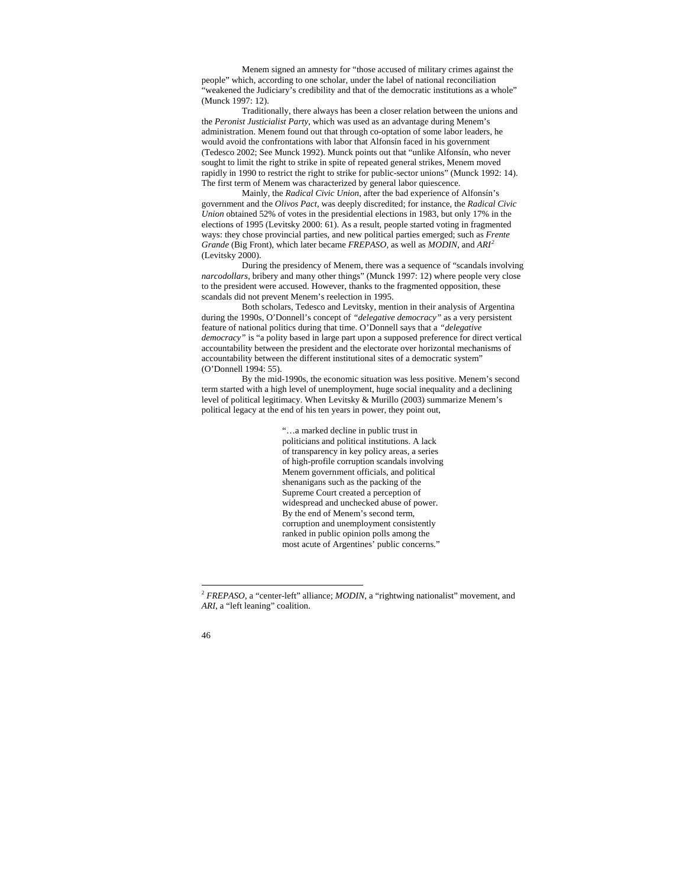Menem signed an amnesty for "those accused of military crimes against the people" which, according to one scholar, under the label of national reconciliation "weakened the Judiciary's credibility and that of the democratic institutions as a whole" (Munck 1997: 12).

Traditionally, there always has been a closer relation between the unions and the *Peronist Justicialist Party*, which was used as an advantage during Menem's administration. Menem found out that through co-optation of some labor leaders, he would avoid the confrontations with labor that Alfonsín faced in his government (Tedesco 2002; See Munck 1992). Munck points out that "unlike Alfonsín, who never sought to limit the right to strike in spite of repeated general strikes, Menem moved rapidly in 1990 to restrict the right to strike for public-sector unions" (Munck 1992: 14). The first term of Menem was characterized by general labor quiescence.

Mainly, the *Radical Civic Union*, after the bad experience of Alfonsín's government and the *Olivos Pact*, was deeply discredited; for instance, the *Radical Civic Union* obtained 52% of votes in the presidential elections in 1983, but only 17% in the elections of 1995 (Levitsky 2000: 61). As a result, people started voting in fragmented ways: they chose provincial parties, and new political parties emerged; such as *Frente Grande* (Big Front), which later became *FREPASO*, as well as *MODIN*, and *ARI*[2] (Levitsky 2000).

During the presidency of Menem, there was a sequence of "scandals involving *narcodollars*, bribery and many other things" (Munck 1997: 12) where people very close to the president were accused. However, thanks to the fragmented opposition, these scandals did not prevent Menem's reelection in 1995.

Both scholars, Tedesco and Levitsky, mention in their analysis of Argentina during the 1990s, O'Donnell's concept of *"delegative democracy"* as a very persistent feature of national politics during that time. O'Donnell says that a *"delegative democracy"* is "a polity based in large part upon a supposed preference for direct vertical accountability between the president and the electorate over horizontal mechanisms of accountability between the different institutional sites of a democratic system" (O'Donnell 1994: 55).

By the mid-1990s, the economic situation was less positive. Menem's second term started with a high level of unemployment, huge social inequality and a declining level of political legitimacy. When Levitsky & Murillo (2003) summarize Menem's political legacy at the end of his ten years in power, they point out,

> "…a marked decline in public trust in politicians and political institutions. A lack of transparency in key policy areas, a series of high-profile corruption scandals involving Menem government officials, and political shenanigans such as the packing of the Supreme Court created a perception of widespread and unchecked abuse of power. By the end of Menem's second term, corruption and unemployment consistently ranked in public opinion polls among the most acute of Argentines' public concerns."

---

[2] *FREPASO*, a "center-left" alliance; *MODIN*, a "rightwing nationalist" movement, and *ARI*, a "left leaning" coalition.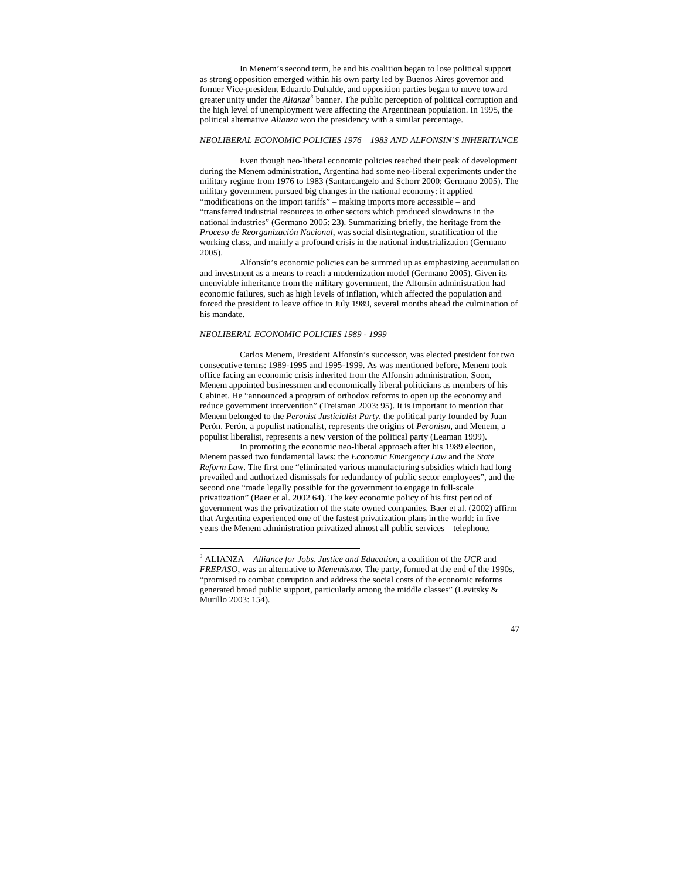In Menem's second term, he and his coalition began to lose political support as strong opposition emerged within his own party led by Buenos Aires governor and former Vice-president Eduardo Duhalde, and opposition parties began to move toward greater unity under the *Alianza*[3] banner. The public perception of political corruption and the high level of unemployment were affecting the Argentinean population. In 1995, the political alternative *Alianza* won the presidency with a similar percentage.

### *NEOLIBERAL ECONOMIC POLICIES 1976 – 1983 AND ALFONSIN'S INHERITANCE*

Even though neo-liberal economic policies reached their peak of development during the Menem administration, Argentina had some neo-liberal experiments under the military regime from 1976 to 1983 (Santarcangelo and Schorr 2000; Germano 2005). The military government pursued big changes in the national economy: it applied "modifications on the import tariffs" – making imports more accessible – and "transferred industrial resources to other sectors which produced slowdowns in the national industries" (Germano 2005: 23). Summarizing briefly, the heritage from the *Proceso de Reorganización Nacional*, was social disintegration, stratification of the working class, and mainly a profound crisis in the national industrialization (Germano 2005).

Alfonsín's economic policies can be summed up as emphasizing accumulation and investment as a means to reach a modernization model (Germano 2005). Given its unenviable inheritance from the military government, the Alfonsín administration had economic failures, such as high levels of inflation, which affected the population and forced the president to leave office in July 1989, several months ahead the culmination of his mandate.

### *NEOLIBERAL ECONOMIC POLICIES 1989 - 1999*

Carlos Menem, President Alfonsín's successor, was elected president for two consecutive terms: 1989-1995 and 1995-1999. As was mentioned before, Menem took office facing an economic crisis inherited from the Alfonsín administration. Soon, Menem appointed businessmen and economically liberal politicians as members of his Cabinet. He "announced a program of orthodox reforms to open up the economy and reduce government intervention" (Treisman 2003: 95). It is important to mention that Menem belonged to the *Peronist Justicialist Party*, the political party founded by Juan Perón. Perón, a populist nationalist, represents the origins of *Peronism*, and Menem, a populist liberalist, represents a new version of the political party (Leaman 1999).

In promoting the economic neo-liberal approach after his 1989 election, Menem passed two fundamental laws: the *Economic Emergency Law* and the *State Reform Law*. The first one "eliminated various manufacturing subsidies which had long prevailed and authorized dismissals for redundancy of public sector employees", and the second one "made legally possible for the government to engage in full-scale privatization" (Baer et al. 2002 64). The key economic policy of his first period of government was the privatization of the state owned companies. Baer et al. (2002) affirm that Argentina experienced one of the fastest privatization plans in the world: in five years the Menem administration privatized almost all public services – telephone,

---

[3] ALIANZA – *Alliance for Jobs, Justice and Education*, a coalition of the *UCR* and *FREPASO*, was an alternative to *Menemismo.* The party, formed at the end of the 1990s, "promised to combat corruption and address the social costs of the economic reforms generated broad public support, particularly among the middle classes" (Levitsky & Murillo 2003: 154).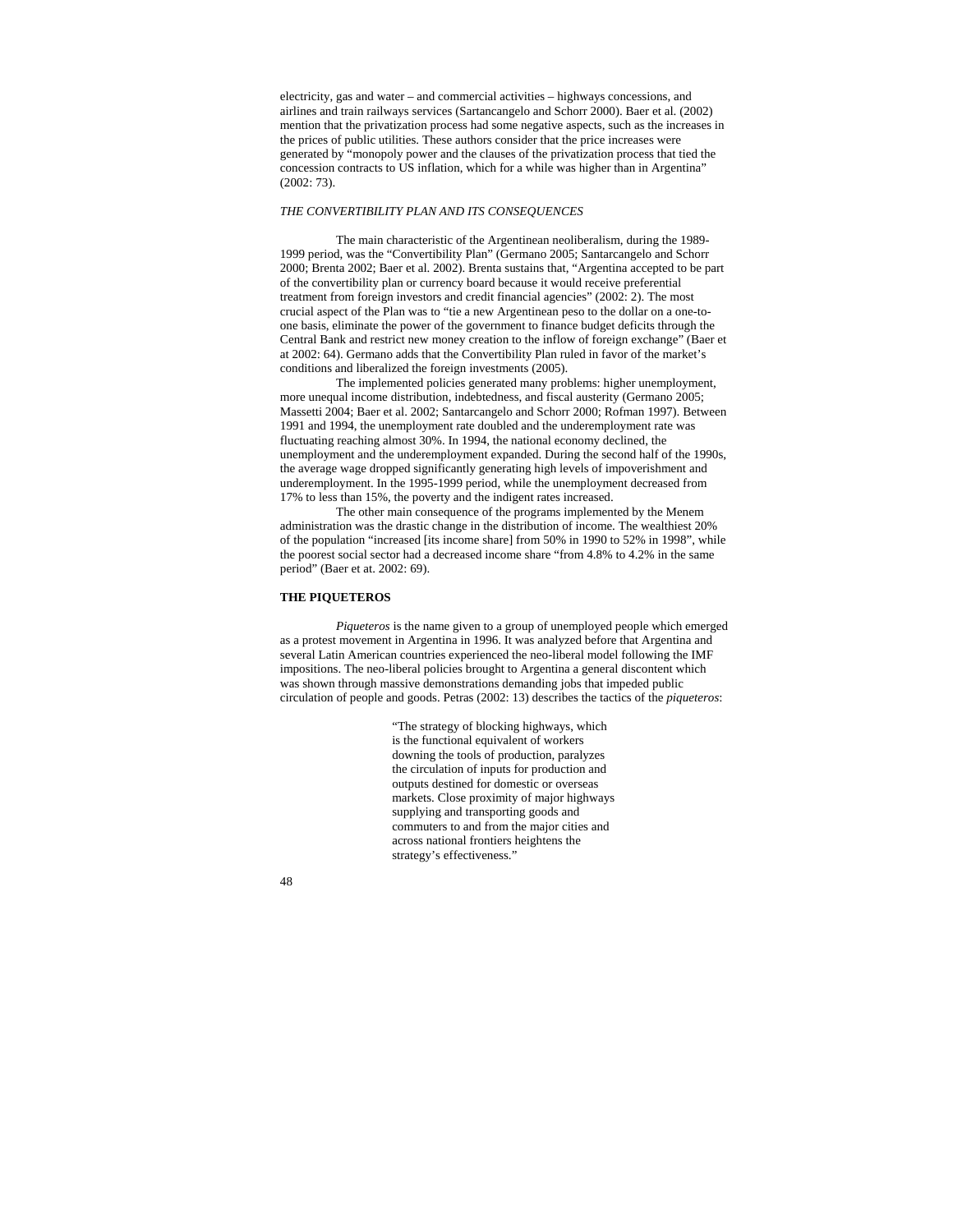electricity, gas and water – and commercial activities – highways concessions, and airlines and train railways services (Sartancangelo and Schorr 2000). Baer et al. (2002) mention that the privatization process had some negative aspects, such as the increases in the prices of public utilities. These authors consider that the price increases were generated by "monopoly power and the clauses of the privatization process that tied the concession contracts to US inflation, which for a while was higher than in Argentina" (2002: 73).

*THE CONVERTIBILITY PLAN AND ITS CONSEQUENCES*

The main characteristic of the Argentinean neoliberalism, during the 1989-1999 period, was the "Convertibility Plan" (Germano 2005; Santarcangelo and Schorr 2000; Brenta 2002; Baer et al. 2002). Brenta sustains that, "Argentina accepted to be part of the convertibility plan or currency board because it would receive preferential treatment from foreign investors and credit financial agencies" (2002: 2). The most crucial aspect of the Plan was to "tie a new Argentinean peso to the dollar on a one-to-one basis, eliminate the power of the government to finance budget deficits through the Central Bank and restrict new money creation to the inflow of foreign exchange" (Baer et at 2002: 64). Germano adds that the Convertibility Plan ruled in favor of the market's conditions and liberalized the foreign investments (2005).

The implemented policies generated many problems: higher unemployment, more unequal income distribution, indebtedness, and fiscal austerity (Germano 2005; Massetti 2004; Baer et al. 2002; Santarcangelo and Schorr 2000; Rofman 1997). Between 1991 and 1994, the unemployment rate doubled and the underemployment rate was fluctuating reaching almost 30%. In 1994, the national economy declined, the unemployment and the underemployment expanded. During the second half of the 1990s, the average wage dropped significantly generating high levels of impoverishment and underemployment. In the 1995-1999 period, while the unemployment decreased from 17% to less than 15%, the poverty and the indigent rates increased.

The other main consequence of the programs implemented by the Menem administration was the drastic change in the distribution of income. The wealthiest 20% of the population "increased [its income share] from 50% in 1990 to 52% in 1998", while the poorest social sector had a decreased income share "from 4.8% to 4.2% in the same period" (Baer et at. 2002: 69).

## THE PIQUETEROS

*Piqueteros* is the name given to a group of unemployed people which emerged as a protest movement in Argentina in 1996. It was analyzed before that Argentina and several Latin American countries experienced the neo-liberal model following the IMF impositions. The neo-liberal policies brought to Argentina a general discontent which was shown through massive demonstrations demanding jobs that impeded public circulation of people and goods. Petras (2002: 13) describes the tactics of the *piqueteros*:

> "The strategy of blocking highways, which is the functional equivalent of workers downing the tools of production, paralyzes the circulation of inputs for production and outputs destined for domestic or overseas markets. Close proximity of major highways supplying and transporting goods and commuters to and from the major cities and across national frontiers heightens the strategy's effectiveness."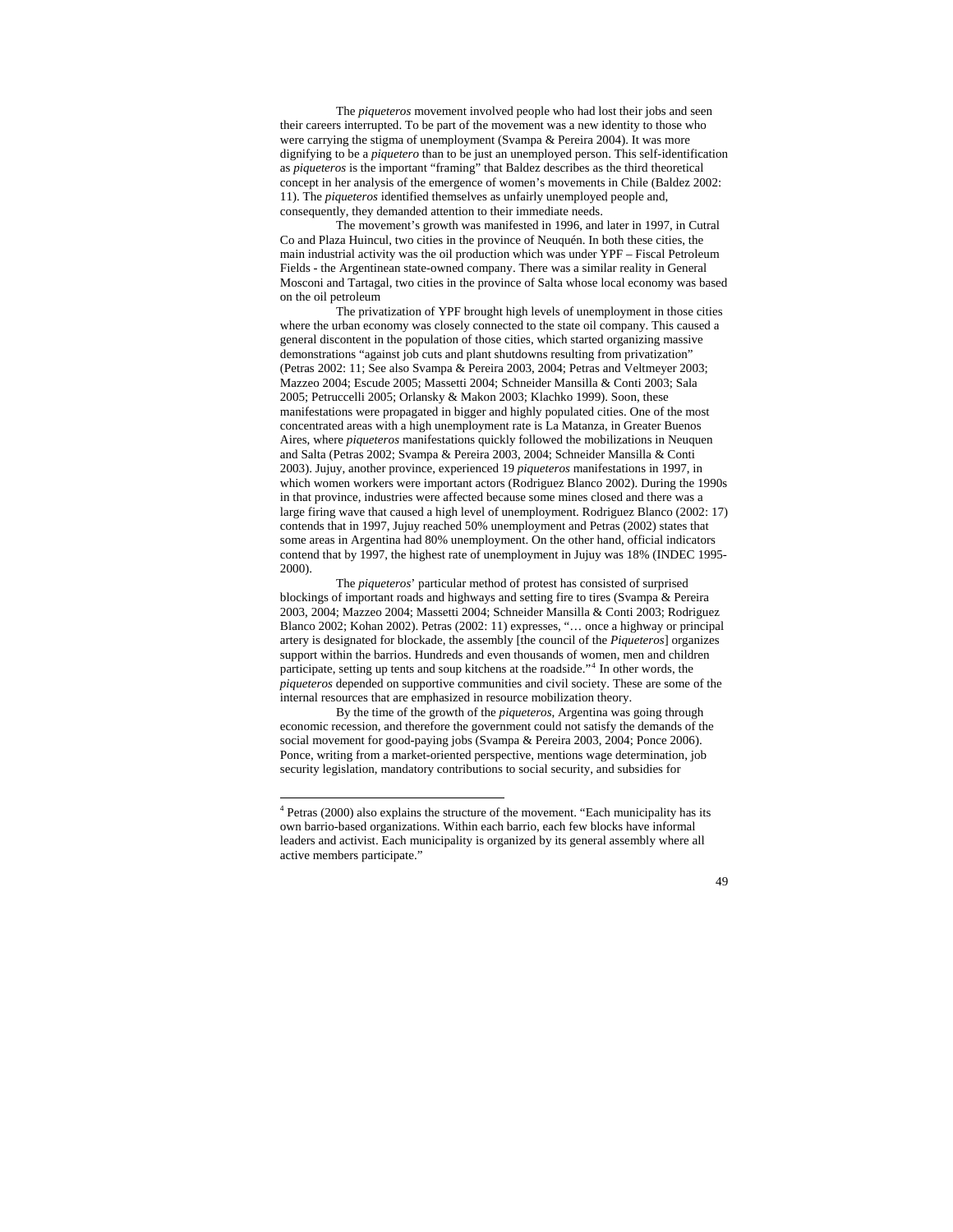The *piqueteros* movement involved people who had lost their jobs and seen their careers interrupted. To be part of the movement was a new identity to those who were carrying the stigma of unemployment (Svampa & Pereira 2004). It was more dignifying to be a *piquetero* than to be just an unemployed person. This self-identification as *piqueteros* is the important "framing" that Baldez describes as the third theoretical concept in her analysis of the emergence of women's movements in Chile (Baldez 2002: 11). The *piqueteros* identified themselves as unfairly unemployed people and, consequently, they demanded attention to their immediate needs.

The movement's growth was manifested in 1996, and later in 1997, in Cutral Co and Plaza Huincul, two cities in the province of Neuquén. In both these cities, the main industrial activity was the oil production which was under YPF – Fiscal Petroleum Fields - the Argentinean state-owned company. There was a similar reality in General Mosconi and Tartagal, two cities in the province of Salta whose local economy was based on the oil petroleum

The privatization of YPF brought high levels of unemployment in those cities where the urban economy was closely connected to the state oil company. This caused a general discontent in the population of those cities, which started organizing massive demonstrations "against job cuts and plant shutdowns resulting from privatization" (Petras 2002: 11; See also Svampa & Pereira 2003, 2004; Petras and Veltmeyer 2003; Mazzeo 2004; Escude 2005; Massetti 2004; Schneider Mansilla & Conti 2003; Sala 2005; Petruccelli 2005; Orlansky & Makon 2003; Klachko 1999). Soon, these manifestations were propagated in bigger and highly populated cities. One of the most concentrated areas with a high unemployment rate is La Matanza, in Greater Buenos Aires, where *piqueteros* manifestations quickly followed the mobilizations in Neuquen and Salta (Petras 2002; Svampa & Pereira 2003, 2004; Schneider Mansilla & Conti 2003). Jujuy, another province, experienced 19 *piqueteros* manifestations in 1997, in which women workers were important actors (Rodriguez Blanco 2002). During the 1990s in that province, industries were affected because some mines closed and there was a large firing wave that caused a high level of unemployment. Rodriguez Blanco (2002: 17) contends that in 1997, Jujuy reached 50% unemployment and Petras (2002) states that some areas in Argentina had 80% unemployment. On the other hand, official indicators contend that by 1997, the highest rate of unemployment in Jujuy was 18% (INDEC 1995-2000).

The *piqueteros*' particular method of protest has consisted of surprised blockings of important roads and highways and setting fire to tires (Svampa & Pereira 2003, 2004; Mazzeo 2004; Massetti 2004; Schneider Mansilla & Conti 2003; Rodriguez Blanco 2002; Kohan 2002). Petras (2002: 11) expresses, "… once a highway or principal artery is designated for blockade, the assembly [the council of the *Piqueteros*] organizes support within the barrios. Hundreds and even thousands of women, men and children participate, setting up tents and soup kitchens at the roadside."[4] In other words, the *piqueteros* depended on supportive communities and civil society. These are some of the internal resources that are emphasized in resource mobilization theory.

By the time of the growth of the *piqueteros*, Argentina was going through economic recession, and therefore the government could not satisfy the demands of the social movement for good-paying jobs (Svampa & Pereira 2003, 2004; Ponce 2006). Ponce, writing from a market-oriented perspective, mentions wage determination, job security legislation, mandatory contributions to social security, and subsidies for

---

[4] Petras (2000) also explains the structure of the movement. "Each municipality has its own barrio-based organizations. Within each barrio, each few blocks have informal leaders and activist. Each municipality is organized by its general assembly where all active members participate."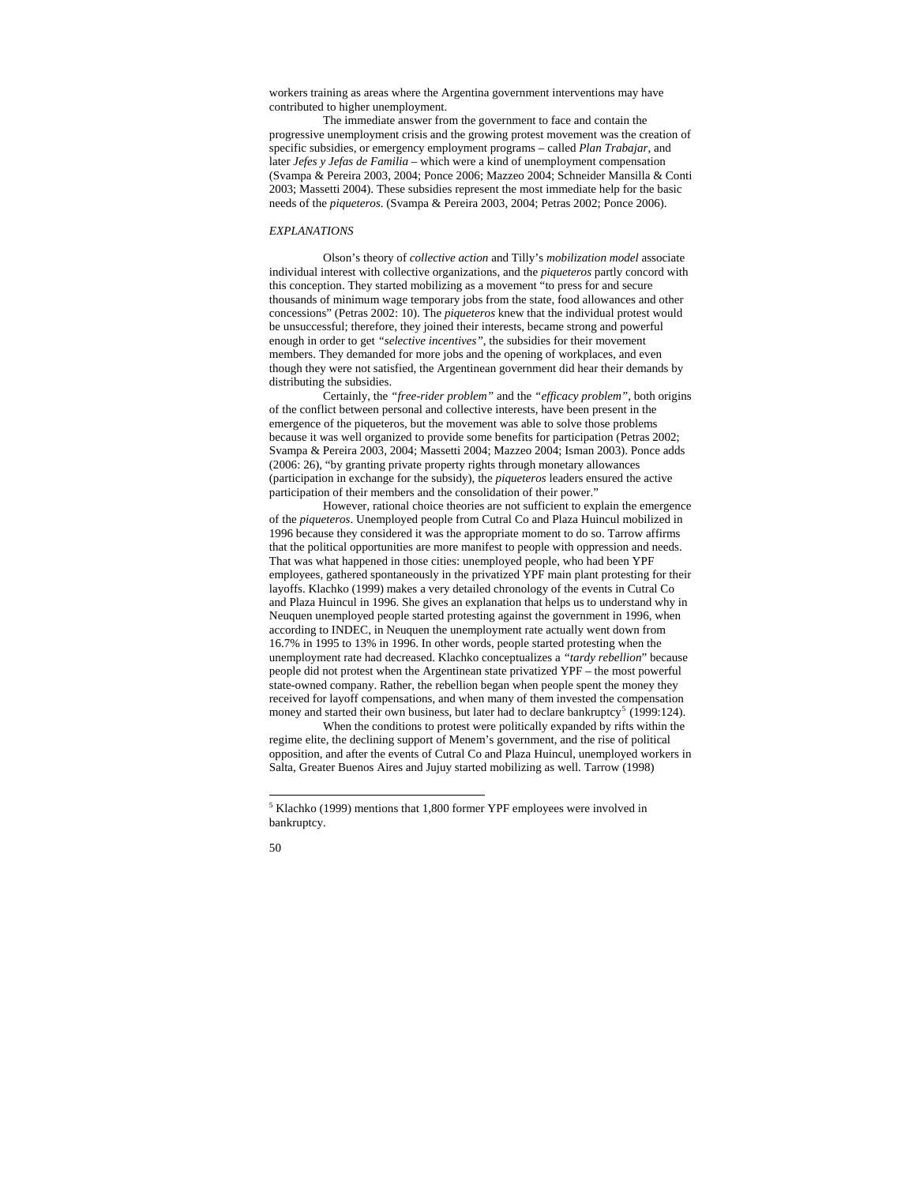workers training as areas where the Argentina government interventions may have contributed to higher unemployment.

The immediate answer from the government to face and contain the progressive unemployment crisis and the growing protest movement was the creation of specific subsidies, or emergency employment programs – called *Plan Trabajar*, and later *Jefes y Jefas de Familia* – which were a kind of unemployment compensation (Svampa & Pereira 2003, 2004; Ponce 2006; Mazzeo 2004; Schneider Mansilla & Conti 2003; Massetti 2004). These subsidies represent the most immediate help for the basic needs of the *piqueteros*. (Svampa & Pereira 2003, 2004; Petras 2002; Ponce 2006).

*EXPLANATIONS*

Olson's theory of *collective action* and Tilly's *mobilization model* associate individual interest with collective organizations, and the *piqueteros* partly concord with this conception. They started mobilizing as a movement "to press for and secure thousands of minimum wage temporary jobs from the state, food allowances and other concessions" (Petras 2002: 10). The *piqueteros* knew that the individual protest would be unsuccessful; therefore, they joined their interests, became strong and powerful enough in order to get *"selective incentives"*, the subsidies for their movement members. They demanded for more jobs and the opening of workplaces, and even though they were not satisfied, the Argentinean government did hear their demands by distributing the subsidies.

Certainly, the *"free-rider problem"* and the *"efficacy problem"*, both origins of the conflict between personal and collective interests, have been present in the emergence of the piqueteros, but the movement was able to solve those problems because it was well organized to provide some benefits for participation (Petras 2002; Svampa & Pereira 2003, 2004; Massetti 2004; Mazzeo 2004; Isman 2003). Ponce adds (2006: 26), "by granting private property rights through monetary allowances (participation in exchange for the subsidy), the *piqueteros* leaders ensured the active participation of their members and the consolidation of their power."

However, rational choice theories are not sufficient to explain the emergence of the *piqueteros*. Unemployed people from Cutral Co and Plaza Huincul mobilized in 1996 because they considered it was the appropriate moment to do so. Tarrow affirms that the political opportunities are more manifest to people with oppression and needs. That was what happened in those cities: unemployed people, who had been YPF employees, gathered spontaneously in the privatized YPF main plant protesting for their layoffs. Klachko (1999) makes a very detailed chronology of the events in Cutral Co and Plaza Huincul in 1996. She gives an explanation that helps us to understand why in Neuquen unemployed people started protesting against the government in 1996, when according to INDEC, in Neuquen the unemployment rate actually went down from 16.7% in 1995 to 13% in 1996. In other words, people started protesting when the unemployment rate had decreased. Klachko conceptualizes a *"tardy rebellion*" because people did not protest when the Argentinean state privatized YPF – the most powerful state-owned company. Rather, the rebellion began when people spent the money they received for layoff compensations, and when many of them invested the compensation money and started their own business, but later had to declare bankruptcy[5] (1999:124).

When the conditions to protest were politically expanded by rifts within the regime elite, the declining support of Menem's government, and the rise of political opposition, and after the events of Cutral Co and Plaza Huincul, unemployed workers in Salta, Greater Buenos Aires and Jujuy started mobilizing as well. Tarrow (1998)

[5] Klachko (1999) mentions that 1,800 former YPF employees were involved in bankruptcy.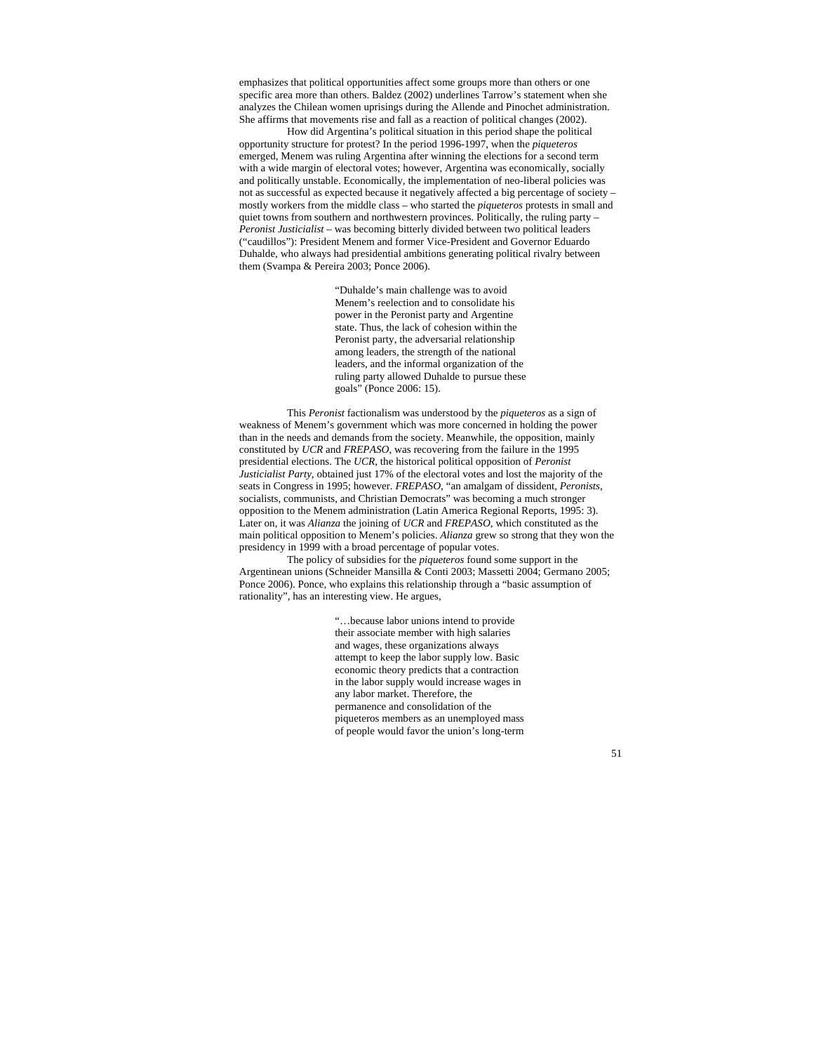emphasizes that political opportunities affect some groups more than others or one specific area more than others. Baldez (2002) underlines Tarrow's statement when she analyzes the Chilean women uprisings during the Allende and Pinochet administration. She affirms that movements rise and fall as a reaction of political changes (2002).

How did Argentina's political situation in this period shape the political opportunity structure for protest? In the period 1996-1997, when the *piqueteros* emerged, Menem was ruling Argentina after winning the elections for a second term with a wide margin of electoral votes; however, Argentina was economically, socially and politically unstable. Economically, the implementation of neo-liberal policies was not as successful as expected because it negatively affected a big percentage of society – mostly workers from the middle class – who started the *piqueteros* protests in small and quiet towns from southern and northwestern provinces. Politically, the ruling party – *Peronist Justicialist* – was becoming bitterly divided between two political leaders ("caudillos"): President Menem and former Vice-President and Governor Eduardo Duhalde, who always had presidential ambitions generating political rivalry between them (Svampa & Pereira 2003; Ponce 2006).

> "Duhalde's main challenge was to avoid Menem's reelection and to consolidate his power in the Peronist party and Argentine state. Thus, the lack of cohesion within the Peronist party, the adversarial relationship among leaders, the strength of the national leaders, and the informal organization of the ruling party allowed Duhalde to pursue these goals" (Ponce 2006: 15).

This *Peronist* factionalism was understood by the *piqueteros* as a sign of weakness of Menem's government which was more concerned in holding the power than in the needs and demands from the society. Meanwhile, the opposition, mainly constituted by *UCR* and *FREPASO*, was recovering from the failure in the 1995 presidential elections. The *UCR*, the historical political opposition of *Peronist Justicialist Party*, obtained just 17% of the electoral votes and lost the majority of the seats in Congress in 1995; however. *FREPASO*, "an amalgam of dissident, *Peronists*, socialists, communists, and Christian Democrats" was becoming a much stronger opposition to the Menem administration (Latin America Regional Reports, 1995: 3). Later on, it was *Alianza* the joining of *UCR* and *FREPASO*, which constituted as the main political opposition to Menem's policies. *Alianza* grew so strong that they won the presidency in 1999 with a broad percentage of popular votes.

The policy of subsidies for the *piqueteros* found some support in the Argentinean unions (Schneider Mansilla & Conti 2003; Massetti 2004; Germano 2005; Ponce 2006). Ponce, who explains this relationship through a "basic assumption of rationality", has an interesting view. He argues,

> "…because labor unions intend to provide their associate member with high salaries and wages, these organizations always attempt to keep the labor supply low. Basic economic theory predicts that a contraction in the labor supply would increase wages in any labor market. Therefore, the permanence and consolidation of the piqueteros members as an unemployed mass of people would favor the union's long-term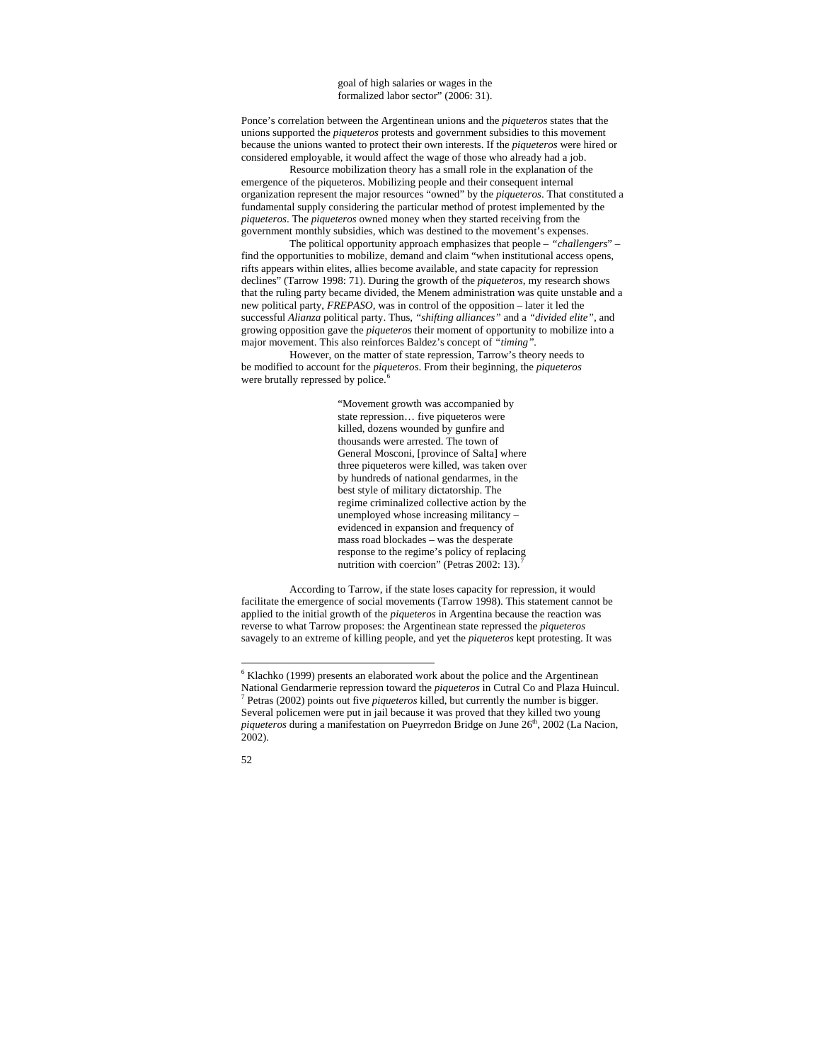> goal of high salaries or wages in the formalized labor sector" (2006: 31).

Ponce's correlation between the Argentinean unions and the *piqueteros* states that the unions supported the *piqueteros* protests and government subsidies to this movement because the unions wanted to protect their own interests. If the *piqueteros* were hired or considered employable, it would affect the wage of those who already had a job.

Resource mobilization theory has a small role in the explanation of the emergence of the piqueteros. Mobilizing people and their consequent internal organization represent the major resources "owned" by the *piqueteros*. That constituted a fundamental supply considering the particular method of protest implemented by the *piqueteros*. The *piqueteros* owned money when they started receiving from the government monthly subsidies, which was destined to the movement's expenses.

The political opportunity approach emphasizes that people – *"challengers*" – find the opportunities to mobilize, demand and claim "when institutional access opens, rifts appears within elites, allies become available, and state capacity for repression declines" (Tarrow 1998: 71). During the growth of the *piqueteros*, my research shows that the ruling party became divided, the Menem administration was quite unstable and a new political party, *FREPASO*, was in control of the opposition – later it led the successful *Alianza* political party. Thus, *"shifting alliances"* and a *"divided elite"*, and growing opposition gave the *piqueteros* their moment of opportunity to mobilize into a major movement. This also reinforces Baldez's concept of *"timing"*.

However, on the matter of state repression, Tarrow's theory needs to be modified to account for the *piqueteros*. From their beginning, the *piqueteros* were brutally repressed by police.[6]

> "Movement growth was accompanied by state repression… five piqueteros were killed, dozens wounded by gunfire and thousands were arrested. The town of General Mosconi, [province of Salta] where three piqueteros were killed, was taken over by hundreds of national gendarmes, in the best style of military dictatorship. The regime criminalized collective action by the unemployed whose increasing militancy – evidenced in expansion and frequency of mass road blockades – was the desperate response to the regime's policy of replacing nutrition with coercion" (Petras 2002: 13).[7]

According to Tarrow, if the state loses capacity for repression, it would facilitate the emergence of social movements (Tarrow 1998). This statement cannot be applied to the initial growth of the *piqueteros* in Argentina because the reaction was reverse to what Tarrow proposes: the Argentinean state repressed the *piqueteros* savagely to an extreme of killing people, and yet the *piqueteros* kept protesting. It was

---

[6] Klachko (1999) presents an elaborated work about the police and the Argentinean National Gendarmerie repression toward the *piqueteros* in Cutral Co and Plaza Huincul.

[7] Petras (2002) points out five *piqueteros* killed, but currently the number is bigger. Several policemen were put in jail because it was proved that they killed two young *piqueteros* during a manifestation on Pueyrredon Bridge on June 26th, 2002 (La Nacion, 2002).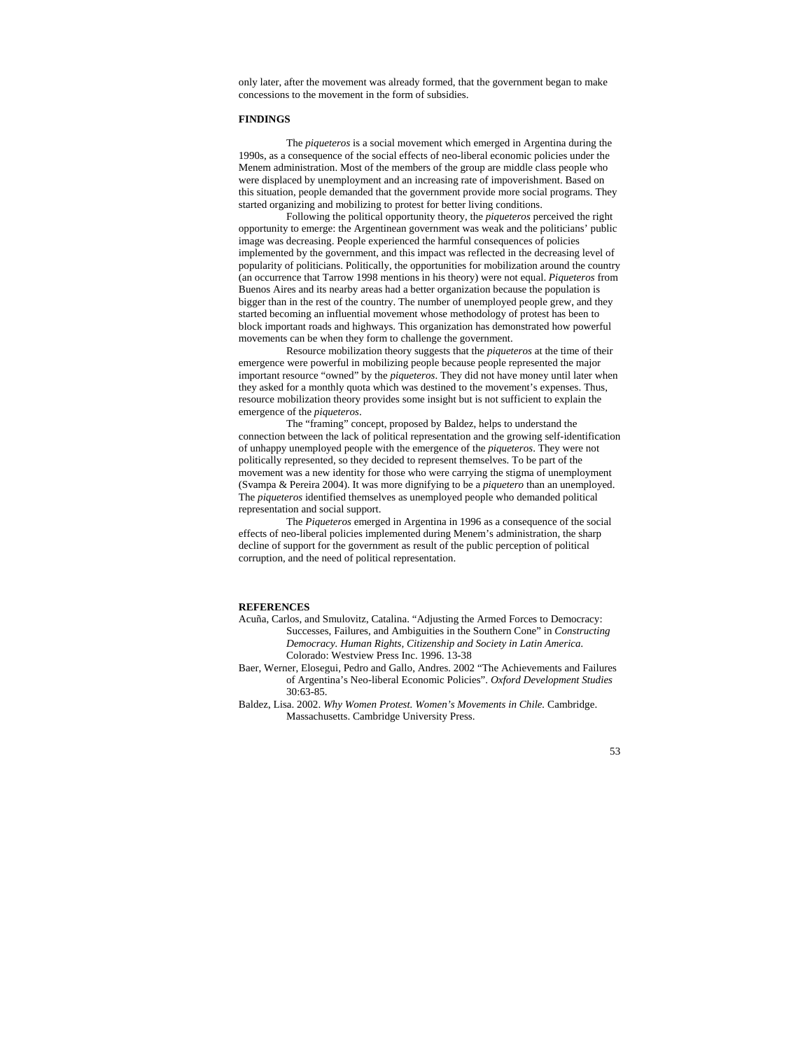only later, after the movement was already formed, that the government began to make concessions to the movement in the form of subsidies.

## FINDINGS

The *piqueteros* is a social movement which emerged in Argentina during the 1990s, as a consequence of the social effects of neo-liberal economic policies under the Menem administration. Most of the members of the group are middle class people who were displaced by unemployment and an increasing rate of impoverishment. Based on this situation, people demanded that the government provide more social programs. They started organizing and mobilizing to protest for better living conditions.

Following the political opportunity theory, the *piqueteros* perceived the right opportunity to emerge: the Argentinean government was weak and the politicians' public image was decreasing. People experienced the harmful consequences of policies implemented by the government, and this impact was reflected in the decreasing level of popularity of politicians. Politically, the opportunities for mobilization around the country (an occurrence that Tarrow 1998 mentions in his theory) were not equal. *Piqueteros* from Buenos Aires and its nearby areas had a better organization because the population is bigger than in the rest of the country. The number of unemployed people grew, and they started becoming an influential movement whose methodology of protest has been to block important roads and highways. This organization has demonstrated how powerful movements can be when they form to challenge the government.

Resource mobilization theory suggests that the *piqueteros* at the time of their emergence were powerful in mobilizing people because people represented the major important resource "owned" by the *piqueteros*. They did not have money until later when they asked for a monthly quota which was destined to the movement's expenses. Thus, resource mobilization theory provides some insight but is not sufficient to explain the emergence of the *piqueteros*.

The "framing" concept, proposed by Baldez, helps to understand the connection between the lack of political representation and the growing self-identification of unhappy unemployed people with the emergence of the *piqueteros*. They were not politically represented, so they decided to represent themselves. To be part of the movement was a new identity for those who were carrying the stigma of unemployment (Svampa & Pereira 2004). It was more dignifying to be a *piquetero* than an unemployed. The *piqueteros* identified themselves as unemployed people who demanded political representation and social support.

The *Piqueteros* emerged in Argentina in 1996 as a consequence of the social effects of neo-liberal policies implemented during Menem's administration, the sharp decline of support for the government as result of the public perception of political corruption, and the need of political representation.

## REFERENCES

Acuña, Carlos, and Smulovitz, Catalina. "Adjusting the Armed Forces to Democracy: Successes, Failures, and Ambiguities in the Southern Cone" in *Constructing Democracy. Human Rights, Citizenship and Society in Latin America.* Colorado: Westview Press Inc. 1996. 13-38

Baer, Werner, Elosegui, Pedro and Gallo, Andres. 2002 "The Achievements and Failures of Argentina's Neo-liberal Economic Policies". *Oxford Development Studies* 30:63-85.

Baldez, Lisa. 2002. *Why Women Protest. Women's Movements in Chile.* Cambridge. Massachusetts. Cambridge University Press.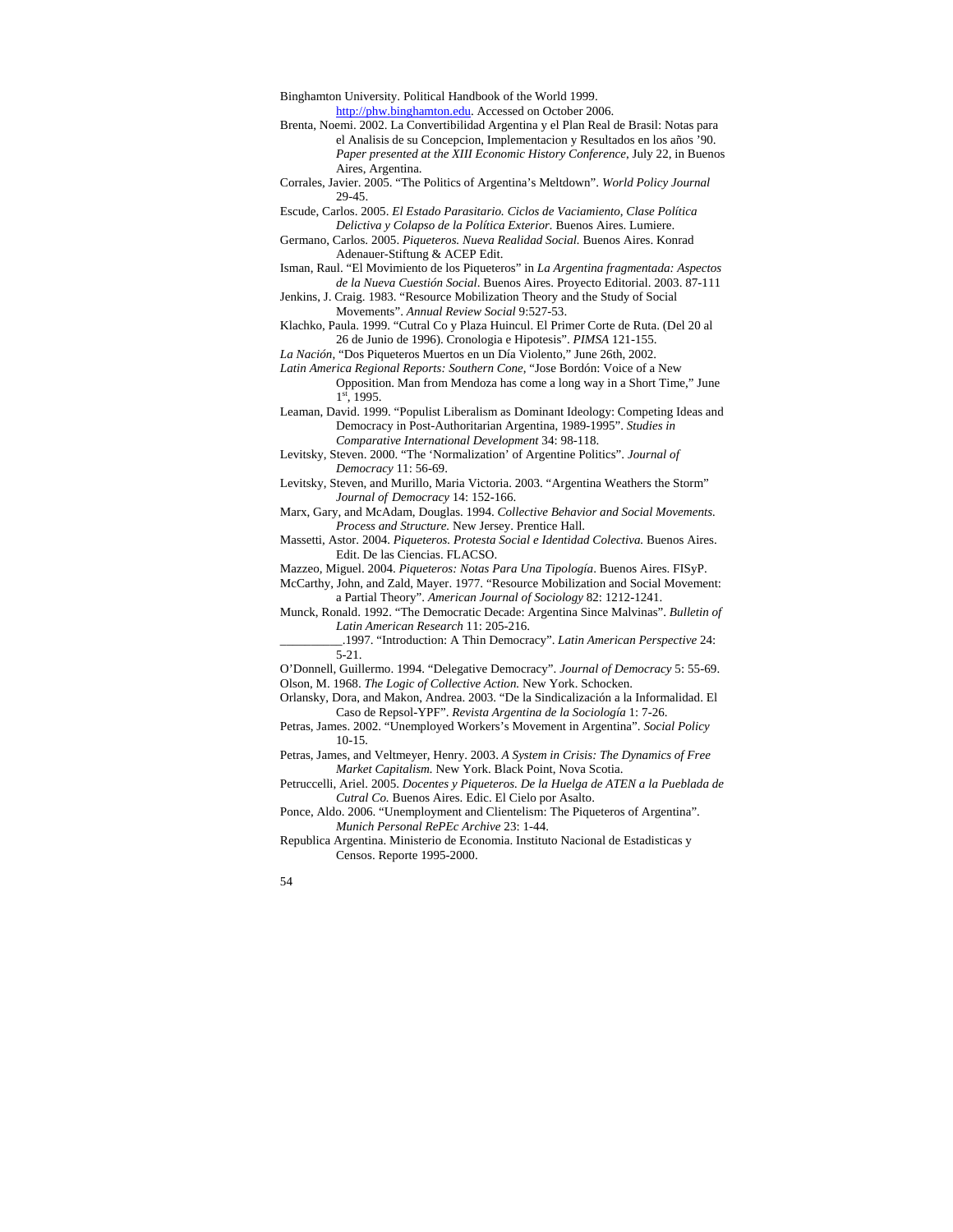Binghamton University. Political Handbook of the World 1999. http://phw.binghamton.edu. Accessed on October 2006.

Brenta, Noemi. 2002. La Convertibilidad Argentina y el Plan Real de Brasil: Notas para el Analisis de su Concepcion, Implementacion y Resultados en los años '90. *Paper presented at the XIII Economic History Conference*, July 22, in Buenos Aires, Argentina.

Corrales, Javier. 2005. "The Politics of Argentina's Meltdown". *World Policy Journal* 29-45.

Escude, Carlos. 2005. *El Estado Parasitario. Ciclos de Vaciamiento, Clase Política Delictiva y Colapso de la Política Exterior*. Buenos Aires. Lumiere.

Germano, Carlos. 2005. *Piqueteros. Nueva Realidad Social.* Buenos Aires. Konrad Adenauer-Stiftung & ACEP Edit.

Isman, Raul. "El Movimiento de los Piqueteros" in *La Argentina fragmentada: Aspectos de la Nueva Cuestión Social*. Buenos Aires. Proyecto Editorial. 2003. 87-111

Jenkins, J. Craig. 1983. "Resource Mobilization Theory and the Study of Social Movements". *Annual Review Social* 9:527-53.

Klachko, Paula. 1999. "Cutral Co y Plaza Huincul. El Primer Corte de Ruta. (Del 20 al 26 de Junio de 1996). Cronologia e Hipotesis". *PIMSA* 121-155.

*La Nación*, "Dos Piqueteros Muertos en un Día Violento," June 26th, 2002.

*Latin America Regional Reports: Southern Cone*, "Jose Bordón: Voice of a New Opposition. Man from Mendoza has come a long way in a Short Time," June 1st, 1995.

Leaman, David. 1999. "Populist Liberalism as Dominant Ideology: Competing Ideas and Democracy in Post-Authoritarian Argentina, 1989-1995". *Studies in Comparative International Development* 34: 98-118.

Levitsky, Steven. 2000. "The 'Normalization' of Argentine Politics". *Journal of Democracy* 11: 56-69.

Levitsky, Steven, and Murillo, Maria Victoria. 2003. "Argentina Weathers the Storm" *Journal of Democracy* 14: 152-166.

Marx, Gary, and McAdam, Douglas. 1994. *Collective Behavior and Social Movements. Process and Structure.* New Jersey. Prentice Hall.

Massetti, Astor. 2004. *Piqueteros. Protesta Social e Identidad Colectiva.* Buenos Aires. Edit. De las Ciencias. FLACSO.

Mazzeo, Miguel. 2004. *Piqueteros: Notas Para Una Tipología*. Buenos Aires. FISyP.

McCarthy, John, and Zald, Mayer. 1977. "Resource Mobilization and Social Movement: a Partial Theory". *American Journal of Sociology* 82: 1212-1241.

Munck, Ronald. 1992. "The Democratic Decade: Argentina Since Malvinas". *Bulletin of Latin American Research* 11: 205-216.

__________.1997. "Introduction: A Thin Democracy". *Latin American Perspective* 24: 5-21.

O'Donnell, Guillermo. 1994. "Delegative Democracy". *Journal of Democracy* 5: 55-69.

Olson, M. 1968. *The Logic of Collective Action.* New York. Schocken.

Orlansky, Dora, and Makon, Andrea. 2003. "De la Sindicalización a la Informalidad. El Caso de Repsol-YPF". *Revista Argentina de la Sociología* 1: 7-26.

Petras, James. 2002. "Unemployed Workers's Movement in Argentina". *Social Policy* 10-15.

Petras, James, and Veltmeyer, Henry. 2003. *A System in Crisis: The Dynamics of Free Market Capitalism.* New York. Black Point, Nova Scotia.

Petruccelli, Ariel. 2005. *Docentes y Piqueteros. De la Huelga de ATEN a la Pueblada de Cutral Co.* Buenos Aires. Edic. El Cielo por Asalto.

Ponce, Aldo. 2006. "Unemployment and Clientelism: The Piqueteros of Argentina". *Munich Personal RePEc Archive* 23: 1-44.

Republica Argentina. Ministerio de Economia. Instituto Nacional de Estadisticas y Censos. Reporte 1995-2000.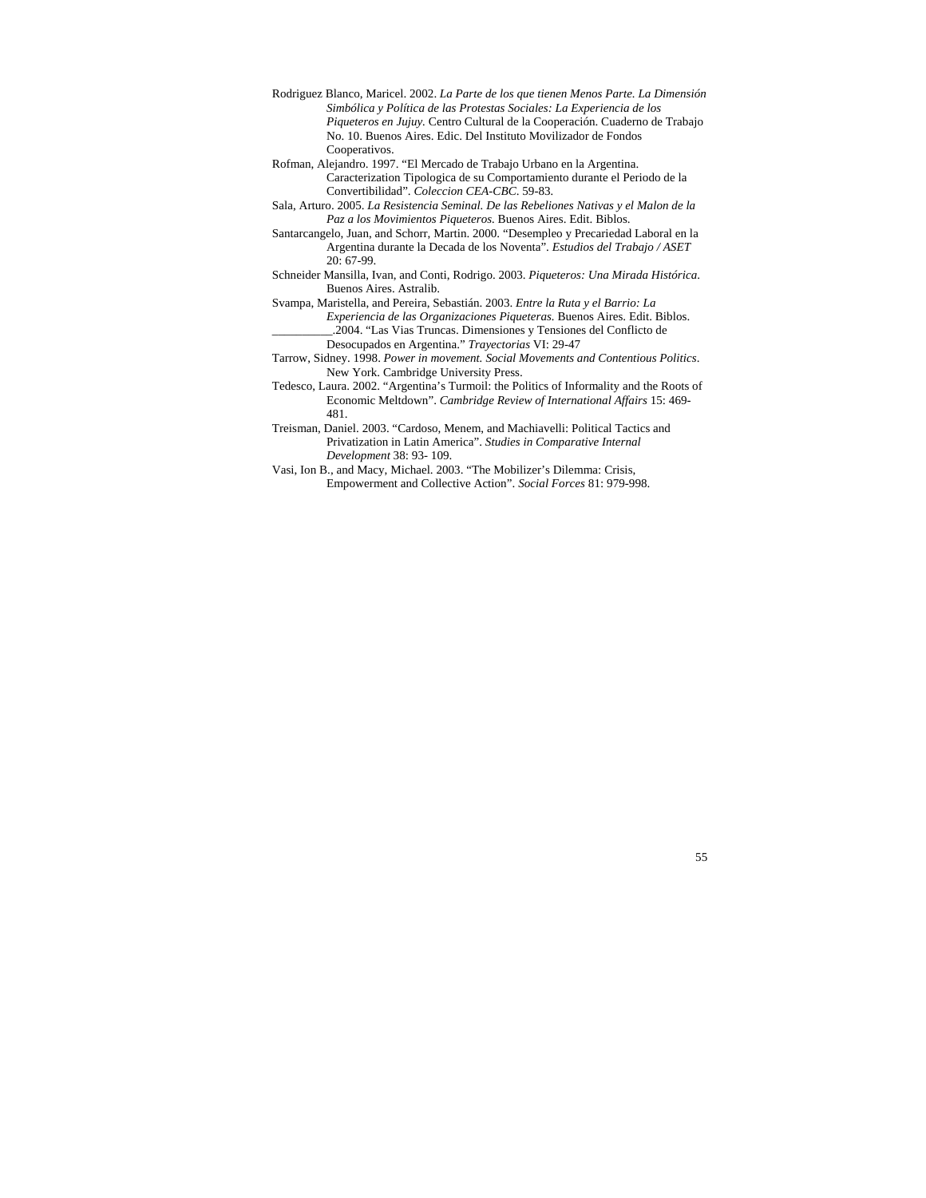Rodriguez Blanco, Maricel. 2002. *La Parte de los que tienen Menos Parte. La Dimensión Simbólica y Política de las Protestas Sociales: La Experiencia de los Piqueteros en Jujuy*. Centro Cultural de la Cooperación. Cuaderno de Trabajo No. 10. Buenos Aires. Edic. Del Instituto Movilizador de Fondos Cooperativos.

Rofman, Alejandro. 1997. "El Mercado de Trabajo Urbano en la Argentina. Caracterization Tipologica de su Comportamiento durante el Periodo de la Convertibilidad". *Coleccion CEA-CBC*. 59-83.

Sala, Arturo. 2005. *La Resistencia Seminal. De las Rebeliones Nativas y el Malon de la Paz a los Movimientos Piqueteros*. Buenos Aires. Edit. Biblos.

Santarcangelo, Juan, and Schorr, Martin. 2000. "Desempleo y Precariedad Laboral en la Argentina durante la Decada de los Noventa". *Estudios del Trabajo / ASET* 20: 67-99.

Schneider Mansilla, Ivan, and Conti, Rodrigo. 2003. *Piqueteros: Una Mirada Histórica*. Buenos Aires. Astralib.

Svampa, Maristella, and Pereira, Sebastián. 2003. *Entre la Ruta y el Barrio: La Experiencia de las Organizaciones Piqueteras*. Buenos Aires. Edit. Biblos.

__________.2004. "Las Vias Truncas. Dimensiones y Tensiones del Conflicto de Desocupados en Argentina." *Trayectorias* VI: 29-47

Tarrow, Sidney. 1998. *Power in movement. Social Movements and Contentious Politics*. New York. Cambridge University Press.

Tedesco, Laura. 2002. "Argentina's Turmoil: the Politics of Informality and the Roots of Economic Meltdown". *Cambridge Review of International Affairs* 15: 469-481.

Treisman, Daniel. 2003. "Cardoso, Menem, and Machiavelli: Political Tactics and Privatization in Latin America". *Studies in Comparative Internal Development* 38: 93- 109.

Vasi, Ion B., and Macy, Michael. 2003. "The Mobilizer's Dilemma: Crisis, Empowerment and Collective Action". *Social Forces* 81: 979-998.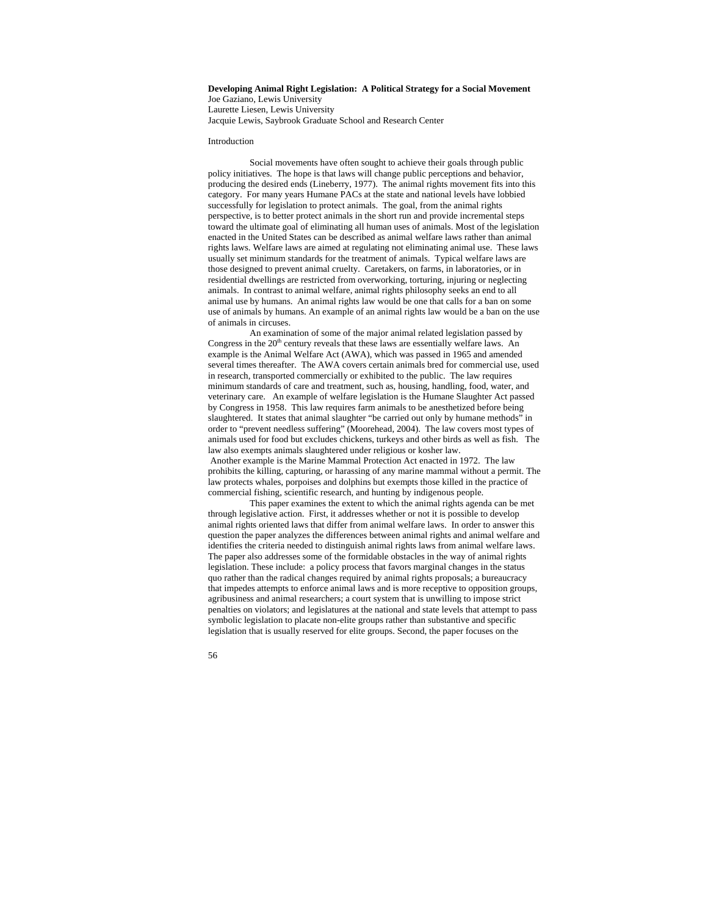**Developing Animal Right Legislation: A Political Strategy for a Social Movement**

Joe Gaziano, Lewis University
Laurette Liesen, Lewis University
Jacquie Lewis, Saybrook Graduate School and Research Center

Introduction

Social movements have often sought to achieve their goals through public policy initiatives. The hope is that laws will change public perceptions and behavior, producing the desired ends (Lineberry, 1977). The animal rights movement fits into this category. For many years Humane PACs at the state and national levels have lobbied successfully for legislation to protect animals. The goal, from the animal rights perspective, is to better protect animals in the short run and provide incremental steps toward the ultimate goal of eliminating all human uses of animals. Most of the legislation enacted in the United States can be described as animal welfare laws rather than animal rights laws. Welfare laws are aimed at regulating not eliminating animal use. These laws usually set minimum standards for the treatment of animals. Typical welfare laws are those designed to prevent animal cruelty. Caretakers, on farms, in laboratories, or in residential dwellings are restricted from overworking, torturing, injuring or neglecting animals. In contrast to animal welfare, animal rights philosophy seeks an end to all animal use by humans. An animal rights law would be one that calls for a ban on some use of animals by humans. An example of an animal rights law would be a ban on the use of animals in circuses.

An examination of some of the major animal related legislation passed by Congress in the 20th century reveals that these laws are essentially welfare laws. An example is the Animal Welfare Act (AWA), which was passed in 1965 and amended several times thereafter. The AWA covers certain animals bred for commercial use, used in research, transported commercially or exhibited to the public. The law requires minimum standards of care and treatment, such as, housing, handling, food, water, and veterinary care. An example of welfare legislation is the Humane Slaughter Act passed by Congress in 1958. This law requires farm animals to be anesthetized before being slaughtered. It states that animal slaughter "be carried out only by humane methods" in order to "prevent needless suffering" (Moorehead, 2004). The law covers most types of animals used for food but excludes chickens, turkeys and other birds as well as fish. The law also exempts animals slaughtered under religious or kosher law.

Another example is the Marine Mammal Protection Act enacted in 1972. The law prohibits the killing, capturing, or harassing of any marine mammal without a permit. The law protects whales, porpoises and dolphins but exempts those killed in the practice of commercial fishing, scientific research, and hunting by indigenous people.

This paper examines the extent to which the animal rights agenda can be met through legislative action. First, it addresses whether or not it is possible to develop animal rights oriented laws that differ from animal welfare laws. In order to answer this question the paper analyzes the differences between animal rights and animal welfare and identifies the criteria needed to distinguish animal rights laws from animal welfare laws. The paper also addresses some of the formidable obstacles in the way of animal rights legislation. These include: a policy process that favors marginal changes in the status quo rather than the radical changes required by animal rights proposals; a bureaucracy that impedes attempts to enforce animal laws and is more receptive to opposition groups, agribusiness and animal researchers; a court system that is unwilling to impose strict penalties on violators; and legislatures at the national and state levels that attempt to pass symbolic legislation to placate non-elite groups rather than substantive and specific legislation that is usually reserved for elite groups. Second, the paper focuses on the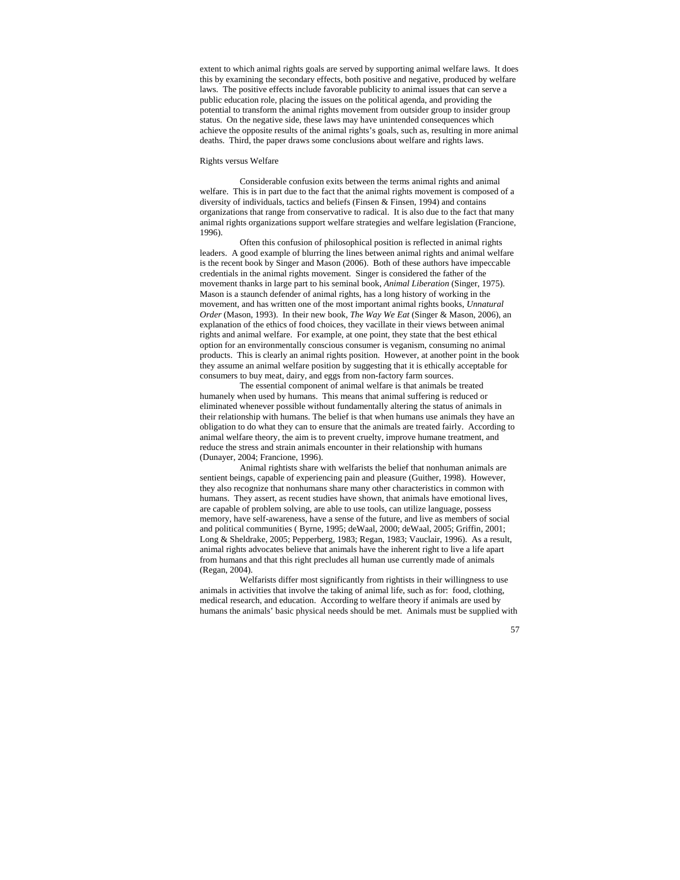extent to which animal rights goals are served by supporting animal welfare laws. It does this by examining the secondary effects, both positive and negative, produced by welfare laws. The positive effects include favorable publicity to animal issues that can serve a public education role, placing the issues on the political agenda, and providing the potential to transform the animal rights movement from outsider group to insider group status. On the negative side, these laws may have unintended consequences which achieve the opposite results of the animal rights's goals, such as, resulting in more animal deaths. Third, the paper draws some conclusions about welfare and rights laws.

## Rights versus Welfare

Considerable confusion exits between the terms animal rights and animal welfare. This is in part due to the fact that the animal rights movement is composed of a diversity of individuals, tactics and beliefs (Finsen & Finsen, 1994) and contains organizations that range from conservative to radical. It is also due to the fact that many animal rights organizations support welfare strategies and welfare legislation (Francione, 1996).

Often this confusion of philosophical position is reflected in animal rights leaders. A good example of blurring the lines between animal rights and animal welfare is the recent book by Singer and Mason (2006). Both of these authors have impeccable credentials in the animal rights movement. Singer is considered the father of the movement thanks in large part to his seminal book, *Animal Liberation* (Singer, 1975). Mason is a staunch defender of animal rights, has a long history of working in the movement, and has written one of the most important animal rights books, *Unnatural Order* (Mason, 1993). In their new book, *The Way We Eat* (Singer & Mason, 2006), an explanation of the ethics of food choices, they vacillate in their views between animal rights and animal welfare. For example, at one point, they state that the best ethical option for an environmentally conscious consumer is veganism, consuming no animal products. This is clearly an animal rights position. However, at another point in the book they assume an animal welfare position by suggesting that it is ethically acceptable for consumers to buy meat, dairy, and eggs from non-factory farm sources.

The essential component of animal welfare is that animals be treated humanely when used by humans. This means that animal suffering is reduced or eliminated whenever possible without fundamentally altering the status of animals in their relationship with humans. The belief is that when humans use animals they have an obligation to do what they can to ensure that the animals are treated fairly. According to animal welfare theory, the aim is to prevent cruelty, improve humane treatment, and reduce the stress and strain animals encounter in their relationship with humans (Dunayer, 2004; Francione, 1996).

Animal rightists share with welfarists the belief that nonhuman animals are sentient beings, capable of experiencing pain and pleasure (Guither, 1998). However, they also recognize that nonhumans share many other characteristics in common with humans. They assert, as recent studies have shown, that animals have emotional lives, are capable of problem solving, are able to use tools, can utilize language, possess memory, have self-awareness, have a sense of the future, and live as members of social and political communities ( Byrne, 1995; deWaal, 2000; deWaal, 2005; Griffin, 2001; Long & Sheldrake, 2005; Pepperberg, 1983; Regan, 1983; Vauclair, 1996). As a result, animal rights advocates believe that animals have the inherent right to live a life apart from humans and that this right precludes all human use currently made of animals (Regan, 2004).

Welfarists differ most significantly from rightists in their willingness to use animals in activities that involve the taking of animal life, such as for: food, clothing, medical research, and education. According to welfare theory if animals are used by humans the animals' basic physical needs should be met. Animals must be supplied with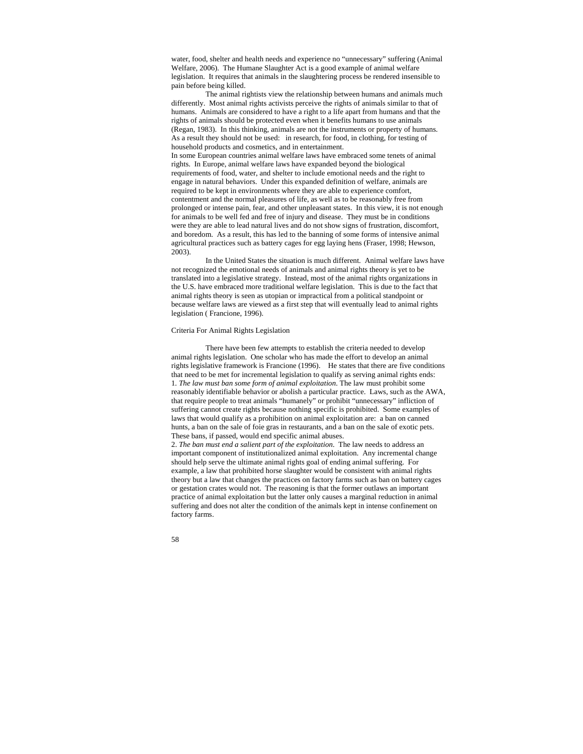water, food, shelter and health needs and experience no "unnecessary" suffering (Animal Welfare, 2006). The Humane Slaughter Act is a good example of animal welfare legislation. It requires that animals in the slaughtering process be rendered insensible to pain before being killed.

The animal rightists view the relationship between humans and animals much differently. Most animal rights activists perceive the rights of animals similar to that of humans. Animals are considered to have a right to a life apart from humans and that the rights of animals should be protected even when it benefits humans to use animals (Regan, 1983). In this thinking, animals are not the instruments or property of humans. As a result they should not be used: in research, for food, in clothing, for testing of household products and cosmetics, and in entertainment.

In some European countries animal welfare laws have embraced some tenets of animal rights. In Europe, animal welfare laws have expanded beyond the biological requirements of food, water, and shelter to include emotional needs and the right to engage in natural behaviors. Under this expanded definition of welfare, animals are required to be kept in environments where they are able to experience comfort, contentment and the normal pleasures of life, as well as to be reasonably free from prolonged or intense pain, fear, and other unpleasant states. In this view, it is not enough for animals to be well fed and free of injury and disease. They must be in conditions were they are able to lead natural lives and do not show signs of frustration, discomfort, and boredom. As a result, this has led to the banning of some forms of intensive animal agricultural practices such as battery cages for egg laying hens (Fraser, 1998; Hewson, 2003).

In the United States the situation is much different. Animal welfare laws have not recognized the emotional needs of animals and animal rights theory is yet to be translated into a legislative strategy. Instead, most of the animal rights organizations in the U.S. have embraced more traditional welfare legislation. This is due to the fact that animal rights theory is seen as utopian or impractical from a political standpoint or because welfare laws are viewed as a first step that will eventually lead to animal rights legislation ( Francione, 1996).

## Criteria For Animal Rights Legislation

There have been few attempts to establish the criteria needed to develop animal rights legislation. One scholar who has made the effort to develop an animal rights legislative framework is Francione (1996). He states that there are five conditions that need to be met for incremental legislation to qualify as serving animal rights ends:

1. *The law must ban some form of animal exploitation*. The law must prohibit some reasonably identifiable behavior or abolish a particular practice. Laws, such as the AWA, that require people to treat animals "humanely" or prohibit "unnecessary" infliction of suffering cannot create rights because nothing specific is prohibited. Some examples of laws that would qualify as a prohibition on animal exploitation are: a ban on canned hunts, a ban on the sale of foie gras in restaurants, and a ban on the sale of exotic pets. These bans, if passed, would end specific animal abuses.
2. *The ban must end a salient part of the exploitation*. The law needs to address an important component of institutionalized animal exploitation. Any incremental change should help serve the ultimate animal rights goal of ending animal suffering. For example, a law that prohibited horse slaughter would be consistent with animal rights theory but a law that changes the practices on factory farms such as ban on battery cages or gestation crates would not. The reasoning is that the former outlaws an important practice of animal exploitation but the latter only causes a marginal reduction in animal suffering and does not alter the condition of the animals kept in intense confinement on factory farms.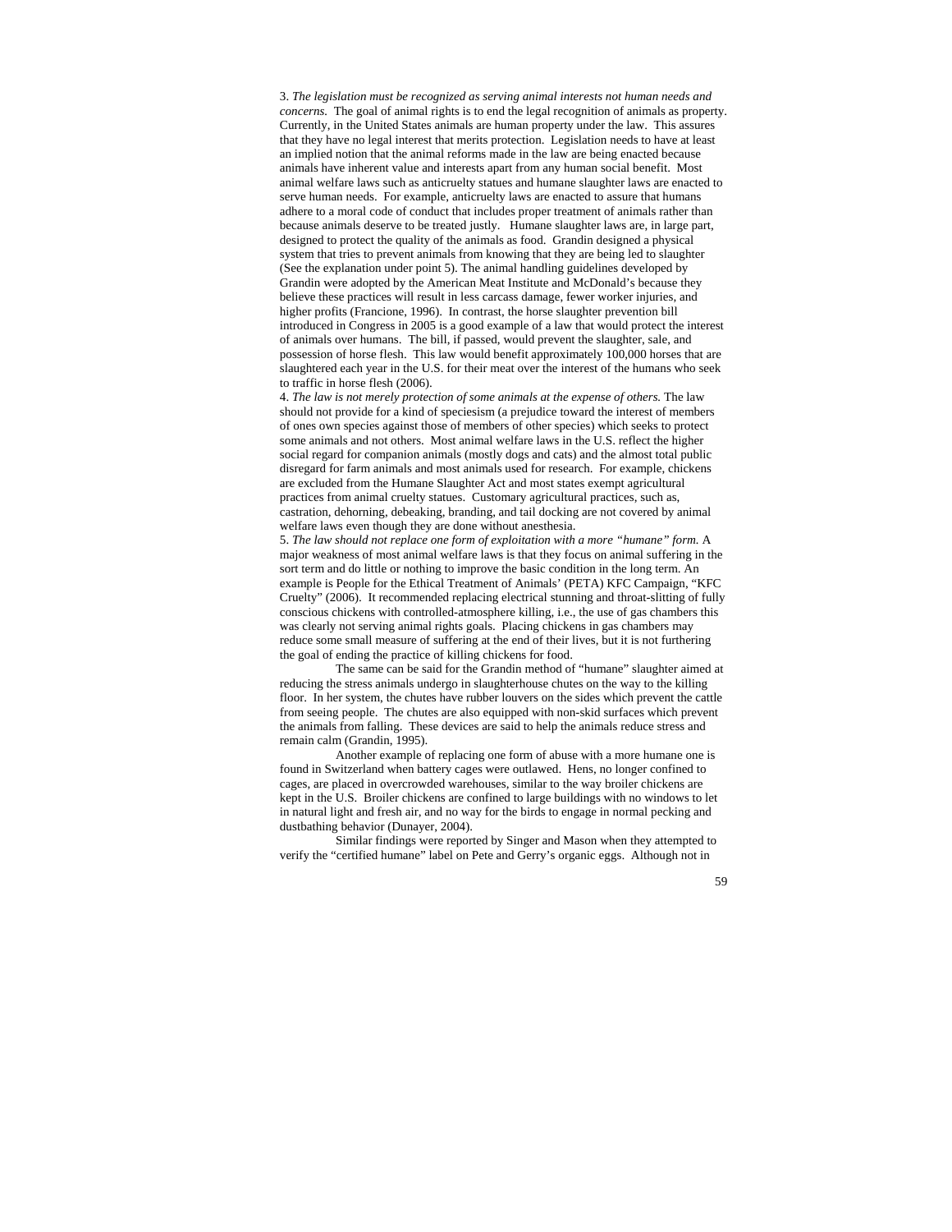3. *The legislation must be recognized as serving animal interests not human needs and concerns.* The goal of animal rights is to end the legal recognition of animals as property. Currently, in the United States animals are human property under the law. This assures that they have no legal interest that merits protection. Legislation needs to have at least an implied notion that the animal reforms made in the law are being enacted because animals have inherent value and interests apart from any human social benefit. Most animal welfare laws such as anticruelty statues and humane slaughter laws are enacted to serve human needs. For example, anticruelty laws are enacted to assure that humans adhere to a moral code of conduct that includes proper treatment of animals rather than because animals deserve to be treated justly. Humane slaughter laws are, in large part, designed to protect the quality of the animals as food. Grandin designed a physical system that tries to prevent animals from knowing that they are being led to slaughter (See the explanation under point 5). The animal handling guidelines developed by Grandin were adopted by the American Meat Institute and McDonald's because they believe these practices will result in less carcass damage, fewer worker injuries, and higher profits (Francione, 1996). In contrast, the horse slaughter prevention bill introduced in Congress in 2005 is a good example of a law that would protect the interest of animals over humans. The bill, if passed, would prevent the slaughter, sale, and possession of horse flesh. This law would benefit approximately 100,000 horses that are slaughtered each year in the U.S. for their meat over the interest of the humans who seek to traffic in horse flesh (2006).

4. *The law is not merely protection of some animals at the expense of others.* The law should not provide for a kind of speciesism (a prejudice toward the interest of members of ones own species against those of members of other species) which seeks to protect some animals and not others. Most animal welfare laws in the U.S. reflect the higher social regard for companion animals (mostly dogs and cats) and the almost total public disregard for farm animals and most animals used for research. For example, chickens are excluded from the Humane Slaughter Act and most states exempt agricultural practices from animal cruelty statues. Customary agricultural practices, such as, castration, dehorning, debeaking, branding, and tail docking are not covered by animal welfare laws even though they are done without anesthesia.

5. *The law should not replace one form of exploitation with a more "humane" form.* A major weakness of most animal welfare laws is that they focus on animal suffering in the sort term and do little or nothing to improve the basic condition in the long term. An example is People for the Ethical Treatment of Animals' (PETA) KFC Campaign, "KFC Cruelty" (2006). It recommended replacing electrical stunning and throat-slitting of fully conscious chickens with controlled-atmosphere killing, i.e., the use of gas chambers this was clearly not serving animal rights goals. Placing chickens in gas chambers may reduce some small measure of suffering at the end of their lives, but it is not furthering the goal of ending the practice of killing chickens for food.

The same can be said for the Grandin method of "humane" slaughter aimed at reducing the stress animals undergo in slaughterhouse chutes on the way to the killing floor. In her system, the chutes have rubber louvers on the sides which prevent the cattle from seeing people. The chutes are also equipped with non-skid surfaces which prevent the animals from falling. These devices are said to help the animals reduce stress and remain calm (Grandin, 1995).

Another example of replacing one form of abuse with a more humane one is found in Switzerland when battery cages were outlawed. Hens, no longer confined to cages, are placed in overcrowded warehouses, similar to the way broiler chickens are kept in the U.S. Broiler chickens are confined to large buildings with no windows to let in natural light and fresh air, and no way for the birds to engage in normal pecking and dustbathing behavior (Dunayer, 2004).

Similar findings were reported by Singer and Mason when they attempted to verify the "certified humane" label on Pete and Gerry's organic eggs. Although not in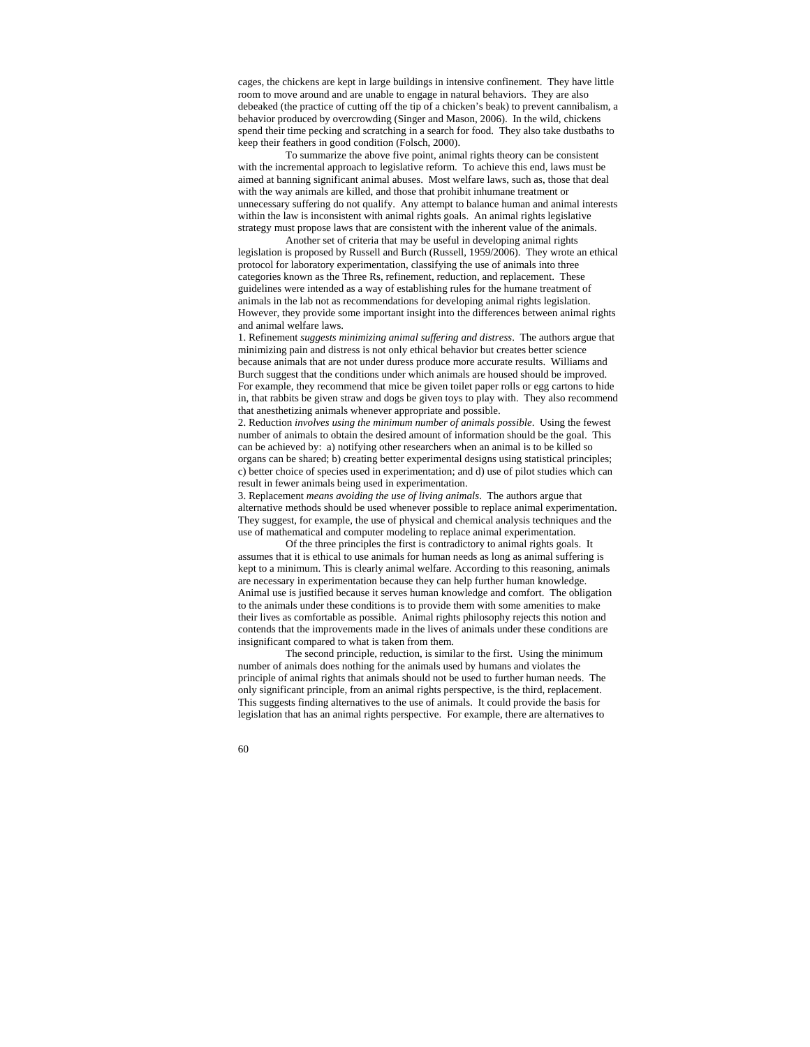cages, the chickens are kept in large buildings in intensive confinement. They have little room to move around and are unable to engage in natural behaviors. They are also debeaked (the practice of cutting off the tip of a chicken's beak) to prevent cannibalism, a behavior produced by overcrowding (Singer and Mason, 2006). In the wild, chickens spend their time pecking and scratching in a search for food. They also take dustbaths to keep their feathers in good condition (Folsch, 2000).

To summarize the above five point, animal rights theory can be consistent with the incremental approach to legislative reform. To achieve this end, laws must be aimed at banning significant animal abuses. Most welfare laws, such as, those that deal with the way animals are killed, and those that prohibit inhumane treatment or unnecessary suffering do not qualify. Any attempt to balance human and animal interests within the law is inconsistent with animal rights goals. An animal rights legislative strategy must propose laws that are consistent with the inherent value of the animals.

Another set of criteria that may be useful in developing animal rights legislation is proposed by Russell and Burch (Russell, 1959/2006). They wrote an ethical protocol for laboratory experimentation, classifying the use of animals into three categories known as the Three Rs, refinement, reduction, and replacement. These guidelines were intended as a way of establishing rules for the humane treatment of animals in the lab not as recommendations for developing animal rights legislation. However, they provide some important insight into the differences between animal rights and animal welfare laws.

1. Refinement *suggests minimizing animal suffering and distress*. The authors argue that minimizing pain and distress is not only ethical behavior but creates better science because animals that are not under duress produce more accurate results. Williams and Burch suggest that the conditions under which animals are housed should be improved. For example, they recommend that mice be given toilet paper rolls or egg cartons to hide in, that rabbits be given straw and dogs be given toys to play with. They also recommend that anesthetizing animals whenever appropriate and possible.

2. Reduction *involves using the minimum number of animals possible*. Using the fewest number of animals to obtain the desired amount of information should be the goal. This can be achieved by: a) notifying other researchers when an animal is to be killed so organs can be shared; b) creating better experimental designs using statistical principles; c) better choice of species used in experimentation; and d) use of pilot studies which can result in fewer animals being used in experimentation.

3. Replacement *means avoiding the use of living animals*. The authors argue that alternative methods should be used whenever possible to replace animal experimentation. They suggest, for example, the use of physical and chemical analysis techniques and the use of mathematical and computer modeling to replace animal experimentation.

Of the three principles the first is contradictory to animal rights goals. It assumes that it is ethical to use animals for human needs as long as animal suffering is kept to a minimum. This is clearly animal welfare. According to this reasoning, animals are necessary in experimentation because they can help further human knowledge. Animal use is justified because it serves human knowledge and comfort. The obligation to the animals under these conditions is to provide them with some amenities to make their lives as comfortable as possible. Animal rights philosophy rejects this notion and contends that the improvements made in the lives of animals under these conditions are insignificant compared to what is taken from them.

The second principle, reduction, is similar to the first. Using the minimum number of animals does nothing for the animals used by humans and violates the principle of animal rights that animals should not be used to further human needs. The only significant principle, from an animal rights perspective, is the third, replacement. This suggests finding alternatives to the use of animals. It could provide the basis for legislation that has an animal rights perspective. For example, there are alternatives to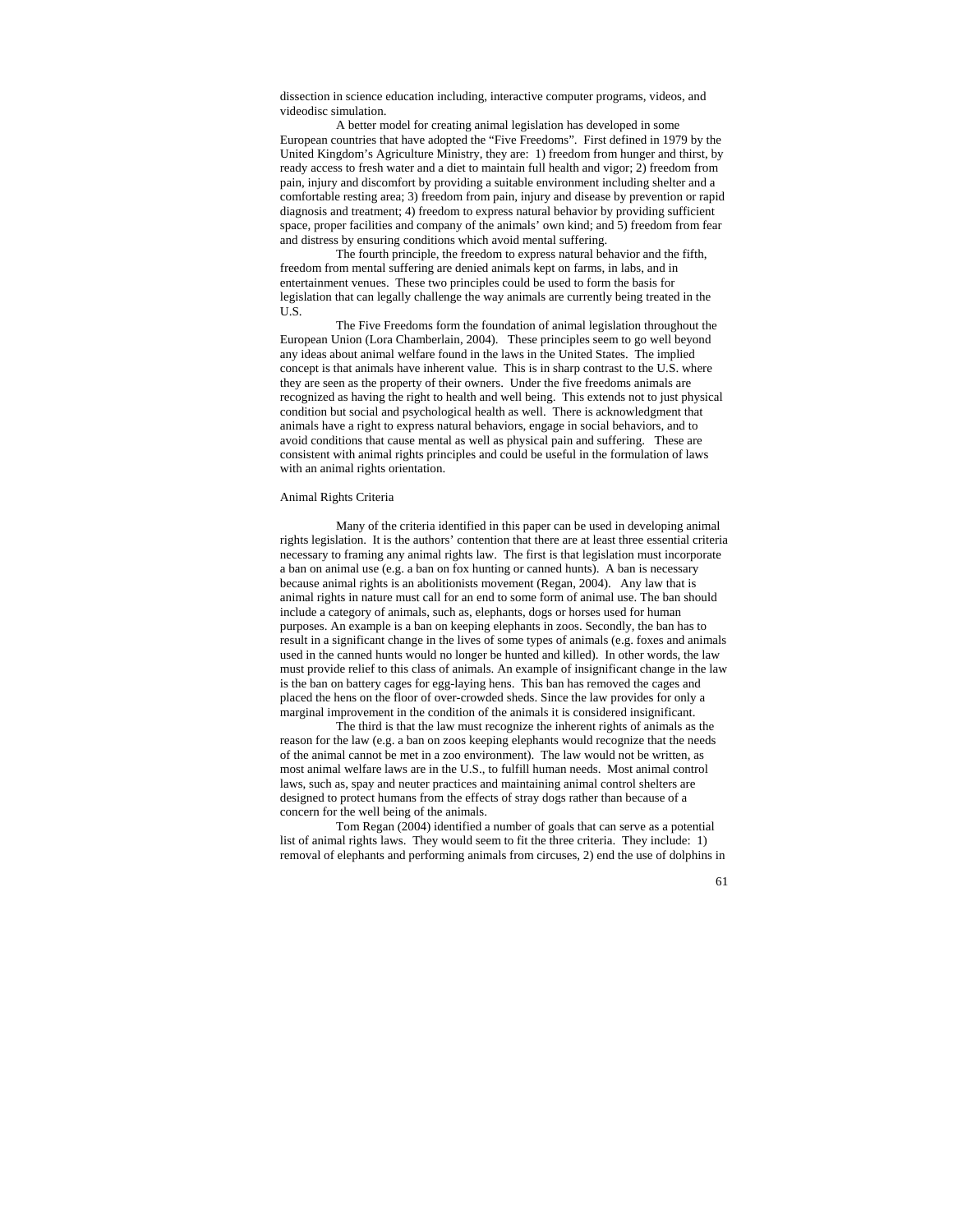dissection in science education including, interactive computer programs, videos, and videodisc simulation.

A better model for creating animal legislation has developed in some European countries that have adopted the "Five Freedoms". First defined in 1979 by the United Kingdom's Agriculture Ministry, they are: 1) freedom from hunger and thirst, by ready access to fresh water and a diet to maintain full health and vigor; 2) freedom from pain, injury and discomfort by providing a suitable environment including shelter and a comfortable resting area; 3) freedom from pain, injury and disease by prevention or rapid diagnosis and treatment; 4) freedom to express natural behavior by providing sufficient space, proper facilities and company of the animals' own kind; and 5) freedom from fear and distress by ensuring conditions which avoid mental suffering.

The fourth principle, the freedom to express natural behavior and the fifth, freedom from mental suffering are denied animals kept on farms, in labs, and in entertainment venues. These two principles could be used to form the basis for legislation that can legally challenge the way animals are currently being treated in the U.S.

The Five Freedoms form the foundation of animal legislation throughout the European Union (Lora Chamberlain, 2004). These principles seem to go well beyond any ideas about animal welfare found in the laws in the United States. The implied concept is that animals have inherent value. This is in sharp contrast to the U.S. where they are seen as the property of their owners. Under the five freedoms animals are recognized as having the right to health and well being. This extends not to just physical condition but social and psychological health as well. There is acknowledgment that animals have a right to express natural behaviors, engage in social behaviors, and to avoid conditions that cause mental as well as physical pain and suffering. These are consistent with animal rights principles and could be useful in the formulation of laws with an animal rights orientation.

## Animal Rights Criteria

Many of the criteria identified in this paper can be used in developing animal rights legislation. It is the authors' contention that there are at least three essential criteria necessary to framing any animal rights law. The first is that legislation must incorporate a ban on animal use (e.g. a ban on fox hunting or canned hunts). A ban is necessary because animal rights is an abolitionists movement (Regan, 2004). Any law that is animal rights in nature must call for an end to some form of animal use. The ban should include a category of animals, such as, elephants, dogs or horses used for human purposes. An example is a ban on keeping elephants in zoos. Secondly, the ban has to result in a significant change in the lives of some types of animals (e.g. foxes and animals used in the canned hunts would no longer be hunted and killed). In other words, the law must provide relief to this class of animals. An example of insignificant change in the law is the ban on battery cages for egg-laying hens. This ban has removed the cages and placed the hens on the floor of over-crowded sheds. Since the law provides for only a marginal improvement in the condition of the animals it is considered insignificant.

The third is that the law must recognize the inherent rights of animals as the reason for the law (e.g. a ban on zoos keeping elephants would recognize that the needs of the animal cannot be met in a zoo environment). The law would not be written, as most animal welfare laws are in the U.S., to fulfill human needs. Most animal control laws, such as, spay and neuter practices and maintaining animal control shelters are designed to protect humans from the effects of stray dogs rather than because of a concern for the well being of the animals.

Tom Regan (2004) identified a number of goals that can serve as a potential list of animal rights laws. They would seem to fit the three criteria. They include: 1) removal of elephants and performing animals from circuses, 2) end the use of dolphins in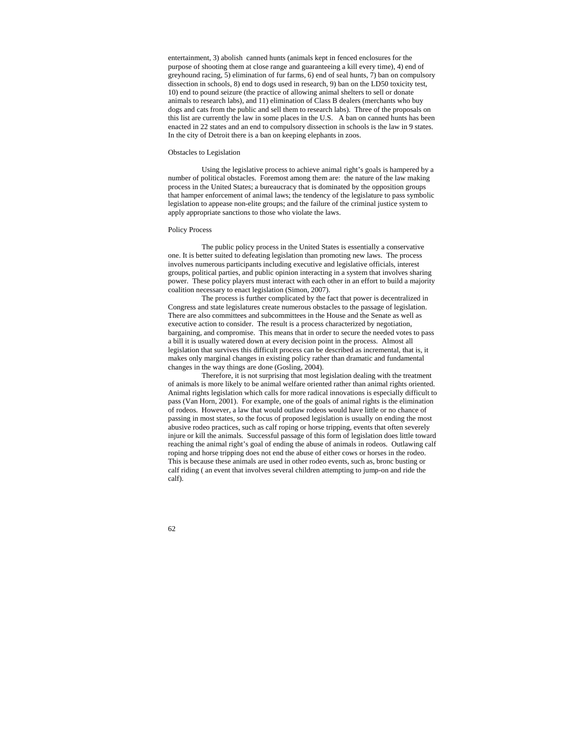entertainment, 3) abolish canned hunts (animals kept in fenced enclosures for the purpose of shooting them at close range and guaranteeing a kill every time), 4) end of greyhound racing, 5) elimination of fur farms, 6) end of seal hunts, 7) ban on compulsory dissection in schools, 8) end to dogs used in research, 9) ban on the LD50 toxicity test, 10) end to pound seizure (the practice of allowing animal shelters to sell or donate animals to research labs), and 11) elimination of Class B dealers (merchants who buy dogs and cats from the public and sell them to research labs). Three of the proposals on this list are currently the law in some places in the U.S. A ban on canned hunts has been enacted in 22 states and an end to compulsory dissection in schools is the law in 9 states. In the city of Detroit there is a ban on keeping elephants in zoos.

## Obstacles to Legislation

Using the legislative process to achieve animal right's goals is hampered by a number of political obstacles. Foremost among them are: the nature of the law making process in the United States; a bureaucracy that is dominated by the opposition groups that hamper enforcement of animal laws; the tendency of the legislature to pass symbolic legislation to appease non-elite groups; and the failure of the criminal justice system to apply appropriate sanctions to those who violate the laws.

### Policy Process

The public policy process in the United States is essentially a conservative one. It is better suited to defeating legislation than promoting new laws. The process involves numerous participants including executive and legislative officials, interest groups, political parties, and public opinion interacting in a system that involves sharing power. These policy players must interact with each other in an effort to build a majority coalition necessary to enact legislation (Simon, 2007).

The process is further complicated by the fact that power is decentralized in Congress and state legislatures create numerous obstacles to the passage of legislation. There are also committees and subcommittees in the House and the Senate as well as executive action to consider. The result is a process characterized by negotiation, bargaining, and compromise. This means that in order to secure the needed votes to pass a bill it is usually watered down at every decision point in the process. Almost all legislation that survives this difficult process can be described as incremental, that is, it makes only marginal changes in existing policy rather than dramatic and fundamental changes in the way things are done (Gosling, 2004).

Therefore, it is not surprising that most legislation dealing with the treatment of animals is more likely to be animal welfare oriented rather than animal rights oriented. Animal rights legislation which calls for more radical innovations is especially difficult to pass (Van Horn, 2001). For example, one of the goals of animal rights is the elimination of rodeos. However, a law that would outlaw rodeos would have little or no chance of passing in most states, so the focus of proposed legislation is usually on ending the most abusive rodeo practices, such as calf roping or horse tripping, events that often severely injure or kill the animals. Successful passage of this form of legislation does little toward reaching the animal right's goal of ending the abuse of animals in rodeos. Outlawing calf roping and horse tripping does not end the abuse of either cows or horses in the rodeo. This is because these animals are used in other rodeo events, such as, bronc busting or calf riding ( an event that involves several children attempting to jump-on and ride the calf).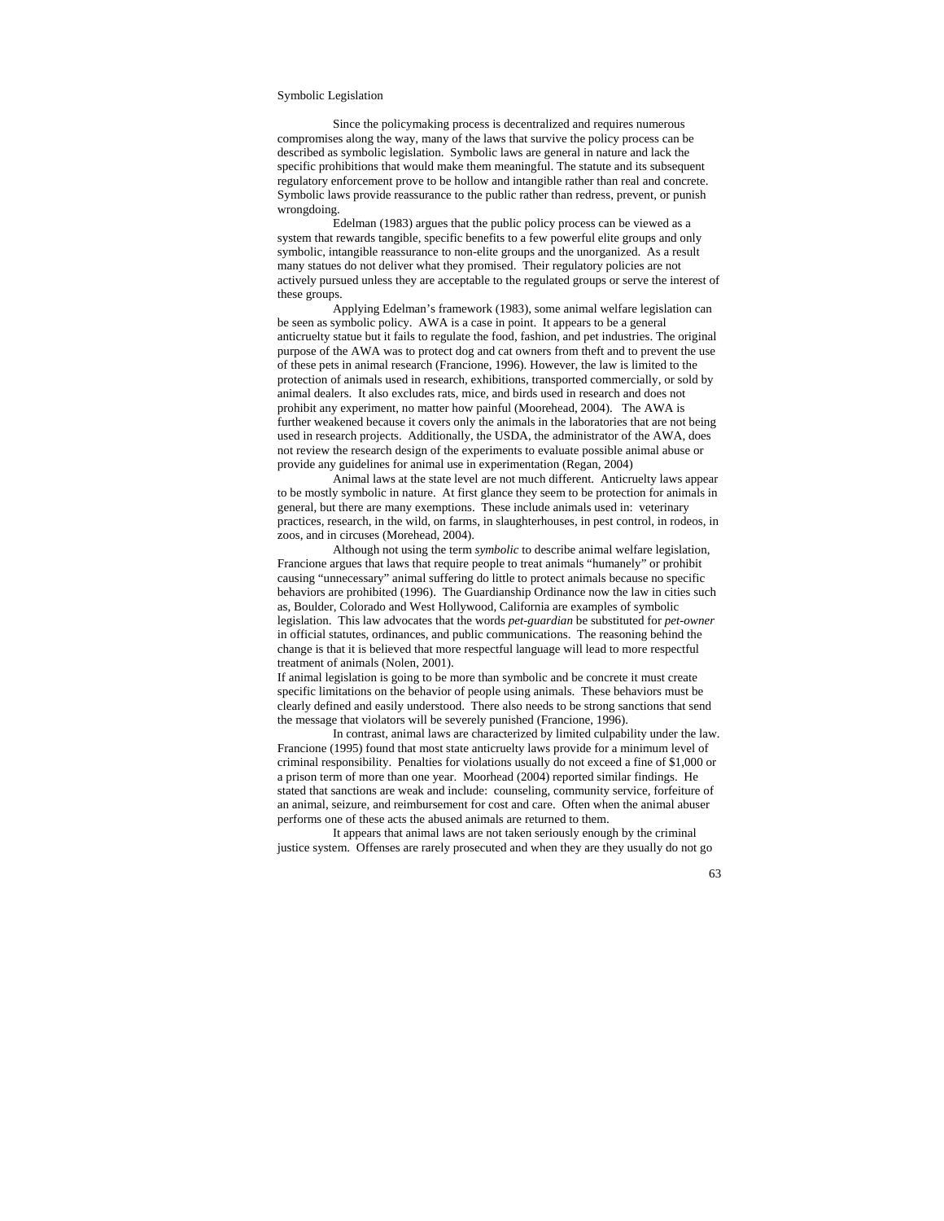## Symbolic Legislation

Since the policymaking process is decentralized and requires numerous compromises along the way, many of the laws that survive the policy process can be described as symbolic legislation. Symbolic laws are general in nature and lack the specific prohibitions that would make them meaningful. The statute and its subsequent regulatory enforcement prove to be hollow and intangible rather than real and concrete. Symbolic laws provide reassurance to the public rather than redress, prevent, or punish wrongdoing.

Edelman (1983) argues that the public policy process can be viewed as a system that rewards tangible, specific benefits to a few powerful elite groups and only symbolic, intangible reassurance to non-elite groups and the unorganized. As a result many statues do not deliver what they promised. Their regulatory policies are not actively pursued unless they are acceptable to the regulated groups or serve the interest of these groups.

Applying Edelman's framework (1983), some animal welfare legislation can be seen as symbolic policy. AWA is a case in point. It appears to be a general anticruelty statue but it fails to regulate the food, fashion, and pet industries. The original purpose of the AWA was to protect dog and cat owners from theft and to prevent the use of these pets in animal research (Francione, 1996). However, the law is limited to the protection of animals used in research, exhibitions, transported commercially, or sold by animal dealers. It also excludes rats, mice, and birds used in research and does not prohibit any experiment, no matter how painful (Moorehead, 2004). The AWA is further weakened because it covers only the animals in the laboratories that are not being used in research projects. Additionally, the USDA, the administrator of the AWA, does not review the research design of the experiments to evaluate possible animal abuse or provide any guidelines for animal use in experimentation (Regan, 2004)

Animal laws at the state level are not much different. Anticruelty laws appear to be mostly symbolic in nature. At first glance they seem to be protection for animals in general, but there are many exemptions. These include animals used in: veterinary practices, research, in the wild, on farms, in slaughterhouses, in pest control, in rodeos, in zoos, and in circuses (Morehead, 2004).

Although not using the term *symbolic* to describe animal welfare legislation, Francione argues that laws that require people to treat animals "humanely" or prohibit causing "unnecessary" animal suffering do little to protect animals because no specific behaviors are prohibited (1996). The Guardianship Ordinance now the law in cities such as, Boulder, Colorado and West Hollywood, California are examples of symbolic legislation. This law advocates that the words *pet-guardian* be substituted for *pet-owner* in official statutes, ordinances, and public communications. The reasoning behind the change is that it is believed that more respectful language will lead to more respectful treatment of animals (Nolen, 2001).

If animal legislation is going to be more than symbolic and be concrete it must create specific limitations on the behavior of people using animals. These behaviors must be clearly defined and easily understood. There also needs to be strong sanctions that send the message that violators will be severely punished (Francione, 1996).

In contrast, animal laws are characterized by limited culpability under the law. Francione (1995) found that most state anticruelty laws provide for a minimum level of criminal responsibility. Penalties for violations usually do not exceed a fine of $1,000 or a prison term of more than one year. Moorhead (2004) reported similar findings. He stated that sanctions are weak and include: counseling, community service, forfeiture of an animal, seizure, and reimbursement for cost and care. Often when the animal abuser performs one of these acts the abused animals are returned to them.

It appears that animal laws are not taken seriously enough by the criminal justice system. Offenses are rarely prosecuted and when they are they usually do not go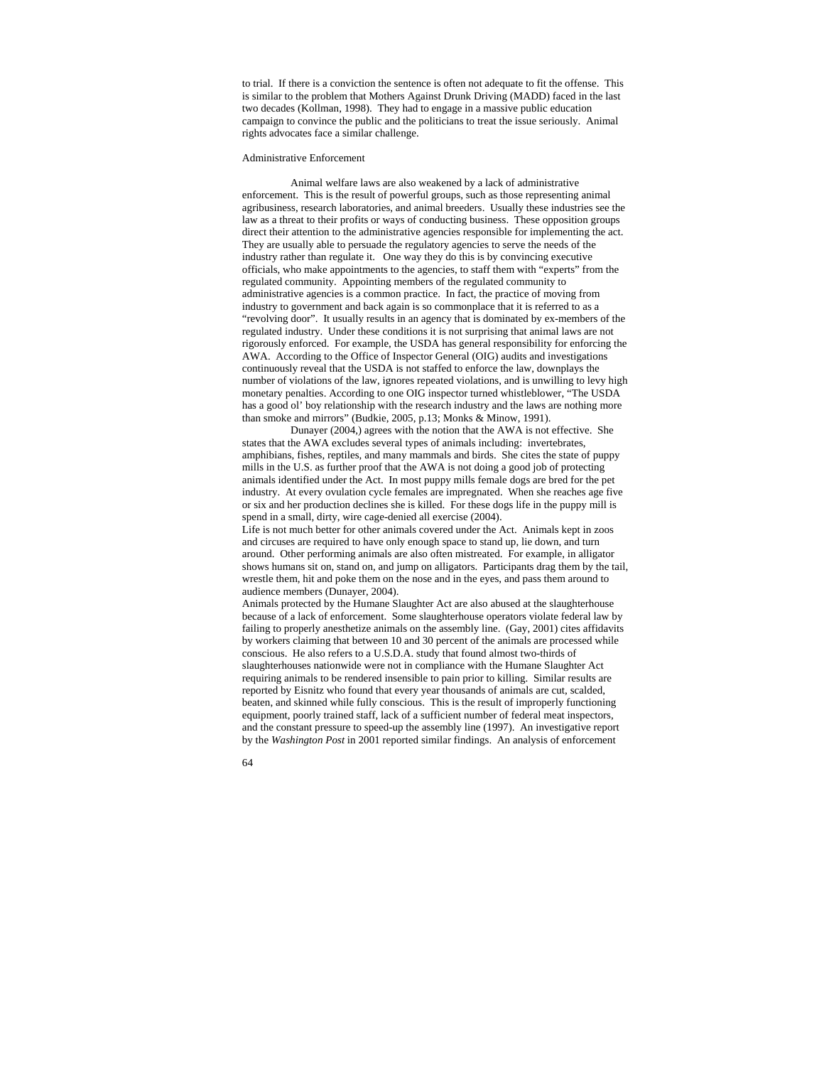to trial. If there is a conviction the sentence is often not adequate to fit the offense. This is similar to the problem that Mothers Against Drunk Driving (MADD) faced in the last two decades (Kollman, 1998). They had to engage in a massive public education campaign to convince the public and the politicians to treat the issue seriously. Animal rights advocates face a similar challenge.

Administrative Enforcement

Animal welfare laws are also weakened by a lack of administrative enforcement. This is the result of powerful groups, such as those representing animal agribusiness, research laboratories, and animal breeders. Usually these industries see the law as a threat to their profits or ways of conducting business. These opposition groups direct their attention to the administrative agencies responsible for implementing the act. They are usually able to persuade the regulatory agencies to serve the needs of the industry rather than regulate it. One way they do this is by convincing executive officials, who make appointments to the agencies, to staff them with "experts" from the regulated community. Appointing members of the regulated community to administrative agencies is a common practice. In fact, the practice of moving from industry to government and back again is so commonplace that it is referred to as a "revolving door". It usually results in an agency that is dominated by ex-members of the regulated industry. Under these conditions it is not surprising that animal laws are not rigorously enforced. For example, the USDA has general responsibility for enforcing the AWA. According to the Office of Inspector General (OIG) audits and investigations continuously reveal that the USDA is not staffed to enforce the law, downplays the number of violations of the law, ignores repeated violations, and is unwilling to levy high monetary penalties. According to one OIG inspector turned whistleblower, "The USDA has a good ol' boy relationship with the research industry and the laws are nothing more than smoke and mirrors" (Budkie, 2005, p.13; Monks & Minow, 1991).

Dunayer (2004,) agrees with the notion that the AWA is not effective. She states that the AWA excludes several types of animals including: invertebrates, amphibians, fishes, reptiles, and many mammals and birds. She cites the state of puppy mills in the U.S. as further proof that the AWA is not doing a good job of protecting animals identified under the Act. In most puppy mills female dogs are bred for the pet industry. At every ovulation cycle females are impregnated. When she reaches age five or six and her production declines she is killed. For these dogs life in the puppy mill is spend in a small, dirty, wire cage-denied all exercise (2004).

Life is not much better for other animals covered under the Act. Animals kept in zoos and circuses are required to have only enough space to stand up, lie down, and turn around. Other performing animals are also often mistreated. For example, in alligator shows humans sit on, stand on, and jump on alligators. Participants drag them by the tail, wrestle them, hit and poke them on the nose and in the eyes, and pass them around to audience members (Dunayer, 2004).

Animals protected by the Humane Slaughter Act are also abused at the slaughterhouse because of a lack of enforcement. Some slaughterhouse operators violate federal law by failing to properly anesthetize animals on the assembly line. (Gay, 2001) cites affidavits by workers claiming that between 10 and 30 percent of the animals are processed while conscious. He also refers to a U.S.D.A. study that found almost two-thirds of slaughterhouses nationwide were not in compliance with the Humane Slaughter Act requiring animals to be rendered insensible to pain prior to killing. Similar results are reported by Eisnitz who found that every year thousands of animals are cut, scalded, beaten, and skinned while fully conscious. This is the result of improperly functioning equipment, poorly trained staff, lack of a sufficient number of federal meat inspectors, and the constant pressure to speed-up the assembly line (1997). An investigative report by the *Washington Post* in 2001 reported similar findings. An analysis of enforcement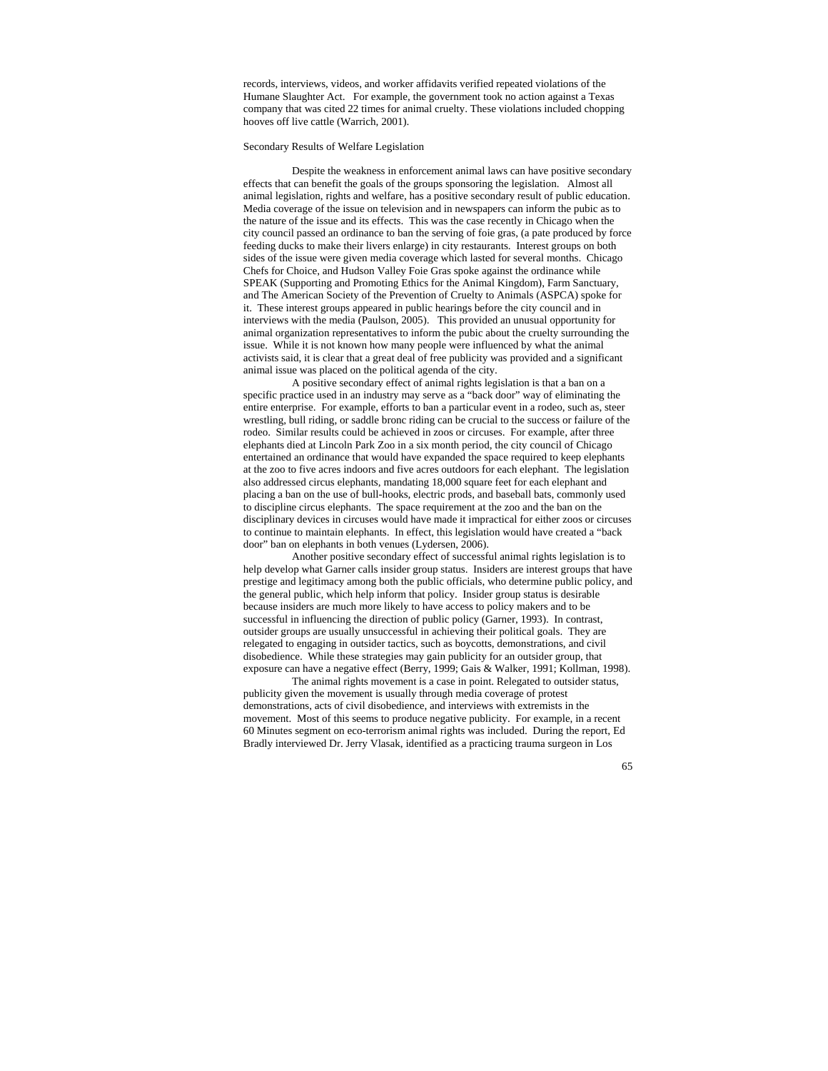records, interviews, videos, and worker affidavits verified repeated violations of the Humane Slaughter Act. For example, the government took no action against a Texas company that was cited 22 times for animal cruelty. These violations included chopping hooves off live cattle (Warrich, 2001).

Secondary Results of Welfare Legislation

Despite the weakness in enforcement animal laws can have positive secondary effects that can benefit the goals of the groups sponsoring the legislation. Almost all animal legislation, rights and welfare, has a positive secondary result of public education. Media coverage of the issue on television and in newspapers can inform the pubic as to the nature of the issue and its effects. This was the case recently in Chicago when the city council passed an ordinance to ban the serving of foie gras, (a pate produced by force feeding ducks to make their livers enlarge) in city restaurants. Interest groups on both sides of the issue were given media coverage which lasted for several months. Chicago Chefs for Choice, and Hudson Valley Foie Gras spoke against the ordinance while SPEAK (Supporting and Promoting Ethics for the Animal Kingdom), Farm Sanctuary, and The American Society of the Prevention of Cruelty to Animals (ASPCA) spoke for it. These interest groups appeared in public hearings before the city council and in interviews with the media (Paulson, 2005). This provided an unusual opportunity for animal organization representatives to inform the pubic about the cruelty surrounding the issue. While it is not known how many people were influenced by what the animal activists said, it is clear that a great deal of free publicity was provided and a significant animal issue was placed on the political agenda of the city.

A positive secondary effect of animal rights legislation is that a ban on a specific practice used in an industry may serve as a "back door" way of eliminating the entire enterprise. For example, efforts to ban a particular event in a rodeo, such as, steer wrestling, bull riding, or saddle bronc riding can be crucial to the success or failure of the rodeo. Similar results could be achieved in zoos or circuses. For example, after three elephants died at Lincoln Park Zoo in a six month period, the city council of Chicago entertained an ordinance that would have expanded the space required to keep elephants at the zoo to five acres indoors and five acres outdoors for each elephant. The legislation also addressed circus elephants, mandating 18,000 square feet for each elephant and placing a ban on the use of bull-hooks, electric prods, and baseball bats, commonly used to discipline circus elephants. The space requirement at the zoo and the ban on the disciplinary devices in circuses would have made it impractical for either zoos or circuses to continue to maintain elephants. In effect, this legislation would have created a "back door" ban on elephants in both venues (Lydersen, 2006).

Another positive secondary effect of successful animal rights legislation is to help develop what Garner calls insider group status. Insiders are interest groups that have prestige and legitimacy among both the public officials, who determine public policy, and the general public, which help inform that policy. Insider group status is desirable because insiders are much more likely to have access to policy makers and to be successful in influencing the direction of public policy (Garner, 1993). In contrast, outsider groups are usually unsuccessful in achieving their political goals. They are relegated to engaging in outsider tactics, such as boycotts, demonstrations, and civil disobedience. While these strategies may gain publicity for an outsider group, that exposure can have a negative effect (Berry, 1999; Gais & Walker, 1991; Kollman, 1998).

The animal rights movement is a case in point. Relegated to outsider status, publicity given the movement is usually through media coverage of protest demonstrations, acts of civil disobedience, and interviews with extremists in the movement. Most of this seems to produce negative publicity. For example, in a recent 60 Minutes segment on eco-terrorism animal rights was included. During the report, Ed Bradly interviewed Dr. Jerry Vlasak, identified as a practicing trauma surgeon in Los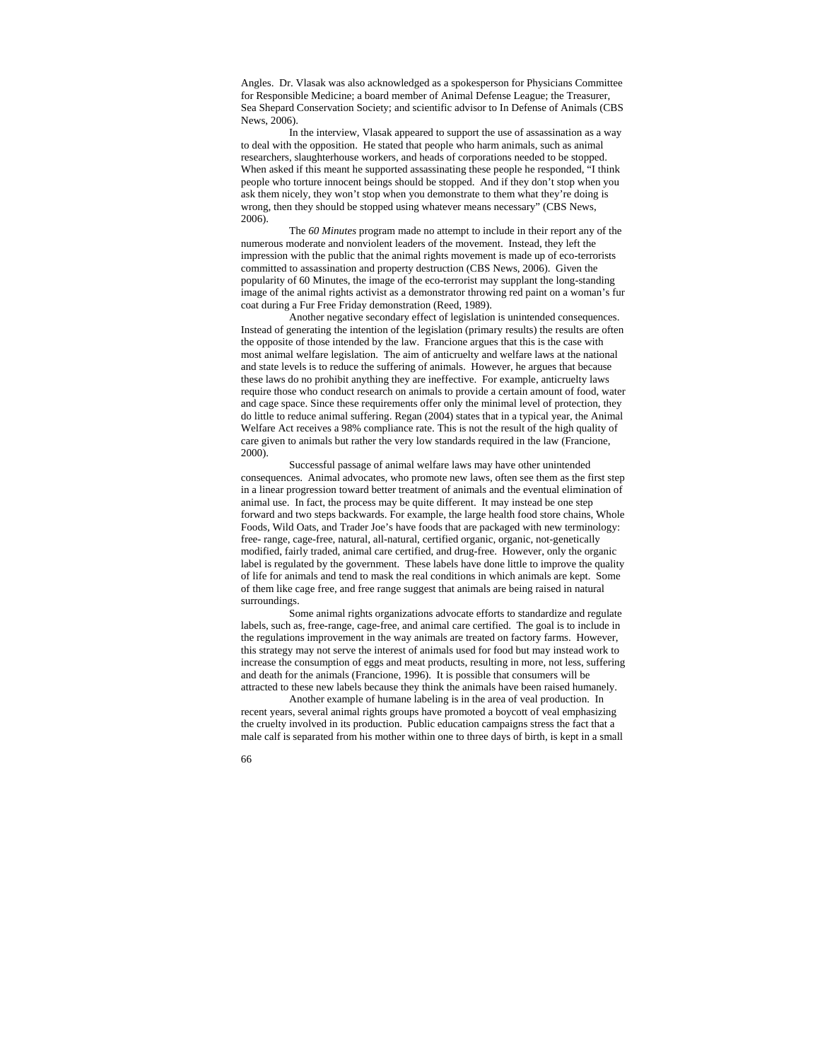Angles. Dr. Vlasak was also acknowledged as a spokesperson for Physicians Committee for Responsible Medicine; a board member of Animal Defense League; the Treasurer, Sea Shepard Conservation Society; and scientific advisor to In Defense of Animals (CBS News, 2006).

In the interview, Vlasak appeared to support the use of assassination as a way to deal with the opposition. He stated that people who harm animals, such as animal researchers, slaughterhouse workers, and heads of corporations needed to be stopped. When asked if this meant he supported assassinating these people he responded, "I think people who torture innocent beings should be stopped. And if they don't stop when you ask them nicely, they won't stop when you demonstrate to them what they're doing is wrong, then they should be stopped using whatever means necessary" (CBS News, 2006).

The *60 Minutes* program made no attempt to include in their report any of the numerous moderate and nonviolent leaders of the movement. Instead, they left the impression with the public that the animal rights movement is made up of eco-terrorists committed to assassination and property destruction (CBS News, 2006). Given the popularity of 60 Minutes, the image of the eco-terrorist may supplant the long-standing image of the animal rights activist as a demonstrator throwing red paint on a woman's fur coat during a Fur Free Friday demonstration (Reed, 1989).

Another negative secondary effect of legislation is unintended consequences. Instead of generating the intention of the legislation (primary results) the results are often the opposite of those intended by the law. Francione argues that this is the case with most animal welfare legislation. The aim of anticruelty and welfare laws at the national and state levels is to reduce the suffering of animals. However, he argues that because these laws do no prohibit anything they are ineffective. For example, anticruelty laws require those who conduct research on animals to provide a certain amount of food, water and cage space. Since these requirements offer only the minimal level of protection, they do little to reduce animal suffering. Regan (2004) states that in a typical year, the Animal Welfare Act receives a 98% compliance rate. This is not the result of the high quality of care given to animals but rather the very low standards required in the law (Francione, 2000).

Successful passage of animal welfare laws may have other unintended consequences. Animal advocates, who promote new laws, often see them as the first step in a linear progression toward better treatment of animals and the eventual elimination of animal use. In fact, the process may be quite different. It may instead be one step forward and two steps backwards. For example, the large health food store chains, Whole Foods, Wild Oats, and Trader Joe's have foods that are packaged with new terminology: free- range, cage-free, natural, all-natural, certified organic, organic, not-genetically modified, fairly traded, animal care certified, and drug-free. However, only the organic label is regulated by the government. These labels have done little to improve the quality of life for animals and tend to mask the real conditions in which animals are kept. Some of them like cage free, and free range suggest that animals are being raised in natural surroundings.

Some animal rights organizations advocate efforts to standardize and regulate labels, such as, free-range, cage-free, and animal care certified. The goal is to include in the regulations improvement in the way animals are treated on factory farms. However, this strategy may not serve the interest of animals used for food but may instead work to increase the consumption of eggs and meat products, resulting in more, not less, suffering and death for the animals (Francione, 1996). It is possible that consumers will be attracted to these new labels because they think the animals have been raised humanely.

Another example of humane labeling is in the area of veal production. In recent years, several animal rights groups have promoted a boycott of veal emphasizing the cruelty involved in its production. Public education campaigns stress the fact that a male calf is separated from his mother within one to three days of birth, is kept in a small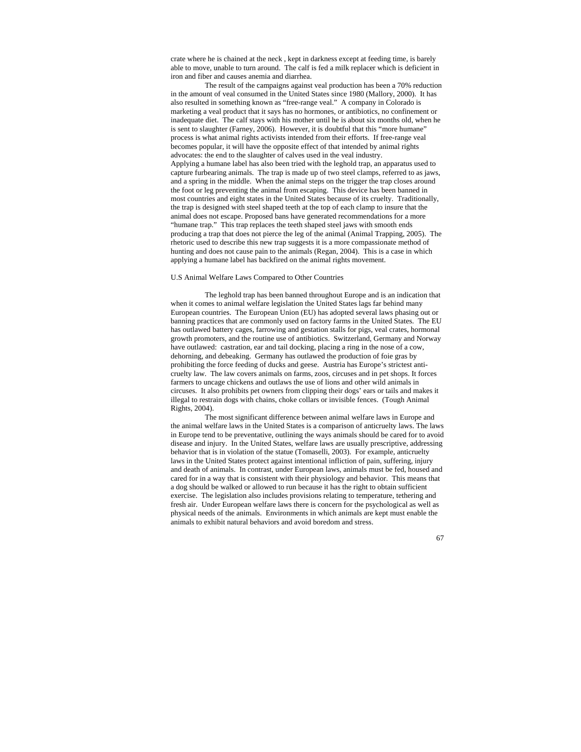crate where he is chained at the neck , kept in darkness except at feeding time, is barely able to move, unable to turn around. The calf is fed a milk replacer which is deficient in iron and fiber and causes anemia and diarrhea.

The result of the campaigns against veal production has been a 70% reduction in the amount of veal consumed in the United States since 1980 (Mallory, 2000). It has also resulted in something known as "free-range veal." A company in Colorado is marketing a veal product that it says has no hormones, or antibiotics, no confinement or inadequate diet. The calf stays with his mother until he is about six months old, when he is sent to slaughter (Farney, 2006). However, it is doubtful that this "more humane" process is what animal rights activists intended from their efforts. If free-range veal becomes popular, it will have the opposite effect of that intended by animal rights advocates: the end to the slaughter of calves used in the veal industry.

Applying a humane label has also been tried with the leghold trap, an apparatus used to capture furbearing animals. The trap is made up of two steel clamps, referred to as jaws, and a spring in the middle. When the animal steps on the trigger the trap closes around the foot or leg preventing the animal from escaping. This device has been banned in most countries and eight states in the United States because of its cruelty. Traditionally, the trap is designed with steel shaped teeth at the top of each clamp to insure that the animal does not escape. Proposed bans have generated recommendations for a more "humane trap." This trap replaces the teeth shaped steel jaws with smooth ends producing a trap that does not pierce the leg of the animal (Animal Trapping, 2005). The rhetoric used to describe this new trap suggests it is a more compassionate method of hunting and does not cause pain to the animals (Regan, 2004). This is a case in which applying a humane label has backfired on the animal rights movement.

U.S Animal Welfare Laws Compared to Other Countries

The leghold trap has been banned throughout Europe and is an indication that when it comes to animal welfare legislation the United States lags far behind many European countries. The European Union (EU) has adopted several laws phasing out or banning practices that are commonly used on factory farms in the United States. The EU has outlawed battery cages, farrowing and gestation stalls for pigs, veal crates, hormonal growth promoters, and the routine use of antibiotics. Switzerland, Germany and Norway have outlawed: castration, ear and tail docking, placing a ring in the nose of a cow, dehorning, and debeaking. Germany has outlawed the production of foie gras by prohibiting the force feeding of ducks and geese. Austria has Europe's strictest anti-cruelty law. The law covers animals on farms, zoos, circuses and in pet shops. It forces farmers to uncage chickens and outlaws the use of lions and other wild animals in circuses. It also prohibits pet owners from clipping their dogs' ears or tails and makes it illegal to restrain dogs with chains, choke collars or invisible fences. (Tough Animal Rights, 2004).

The most significant difference between animal welfare laws in Europe and the animal welfare laws in the United States is a comparison of anticruelty laws. The laws in Europe tend to be preventative, outlining the ways animals should be cared for to avoid disease and injury. In the United States, welfare laws are usually prescriptive, addressing behavior that is in violation of the statue (Tomaselli, 2003). For example, anticruelty laws in the United States protect against intentional infliction of pain, suffering, injury and death of animals. In contrast, under European laws, animals must be fed, housed and cared for in a way that is consistent with their physiology and behavior. This means that a dog should be walked or allowed to run because it has the right to obtain sufficient exercise. The legislation also includes provisions relating to temperature, tethering and fresh air. Under European welfare laws there is concern for the psychological as well as physical needs of the animals. Environments in which animals are kept must enable the animals to exhibit natural behaviors and avoid boredom and stress.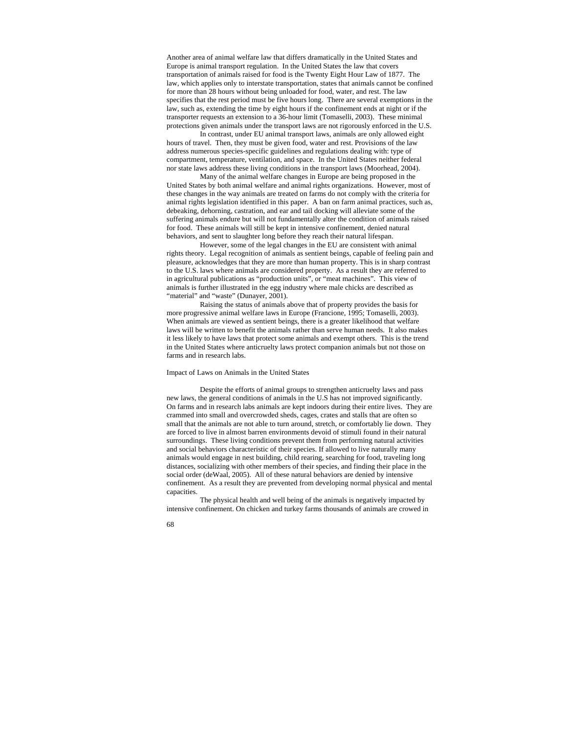Another area of animal welfare law that differs dramatically in the United States and Europe is animal transport regulation. In the United States the law that covers transportation of animals raised for food is the Twenty Eight Hour Law of 1877. The law, which applies only to interstate transportation, states that animals cannot be confined for more than 28 hours without being unloaded for food, water, and rest. The law specifies that the rest period must be five hours long. There are several exemptions in the law, such as, extending the time by eight hours if the confinement ends at night or if the transporter requests an extension to a 36-hour limit (Tomaselli, 2003). These minimal protections given animals under the transport laws are not rigorously enforced in the U.S.

In contrast, under EU animal transport laws, animals are only allowed eight hours of travel. Then, they must be given food, water and rest. Provisions of the law address numerous species-specific guidelines and regulations dealing with: type of compartment, temperature, ventilation, and space. In the United States neither federal nor state laws address these living conditions in the transport laws (Moorhead, 2004).

Many of the animal welfare changes in Europe are being proposed in the United States by both animal welfare and animal rights organizations. However, most of these changes in the way animals are treated on farms do not comply with the criteria for animal rights legislation identified in this paper. A ban on farm animal practices, such as, debeaking, dehorning, castration, and ear and tail docking will alleviate some of the suffering animals endure but will not fundamentally alter the condition of animals raised for food. These animals will still be kept in intensive confinement, denied natural behaviors, and sent to slaughter long before they reach their natural lifespan.

However, some of the legal changes in the EU are consistent with animal rights theory. Legal recognition of animals as sentient beings, capable of feeling pain and pleasure, acknowledges that they are more than human property. This is in sharp contrast to the U.S. laws where animals are considered property. As a result they are referred to in agricultural publications as "production units", or "meat machines". This view of animals is further illustrated in the egg industry where male chicks are described as "material" and "waste" (Dunayer, 2001).

Raising the status of animals above that of property provides the basis for more progressive animal welfare laws in Europe (Francione, 1995; Tomaselli, 2003). When animals are viewed as sentient beings, there is a greater likelihood that welfare laws will be written to benefit the animals rather than serve human needs. It also makes it less likely to have laws that protect some animals and exempt others. This is the trend in the United States where anticruelty laws protect companion animals but not those on farms and in research labs.

## Impact of Laws on Animals in the United States

Despite the efforts of animal groups to strengthen anticruelty laws and pass new laws, the general conditions of animals in the U.S has not improved significantly. On farms and in research labs animals are kept indoors during their entire lives. They are crammed into small and overcrowded sheds, cages, crates and stalls that are often so small that the animals are not able to turn around, stretch, or comfortably lie down. They are forced to live in almost barren environments devoid of stimuli found in their natural surroundings. These living conditions prevent them from performing natural activities and social behaviors characteristic of their species. If allowed to live naturally many animals would engage in nest building, child rearing, searching for food, traveling long distances, socializing with other members of their species, and finding their place in the social order (deWaal, 2005). All of these natural behaviors are denied by intensive confinement. As a result they are prevented from developing normal physical and mental capacities.

The physical health and well being of the animals is negatively impacted by intensive confinement. On chicken and turkey farms thousands of animals are crowed in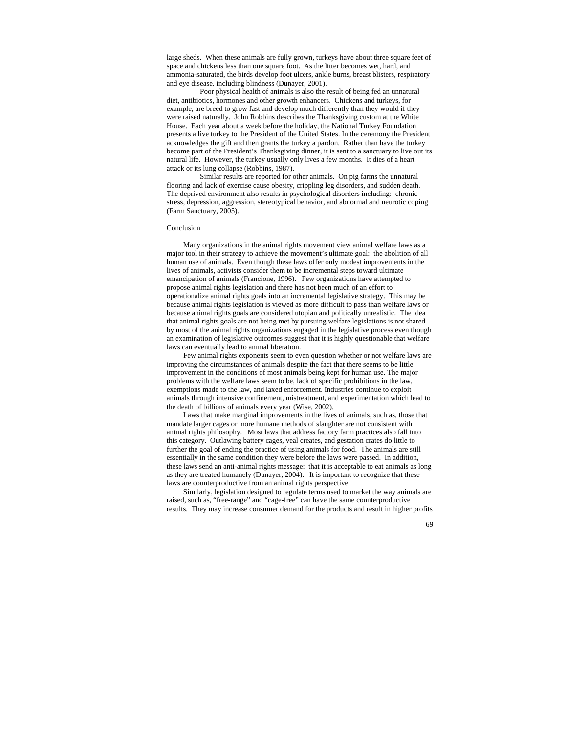large sheds. When these animals are fully grown, turkeys have about three square feet of space and chickens less than one square foot. As the litter becomes wet, hard, and ammonia-saturated, the birds develop foot ulcers, ankle burns, breast blisters, respiratory and eye disease, including blindness (Dunayer, 2001).

Poor physical health of animals is also the result of being fed an unnatural diet, antibiotics, hormones and other growth enhancers. Chickens and turkeys, for example, are breed to grow fast and develop much differently than they would if they were raised naturally. John Robbins describes the Thanksgiving custom at the White House. Each year about a week before the holiday, the National Turkey Foundation presents a live turkey to the President of the United States. In the ceremony the President acknowledges the gift and then grants the turkey a pardon. Rather than have the turkey become part of the President's Thanksgiving dinner, it is sent to a sanctuary to live out its natural life. However, the turkey usually only lives a few months. It dies of a heart attack or its lung collapse (Robbins, 1987).

Similar results are reported for other animals. On pig farms the unnatural flooring and lack of exercise cause obesity, crippling leg disorders, and sudden death. The deprived environment also results in psychological disorders including: chronic stress, depression, aggression, stereotypical behavior, and abnormal and neurotic coping (Farm Sanctuary, 2005).

## Conclusion

Many organizations in the animal rights movement view animal welfare laws as a major tool in their strategy to achieve the movement's ultimate goal: the abolition of all human use of animals. Even though these laws offer only modest improvements in the lives of animals, activists consider them to be incremental steps toward ultimate emancipation of animals (Francione, 1996). Few organizations have attempted to propose animal rights legislation and there has not been much of an effort to operationalize animal rights goals into an incremental legislative strategy. This may be because animal rights legislation is viewed as more difficult to pass than welfare laws or because animal rights goals are considered utopian and politically unrealistic. The idea that animal rights goals are not being met by pursuing welfare legislations is not shared by most of the animal rights organizations engaged in the legislative process even though an examination of legislative outcomes suggest that it is highly questionable that welfare laws can eventually lead to animal liberation.

Few animal rights exponents seem to even question whether or not welfare laws are improving the circumstances of animals despite the fact that there seems to be little improvement in the conditions of most animals being kept for human use. The major problems with the welfare laws seem to be, lack of specific prohibitions in the law, exemptions made to the law, and laxed enforcement. Industries continue to exploit animals through intensive confinement, mistreatment, and experimentation which lead to the death of billions of animals every year (Wise, 2002).

Laws that make marginal improvements in the lives of animals, such as, those that mandate larger cages or more humane methods of slaughter are not consistent with animal rights philosophy. Most laws that address factory farm practices also fall into this category. Outlawing battery cages, veal creates, and gestation crates do little to further the goal of ending the practice of using animals for food. The animals are still essentially in the same condition they were before the laws were passed. In addition, these laws send an anti-animal rights message: that it is acceptable to eat animals as long as they are treated humanely (Dunayer, 2004). It is important to recognize that these laws are counterproductive from an animal rights perspective.

Similarly, legislation designed to regulate terms used to market the way animals are raised, such as, "free-range" and "cage-free" can have the same counterproductive results. They may increase consumer demand for the products and result in higher profits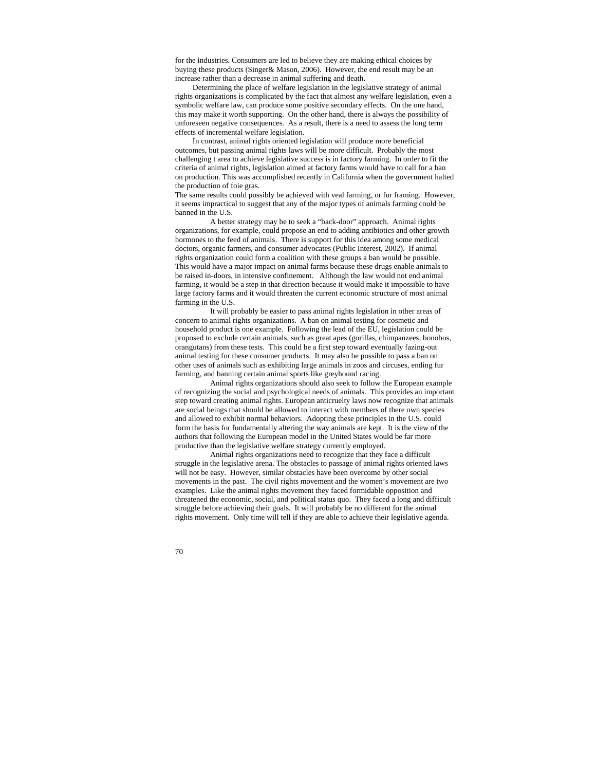for the industries. Consumers are led to believe they are making ethical choices by buying these products (Singer& Mason, 2006). However, the end result may be an increase rather than a decrease in animal suffering and death.

Determining the place of welfare legislation in the legislative strategy of animal rights organizations is complicated by the fact that almost any welfare legislation, even a symbolic welfare law, can produce some positive secondary effects. On the one hand, this may make it worth supporting. On the other hand, there is always the possibility of unforeseen negative consequences. As a result, there is a need to assess the long term effects of incremental welfare legislation.

In contrast, animal rights oriented legislation will produce more beneficial outcomes, but passing animal rights laws will be more difficult. Probably the most challenging t area to achieve legislative success is in factory farming. In order to fit the criteria of animal rights, legislation aimed at factory farms would have to call for a ban on production. This was accomplished recently in California when the government halted the production of foie gras.

The same results could possibly be achieved with veal farming, or fur framing. However, it seems impractical to suggest that any of the major types of animals farming could be banned in the U.S.

A better strategy may be to seek a "back-door" approach. Animal rights organizations, for example, could propose an end to adding antibiotics and other growth hormones to the feed of animals. There is support for this idea among some medical doctors, organic farmers, and consumer advocates (Public Interest, 2002). If animal rights organization could form a coalition with these groups a ban would be possible. This would have a major impact on animal farms because these drugs enable animals to be raised in-doors, in intensive confinement. Although the law would not end animal farming, it would be a step in that direction because it would make it impossible to have large factory farms and it would threaten the current economic structure of most animal farming in the U.S.

It will probably be easier to pass animal rights legislation in other areas of concern to animal rights organizations. A ban on animal testing for cosmetic and household product is one example. Following the lead of the EU, legislation could be proposed to exclude certain animals, such as great apes (gorillas, chimpanzees, bonobos, orangutans) from these tests. This could be a first step toward eventually fazing-out animal testing for these consumer products. It may also be possible to pass a ban on other uses of animals such as exhibiting large animals in zoos and circuses, ending fur farming, and banning certain animal sports like greyhound racing.

Animal rights organizations should also seek to follow the European example of recognizing the social and psychological needs of animals. This provides an important step toward creating animal rights. European anticruelty laws now recognize that animals are social beings that should be allowed to interact with members of there own species and allowed to exhibit normal behaviors. Adopting these principles in the U.S. could form the basis for fundamentally altering the way animals are kept. It is the view of the authors that following the European model in the United States would be far more productive than the legislative welfare strategy currently employed.

Animal rights organizations need to recognize that they face a difficult struggle in the legislative arena. The obstacles to passage of animal rights oriented laws will not be easy. However, similar obstacles have been overcome by other social movements in the past. The civil rights movement and the women's movement are two examples. Like the animal rights movement they faced formidable opposition and threatened the economic, social, and political status quo. They faced a long and difficult struggle before achieving their goals. It will probably be no different for the animal rights movement. Only time will tell if they are able to achieve their legislative agenda.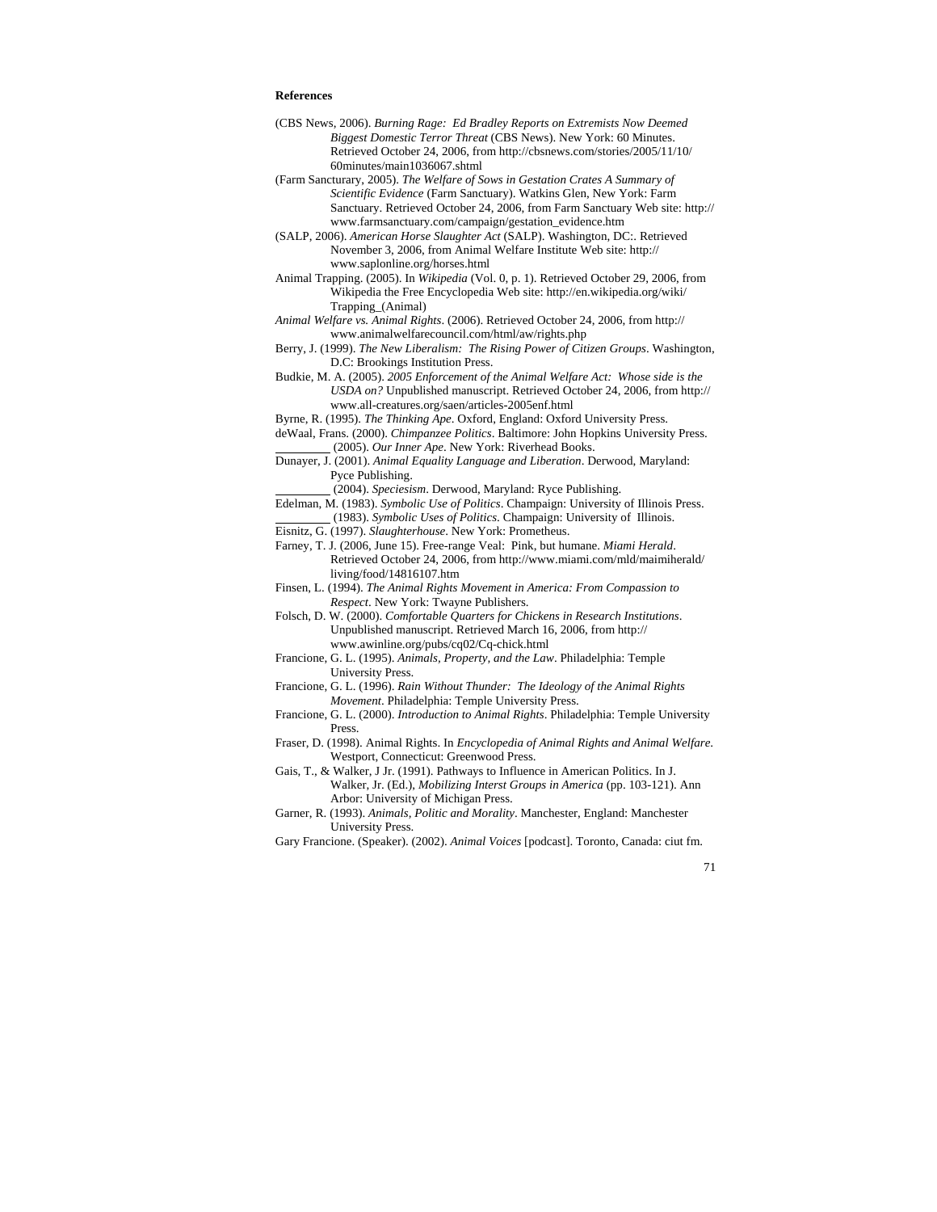**References**

(CBS News, 2006). *Burning Rage: Ed Bradley Reports on Extremists Now Deemed Biggest Domestic Terror Threat* (CBS News). New York: 60 Minutes. Retrieved October 24, 2006, from http://cbsnews.com/stories/2005/11/10/60minutes/main1036067.shtml

(Farm Sancturary, 2005). *The Welfare of Sows in Gestation Crates A Summary of Scientific Evidence* (Farm Sanctuary). Watkins Glen, New York: Farm Sanctuary. Retrieved October 24, 2006, from Farm Sanctuary Web site: http://www.farmsanctuary.com/campaign/gestation_evidence.htm

(SALP, 2006). *American Horse Slaughter Act* (SALP). Washington, DC:. Retrieved November 3, 2006, from Animal Welfare Institute Web site: http://www.saplonline.org/horses.html

Animal Trapping. (2005). In *Wikipedia* (Vol. 0, p. 1). Retrieved October 29, 2006, from Wikipedia the Free Encyclopedia Web site: http://en.wikipedia.org/wiki/Trapping_(Animal)

*Animal Welfare vs. Animal Rights*. (2006). Retrieved October 24, 2006, from http://www.animalwelfarecouncil.com/html/aw/rights.php

Berry, J. (1999). *The New Liberalism: The Rising Power of Citizen Groups*. Washington, D.C: Brookings Institution Press.

Budkie, M. A. (2005). *2005 Enforcement of the Animal Welfare Act: Whose side is the USDA on?* Unpublished manuscript. Retrieved October 24, 2006, from http://www.all-creatures.org/saen/articles-2005enf.html

Byrne, R. (1995). *The Thinking Ape*. Oxford, England: Oxford University Press.

deWaal, Frans. (2000). *Chimpanzee Politics*. Baltimore: John Hopkins University Press.

\_\_\_\_\_\_\_\_\_ (2005). *Our Inner Ape*. New York: Riverhead Books.

Dunayer, J. (2001). *Animal Equality Language and Liberation*. Derwood, Maryland: Pyce Publishing.

\_\_\_\_\_\_\_\_\_ (2004). *Speciesism*. Derwood, Maryland: Ryce Publishing.

Edelman, M. (1983). *Symbolic Use of Politics*. Champaign: University of Illinois Press.

\_\_\_\_\_\_\_\_\_ (1983). *Symbolic Uses of Politics*. Champaign: University of Illinois.

Eisnitz, G. (1997). *Slaughterhouse*. New York: Prometheus.

Farney, T. J. (2006, June 15). Free-range Veal: Pink, but humane. *Miami Herald*. Retrieved October 24, 2006, from http://www.miami.com/mld/maimiherald/living/food/14816107.htm

Finsen, L. (1994). *The Animal Rights Movement in America: From Compassion to Respect*. New York: Twayne Publishers.

Folsch, D. W. (2000). *Comfortable Quarters for Chickens in Research Institutions*. Unpublished manuscript. Retrieved March 16, 2006, from http://www.awinline.org/pubs/cq02/Cq-chick.html

Francione, G. L. (1995). *Animals, Property, and the Law*. Philadelphia: Temple University Press.

Francione, G. L. (1996). *Rain Without Thunder: The Ideology of the Animal Rights Movement*. Philadelphia: Temple University Press.

Francione, G. L. (2000). *Introduction to Animal Rights*. Philadelphia: Temple University Press.

Fraser, D. (1998). Animal Rights. In *Encyclopedia of Animal Rights and Animal Welfare*. Westport, Connecticut: Greenwood Press.

Gais, T., & Walker, J Jr. (1991). Pathways to Influence in American Politics. In J. Walker, Jr. (Ed.), *Mobilizing Interst Groups in America* (pp. 103-121). Ann Arbor: University of Michigan Press.

Garner, R. (1993). *Animals, Politic and Morality*. Manchester, England: Manchester University Press.

Gary Francione. (Speaker). (2002). *Animal Voices* [podcast]. Toronto, Canada: ciut fm.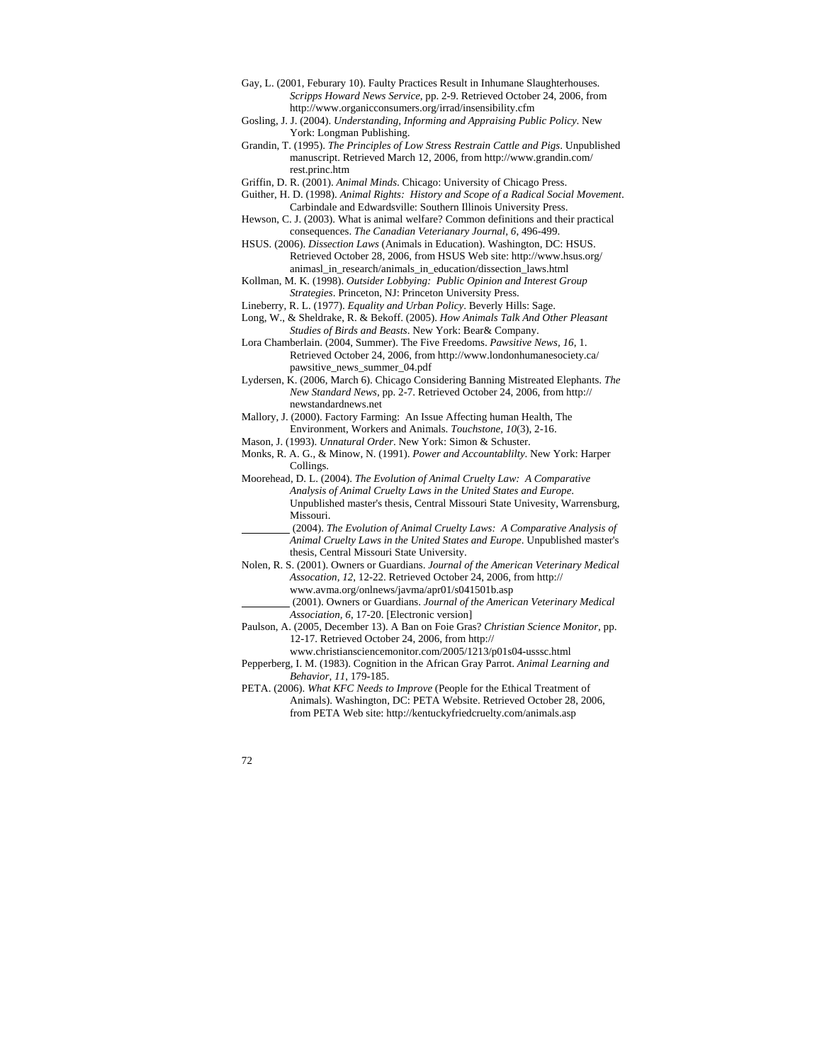Gay, L. (2001, Feburary 10). Faulty Practices Result in Inhumane Slaughterhouses. *Scripps Howard News Service*, pp. 2-9. Retrieved October 24, 2006, from http://www.organicconsumers.org/irrad/insensibility.cfm

Gosling, J. J. (2004). *Understanding, Informing and Appraising Public Policy*. New York: Longman Publishing.

Grandin, T. (1995). *The Principles of Low Stress Restrain Cattle and Pigs*. Unpublished manuscript. Retrieved March 12, 2006, from http://www.grandin.com/rest.princ.htm

Griffin, D. R. (2001). *Animal Minds*. Chicago: University of Chicago Press.

Guither, H. D. (1998). *Animal Rights: History and Scope of a Radical Social Movement*. Carbindale and Edwardsville: Southern Illinois University Press.

Hewson, C. J. (2003). What is animal welfare? Common definitions and their practical consequences. *The Canadian Veterianary Journal, 6*, 496-499.

HSUS. (2006). *Dissection Laws* (Animals in Education). Washington, DC: HSUS. Retrieved October 28, 2006, from HSUS Web site: http://www.hsus.org/animasl_in_research/animals_in_education/dissection_laws.html

Kollman, M. K. (1998). *Outsider Lobbying: Public Opinion and Interest Group Strategies*. Princeton, NJ: Princeton University Press.

Lineberry, R. L. (1977). *Equality and Urban Policy*. Beverly Hills: Sage.

Long, W., & Sheldrake, R. & Bekoff. (2005). *How Animals Talk And Other Pleasant Studies of Birds and Beasts*. New York: Bear& Company.

Lora Chamberlain. (2004, Summer). The Five Freedoms. *Pawsitive News, 16*, 1. Retrieved October 24, 2006, from http://www.londonhumanesociety.ca/pawsitive_news_summer_04.pdf

Lydersen, K. (2006, March 6). Chicago Considering Banning Mistreated Elephants. *The New Standard News*, pp. 2-7. Retrieved October 24, 2006, from http://newstandardnews.net

Mallory, J. (2000). Factory Farming: An Issue Affecting human Health, The Environment, Workers and Animals. *Touchstone, 10*(3), 2-16.

Mason, J. (1993). *Unnatural Order*. New York: Simon & Schuster.

Monks, R. A. G., & Minow, N. (1991). *Power and Accountablilty*. New York: Harper Collings.

Moorehead, D. L. (2004). *The Evolution of Animal Cruelty Law: A Comparative Analysis of Animal Cruelty Laws in the United States and Europe*. Unpublished master's thesis, Central Missouri State Univesity, Warrensburg, Missouri.

_________ (2004). *The Evolution of Animal Cruelty Laws: A Comparative Analysis of Animal Cruelty Laws in the United States and Europe*. Unpublished master's thesis, Central Missouri State University.

Nolen, R. S. (2001). Owners or Guardians. *Journal of the American Veterinary Medical Assocation, 12*, 12-22. Retrieved October 24, 2006, from http://www.avma.org/onlnews/javma/apr01/s041501b.asp

_________ (2001). Owners or Guardians. *Journal of the American Veterinary Medical Association, 6*, 17-20. [Electronic version]

Paulson, A. (2005, December 13). A Ban on Foie Gras? *Christian Science Monitor*, pp. 12-17. Retrieved October 24, 2006, from http://www.christiansciencemonitor.com/2005/1213/p01s04-usssc.html

Pepperberg, I. M. (1983). Cognition in the African Gray Parrot. *Animal Learning and Behavior, 11*, 179-185.

PETA. (2006). *What KFC Needs to Improve* (People for the Ethical Treatment of Animals). Washington, DC: PETA Website. Retrieved October 28, 2006, from PETA Web site: http://kentuckyfriedcruelty.com/animals.asp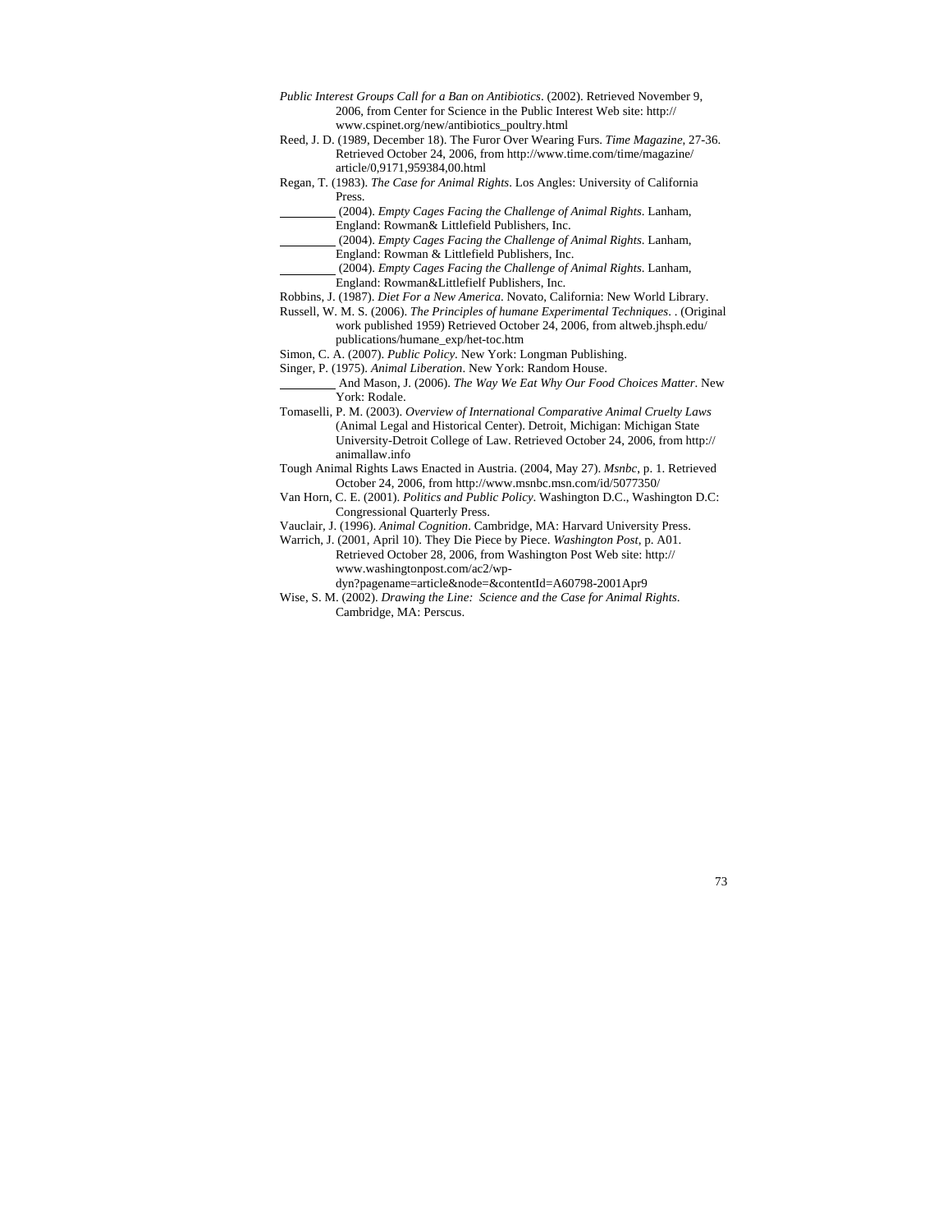*Public Interest Groups Call for a Ban on Antibiotics*. (2002). Retrieved November 9, 2006, from Center for Science in the Public Interest Web site: http://www.cspinet.org/new/antibiotics_poultry.html

Reed, J. D. (1989, December 18). The Furor Over Wearing Furs. *Time Magazine*, 27-36. Retrieved October 24, 2006, from http://www.time.com/time/magazine/article/0,9171,959384,00.html

Regan, T. (1983). *The Case for Animal Rights*. Los Angles: University of California Press.

_________ (2004). *Empty Cages Facing the Challenge of Animal Rights*. Lanham, England: Rowman& Littlefield Publishers, Inc.

_________ (2004). *Empty Cages Facing the Challenge of Animal Rights*. Lanham, England: Rowman & Littlefield Publishers, Inc.

_________ (2004). *Empty Cages Facing the Challenge of Animal Rights*. Lanham, England: Rowman&Littlefielf Publishers, Inc.

Robbins, J. (1987). *Diet For a New America*. Novato, California: New World Library.

Russell, W. M. S. (2006). *The Principles of humane Experimental Techniques*. . (Original work published 1959) Retrieved October 24, 2006, from altweb.jhsph.edu/publications/humane_exp/het-toc.htm

Simon, C. A. (2007). *Public Policy*. New York: Longman Publishing.

Singer, P. (1975). *Animal Liberation*. New York: Random House.

_________ And Mason, J. (2006). *The Way We Eat Why Our Food Choices Matter*. New York: Rodale.

Tomaselli, P. M. (2003). *Overview of International Comparative Animal Cruelty Laws* (Animal Legal and Historical Center). Detroit, Michigan: Michigan State University-Detroit College of Law. Retrieved October 24, 2006, from http://animallaw.info

Tough Animal Rights Laws Enacted in Austria. (2004, May 27). *Msnbc*, p. 1. Retrieved October 24, 2006, from http://www.msnbc.msn.com/id/5077350/

Van Horn, C. E. (2001). *Politics and Public Policy*. Washington D.C., Washington D.C: Congressional Quarterly Press.

Vauclair, J. (1996). *Animal Cognition*. Cambridge, MA: Harvard University Press.

Warrich, J. (2001, April 10). They Die Piece by Piece. *Washington Post*, p. A01. Retrieved October 28, 2006, from Washington Post Web site: http://www.washingtonpost.com/ac2/wp-dyn?pagename=article&node=&contentId=A60798-2001Apr9

Wise, S. M. (2002). *Drawing the Line: Science and the Case for Animal Rights*. Cambridge, MA: Perscus.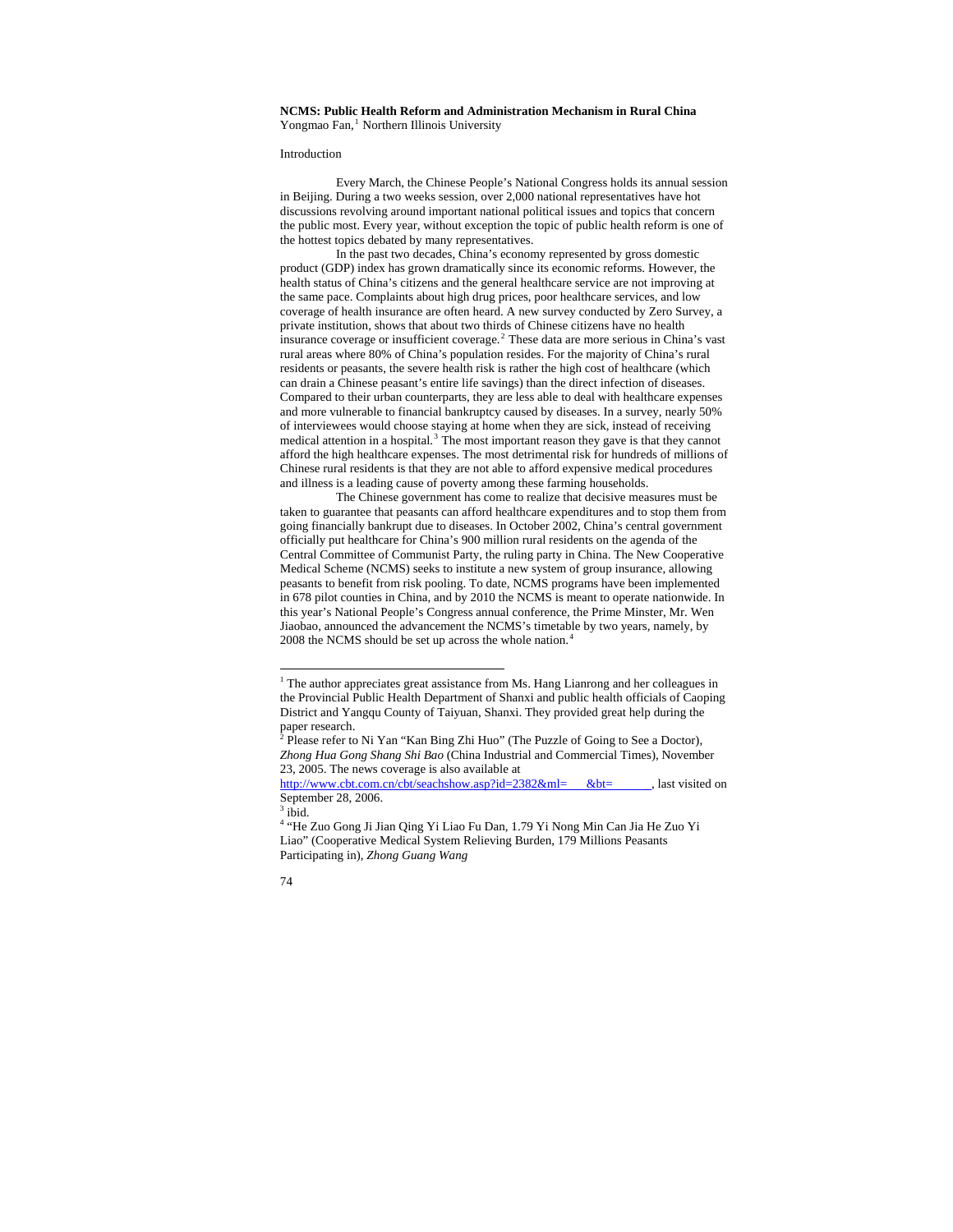**NCMS: Public Health Reform and Administration Mechanism in Rural China**

Yongmao Fan,[1] Northern Illinois University

Introduction

Every March, the Chinese People's National Congress holds its annual session in Beijing. During a two weeks session, over 2,000 national representatives have hot discussions revolving around important national political issues and topics that concern the public most. Every year, without exception the topic of public health reform is one of the hottest topics debated by many representatives.

In the past two decades, China's economy represented by gross domestic product (GDP) index has grown dramatically since its economic reforms. However, the health status of China's citizens and the general healthcare service are not improving at the same pace. Complaints about high drug prices, poor healthcare services, and low coverage of health insurance are often heard. A new survey conducted by Zero Survey, a private institution, shows that about two thirds of Chinese citizens have no health insurance coverage or insufficient coverage.[2] These data are more serious in China's vast rural areas where 80% of China's population resides. For the majority of China's rural residents or peasants, the severe health risk is rather the high cost of healthcare (which can drain a Chinese peasant's entire life savings) than the direct infection of diseases. Compared to their urban counterparts, they are less able to deal with healthcare expenses and more vulnerable to financial bankruptcy caused by diseases. In a survey, nearly 50% of interviewees would choose staying at home when they are sick, instead of receiving medical attention in a hospital.[3] The most important reason they gave is that they cannot afford the high healthcare expenses. The most detrimental risk for hundreds of millions of Chinese rural residents is that they are not able to afford expensive medical procedures and illness is a leading cause of poverty among these farming households.

The Chinese government has come to realize that decisive measures must be taken to guarantee that peasants can afford healthcare expenditures and to stop them from going financially bankrupt due to diseases. In October 2002, China's central government officially put healthcare for China's 900 million rural residents on the agenda of the Central Committee of Communist Party, the ruling party in China. The New Cooperative Medical Scheme (NCMS) seeks to institute a new system of group insurance, allowing peasants to benefit from risk pooling. To date, NCMS programs have been implemented in 678 pilot counties in China, and by 2010 the NCMS is meant to operate nationwide. In this year's National People's Congress annual conference, the Prime Minster, Mr. Wen Jiaobao, announced the advancement the NCMS's timetable by two years, namely, by 2008 the NCMS should be set up across the whole nation.[4]

---

[1] The author appreciates great assistance from Ms. Hang Lianrong and her colleagues in the Provincial Public Health Department of Shanxi and public health officials of Caoping District and Yangqu County of Taiyuan, Shanxi. They provided great help during the paper research.

[2] Please refer to Ni Yan "Kan Bing Zhi Huo" (The Puzzle of Going to See a Doctor), *Zhong Hua Gong Shang Shi Bao* (China Industrial and Commercial Times), November 23, 2005. The news coverage is also available at http://www.cbt.com.cn/cbt/seachshow.asp?id=2382&ml= &bt= , last visited on September 28, 2006.

[3] ibid.

[4] "He Zuo Gong Ji Jian Qing Yi Liao Fu Dan, 1.79 Yi Nong Min Can Jia He Zuo Yi Liao" (Cooperative Medical System Relieving Burden, 179 Millions Peasants Participating in), *Zhong Guang Wang*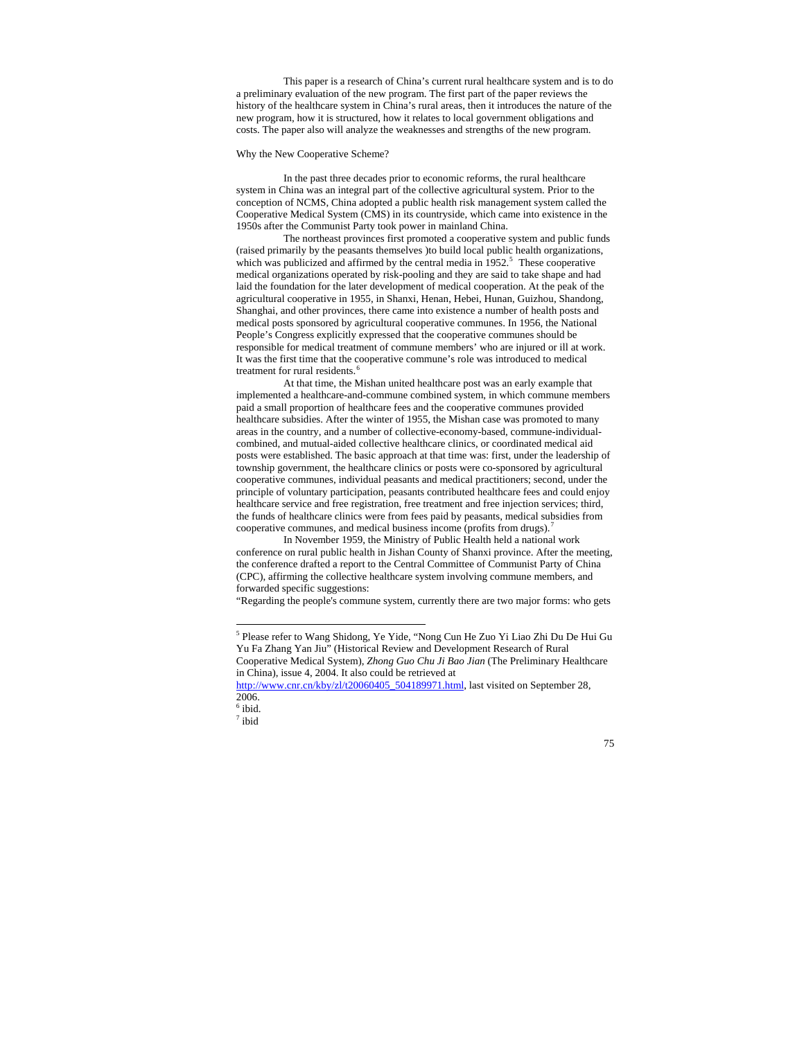This paper is a research of China's current rural healthcare system and is to do a preliminary evaluation of the new program. The first part of the paper reviews the history of the healthcare system in China's rural areas, then it introduces the nature of the new program, how it is structured, how it relates to local government obligations and costs. The paper also will analyze the weaknesses and strengths of the new program.

Why the New Cooperative Scheme?

In the past three decades prior to economic reforms, the rural healthcare system in China was an integral part of the collective agricultural system. Prior to the conception of NCMS, China adopted a public health risk management system called the Cooperative Medical System (CMS) in its countryside, which came into existence in the 1950s after the Communist Party took power in mainland China.

The northeast provinces first promoted a cooperative system and public funds (raised primarily by the peasants themselves )to build local public health organizations, which was publicized and affirmed by the central media in 1952.[5] These cooperative medical organizations operated by risk-pooling and they are said to take shape and had laid the foundation for the later development of medical cooperation. At the peak of the agricultural cooperative in 1955, in Shanxi, Henan, Hebei, Hunan, Guizhou, Shandong, Shanghai, and other provinces, there came into existence a number of health posts and medical posts sponsored by agricultural cooperative communes. In 1956, the National People's Congress explicitly expressed that the cooperative communes should be responsible for medical treatment of commune members' who are injured or ill at work. It was the first time that the cooperative commune's role was introduced to medical treatment for rural residents.[6]

At that time, the Mishan united healthcare post was an early example that implemented a healthcare-and-commune combined system, in which commune members paid a small proportion of healthcare fees and the cooperative communes provided healthcare subsidies. After the winter of 1955, the Mishan case was promoted to many areas in the country, and a number of collective-economy-based, commune-individual-combined, and mutual-aided collective healthcare clinics, or coordinated medical aid posts were established. The basic approach at that time was: first, under the leadership of township government, the healthcare clinics or posts were co-sponsored by agricultural cooperative communes, individual peasants and medical practitioners; second, under the principle of voluntary participation, peasants contributed healthcare fees and could enjoy healthcare service and free registration, free treatment and free injection services; third, the funds of healthcare clinics were from fees paid by peasants, medical subsidies from cooperative communes, and medical business income (profits from drugs).[7]

In November 1959, the Ministry of Public Health held a national work conference on rural public health in Jishan County of Shanxi province. After the meeting, the conference drafted a report to the Central Committee of Communist Party of China (CPC), affirming the collective healthcare system involving commune members, and forwarded specific suggestions:

"Regarding the people's commune system, currently there are two major forms: who gets

---

[5] Please refer to Wang Shidong, Ye Yide, "Nong Cun He Zuo Yi Liao Zhi Du De Hui Gu Yu Fa Zhang Yan Jiu" (Historical Review and Development Research of Rural Cooperative Medical System), *Zhong Guo Chu Ji Bao Jian* (The Preliminary Healthcare in China), issue 4, 2004. It also could be retrieved at http://www.cnr.cn/kby/zl/t20060405_504189971.html, last visited on September 28, 2006.

[6] ibid.

[7] ibid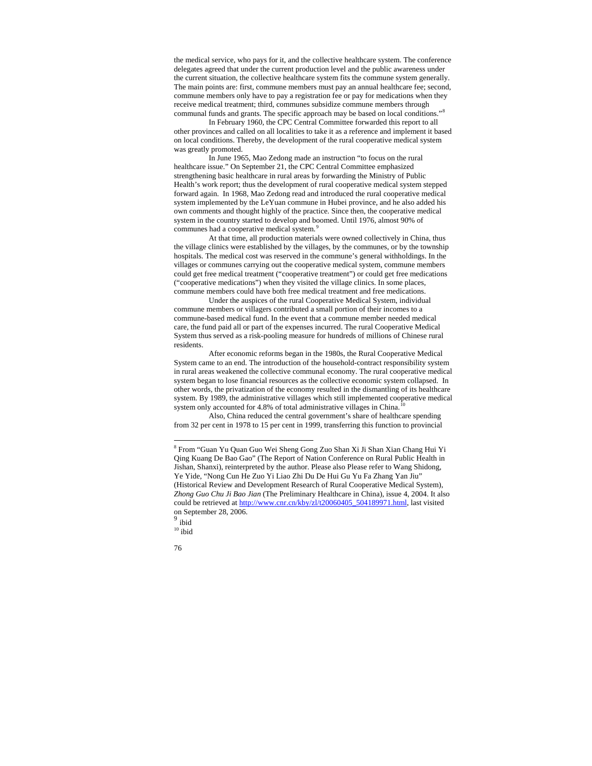the medical service, who pays for it, and the collective healthcare system. The conference delegates agreed that under the current production level and the public awareness under the current situation, the collective healthcare system fits the commune system generally. The main points are: first, commune members must pay an annual healthcare fee; second, commune members only have to pay a registration fee or pay for medications when they receive medical treatment; third, communes subsidize commune members through communal funds and grants. The specific approach may be based on local conditions."[8]

In February 1960, the CPC Central Committee forwarded this report to all other provinces and called on all localities to take it as a reference and implement it based on local conditions. Thereby, the development of the rural cooperative medical system was greatly promoted.

In June 1965, Mao Zedong made an instruction "to focus on the rural healthcare issue." On September 21, the CPC Central Committee emphasized strengthening basic healthcare in rural areas by forwarding the Ministry of Public Health's work report; thus the development of rural cooperative medical system stepped forward again. In 1968, Mao Zedong read and introduced the rural cooperative medical system implemented by the LeYuan commune in Hubei province, and he also added his own comments and thought highly of the practice. Since then, the cooperative medical system in the country started to develop and boomed. Until 1976, almost 90% of communes had a cooperative medical system.[9]

At that time, all production materials were owned collectively in China, thus the village clinics were established by the villages, by the communes, or by the township hospitals. The medical cost was reserved in the commune's general withholdings. In the villages or communes carrying out the cooperative medical system, commune members could get free medical treatment ("cooperative treatment") or could get free medications ("cooperative medications") when they visited the village clinics. In some places, commune members could have both free medical treatment and free medications.

Under the auspices of the rural Cooperative Medical System, individual commune members or villagers contributed a small portion of their incomes to a commune-based medical fund. In the event that a commune member needed medical care, the fund paid all or part of the expenses incurred. The rural Cooperative Medical System thus served as a risk-pooling measure for hundreds of millions of Chinese rural residents.

After economic reforms began in the 1980s, the Rural Cooperative Medical System came to an end. The introduction of the household-contract responsibility system in rural areas weakened the collective communal economy. The rural cooperative medical system began to lose financial resources as the collective economic system collapsed. In other words, the privatization of the economy resulted in the dismantling of its healthcare system. By 1989, the administrative villages which still implemented cooperative medical system only accounted for 4.8% of total administrative villages in China.[10]

Also, China reduced the central government's share of healthcare spending from 32 per cent in 1978 to 15 per cent in 1999, transferring this function to provincial

---

[8] From "Guan Yu Quan Guo Wei Sheng Gong Zuo Shan Xi Ji Shan Xian Chang Hui Yi Qing Kuang De Bao Gao" (The Report of Nation Conference on Rural Public Health in Jishan, Shanxi), reinterpreted by the author. Please also Please refer to Wang Shidong, Ye Yide, "Nong Cun He Zuo Yi Liao Zhi Du De Hui Gu Yu Fa Zhang Yan Jiu" (Historical Review and Development Research of Rural Cooperative Medical System), *Zhong Guo Chu Ji Bao Jian* (The Preliminary Healthcare in China), issue 4, 2004. It also could be retrieved at http://www.cnr.cn/kby/zl/t20060405_504189971.html, last visited on September 28, 2006.

[9] ibid

[10] ibid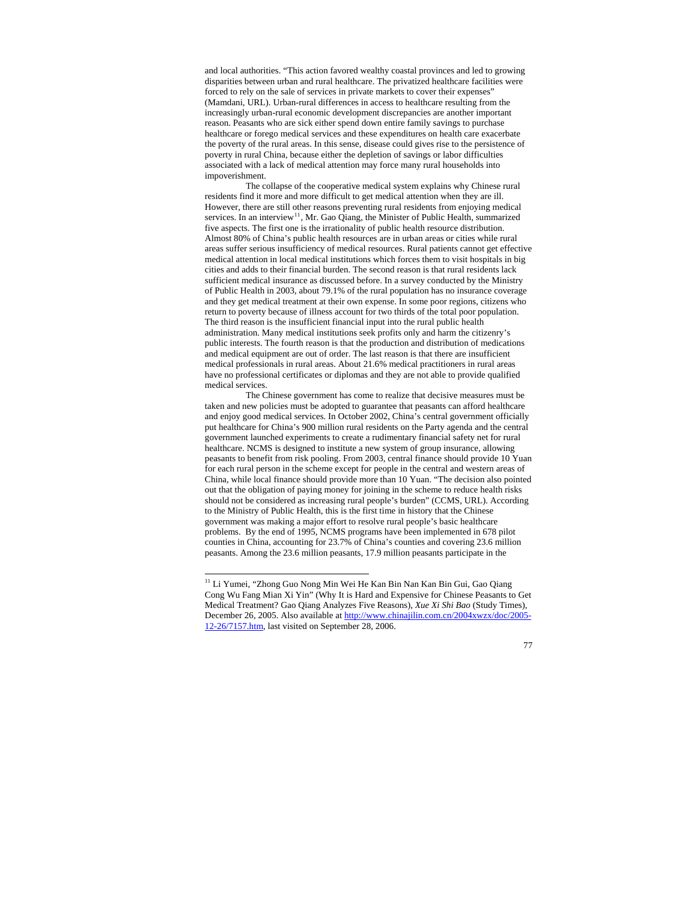and local authorities. "This action favored wealthy coastal provinces and led to growing disparities between urban and rural healthcare. The privatized healthcare facilities were forced to rely on the sale of services in private markets to cover their expenses" (Mamdani, URL). Urban-rural differences in access to healthcare resulting from the increasingly urban-rural economic development discrepancies are another important reason. Peasants who are sick either spend down entire family savings to purchase healthcare or forego medical services and these expenditures on health care exacerbate the poverty of the rural areas. In this sense, disease could gives rise to the persistence of poverty in rural China, because either the depletion of savings or labor difficulties associated with a lack of medical attention may force many rural households into impoverishment.

The collapse of the cooperative medical system explains why Chinese rural residents find it more and more difficult to get medical attention when they are ill. However, there are still other reasons preventing rural residents from enjoying medical services. In an interview[11], Mr. Gao Qiang, the Minister of Public Health, summarized five aspects. The first one is the irrationality of public health resource distribution. Almost 80% of China's public health resources are in urban areas or cities while rural areas suffer serious insufficiency of medical resources. Rural patients cannot get effective medical attention in local medical institutions which forces them to visit hospitals in big cities and adds to their financial burden. The second reason is that rural residents lack sufficient medical insurance as discussed before. In a survey conducted by the Ministry of Public Health in 2003, about 79.1% of the rural population has no insurance coverage and they get medical treatment at their own expense. In some poor regions, citizens who return to poverty because of illness account for two thirds of the total poor population. The third reason is the insufficient financial input into the rural public health administration. Many medical institutions seek profits only and harm the citizenry's public interests. The fourth reason is that the production and distribution of medications and medical equipment are out of order. The last reason is that there are insufficient medical professionals in rural areas. About 21.6% medical practitioners in rural areas have no professional certificates or diplomas and they are not able to provide qualified medical services.

The Chinese government has come to realize that decisive measures must be taken and new policies must be adopted to guarantee that peasants can afford healthcare and enjoy good medical services. In October 2002, China's central government officially put healthcare for China's 900 million rural residents on the Party agenda and the central government launched experiments to create a rudimentary financial safety net for rural healthcare. NCMS is designed to institute a new system of group insurance, allowing peasants to benefit from risk pooling. From 2003, central finance should provide 10 Yuan for each rural person in the scheme except for people in the central and western areas of China, while local finance should provide more than 10 Yuan. "The decision also pointed out that the obligation of paying money for joining in the scheme to reduce health risks should not be considered as increasing rural people's burden" (CCMS, URL). According to the Ministry of Public Health, this is the first time in history that the Chinese government was making a major effort to resolve rural people's basic healthcare problems. By the end of 1995, NCMS programs have been implemented in 678 pilot counties in China, accounting for 23.7% of China's counties and covering 23.6 million peasants. Among the 23.6 million peasants, 17.9 million peasants participate in the

---

[11] Li Yumei, "Zhong Guo Nong Min Wei He Kan Bin Nan Kan Bin Gui, Gao Qiang Cong Wu Fang Mian Xi Yin" (Why It is Hard and Expensive for Chinese Peasants to Get Medical Treatment? Gao Qiang Analyzes Five Reasons), *Xue Xi Shi Bao* (Study Times), December 26, 2005. Also available at http://www.chinajilin.com.cn/2004xwzx/doc/2005-12-26/7157.htm, last visited on September 28, 2006.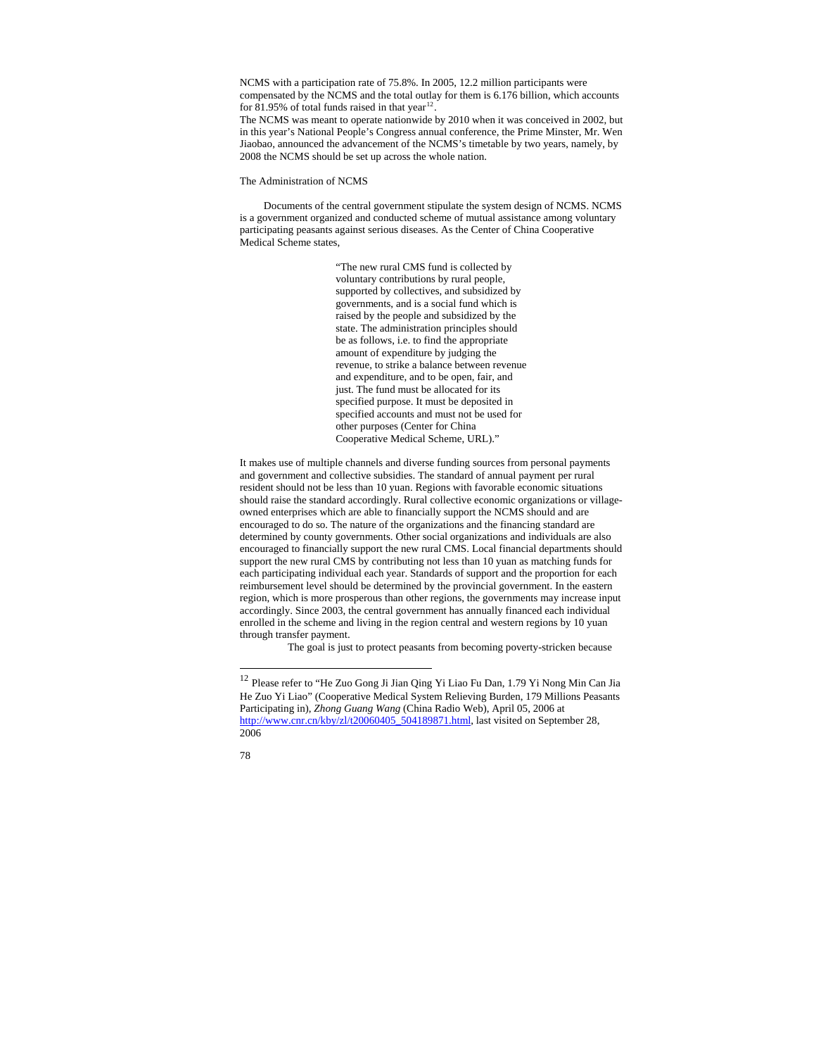NCMS with a participation rate of 75.8%. In 2005, 12.2 million participants were compensated by the NCMS and the total outlay for them is 6.176 billion, which accounts for 81.95% of total funds raised in that year[12].

The NCMS was meant to operate nationwide by 2010 when it was conceived in 2002, but in this year's National People's Congress annual conference, the Prime Minster, Mr. Wen Jiaobao, announced the advancement of the NCMS's timetable by two years, namely, by 2008 the NCMS should be set up across the whole nation.

## The Administration of NCMS

Documents of the central government stipulate the system design of NCMS. NCMS is a government organized and conducted scheme of mutual assistance among voluntary participating peasants against serious diseases. As the Center of China Cooperative Medical Scheme states,

> "The new rural CMS fund is collected by voluntary contributions by rural people, supported by collectives, and subsidized by governments, and is a social fund which is raised by the people and subsidized by the state. The administration principles should be as follows, i.e. to find the appropriate amount of expenditure by judging the revenue, to strike a balance between revenue and expenditure, and to be open, fair, and just. The fund must be allocated for its specified purpose. It must be deposited in specified accounts and must not be used for other purposes (Center for China Cooperative Medical Scheme, URL)."

It makes use of multiple channels and diverse funding sources from personal payments and government and collective subsidies. The standard of annual payment per rural resident should not be less than 10 yuan. Regions with favorable economic situations should raise the standard accordingly. Rural collective economic organizations or village-owned enterprises which are able to financially support the NCMS should and are encouraged to do so. The nature of the organizations and the financing standard are determined by county governments. Other social organizations and individuals are also encouraged to financially support the new rural CMS. Local financial departments should support the new rural CMS by contributing not less than 10 yuan as matching funds for each participating individual each year. Standards of support and the proportion for each reimbursement level should be determined by the provincial government. In the eastern region, which is more prosperous than other regions, the governments may increase input accordingly. Since 2003, the central government has annually financed each individual enrolled in the scheme and living in the region central and western regions by 10 yuan through transfer payment.

The goal is just to protect peasants from becoming poverty-stricken because

---

[12] Please refer to "He Zuo Gong Ji Jian Qing Yi Liao Fu Dan, 1.79 Yi Nong Min Can Jia He Zuo Yi Liao" (Cooperative Medical System Relieving Burden, 179 Millions Peasants Participating in), *Zhong Guang Wang* (China Radio Web), April 05, 2006 at http://www.cnr.cn/kby/zl/t20060405_504189871.html, last visited on September 28, 2006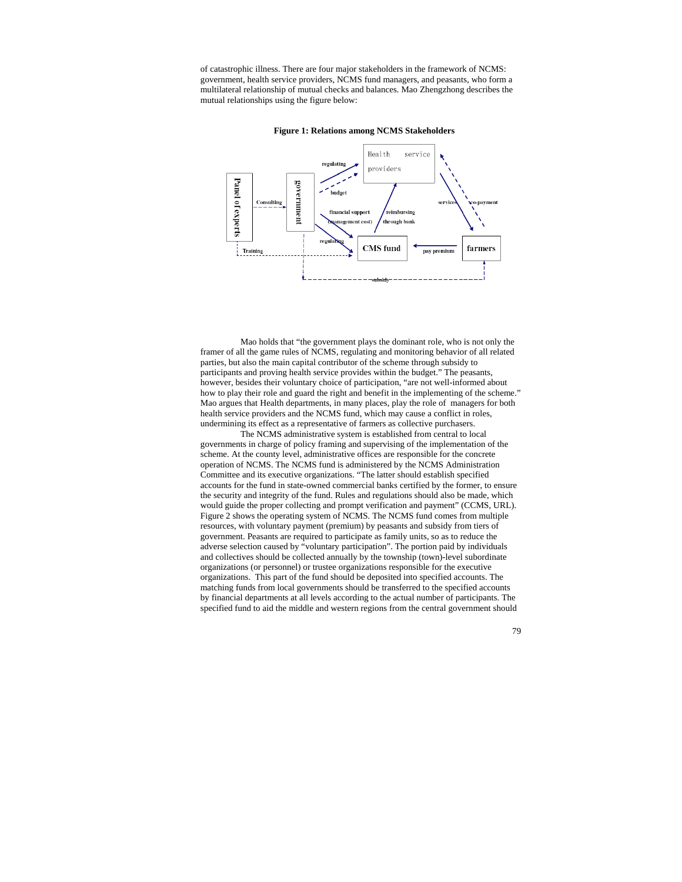of catastrophic illness. There are four major stakeholders in the framework of NCMS: government, health service providers, NCMS fund managers, and peasants, who form a multilateral relationship of mutual checks and balances. Mao Zhengzhong describes the mutual relationships using the figure below:

**Figure 1: Relations among NCMS Stakeholders**

Mao holds that "the government plays the dominant role, who is not only the framer of all the game rules of NCMS, regulating and monitoring behavior of all related parties, but also the main capital contributor of the scheme through subsidy to participants and proving health service provides within the budget." The peasants, however, besides their voluntary choice of participation, "are not well-informed about how to play their role and guard the right and benefit in the implementing of the scheme." Mao argues that Health departments, in many places, play the role of managers for both health service providers and the NCMS fund, which may cause a conflict in roles, undermining its effect as a representative of farmers as collective purchasers.

The NCMS administrative system is established from central to local governments in charge of policy framing and supervising of the implementation of the scheme. At the county level, administrative offices are responsible for the concrete operation of NCMS. The NCMS fund is administered by the NCMS Administration Committee and its executive organizations. "The latter should establish specified accounts for the fund in state-owned commercial banks certified by the former, to ensure the security and integrity of the fund. Rules and regulations should also be made, which would guide the proper collecting and prompt verification and payment" (CCMS, URL). Figure 2 shows the operating system of NCMS. The NCMS fund comes from multiple resources, with voluntary payment (premium) by peasants and subsidy from tiers of government. Peasants are required to participate as family units, so as to reduce the adverse selection caused by "voluntary participation". The portion paid by individuals and collectives should be collected annually by the township (town)-level subordinate organizations (or personnel) or trustee organizations responsible for the executive organizations. This part of the fund should be deposited into specified accounts. The matching funds from local governments should be transferred to the specified accounts by financial departments at all levels according to the actual number of participants. The specified fund to aid the middle and western regions from the central government should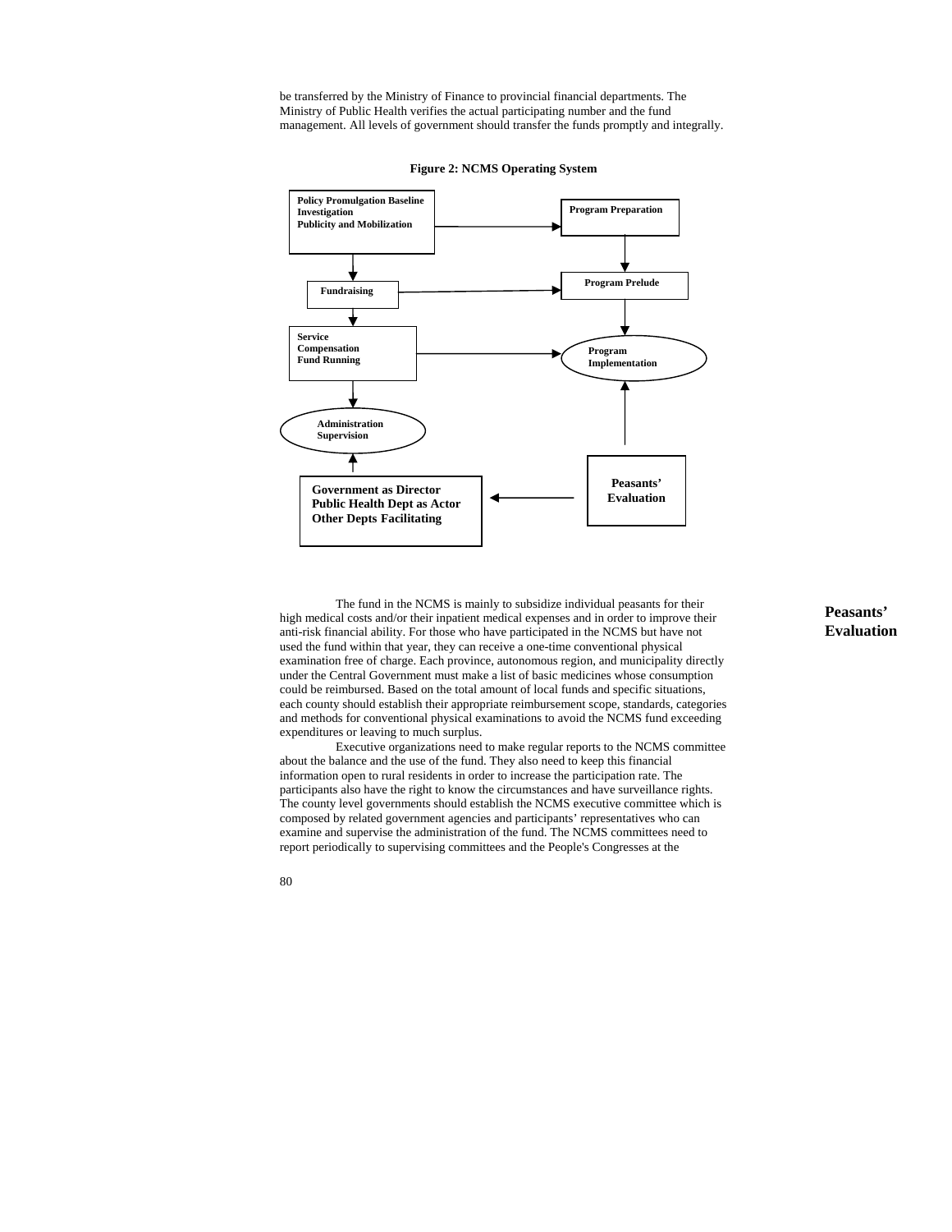be transferred by the Ministry of Finance to provincial financial departments. The Ministry of Public Health verifies the actual participating number and the fund management. All levels of government should transfer the funds promptly and integrally.

**Figure 2: NCMS Operating System**

**Policy Promulgation Baseline Investigation Publicity and Mobilization**

**Program Preparation**

**Fundraising**

**Program Prelude**

**Service Compensation Fund Running**

**Program Implementation**

**Administration Supervision**

**Peasants' Evaluation**

**Government as Director Public Health Dept as Actor Other Depts Facilitating**

**Peasants' Evaluation**

The fund in the NCMS is mainly to subsidize individual peasants for their high medical costs and/or their inpatient medical expenses and in order to improve their anti-risk financial ability. For those who have participated in the NCMS but have not used the fund within that year, they can receive a one-time conventional physical examination free of charge. Each province, autonomous region, and municipality directly under the Central Government must make a list of basic medicines whose consumption could be reimbursed. Based on the total amount of local funds and specific situations, each county should establish their appropriate reimbursement scope, standards, categories and methods for conventional physical examinations to avoid the NCMS fund exceeding expenditures or leaving to much surplus.

Executive organizations need to make regular reports to the NCMS committee about the balance and the use of the fund. They also need to keep this financial information open to rural residents in order to increase the participation rate. The participants also have the right to know the circumstances and have surveillance rights. The county level governments should establish the NCMS executive committee which is composed by related government agencies and participants' representatives who can examine and supervise the administration of the fund. The NCMS committees need to report periodically to supervising committees and the People's Congresses at the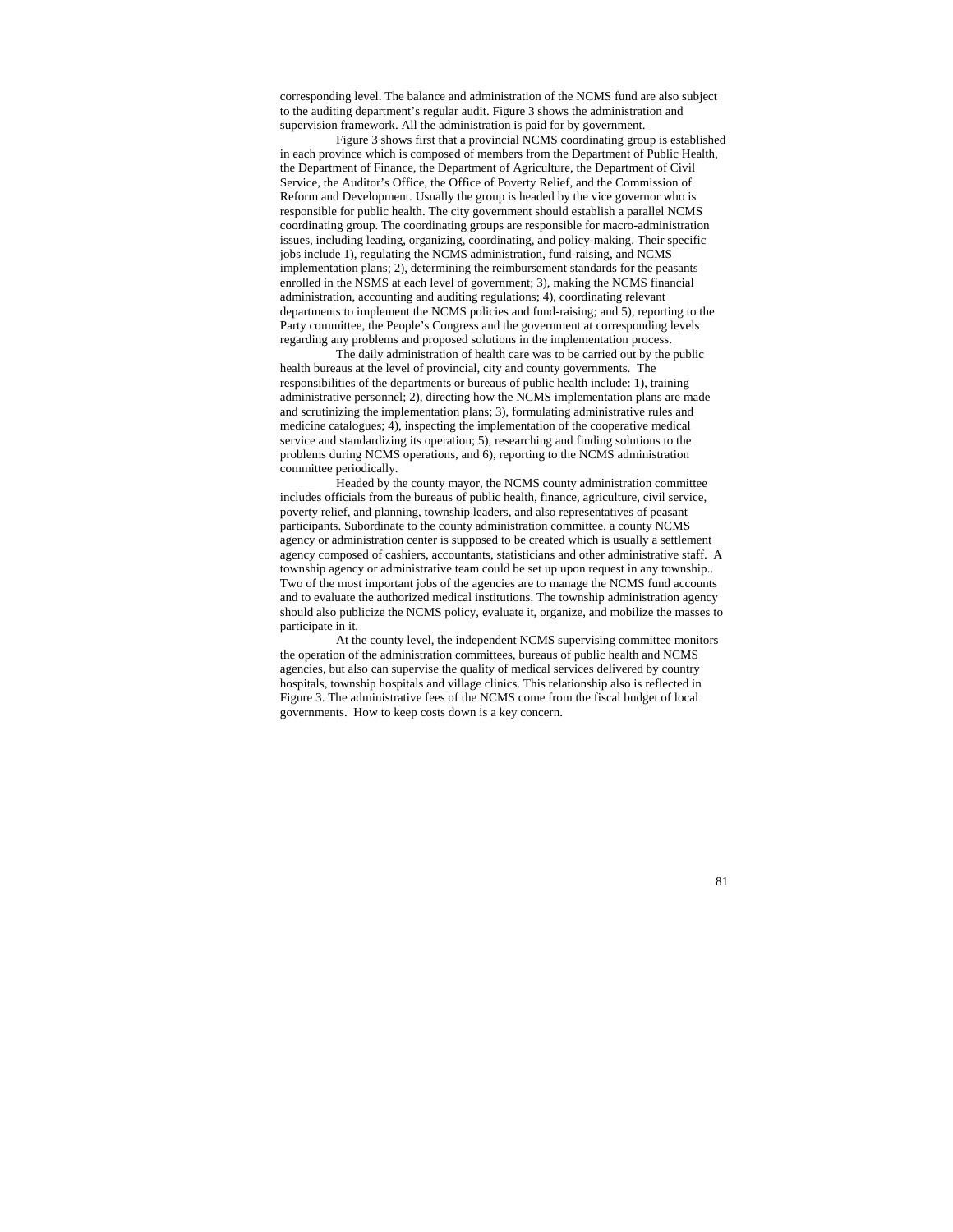corresponding level. The balance and administration of the NCMS fund are also subject to the auditing department's regular audit. Figure 3 shows the administration and supervision framework. All the administration is paid for by government.

Figure 3 shows first that a provincial NCMS coordinating group is established in each province which is composed of members from the Department of Public Health, the Department of Finance, the Department of Agriculture, the Department of Civil Service, the Auditor's Office, the Office of Poverty Relief, and the Commission of Reform and Development. Usually the group is headed by the vice governor who is responsible for public health. The city government should establish a parallel NCMS coordinating group. The coordinating groups are responsible for macro-administration issues, including leading, organizing, coordinating, and policy-making. Their specific jobs include 1), regulating the NCMS administration, fund-raising, and NCMS implementation plans; 2), determining the reimbursement standards for the peasants enrolled in the NSMS at each level of government; 3), making the NCMS financial administration, accounting and auditing regulations; 4), coordinating relevant departments to implement the NCMS policies and fund-raising; and 5), reporting to the Party committee, the People's Congress and the government at corresponding levels regarding any problems and proposed solutions in the implementation process.

The daily administration of health care was to be carried out by the public health bureaus at the level of provincial, city and county governments. The responsibilities of the departments or bureaus of public health include: 1), training administrative personnel; 2), directing how the NCMS implementation plans are made and scrutinizing the implementation plans; 3), formulating administrative rules and medicine catalogues; 4), inspecting the implementation of the cooperative medical service and standardizing its operation; 5), researching and finding solutions to the problems during NCMS operations, and 6), reporting to the NCMS administration committee periodically.

Headed by the county mayor, the NCMS county administration committee includes officials from the bureaus of public health, finance, agriculture, civil service, poverty relief, and planning, township leaders, and also representatives of peasant participants. Subordinate to the county administration committee, a county NCMS agency or administration center is supposed to be created which is usually a settlement agency composed of cashiers, accountants, statisticians and other administrative staff. A township agency or administrative team could be set up upon request in any township.. Two of the most important jobs of the agencies are to manage the NCMS fund accounts and to evaluate the authorized medical institutions. The township administration agency should also publicize the NCMS policy, evaluate it, organize, and mobilize the masses to participate in it.

At the county level, the independent NCMS supervising committee monitors the operation of the administration committees, bureaus of public health and NCMS agencies, but also can supervise the quality of medical services delivered by country hospitals, township hospitals and village clinics. This relationship also is reflected in Figure 3. The administrative fees of the NCMS come from the fiscal budget of local governments. How to keep costs down is a key concern.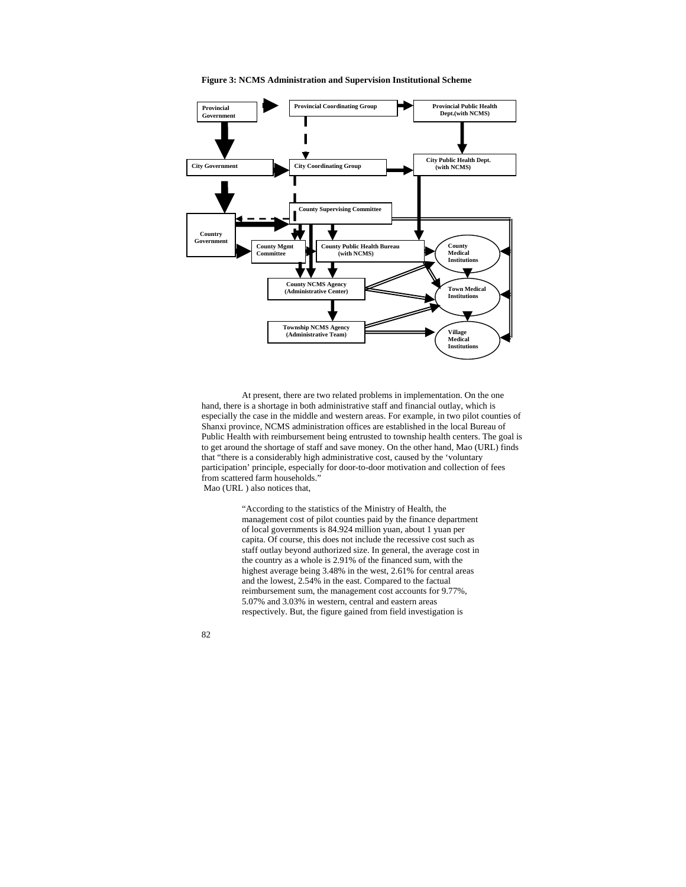**Figure 3: NCMS Administration and Supervision Institutional Scheme**

- Provincial Government
- Provincial Coordinating Group
- Provincial Public Health Dept.(with NCMS)
- City Government
- City Coordinating Group
- City Public Health Dept. (with NCMS)
- County Supervising Committee
- Country Government
- County Mgmt Committee
- County Public Health Bureau (with NCMS)
- County Medical Institutions
- County NCMS Agency (Administrative Center)
- Town Medical Institutions
- Township NCMS Agency (Administrative Team)
- Village Medical Institutions

At present, there are two related problems in implementation. On the one hand, there is a shortage in both administrative staff and financial outlay, which is especially the case in the middle and western areas. For example, in two pilot counties of Shanxi province, NCMS administration offices are established in the local Bureau of Public Health with reimbursement being entrusted to township health centers. The goal is to get around the shortage of staff and save money. On the other hand, Mao (URL) finds that "there is a considerably high administrative cost, caused by the 'voluntary participation' principle, especially for door-to-door motivation and collection of fees from scattered farm households."

Mao (URL ) also notices that,

> "According to the statistics of the Ministry of Health, the management cost of pilot counties paid by the finance department of local governments is 84.924 million yuan, about 1 yuan per capita. Of course, this does not include the recessive cost such as staff outlay beyond authorized size. In general, the average cost in the country as a whole is 2.91% of the financed sum, with the highest average being 3.48% in the west, 2.61% for central areas and the lowest, 2.54% in the east. Compared to the factual reimbursement sum, the management cost accounts for 9.77%, 5.07% and 3.03% in western, central and eastern areas respectively. But, the figure gained from field investigation is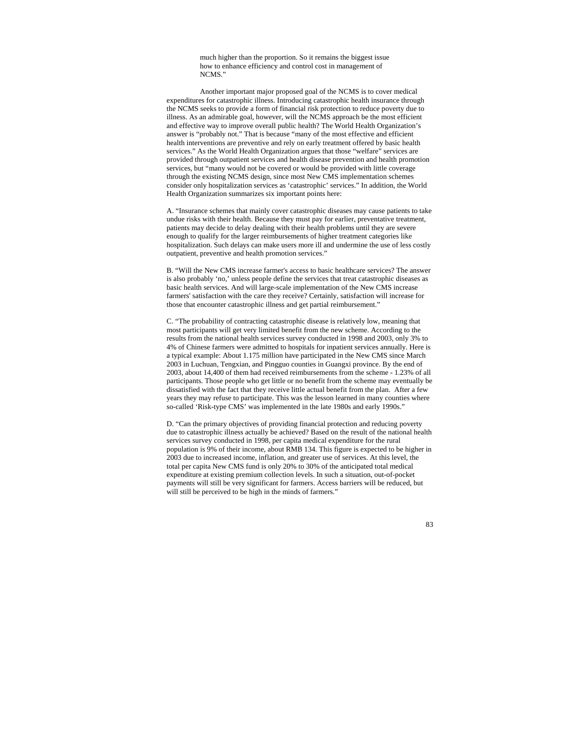> much higher than the proportion. So it remains the biggest issue how to enhance efficiency and control cost in management of NCMS."

Another important major proposed goal of the NCMS is to cover medical expenditures for catastrophic illness. Introducing catastrophic health insurance through the NCMS seeks to provide a form of financial risk protection to reduce poverty due to illness. As an admirable goal, however, will the NCMS approach be the most efficient and effective way to improve overall public health? The World Health Organization's answer is "probably not." That is because "many of the most effective and efficient health interventions are preventive and rely on early treatment offered by basic health services." As the World Health Organization argues that those "welfare" services are provided through outpatient services and health disease prevention and health promotion services, but "many would not be covered or would be provided with little coverage through the existing NCMS design, since most New CMS implementation schemes consider only hospitalization services as 'catastrophic' services." In addition, the World Health Organization summarizes six important points here:

A. "Insurance schemes that mainly cover catastrophic diseases may cause patients to take undue risks with their health. Because they must pay for earlier, preventative treatment, patients may decide to delay dealing with their health problems until they are severe enough to qualify for the larger reimbursements of higher treatment categories like hospitalization. Such delays can make users more ill and undermine the use of less costly outpatient, preventive and health promotion services."

B. "Will the New CMS increase farmer's access to basic healthcare services? The answer is also probably 'no,' unless people define the services that treat catastrophic diseases as basic health services. And will large-scale implementation of the New CMS increase farmers' satisfaction with the care they receive? Certainly, satisfaction will increase for those that encounter catastrophic illness and get partial reimbursement."

C. "The probability of contracting catastrophic disease is relatively low, meaning that most participants will get very limited benefit from the new scheme. According to the results from the national health services survey conducted in 1998 and 2003, only 3% to 4% of Chinese farmers were admitted to hospitals for inpatient services annually. Here is a typical example: About 1.175 million have participated in the New CMS since March 2003 in Luchuan, Tengxian, and Pingguo counties in Guangxi province. By the end of 2003, about 14,400 of them had received reimbursements from the scheme - 1.23% of all participants. Those people who get little or no benefit from the scheme may eventually be dissatisfied with the fact that they receive little actual benefit from the plan. After a few years they may refuse to participate. This was the lesson learned in many counties where so-called 'Risk-type CMS' was implemented in the late 1980s and early 1990s."

D. "Can the primary objectives of providing financial protection and reducing poverty due to catastrophic illness actually be achieved? Based on the result of the national health services survey conducted in 1998, per capita medical expenditure for the rural population is 9% of their income, about RMB 134. This figure is expected to be higher in 2003 due to increased income, inflation, and greater use of services. At this level, the total per capita New CMS fund is only 20% to 30% of the anticipated total medical expenditure at existing premium collection levels. In such a situation, out-of-pocket payments will still be very significant for farmers. Access barriers will be reduced, but will still be perceived to be high in the minds of farmers."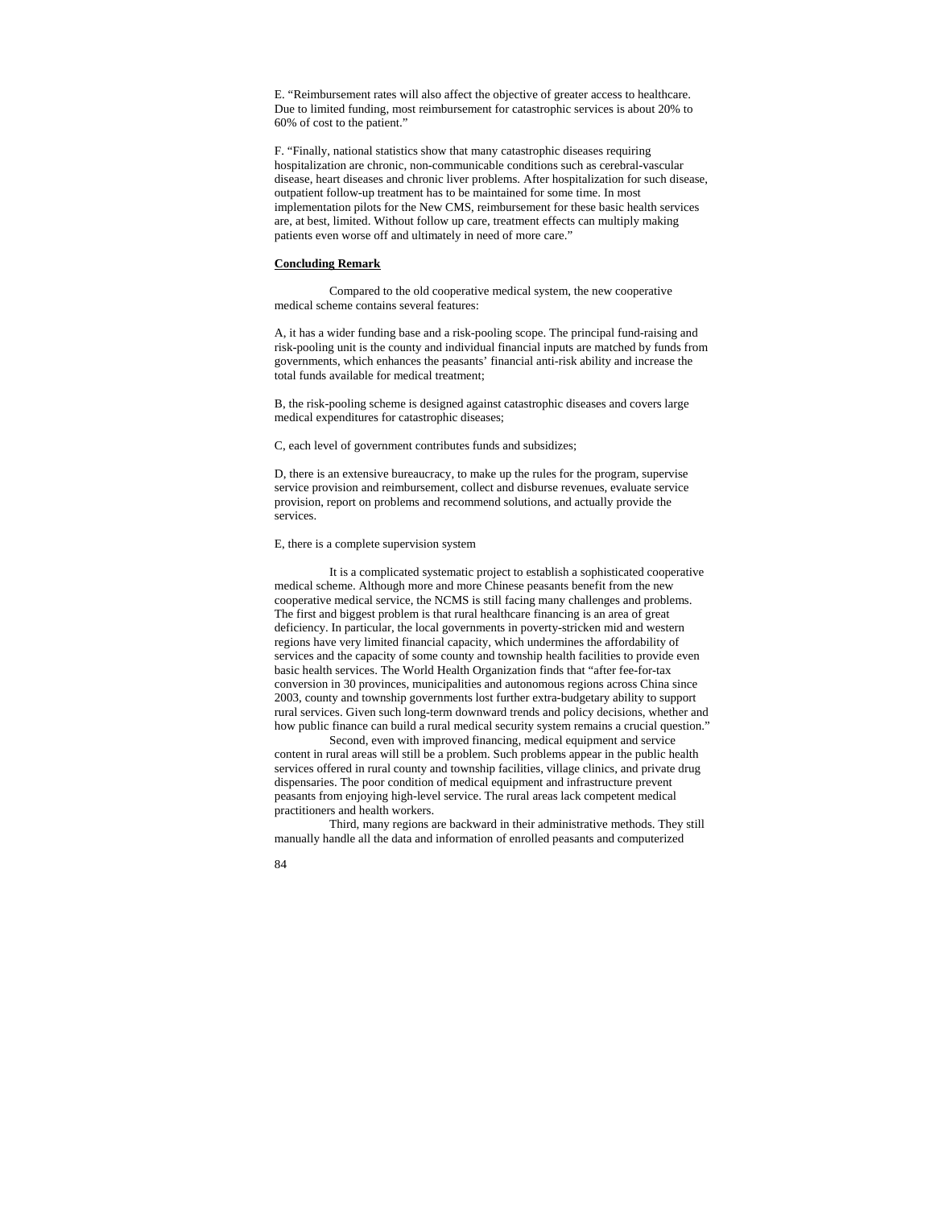E. "Reimbursement rates will also affect the objective of greater access to healthcare. Due to limited funding, most reimbursement for catastrophic services is about 20% to 60% of cost to the patient."

F. "Finally, national statistics show that many catastrophic diseases requiring hospitalization are chronic, non-communicable conditions such as cerebral-vascular disease, heart diseases and chronic liver problems. After hospitalization for such disease, outpatient follow-up treatment has to be maintained for some time. In most implementation pilots for the New CMS, reimbursement for these basic health services are, at best, limited. Without follow up care, treatment effects can multiply making patients even worse off and ultimately in need of more care."

**Concluding Remark**

Compared to the old cooperative medical system, the new cooperative medical scheme contains several features:

A, it has a wider funding base and a risk-pooling scope. The principal fund-raising and risk-pooling unit is the county and individual financial inputs are matched by funds from governments, which enhances the peasants' financial anti-risk ability and increase the total funds available for medical treatment;

B, the risk-pooling scheme is designed against catastrophic diseases and covers large medical expenditures for catastrophic diseases;

C, each level of government contributes funds and subsidizes;

D, there is an extensive bureaucracy, to make up the rules for the program, supervise service provision and reimbursement, collect and disburse revenues, evaluate service provision, report on problems and recommend solutions, and actually provide the services.

E, there is a complete supervision system

It is a complicated systematic project to establish a sophisticated cooperative medical scheme. Although more and more Chinese peasants benefit from the new cooperative medical service, the NCMS is still facing many challenges and problems. The first and biggest problem is that rural healthcare financing is an area of great deficiency. In particular, the local governments in poverty-stricken mid and western regions have very limited financial capacity, which undermines the affordability of services and the capacity of some county and township health facilities to provide even basic health services. The World Health Organization finds that "after fee-for-tax conversion in 30 provinces, municipalities and autonomous regions across China since 2003, county and township governments lost further extra-budgetary ability to support rural services. Given such long-term downward trends and policy decisions, whether and how public finance can build a rural medical security system remains a crucial question."

Second, even with improved financing, medical equipment and service content in rural areas will still be a problem. Such problems appear in the public health services offered in rural county and township facilities, village clinics, and private drug dispensaries. The poor condition of medical equipment and infrastructure prevent peasants from enjoying high-level service. The rural areas lack competent medical practitioners and health workers.

Third, many regions are backward in their administrative methods. They still manually handle all the data and information of enrolled peasants and computerized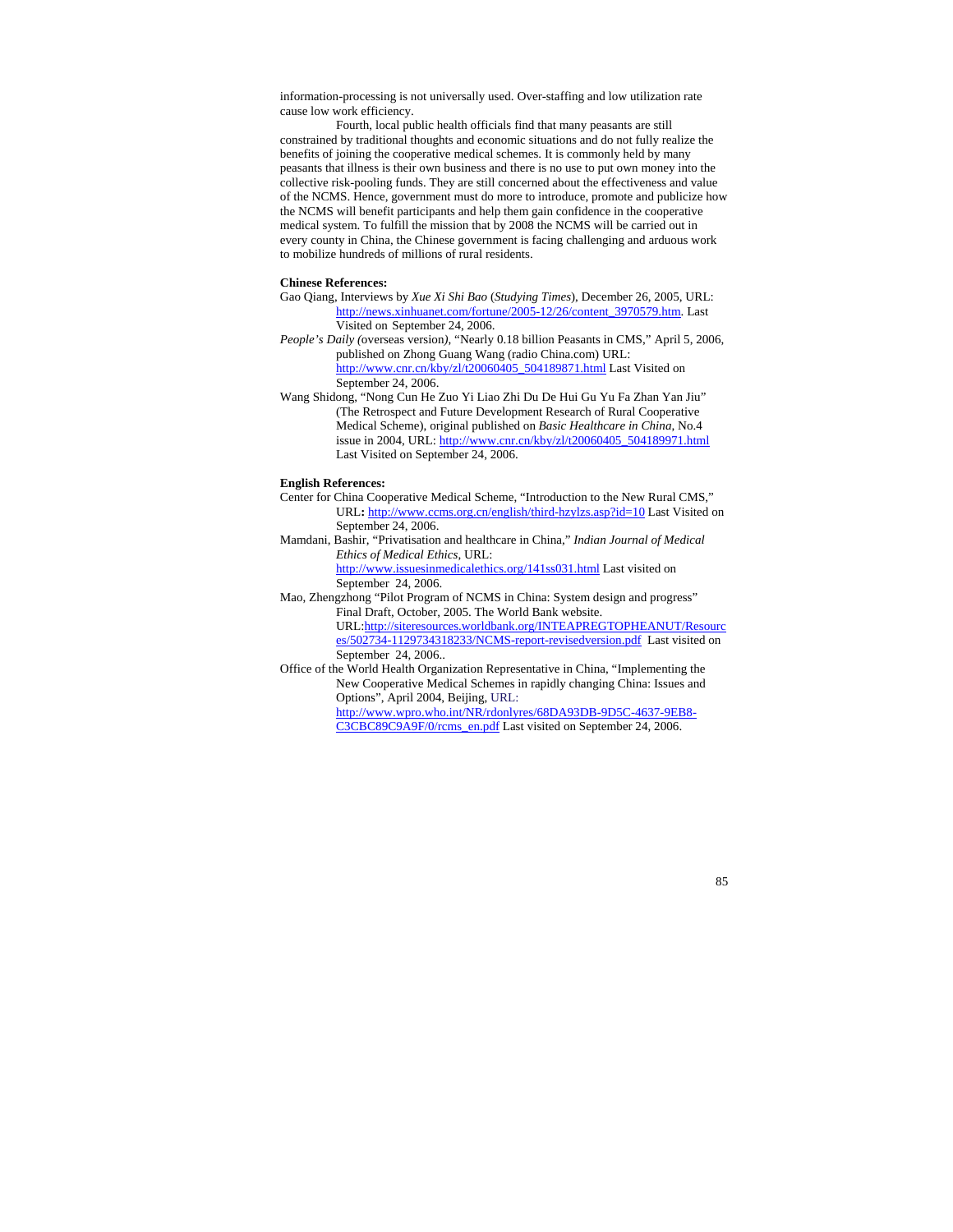information-processing is not universally used. Over-staffing and low utilization rate cause low work efficiency.

Fourth, local public health officials find that many peasants are still constrained by traditional thoughts and economic situations and do not fully realize the benefits of joining the cooperative medical schemes. It is commonly held by many peasants that illness is their own business and there is no use to put own money into the collective risk-pooling funds. They are still concerned about the effectiveness and value of the NCMS. Hence, government must do more to introduce, promote and publicize how the NCMS will benefit participants and help them gain confidence in the cooperative medical system. To fulfill the mission that by 2008 the NCMS will be carried out in every county in China, the Chinese government is facing challenging and arduous work to mobilize hundreds of millions of rural residents.

**Chinese References:**

Gao Qiang, Interviews by *Xue Xi Shi Bao* (*Studying Times*), December 26, 2005, URL: http://news.xinhuanet.com/fortune/2005-12/26/content_3970579.htm. Last Visited on September 24, 2006.

*People's Daily (*overseas version*)*, "Nearly 0.18 billion Peasants in CMS," April 5, 2006, published on Zhong Guang Wang (radio China.com) URL: http://www.cnr.cn/kby/zl/t20060405_504189871.html Last Visited on September 24, 2006.

Wang Shidong, "Nong Cun He Zuo Yi Liao Zhi Du De Hui Gu Yu Fa Zhan Yan Jiu" (The Retrospect and Future Development Research of Rural Cooperative Medical Scheme), original published on *Basic Healthcare in China*, No.4 issue in 2004, URL: http://www.cnr.cn/kby/zl/t20060405_504189971.html Last Visited on September 24, 2006.

**English References:**

Center for China Cooperative Medical Scheme, "Introduction to the New Rural CMS," URL**:** http://www.ccms.org.cn/english/third-hzylzs.asp?id=10 Last Visited on September 24, 2006.

Mamdani, Bashir, "Privatisation and healthcare in China," *Indian Journal of Medical Ethics of Medical Ethics*, URL: http://www.issuesinmedicalethics.org/141ss031.html Last visited on September 24, 2006.

Mao, Zhengzhong "Pilot Program of NCMS in China: System design and progress" Final Draft, October, 2005. The World Bank website. URL:http://siteresources.worldbank.org/INTEAPREGTOPHEANUT/Resources/502734-1129734318233/NCMS-report-revisedversion.pdf Last visited on September 24, 2006..

Office of the World Health Organization Representative in China, "Implementing the New Cooperative Medical Schemes in rapidly changing China: Issues and Options", April 2004, Beijing, URL: http://www.wpro.who.int/NR/rdonlyres/68DA93DB-9D5C-4637-9EB8-C3CBC89C9A9F/0/rcms_en.pdf Last visited on September 24, 2006.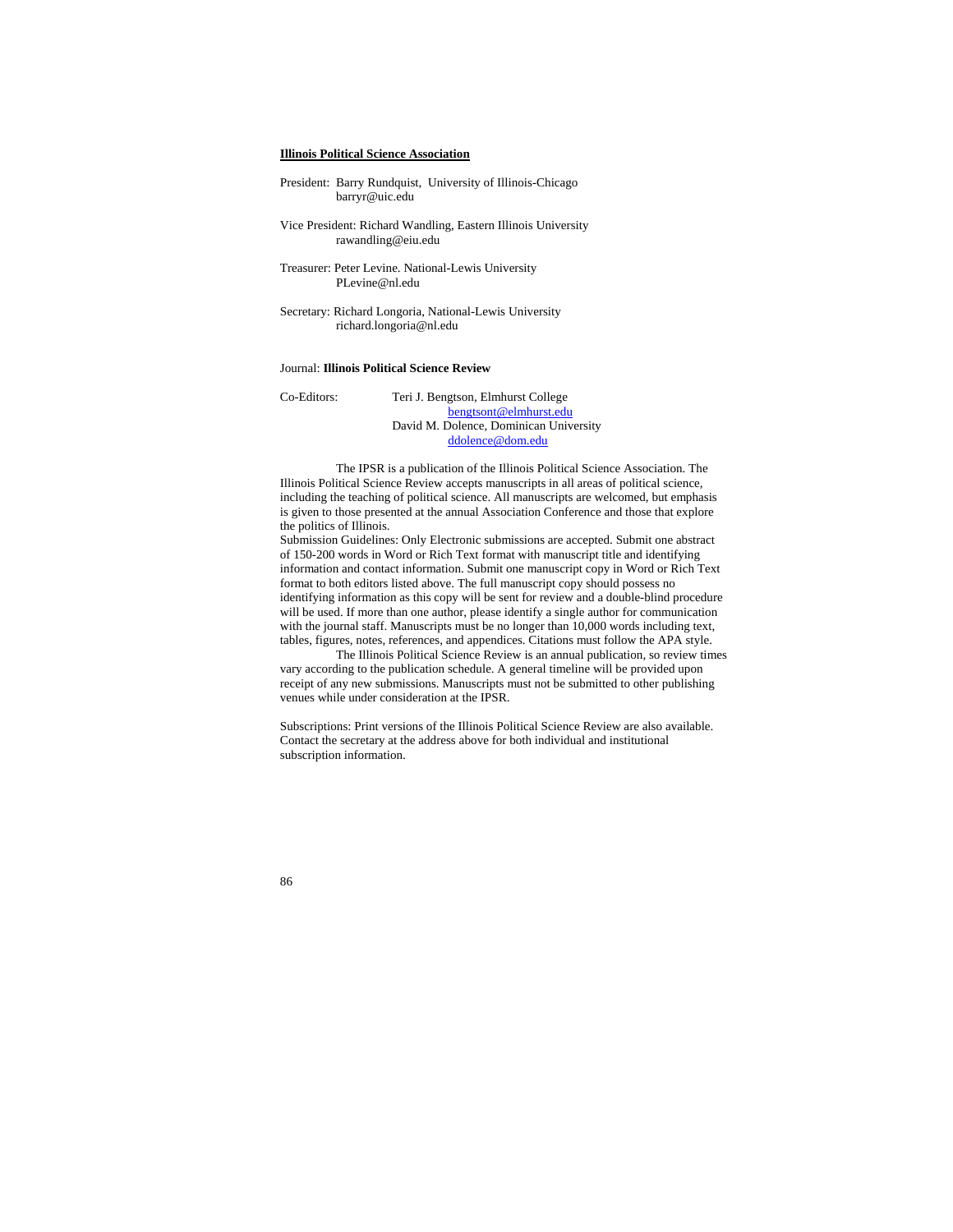**Illinois Political Science Association**

President: Barry Rundquist, University of Illinois-Chicago
barryr@uic.edu

Vice President: Richard Wandling, Eastern Illinois University
rawandling@eiu.edu

Treasurer: Peter Levine. National-Lewis University
PLevine@nl.edu

Secretary: Richard Longoria, National-Lewis University
richard.longoria@nl.edu

Journal: **Illinois Political Science Review**

Co-Editors: Teri J. Bengtson, Elmhurst College
bengtsont@elmhurst.edu
David M. Dolence, Dominican University
ddolence@dom.edu

The IPSR is a publication of the Illinois Political Science Association. The Illinois Political Science Review accepts manuscripts in all areas of political science, including the teaching of political science. All manuscripts are welcomed, but emphasis is given to those presented at the annual Association Conference and those that explore the politics of Illinois.

Submission Guidelines: Only Electronic submissions are accepted. Submit one abstract of 150-200 words in Word or Rich Text format with manuscript title and identifying information and contact information. Submit one manuscript copy in Word or Rich Text format to both editors listed above. The full manuscript copy should possess no identifying information as this copy will be sent for review and a double-blind procedure will be used. If more than one author, please identify a single author for communication with the journal staff. Manuscripts must be no longer than 10,000 words including text, tables, figures, notes, references, and appendices. Citations must follow the APA style.

The Illinois Political Science Review is an annual publication, so review times vary according to the publication schedule. A general timeline will be provided upon receipt of any new submissions. Manuscripts must not be submitted to other publishing venues while under consideration at the IPSR.

Subscriptions: Print versions of the Illinois Political Science Review are also available. Contact the secretary at the address above for both individual and institutional subscription information.